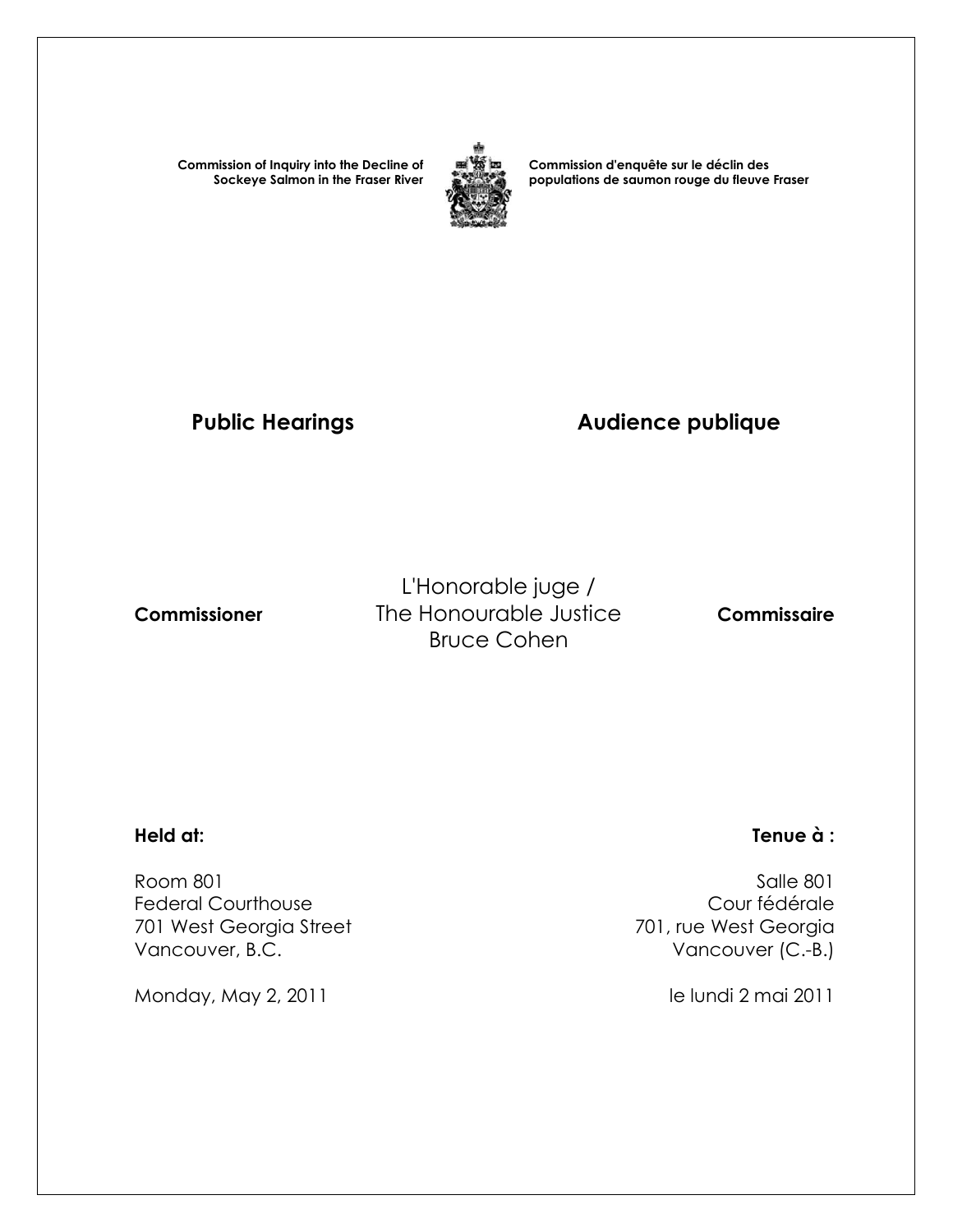**Commission of Inquiry into the Decline of Sockeye Salmon in the Fraser River**

**Commission d'enquête sur le déclin des populations de saumon rouge du fleuve Fraser**

## Public Hearings

## Audience publique

**Commissioner**

L'Honorable juge /
The Honourable Justice
Bruce Cohen

**Commissaire**

**Held at:**

Room 801
Federal Courthouse
701 West Georgia Street
Vancouver, B.C.

Monday, May 2, 2011

**Tenue à :**

Salle 801
Cour fédérale
701, rue West Georgia
Vancouver (C.-B.)

le lundi 2 mai 2011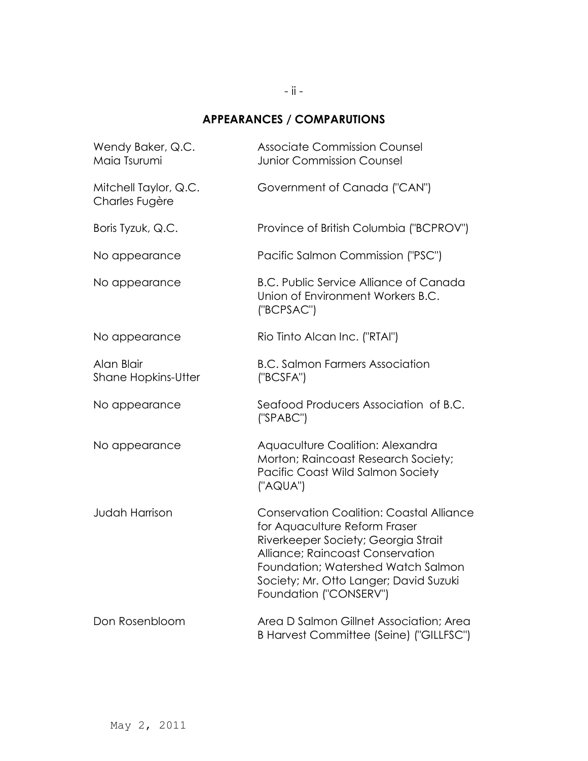## APPEARANCES / COMPARUTIONS

| | |
|---|---|
| Wendy Baker, Q.C.<br>Maia Tsurumi | Associate Commission Counsel<br>Junior Commission Counsel |
| Mitchell Taylor, Q.C.<br>Charles Fugère | Government of Canada ("CAN") |
| Boris Tyzuk, Q.C. | Province of British Columbia ("BCPROV") |
| No appearance | Pacific Salmon Commission ("PSC") |
| No appearance | B.C. Public Service Alliance of Canada Union of Environment Workers B.C. ("BCPSAC") |
| No appearance | Rio Tinto Alcan Inc. ("RTAI") |
| Alan Blair<br>Shane Hopkins-Utter | B.C. Salmon Farmers Association ("BCSFA") |
| No appearance | Seafood Producers Association of B.C. ("SPABC") |
| No appearance | Aquaculture Coalition: Alexandra Morton; Raincoast Research Society; Pacific Coast Wild Salmon Society ("AQUA") |
| Judah Harrison | Conservation Coalition: Coastal Alliance for Aquaculture Reform Fraser Riverkeeper Society; Georgia Strait Alliance; Raincoast Conservation Foundation; Watershed Watch Salmon Society; Mr. Otto Langer; David Suzuki Foundation ("CONSERV") |
| Don Rosenbloom | Area D Salmon Gillnet Association; Area B Harvest Committee (Seine) ("GILLFSC") |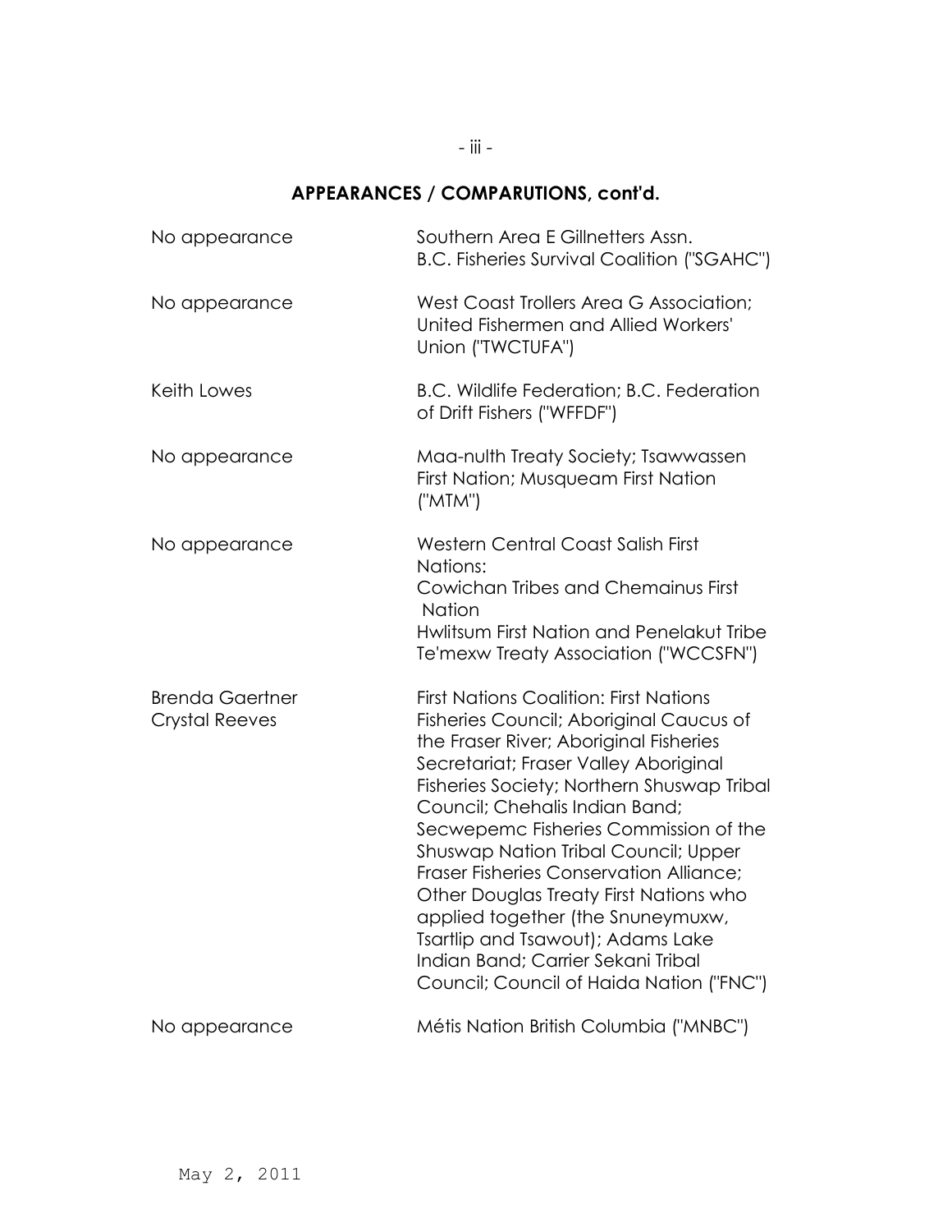## APPEARANCES / COMPARUTIONS, cont'd.

| | |
|---|---|
| No appearance | Southern Area E Gillnetters Assn. B.C. Fisheries Survival Coalition ("SGAHC") |
| No appearance | West Coast Trollers Area G Association; United Fishermen and Allied Workers' Union ("TWCTUFA") |
| Keith Lowes | B.C. Wildlife Federation; B.C. Federation of Drift Fishers ("WFFDF") |
| No appearance | Maa-nulth Treaty Society; Tsawwassen First Nation; Musqueam First Nation ("MTM") |
| No appearance | Western Central Coast Salish First Nations: Cowichan Tribes and Chemainus First Nation Hwlitsum First Nation and Penelakut Tribe Te'mexw Treaty Association ("WCCSFN") |
| Brenda Gaertner Crystal Reeves | First Nations Coalition: First Nations Fisheries Council; Aboriginal Caucus of the Fraser River; Aboriginal Fisheries Secretariat; Fraser Valley Aboriginal Fisheries Society; Northern Shuswap Tribal Council; Chehalis Indian Band; Secwepemc Fisheries Commission of the Shuswap Nation Tribal Council; Upper Fraser Fisheries Conservation Alliance; Other Douglas Treaty First Nations who applied together (the Snuneymuxw, Tsartlip and Tsawout); Adams Lake Indian Band; Carrier Sekani Tribal Council; Council of Haida Nation ("FNC") |
| No appearance | Métis Nation British Columbia ("MNBC") |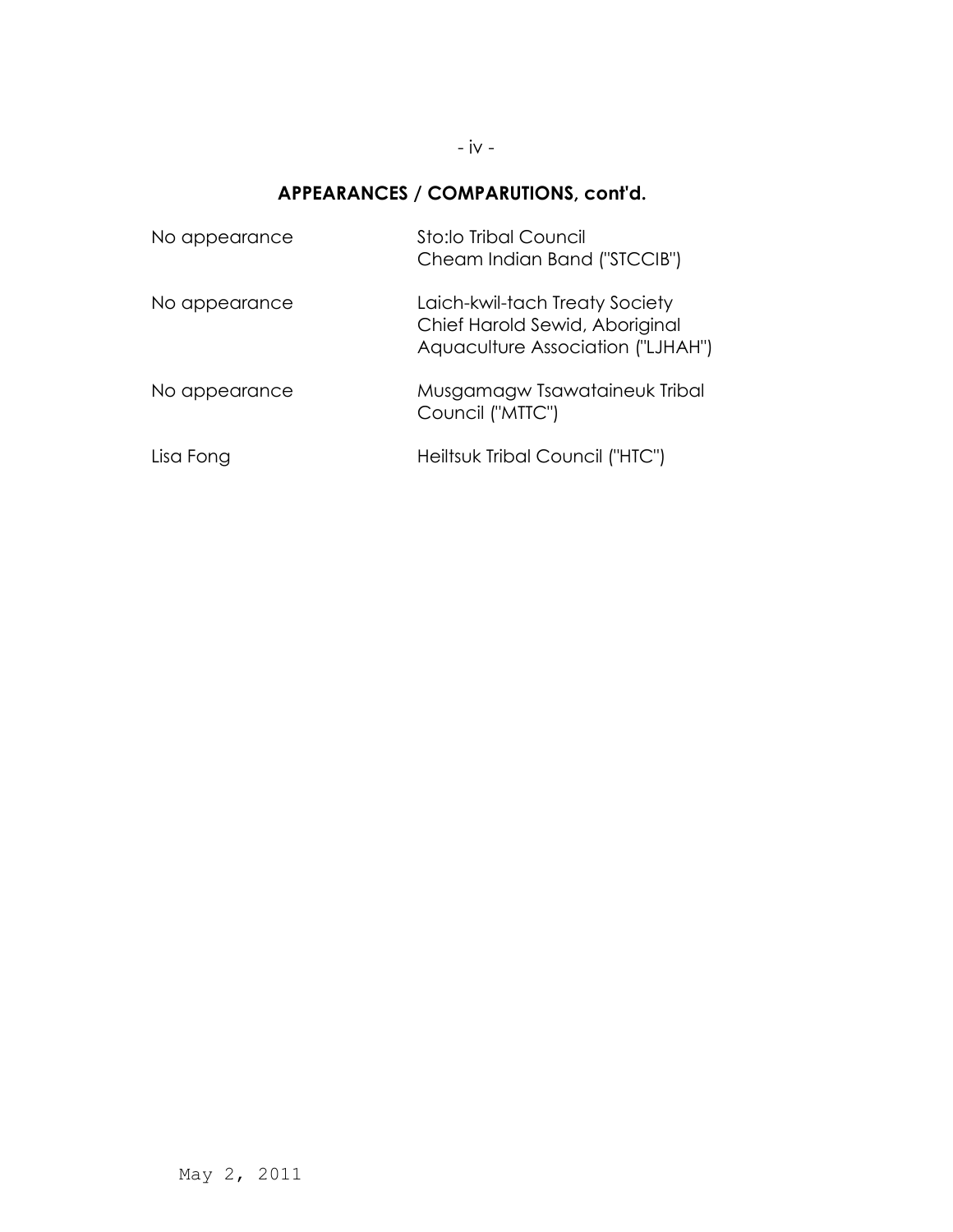## APPEARANCES / COMPARUTIONS, cont'd.

| | |
|---|---|
| No appearance | Sto:lo Tribal Council<br>Cheam Indian Band ("STCCIB") |
| No appearance | Laich-kwil-tach Treaty Society<br>Chief Harold Sewid, Aboriginal<br>Aquaculture Association ("LJHAH") |
| No appearance | Musgamagw Tsawataineuk Tribal<br>Council ("MTTC") |
| Lisa Fong | Heiltsuk Tribal Council ("HTC") |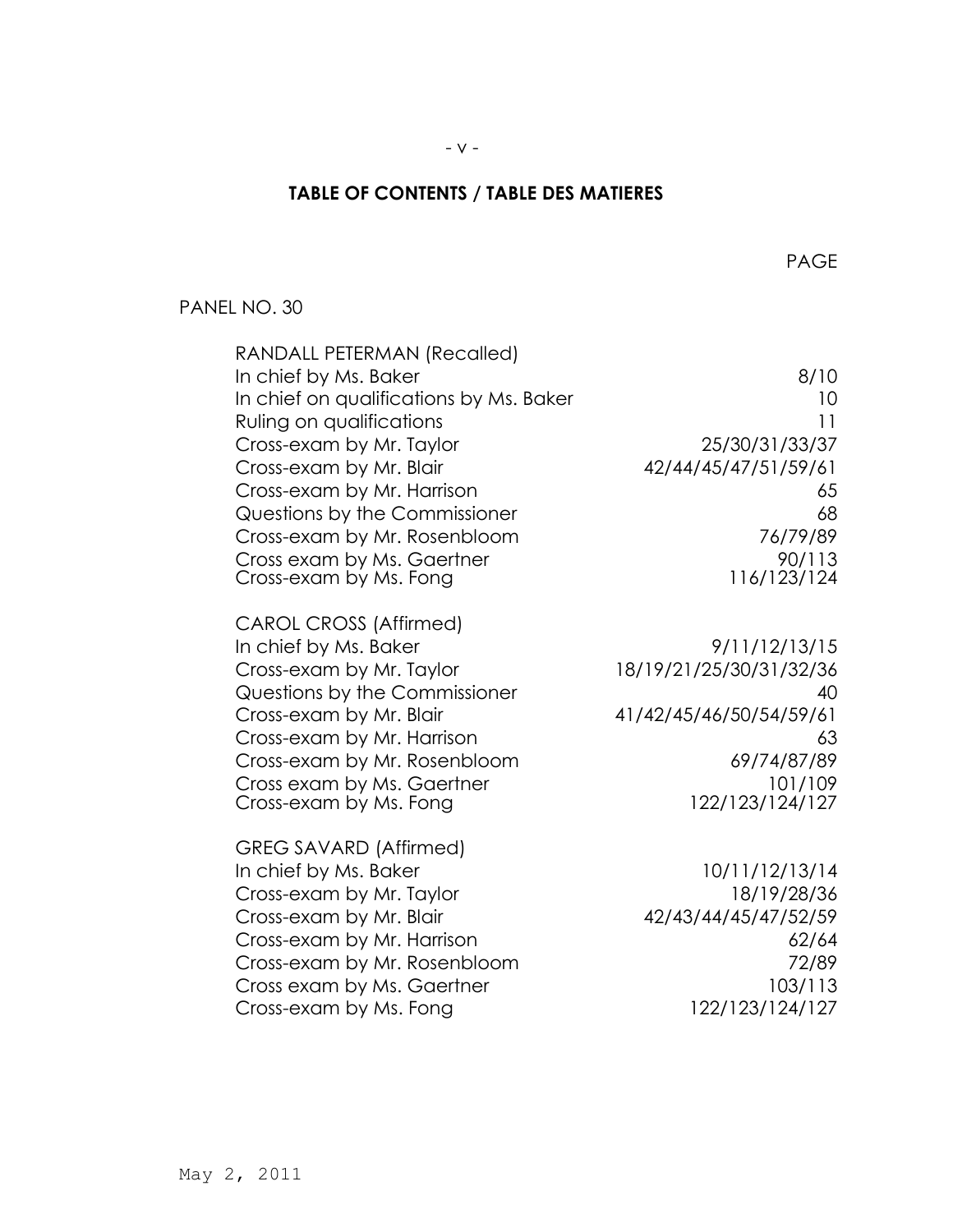**TABLE OF CONTENTS / TABLE DES MATIERES**

| | PAGE |
|---|---|
| PANEL NO. 30 | |
| RANDALL PETERMAN (Recalled) | |
| In chief by Ms. Baker | 8/10 |
| In chief on qualifications by Ms. Baker | 10 |
| Ruling on qualifications | 11 |
| Cross-exam by Mr. Taylor | 25/30/31/33/37 |
| Cross-exam by Mr. Blair | 42/44/45/47/51/59/61 |
| Cross-exam by Mr. Harrison | 65 |
| Questions by the Commissioner | 68 |
| Cross-exam by Mr. Rosenbloom | 76/79/89 |
| Cross exam by Ms. Gaertner | 90/113 |
| Cross-exam by Ms. Fong | 116/123/124 |
| CAROL CROSS (Affirmed) | |
| In chief by Ms. Baker | 9/11/12/13/15 |
| Cross-exam by Mr. Taylor | 18/19/21/25/30/31/32/36 |
| Questions by the Commissioner | 40 |
| Cross-exam by Mr. Blair | 41/42/45/46/50/54/59/61 |
| Cross-exam by Mr. Harrison | 63 |
| Cross-exam by Mr. Rosenbloom | 69/74/87/89 |
| Cross exam by Ms. Gaertner | 101/109 |
| Cross-exam by Ms. Fong | 122/123/124/127 |
| GREG SAVARD (Affirmed) | |
| In chief by Ms. Baker | 10/11/12/13/14 |
| Cross-exam by Mr. Taylor | 18/19/28/36 |
| Cross-exam by Mr. Blair | 42/43/44/45/47/52/59 |
| Cross-exam by Mr. Harrison | 62/64 |
| Cross-exam by Mr. Rosenbloom | 72/89 |
| Cross exam by Ms. Gaertner | 103/113 |
| Cross-exam by Ms. Fong | 122/123/124/127 |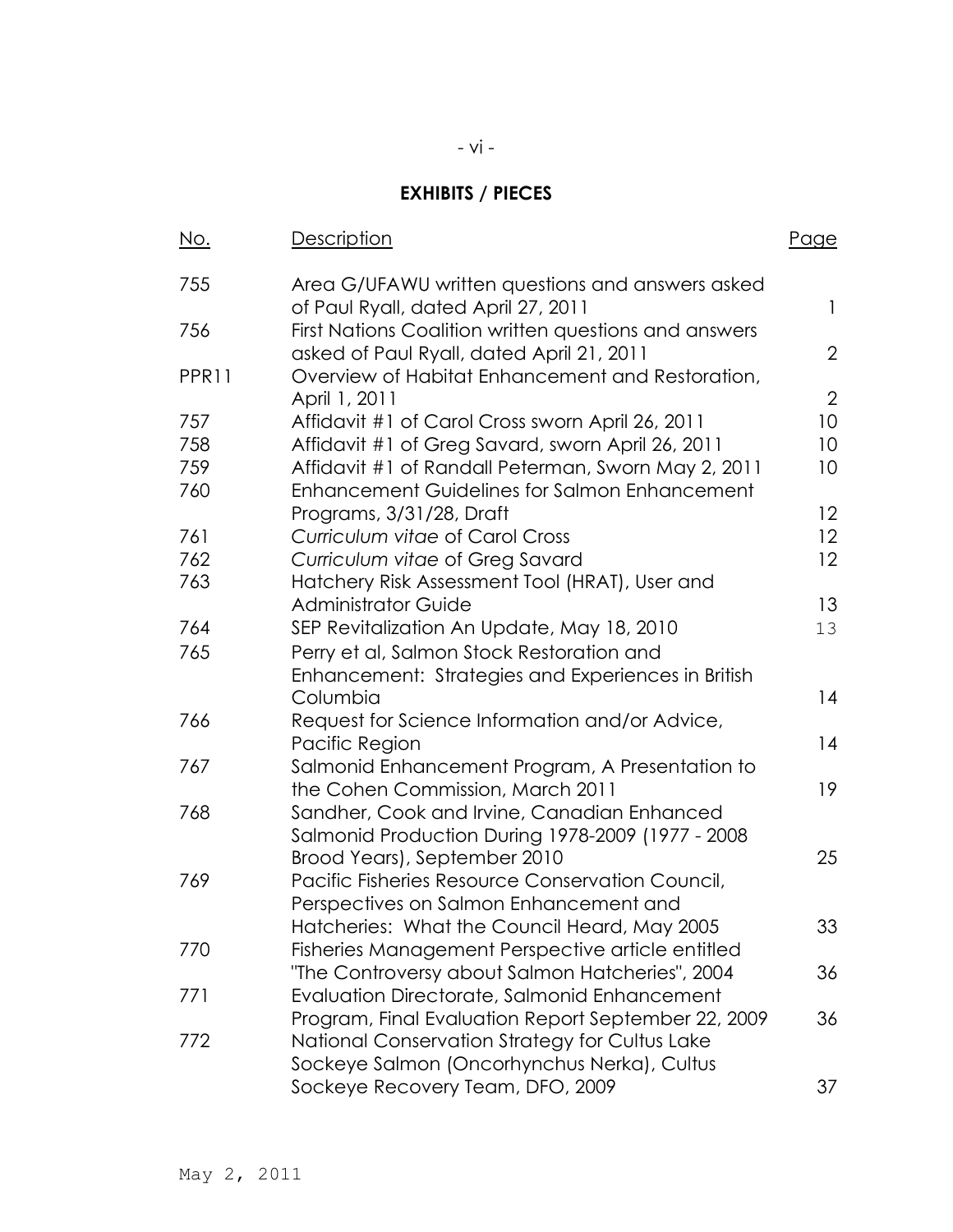## EXHIBITS / PIECES

| No. | Description | Page |
|---|---|---|
| 755 | Area G/UFAWU written questions and answers asked of Paul Ryall, dated April 27, 2011 | 1 |
| 756 | First Nations Coalition written questions and answers asked of Paul Ryall, dated April 21, 2011 | 2 |
| PPR11 | Overview of Habitat Enhancement and Restoration, April 1, 2011 | 2 |
| 757 | Affidavit #1 of Carol Cross sworn April 26, 2011 | 10 |
| 758 | Affidavit #1 of Greg Savard, sworn April 26, 2011 | 10 |
| 759 | Affidavit #1 of Randall Peterman, Sworn May 2, 2011 | 10 |
| 760 | Enhancement Guidelines for Salmon Enhancement Programs, 3/31/28, Draft | 12 |
| 761 | *Curriculum vitae* of Carol Cross | 12 |
| 762 | *Curriculum vitae* of Greg Savard | 12 |
| 763 | Hatchery Risk Assessment Tool (HRAT), User and Administrator Guide | 13 |
| 764 | SEP Revitalization An Update, May 18, 2010 | 13 |
| 765 | Perry et al, Salmon Stock Restoration and Enhancement: Strategies and Experiences in British Columbia | 14 |
| 766 | Request for Science Information and/or Advice, Pacific Region | 14 |
| 767 | Salmonid Enhancement Program, A Presentation to the Cohen Commission, March 2011 | 19 |
| 768 | Sandher, Cook and Irvine, Canadian Enhanced Salmonid Production During 1978-2009 (1977 - 2008 Brood Years), September 2010 | 25 |
| 769 | Pacific Fisheries Resource Conservation Council, Perspectives on Salmon Enhancement and Hatcheries: What the Council Heard, May 2005 | 33 |
| 770 | Fisheries Management Perspective article entitled "The Controversy about Salmon Hatcheries", 2004 | 36 |
| 771 | Evaluation Directorate, Salmonid Enhancement Program, Final Evaluation Report September 22, 2009 | 36 |
| 772 | National Conservation Strategy for Cultus Lake Sockeye Salmon (Oncorhynchus Nerka), Cultus Sockeye Recovery Team, DFO, 2009 | 37 |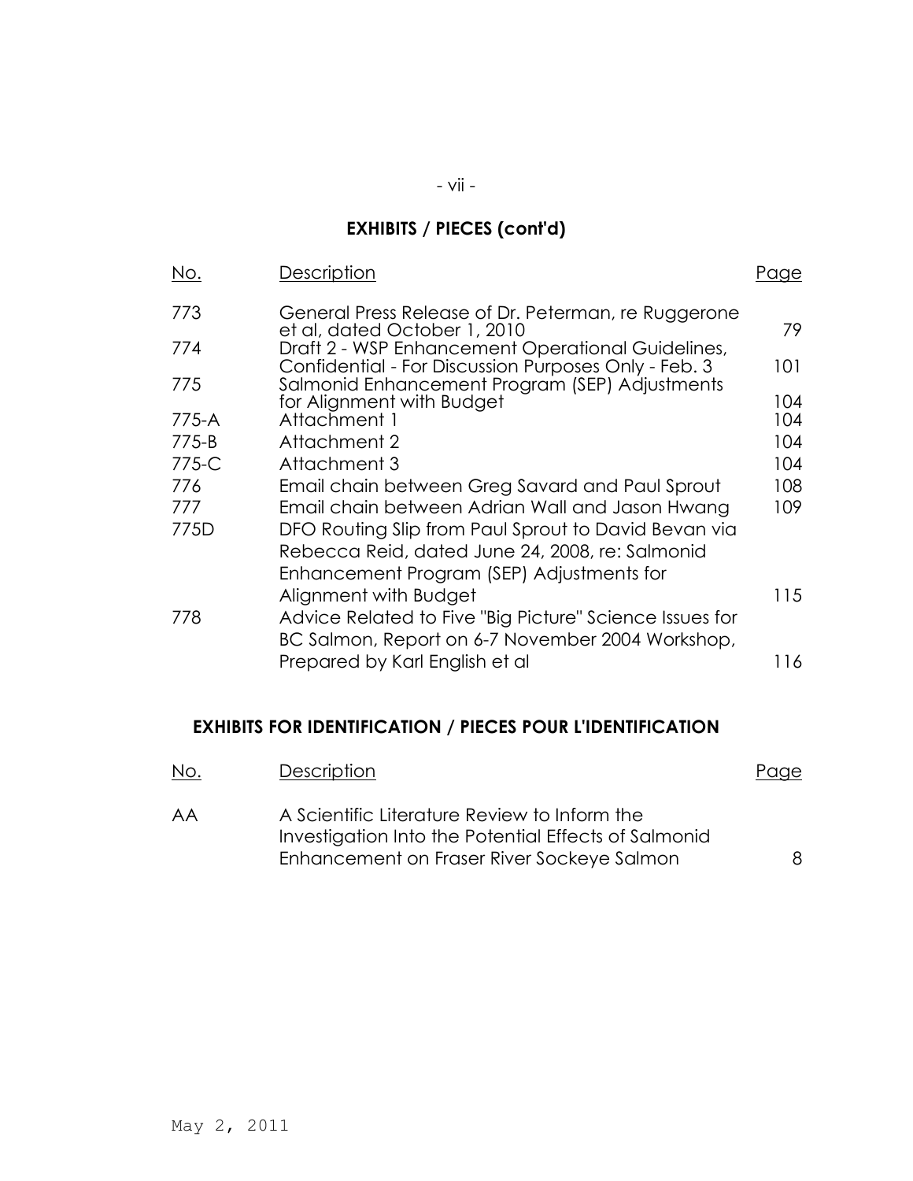## EXHIBITS / PIECES (cont'd)

| No. | Description | Page |
|---|---|---|
| 773 | General Press Release of Dr. Peterman, re Ruggerone et al, dated October 1, 2010 | 79 |
| 774 | Draft 2 - WSP Enhancement Operational Guidelines, Confidential - For Discussion Purposes Only - Feb. 3 | 101 |
| 775 | Salmonid Enhancement Program (SEP) Adjustments for Alignment with Budget | 104 |
| 775-A | Attachment 1 | 104 |
| 775-B | Attachment 2 | 104 |
| 775-C | Attachment 3 | 104 |
| 776 | Email chain between Greg Savard and Paul Sprout | 108 |
| 777 | Email chain between Adrian Wall and Jason Hwang | 109 |
| 775D | DFO Routing Slip from Paul Sprout to David Bevan via Rebecca Reid, dated June 24, 2008, re: Salmonid Enhancement Program (SEP) Adjustments for Alignment with Budget | 115 |
| 778 | Advice Related to Five "Big Picture" Science Issues for BC Salmon, Report on 6-7 November 2004 Workshop, Prepared by Karl English et al | 116 |

## EXHIBITS FOR IDENTIFICATION / PIECES POUR L'IDENTIFICATION

| No. | Description | Page |
|---|---|---|
| AA | A Scientific Literature Review to Inform the Investigation Into the Potential Effects of Salmonid Enhancement on Fraser River Sockeye Salmon | 8 |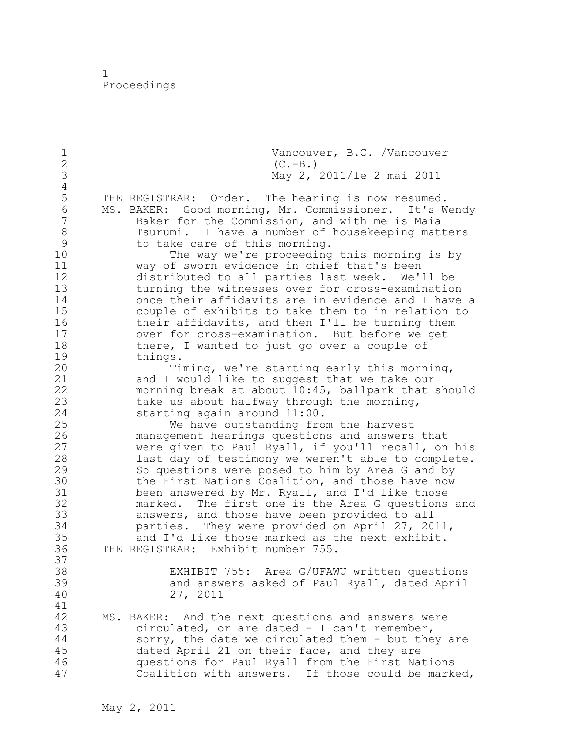Vancouver, B.C. /Vancouver
(C.-B.)
May 2, 2011/le 2 mai 2011

THE REGISTRAR: Order. The hearing is now resumed.

MS. BAKER: Good morning, Mr. Commissioner. It's Wendy Baker for the Commission, and with me is Maia Tsurumi. I have a number of housekeeping matters to take care of this morning.

The way we're proceeding this morning is by way of sworn evidence in chief that's been distributed to all parties last week. We'll be turning the witnesses over for cross-examination once their affidavits are in evidence and I have a couple of exhibits to take them to in relation to their affidavits, and then I'll be turning them over for cross-examination. But before we get there, I wanted to just go over a couple of things.

Timing, we're starting early this morning, and I would like to suggest that we take our morning break at about 10:45, ballpark that should take us about halfway through the morning, starting again around 11:00.

We have outstanding from the harvest management hearings questions and answers that were given to Paul Ryall, if you'll recall, on his last day of testimony we weren't able to complete. So questions were posed to him by Area G and by the First Nations Coalition, and those have now been answered by Mr. Ryall, and I'd like those marked. The first one is the Area G questions and answers, and those have been provided to all parties. They were provided on April 27, 2011, and I'd like those marked as the next exhibit.

THE REGISTRAR: Exhibit number 755.

EXHIBIT 755: Area G/UFAWU written questions and answers asked of Paul Ryall, dated April 27, 2011

MS. BAKER: And the next questions and answers were circulated, or are dated - I can't remember, sorry, the date we circulated them - but they are dated April 21 on their face, and they are questions for Paul Ryall from the First Nations Coalition with answers. If those could be marked,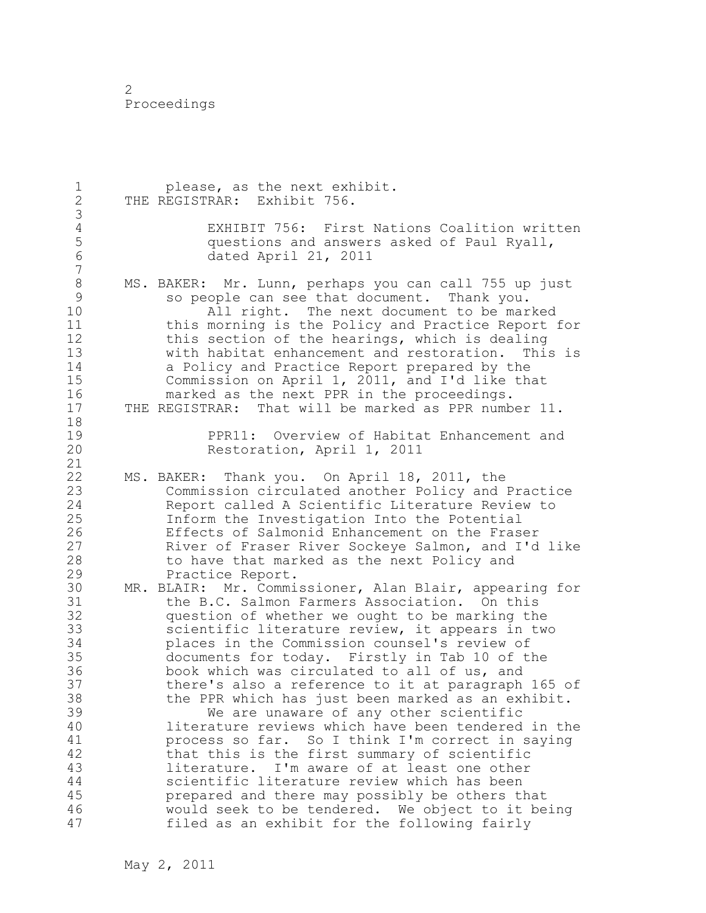please, as the next exhibit.

THE REGISTRAR: Exhibit 756.

EXHIBIT 756: First Nations Coalition written questions and answers asked of Paul Ryall, dated April 21, 2011

MS. BAKER: Mr. Lunn, perhaps you can call 755 up just so people can see that document. Thank you.

All right. The next document to be marked this morning is the Policy and Practice Report for this section of the hearings, which is dealing with habitat enhancement and restoration. This is a Policy and Practice Report prepared by the Commission on April 1, 2011, and I'd like that marked as the next PPR in the proceedings.

THE REGISTRAR: That will be marked as PPR number 11.

PPR11: Overview of Habitat Enhancement and Restoration, April 1, 2011

MS. BAKER: Thank you. On April 18, 2011, the Commission circulated another Policy and Practice Report called A Scientific Literature Review to Inform the Investigation Into the Potential Effects of Salmonid Enhancement on the Fraser River of Fraser River Sockeye Salmon, and I'd like to have that marked as the next Policy and Practice Report.

MR. BLAIR: Mr. Commissioner, Alan Blair, appearing for the B.C. Salmon Farmers Association. On this question of whether we ought to be marking the scientific literature review, it appears in two places in the Commission counsel's review of documents for today. Firstly in Tab 10 of the book which was circulated to all of us, and there's also a reference to it at paragraph 165 of the PPR which has just been marked as an exhibit.

We are unaware of any other scientific literature reviews which have been tendered in the process so far. So I think I'm correct in saying that this is the first summary of scientific literature. I'm aware of at least one other scientific literature review which has been prepared and there may possibly be others that would seek to be tendered. We object to it being filed as an exhibit for the following fairly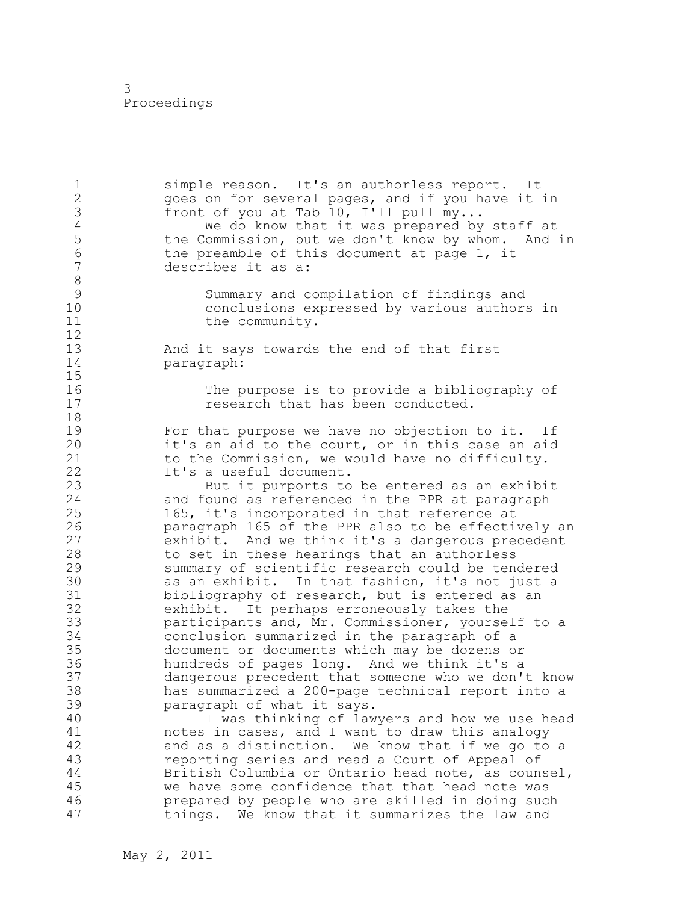simple reason. It's an authorless report. It goes on for several pages, and if you have it in front of you at Tab 10, I'll pull my...

We do know that it was prepared by staff at the Commission, but we don't know by whom. And in the preamble of this document at page 1, it describes it as a:

> Summary and compilation of findings and conclusions expressed by various authors in the community.

And it says towards the end of that first paragraph:

> The purpose is to provide a bibliography of research that has been conducted.

For that purpose we have no objection to it. If it's an aid to the court, or in this case an aid to the Commission, we would have no difficulty. It's a useful document.

But it purports to be entered as an exhibit and found as referenced in the PPR at paragraph 165, it's incorporated in that reference at paragraph 165 of the PPR also to be effectively an exhibit. And we think it's a dangerous precedent to set in these hearings that an authorless summary of scientific research could be tendered as an exhibit. In that fashion, it's not just a bibliography of research, but is entered as an exhibit. It perhaps erroneously takes the participants and, Mr. Commissioner, yourself to a conclusion summarized in the paragraph of a document or documents which may be dozens or hundreds of pages long. And we think it's a dangerous precedent that someone who we don't know has summarized a 200-page technical report into a paragraph of what it says.

I was thinking of lawyers and how we use head notes in cases, and I want to draw this analogy and as a distinction. We know that if we go to a reporting series and read a Court of Appeal of British Columbia or Ontario head note, as counsel, we have some confidence that that head note was prepared by people who are skilled in doing such things. We know that it summarizes the law and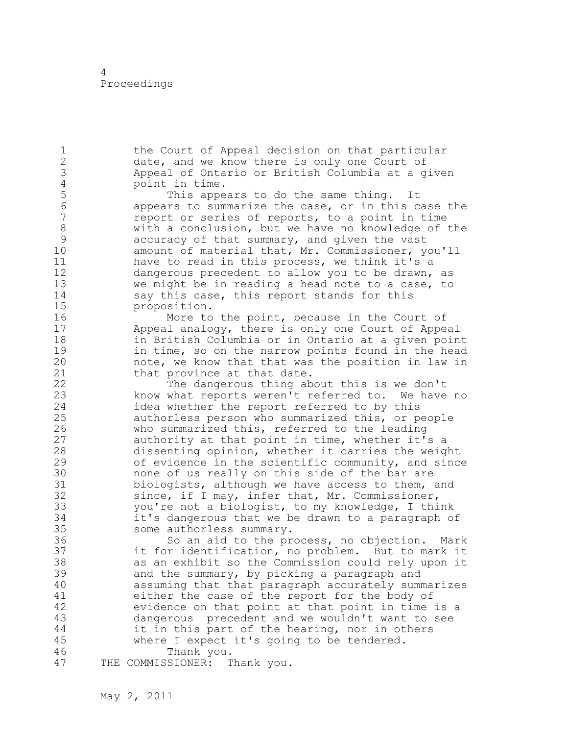the Court of Appeal decision on that particular date, and we know there is only one Court of Appeal of Ontario or British Columbia at a given point in time.

This appears to do the same thing. It appears to summarize the case, or in this case the report or series of reports, to a point in time with a conclusion, but we have no knowledge of the accuracy of that summary, and given the vast amount of material that, Mr. Commissioner, you'll have to read in this process, we think it's a dangerous precedent to allow you to be drawn, as we might be in reading a head note to a case, to say this case, this report stands for this proposition.

More to the point, because in the Court of Appeal analogy, there is only one Court of Appeal in British Columbia or in Ontario at a given point in time, so on the narrow points found in the head note, we know that that was the position in law in that province at that date.

The dangerous thing about this is we don't know what reports weren't referred to. We have no idea whether the report referred to by this authorless person who summarized this, or people who summarized this, referred to the leading authority at that point in time, whether it's a dissenting opinion, whether it carries the weight of evidence in the scientific community, and since none of us really on this side of the bar are biologists, although we have access to them, and since, if I may, infer that, Mr. Commissioner, you're not a biologist, to my knowledge, I think it's dangerous that we be drawn to a paragraph of some authorless summary.

So an aid to the process, no objection. Mark it for identification, no problem. But to mark it as an exhibit so the Commission could rely upon it and the summary, by picking a paragraph and assuming that that paragraph accurately summarizes either the case of the report for the body of evidence on that point at that point in time is a dangerous precedent and we wouldn't want to see it in this part of the hearing, nor in others where I expect it's going to be tendered.

Thank you.

THE COMMISSIONER: Thank you.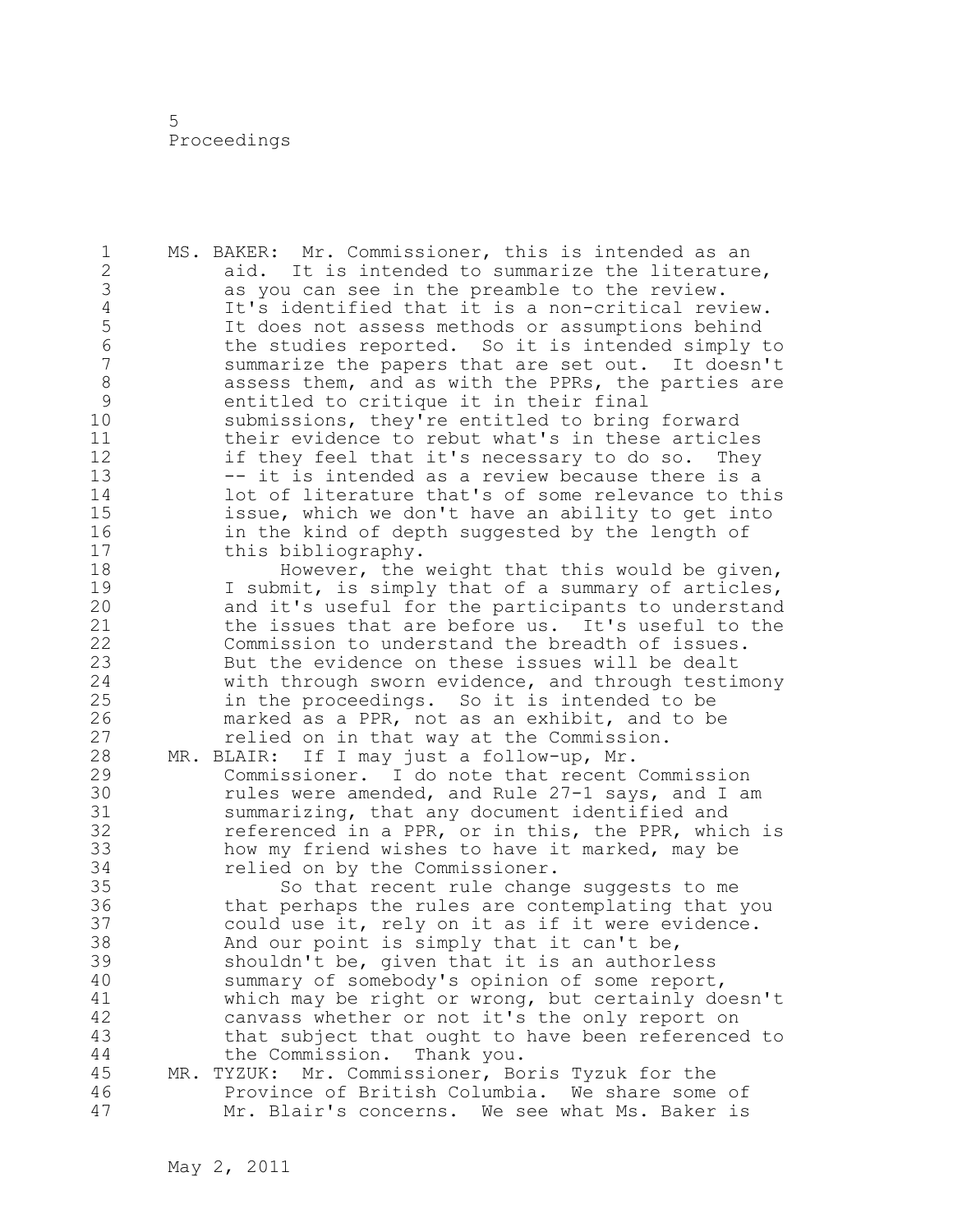MS. BAKER: Mr. Commissioner, this is intended as an aid. It is intended to summarize the literature, as you can see in the preamble to the review. It's identified that it is a non-critical review. It does not assess methods or assumptions behind the studies reported. So it is intended simply to summarize the papers that are set out. It doesn't assess them, and as with the PPRs, the parties are entitled to critique it in their final submissions, they're entitled to bring forward their evidence to rebut what's in these articles if they feel that it's necessary to do so. They -- it is intended as a review because there is a lot of literature that's of some relevance to this issue, which we don't have an ability to get into in the kind of depth suggested by the length of this bibliography.

However, the weight that this would be given, I submit, is simply that of a summary of articles, and it's useful for the participants to understand the issues that are before us. It's useful to the Commission to understand the breadth of issues. But the evidence on these issues will be dealt with through sworn evidence, and through testimony in the proceedings. So it is intended to be marked as a PPR, not as an exhibit, and to be relied on in that way at the Commission.

MR. BLAIR: If I may just a follow-up, Mr. Commissioner. I do note that recent Commission rules were amended, and Rule 27-1 says, and I am summarizing, that any document identified and referenced in a PPR, or in this, the PPR, which is how my friend wishes to have it marked, may be relied on by the Commissioner.

So that recent rule change suggests to me that perhaps the rules are contemplating that you could use it, rely on it as if it were evidence. And our point is simply that it can't be, shouldn't be, given that it is an authorless summary of somebody's opinion of some report, which may be right or wrong, but certainly doesn't canvass whether or not it's the only report on that subject that ought to have been referenced to the Commission. Thank you.

MR. TYZUK: Mr. Commissioner, Boris Tyzuk for the Province of British Columbia. We share some of Mr. Blair's concerns. We see what Ms. Baker is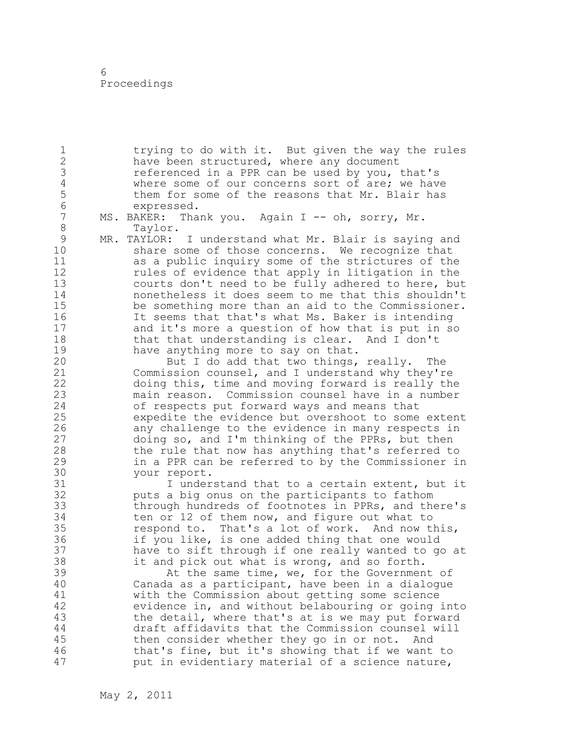trying to do with it. But given the way the rules have been structured, where any document referenced in a PPR can be used by you, that's where some of our concerns sort of are; we have them for some of the reasons that Mr. Blair has expressed.

MS. BAKER: Thank you. Again I -- oh, sorry, Mr. Taylor.

MR. TAYLOR: I understand what Mr. Blair is saying and share some of those concerns. We recognize that as a public inquiry some of the strictures of the rules of evidence that apply in litigation in the courts don't need to be fully adhered to here, but nonetheless it does seem to me that this shouldn't be something more than an aid to the Commissioner. It seems that that's what Ms. Baker is intending and it's more a question of how that is put in so that that understanding is clear. And I don't have anything more to say on that.

But I do add that two things, really. The Commission counsel, and I understand why they're doing this, time and moving forward is really the main reason. Commission counsel have in a number of respects put forward ways and means that expedite the evidence but overshoot to some extent any challenge to the evidence in many respects in doing so, and I'm thinking of the PPRs, but then the rule that now has anything that's referred to in a PPR can be referred to by the Commissioner in your report.

I understand that to a certain extent, but it puts a big onus on the participants to fathom through hundreds of footnotes in PPRs, and there's ten or 12 of them now, and figure out what to respond to. That's a lot of work. And now this, if you like, is one added thing that one would have to sift through if one really wanted to go at it and pick out what is wrong, and so forth.

At the same time, we, for the Government of Canada as a participant, have been in a dialogue with the Commission about getting some science evidence in, and without belabouring or going into the detail, where that's at is we may put forward draft affidavits that the Commission counsel will then consider whether they go in or not. And that's fine, but it's showing that if we want to put in evidentiary material of a science nature,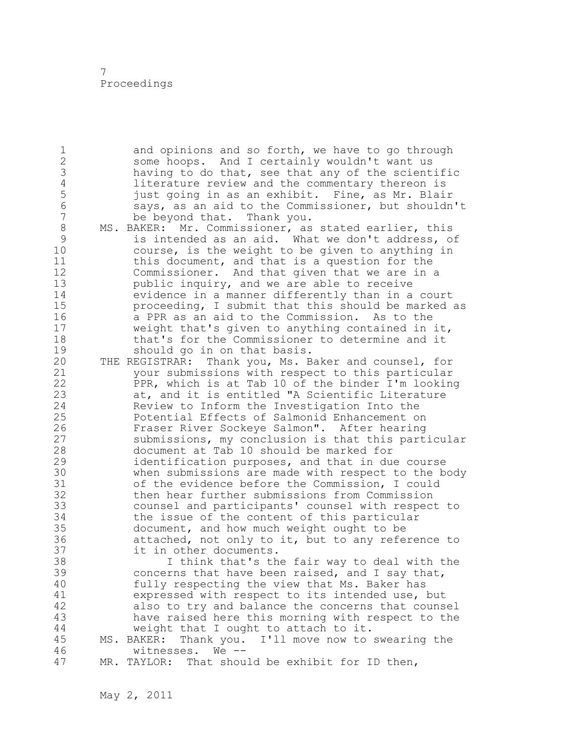and opinions and so forth, we have to go through some hoops. And I certainly wouldn't want us having to do that, see that any of the scientific literature review and the commentary thereon is just going in as an exhibit. Fine, as Mr. Blair says, as an aid to the Commissioner, but shouldn't be beyond that. Thank you.

MS. BAKER: Mr. Commissioner, as stated earlier, this is intended as an aid. What we don't address, of course, is the weight to be given to anything in this document, and that is a question for the Commissioner. And that given that we are in a public inquiry, and we are able to receive evidence in a manner differently than in a court proceeding, I submit that this should be marked as a PPR as an aid to the Commission. As to the weight that's given to anything contained in it, that's for the Commissioner to determine and it should go in on that basis.

THE REGISTRAR: Thank you, Ms. Baker and counsel, for your submissions with respect to this particular PPR, which is at Tab 10 of the binder I'm looking at, and it is entitled "A Scientific Literature Review to Inform the Investigation Into the Potential Effects of Salmonid Enhancement on Fraser River Sockeye Salmon". After hearing submissions, my conclusion is that this particular document at Tab 10 should be marked for identification purposes, and that in due course when submissions are made with respect to the body of the evidence before the Commission, I could then hear further submissions from Commission counsel and participants' counsel with respect to the issue of the content of this particular document, and how much weight ought to be attached, not only to it, but to any reference to it in other documents.

I think that's the fair way to deal with the concerns that have been raised, and I say that, fully respecting the view that Ms. Baker has expressed with respect to its intended use, but also to try and balance the concerns that counsel have raised here this morning with respect to the weight that I ought to attach to it.

MS. BAKER: Thank you. I'll move now to swearing the witnesses. We --

MR. TAYLOR: That should be exhibit for ID then,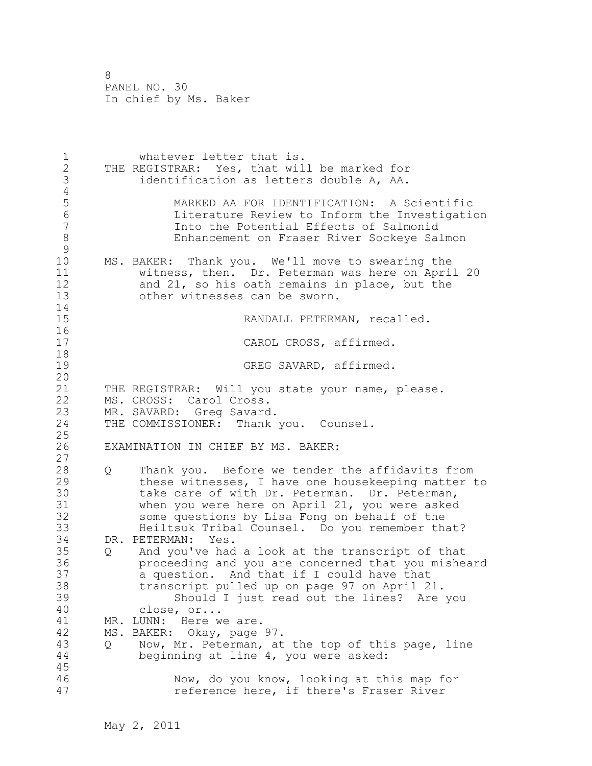whatever letter that is.

THE REGISTRAR: Yes, that will be marked for identification as letters double A, AA.

MARKED AA FOR IDENTIFICATION: A Scientific Literature Review to Inform the Investigation Into the Potential Effects of Salmonid Enhancement on Fraser River Sockeye Salmon

MS. BAKER: Thank you. We'll move to swearing the witness, then. Dr. Peterman was here on April 20 and 21, so his oath remains in place, but the other witnesses can be sworn.

RANDALL PETERMAN, recalled.

CAROL CROSS, affirmed.

GREG SAVARD, affirmed.

THE REGISTRAR: Will you state your name, please.

MS. CROSS: Carol Cross.

MR. SAVARD: Greg Savard.

THE COMMISSIONER: Thank you. Counsel.

EXAMINATION IN CHIEF BY MS. BAKER:

Q Thank you. Before we tender the affidavits from these witnesses, I have one housekeeping matter to take care of with Dr. Peterman. Dr. Peterman, when you were here on April 21, you were asked some questions by Lisa Fong on behalf of the Heiltsuk Tribal Counsel. Do you remember that?

DR. PETERMAN: Yes.

Q And you've had a look at the transcript of that proceeding and you are concerned that you misheard a question. And that if I could have that transcript pulled up on page 97 on April 21.
Should I just read out the lines? Are you close, or...

MR. LUNN: Here we are.

MS. BAKER: Okay, page 97.

Q Now, Mr. Peterman, at the top of this page, line beginning at line 4, you were asked:

> Now, do you know, looking at this map for reference here, if there's Fraser River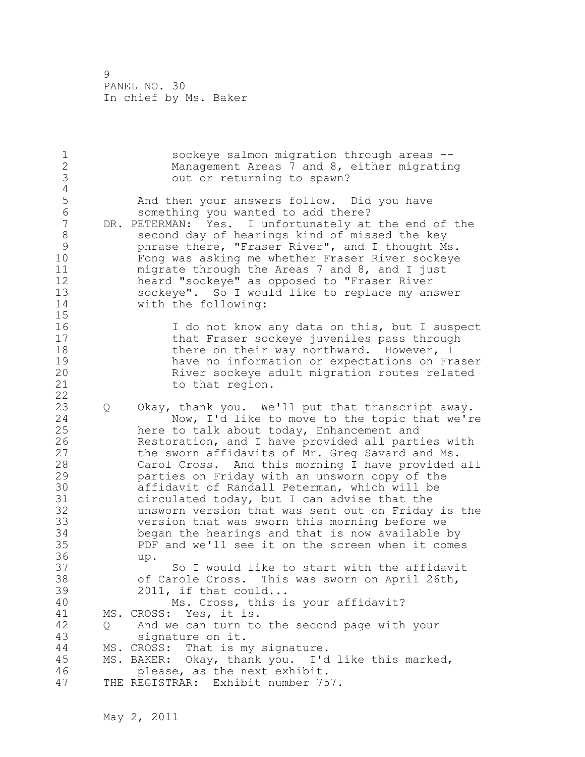sockeye salmon migration through areas -- Management Areas 7 and 8, either migrating out or returning to spawn?

And then your answers follow. Did you have something you wanted to add there?

DR. PETERMAN: Yes. I unfortunately at the end of the second day of hearings kind of missed the key phrase there, "Fraser River", and I thought Ms. Fong was asking me whether Fraser River sockeye migrate through the Areas 7 and 8, and I just heard "sockeye" as opposed to "Fraser River sockeye". So I would like to replace my answer with the following:

> I do not know any data on this, but I suspect that Fraser sockeye juveniles pass through there on their way northward. However, I have no information or expectations on Fraser River sockeye adult migration routes related to that region.

Q Okay, thank you. We'll put that transcript away.

Now, I'd like to move to the topic that we're here to talk about today, Enhancement and Restoration, and I have provided all parties with the sworn affidavits of Mr. Greg Savard and Ms. Carol Cross. And this morning I have provided all parties on Friday with an unsworn copy of the affidavit of Randall Peterman, which will be circulated today, but I can advise that the unsworn version that was sent out on Friday is the version that was sworn this morning before we began the hearings and that is now available by PDF and we'll see it on the screen when it comes up.

So I would like to start with the affidavit of Carole Cross. This was sworn on April 26th, 2011, if that could...

Ms. Cross, this is your affidavit?

MS. CROSS: Yes, it is.

Q And we can turn to the second page with your signature on it.

MS. CROSS: That is my signature.

MS. BAKER: Okay, thank you. I'd like this marked, please, as the next exhibit.

THE REGISTRAR: Exhibit number 757.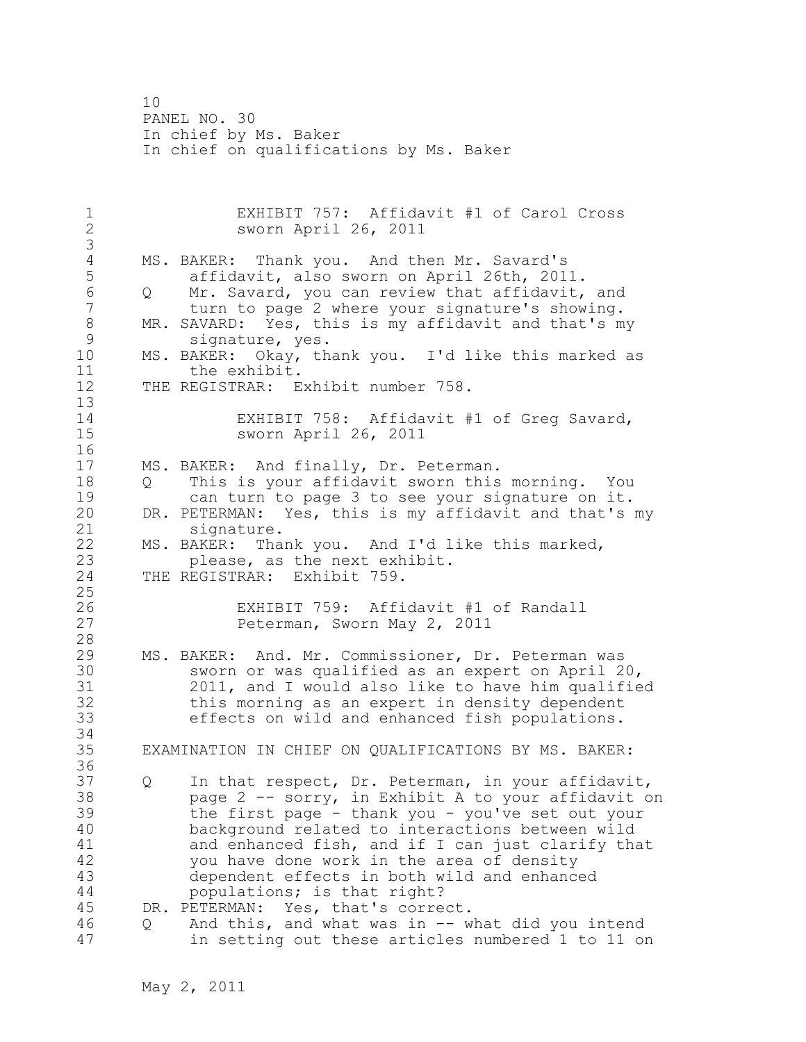EXHIBIT 757: Affidavit #1 of Carol Cross sworn April 26, 2011

MS. BAKER: Thank you. And then Mr. Savard's affidavit, also sworn on April 26th, 2011.

Q Mr. Savard, you can review that affidavit, and turn to page 2 where your signature's showing.

MR. SAVARD: Yes, this is my affidavit and that's my signature, yes.

MS. BAKER: Okay, thank you. I'd like this marked as the exhibit.

THE REGISTRAR: Exhibit number 758.

EXHIBIT 758: Affidavit #1 of Greg Savard, sworn April 26, 2011

MS. BAKER: And finally, Dr. Peterman.

Q This is your affidavit sworn this morning. You can turn to page 3 to see your signature on it.

DR. PETERMAN: Yes, this is my affidavit and that's my signature.

MS. BAKER: Thank you. And I'd like this marked, please, as the next exhibit.

THE REGISTRAR: Exhibit 759.

EXHIBIT 759: Affidavit #1 of Randall Peterman, Sworn May 2, 2011

MS. BAKER: And. Mr. Commissioner, Dr. Peterman was sworn or was qualified as an expert on April 20, 2011, and I would also like to have him qualified this morning as an expert in density dependent effects on wild and enhanced fish populations.

EXAMINATION IN CHIEF ON QUALIFICATIONS BY MS. BAKER:

Q In that respect, Dr. Peterman, in your affidavit, page 2 -- sorry, in Exhibit A to your affidavit on the first page - thank you - you've set out your background related to interactions between wild and enhanced fish, and if I can just clarify that you have done work in the area of density dependent effects in both wild and enhanced populations; is that right?

DR. PETERMAN: Yes, that's correct.

Q And this, and what was in -- what did you intend in setting out these articles numbered 1 to 11 on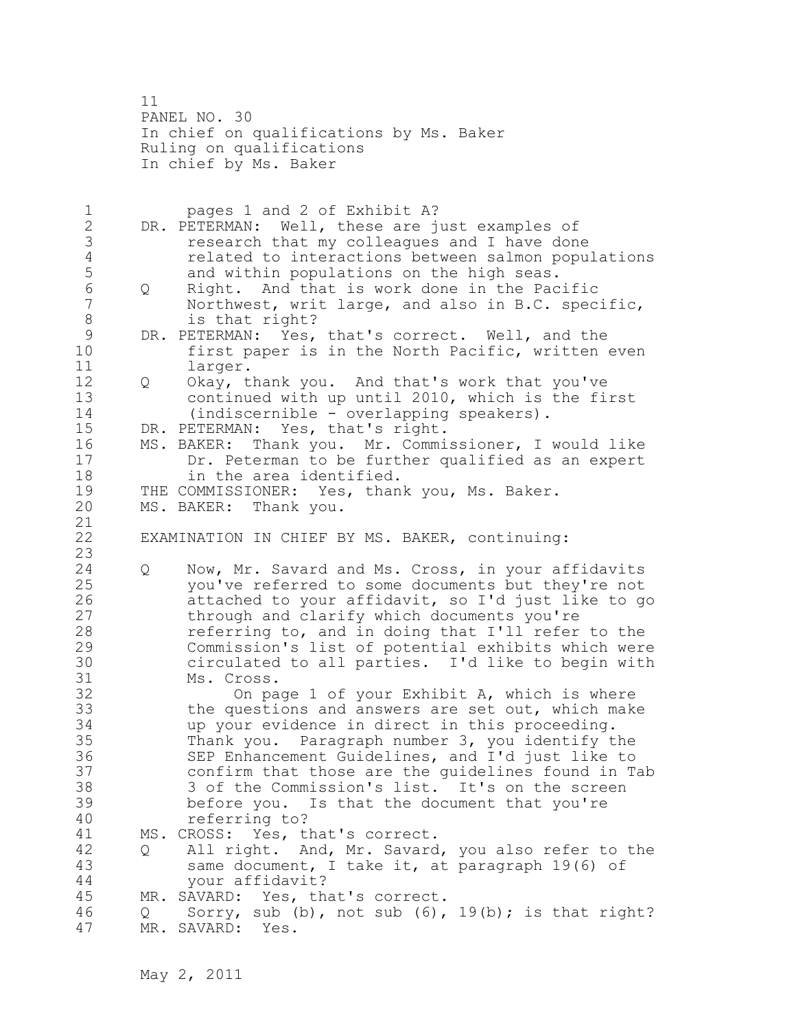PANEL NO. 30
In chief on qualifications by Ms. Baker
Ruling on qualifications
In chief by Ms. Baker

pages 1 and 2 of Exhibit A?

DR. PETERMAN: Well, these are just examples of research that my colleagues and I have done related to interactions between salmon populations and within populations on the high seas.

Q Right. And that is work done in the Pacific Northwest, writ large, and also in B.C. specific, is that right?

DR. PETERMAN: Yes, that's correct. Well, and the first paper is in the North Pacific, written even larger.

Q Okay, thank you. And that's work that you've continued with up until 2010, which is the first (indiscernible - overlapping speakers).

DR. PETERMAN: Yes, that's right.

MS. BAKER: Thank you. Mr. Commissioner, I would like Dr. Peterman to be further qualified as an expert in the area identified.

THE COMMISSIONER: Yes, thank you, Ms. Baker.

MS. BAKER: Thank you.

EXAMINATION IN CHIEF BY MS. BAKER, continuing:

Q Now, Mr. Savard and Ms. Cross, in your affidavits you've referred to some documents but they're not attached to your affidavit, so I'd just like to go through and clarify which documents you're referring to, and in doing that I'll refer to the Commission's list of potential exhibits which were circulated to all parties. I'd like to begin with Ms. Cross.

On page 1 of your Exhibit A, which is where the questions and answers are set out, which make up your evidence in direct in this proceeding. Thank you. Paragraph number 3, you identify the SEP Enhancement Guidelines, and I'd just like to confirm that those are the guidelines found in Tab 3 of the Commission's list. It's on the screen before you. Is that the document that you're referring to?

MS. CROSS: Yes, that's correct.

Q All right. And, Mr. Savard, you also refer to the same document, I take it, at paragraph 19(6) of your affidavit?

MR. SAVARD: Yes, that's correct.

Q Sorry, sub (b), not sub (6), 19(b); is that right?

MR. SAVARD: Yes.

May 2, 2011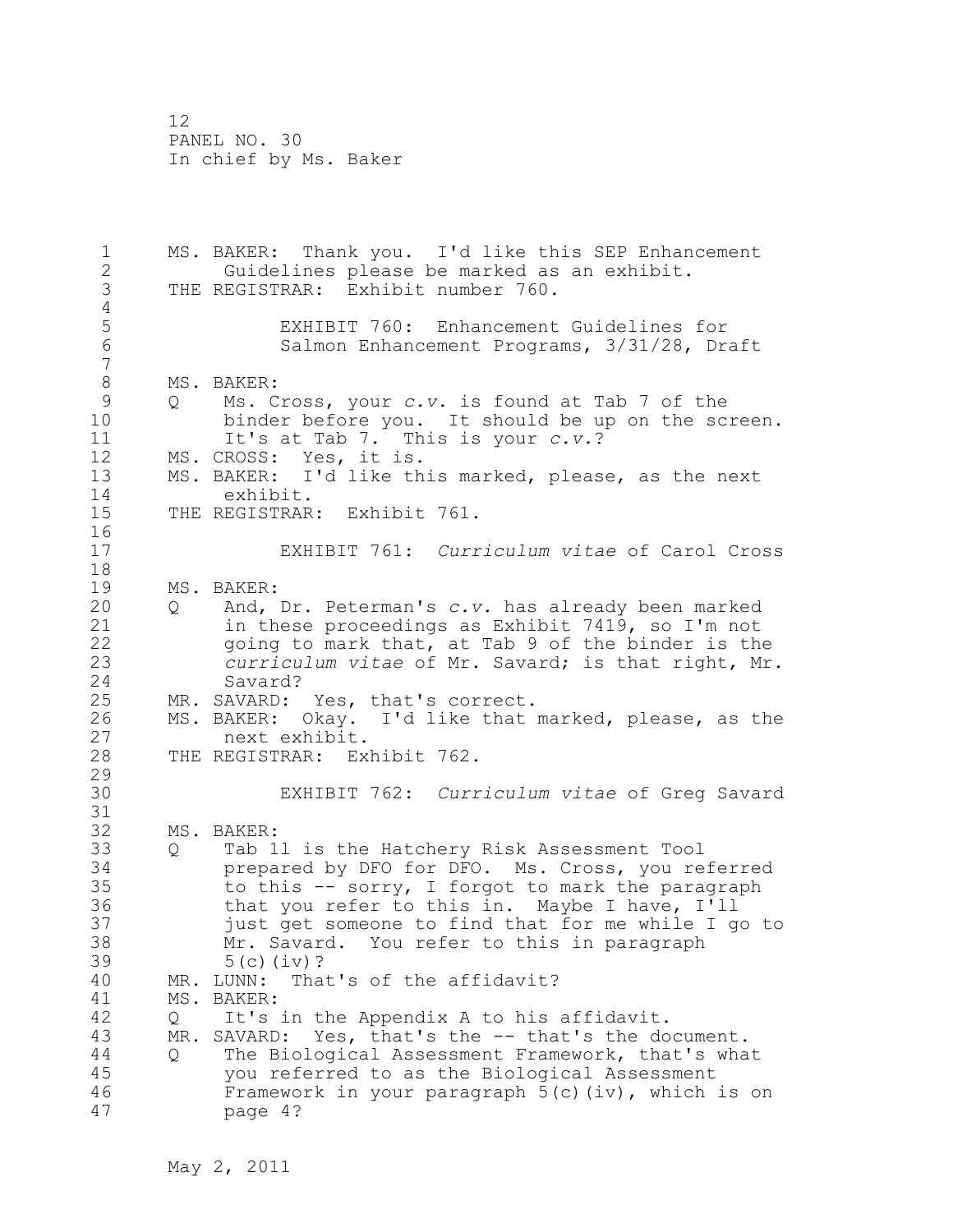MS. BAKER: Thank you. I'd like this SEP Enhancement Guidelines please be marked as an exhibit.

THE REGISTRAR: Exhibit number 760.

EXHIBIT 760: Enhancement Guidelines for Salmon Enhancement Programs, 3/31/28, Draft

MS. BAKER:

Q Ms. Cross, your *c.v.* is found at Tab 7 of the binder before you. It should be up on the screen. It's at Tab 7. This is your *c.v.*?

MS. CROSS: Yes, it is.

MS. BAKER: I'd like this marked, please, as the next exhibit.

THE REGISTRAR: Exhibit 761.

EXHIBIT 761: *Curriculum vitae* of Carol Cross

MS. BAKER:

Q And, Dr. Peterman's *c.v.* has already been marked in these proceedings as Exhibit 7419, so I'm not going to mark that, at Tab 9 of the binder is the *curriculum vitae* of Mr. Savard; is that right, Mr. Savard?

MR. SAVARD: Yes, that's correct.

MS. BAKER: Okay. I'd like that marked, please, as the next exhibit.

THE REGISTRAR: Exhibit 762.

EXHIBIT 762: *Curriculum vitae* of Greg Savard

MS. BAKER:

Q Tab 11 is the Hatchery Risk Assessment Tool prepared by DFO for DFO. Ms. Cross, you referred to this -- sorry, I forgot to mark the paragraph that you refer to this in. Maybe I have, I'll just get someone to find that for me while I go to Mr. Savard. You refer to this in paragraph 5(c)(iv)?

MR. LUNN: That's of the affidavit?

MS. BAKER:

Q It's in the Appendix A to his affidavit.

MR. SAVARD: Yes, that's the -- that's the document.

Q The Biological Assessment Framework, that's what you referred to as the Biological Assessment Framework in your paragraph 5(c)(iv), which is on page 4?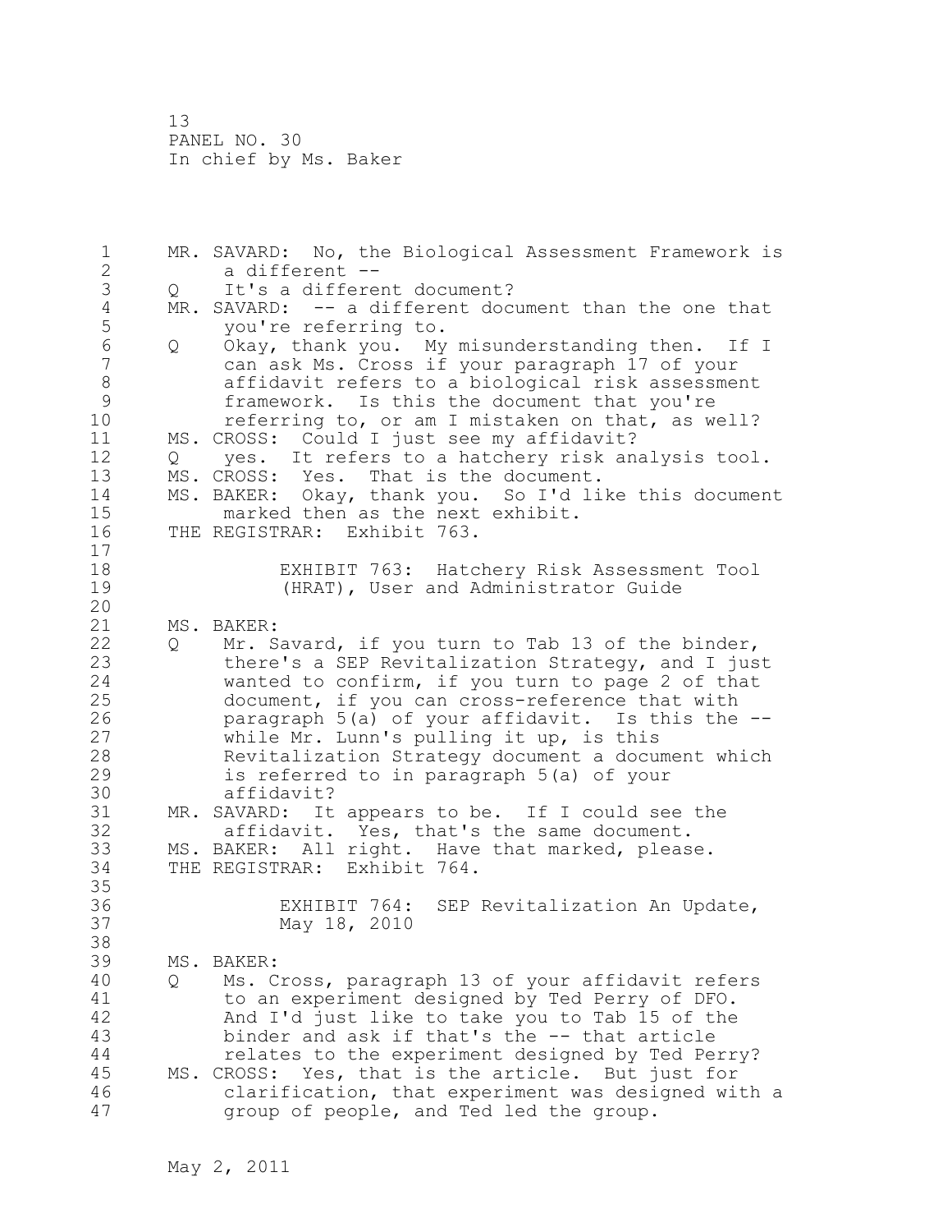MR. SAVARD: No, the Biological Assessment Framework is a different --

Q It's a different document?

MR. SAVARD: -- a different document than the one that you're referring to.

Q Okay, thank you. My misunderstanding then. If I can ask Ms. Cross if your paragraph 17 of your affidavit refers to a biological risk assessment framework. Is this the document that you're referring to, or am I mistaken on that, as well?

MS. CROSS: Could I just see my affidavit?

Q yes. It refers to a hatchery risk analysis tool.

MS. CROSS: Yes. That is the document.

MS. BAKER: Okay, thank you. So I'd like this document marked then as the next exhibit.

THE REGISTRAR: Exhibit 763.

EXHIBIT 763: Hatchery Risk Assessment Tool (HRAT), User and Administrator Guide

MS. BAKER:

Q Mr. Savard, if you turn to Tab 13 of the binder, there's a SEP Revitalization Strategy, and I just wanted to confirm, if you turn to page 2 of that document, if you can cross-reference that with paragraph 5(a) of your affidavit. Is this the -- while Mr. Lunn's pulling it up, is this Revitalization Strategy document a document which is referred to in paragraph 5(a) of your affidavit?

MR. SAVARD: It appears to be. If I could see the affidavit. Yes, that's the same document.

MS. BAKER: All right. Have that marked, please.

THE REGISTRAR: Exhibit 764.

EXHIBIT 764: SEP Revitalization An Update, May 18, 2010

MS. BAKER:

Q Ms. Cross, paragraph 13 of your affidavit refers to an experiment designed by Ted Perry of DFO. And I'd just like to take you to Tab 15 of the binder and ask if that's the -- that article relates to the experiment designed by Ted Perry?

MS. CROSS: Yes, that is the article. But just for clarification, that experiment was designed with a group of people, and Ted led the group.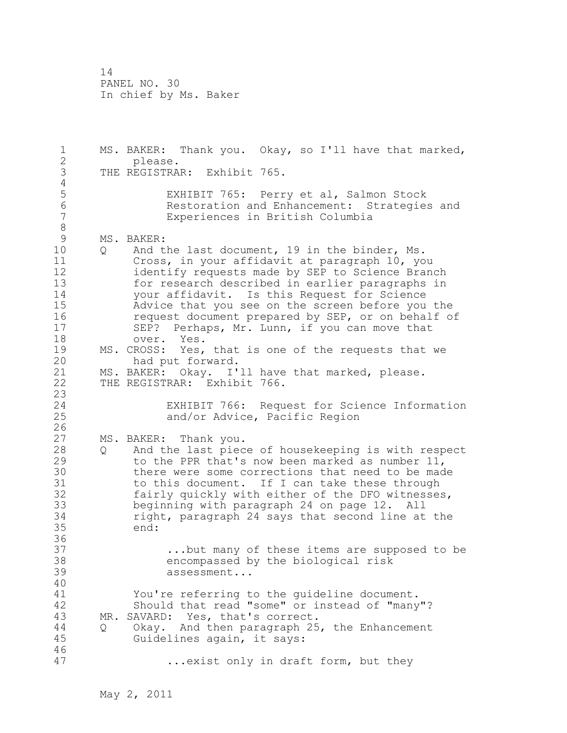MS. BAKER: Thank you. Okay, so I'll have that marked, please.

THE REGISTRAR: Exhibit 765.

EXHIBIT 765: Perry et al, Salmon Stock Restoration and Enhancement: Strategies and Experiences in British Columbia

MS. BAKER:

Q And the last document, 19 in the binder, Ms. Cross, in your affidavit at paragraph 10, you identify requests made by SEP to Science Branch for research described in earlier paragraphs in your affidavit. Is this Request for Science Advice that you see on the screen before you the request document prepared by SEP, or on behalf of SEP? Perhaps, Mr. Lunn, if you can move that over. Yes.

MS. CROSS: Yes, that is one of the requests that we had put forward.

MS. BAKER: Okay. I'll have that marked, please.

THE REGISTRAR: Exhibit 766.

EXHIBIT 766: Request for Science Information and/or Advice, Pacific Region

MS. BAKER: Thank you.

Q And the last piece of housekeeping is with respect to the PPR that's now been marked as number 11, there were some corrections that need to be made to this document. If I can take these through fairly quickly with either of the DFO witnesses, beginning with paragraph 24 on page 12. All right, paragraph 24 says that second line at the end:

> ...but many of these items are supposed to be encompassed by the biological risk assessment...

You're referring to the guideline document. Should that read "some" or instead of "many"?

MR. SAVARD: Yes, that's correct.

Q Okay. And then paragraph 25, the Enhancement Guidelines again, it says:

> ...exist only in draft form, but they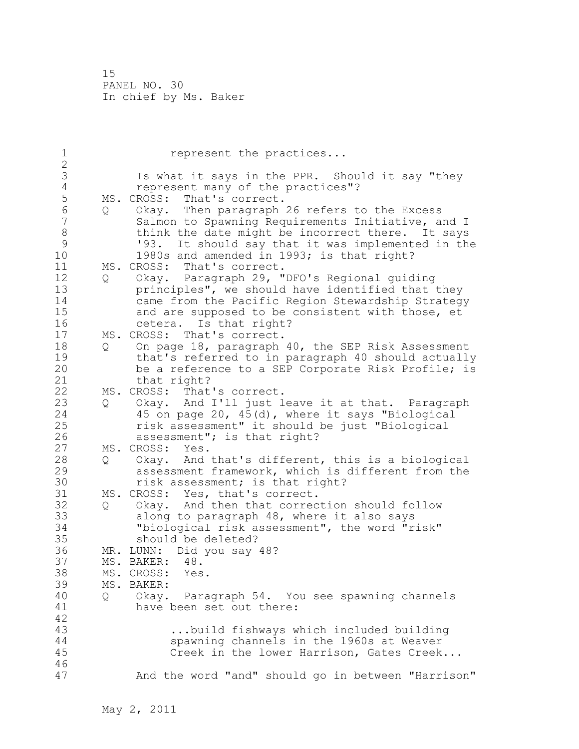represent the practices...

Is what it says in the PPR. Should it say "they represent many of the practices"?

MS. CROSS: That's correct.

Q Okay. Then paragraph 26 refers to the Excess Salmon to Spawning Requirements Initiative, and I think the date might be incorrect there. It says '93. It should say that it was implemented in the 1980s and amended in 1993; is that right?

MS. CROSS: That's correct.

Q Okay. Paragraph 29, "DFO's Regional guiding principles", we should have identified that they came from the Pacific Region Stewardship Strategy and are supposed to be consistent with those, et cetera. Is that right?

MS. CROSS: That's correct.

Q On page 18, paragraph 40, the SEP Risk Assessment that's referred to in paragraph 40 should actually be a reference to a SEP Corporate Risk Profile; is that right?

MS. CROSS: That's correct.

Q Okay. And I'll just leave it at that. Paragraph 45 on page 20, 45(d), where it says "Biological risk assessment" it should be just "Biological assessment"; is that right?

MS. CROSS: Yes.

Q Okay. And that's different, this is a biological assessment framework, which is different from the risk assessment; is that right?

MS. CROSS: Yes, that's correct.

Q Okay. And then that correction should follow along to paragraph 48, where it also says "biological risk assessment", the word "risk" should be deleted?

MR. LUNN: Did you say 48?

MS. BAKER: 48.

MS. CROSS: Yes.

MS. BAKER:

Q Okay. Paragraph 54. You see spawning channels have been set out there:

> ...build fishways which included building spawning channels in the 1960s at Weaver Creek in the lower Harrison, Gates Creek...

And the word "and" should go in between "Harrison"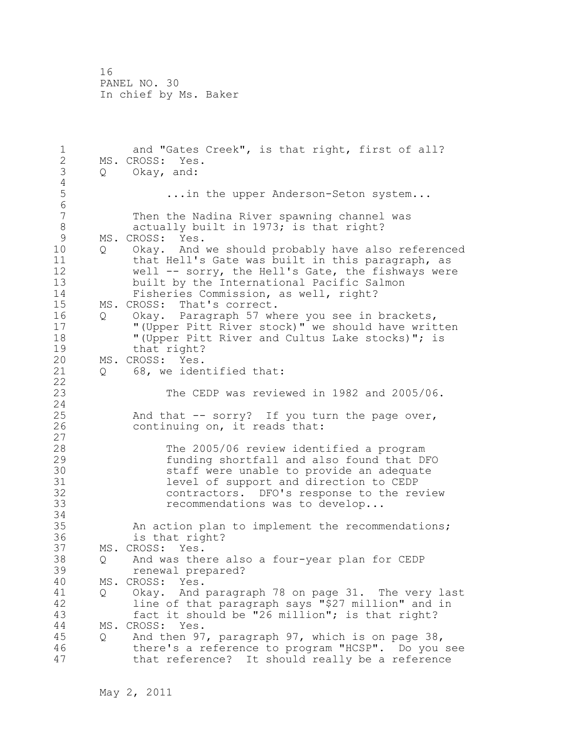and "Gates Creek", is that right, first of all?

MS. CROSS: Yes.

Q Okay, and:

> ...in the upper Anderson-Seton system...

Then the Nadina River spawning channel was actually built in 1973; is that right?

MS. CROSS: Yes.

Q Okay. And we should probably have also referenced that Hell's Gate was built in this paragraph, as well -- sorry, the Hell's Gate, the fishways were built by the International Pacific Salmon Fisheries Commission, as well, right?

MS. CROSS: That's correct.

Q Okay. Paragraph 57 where you see in brackets, "(Upper Pitt River stock)" we should have written "(Upper Pitt River and Cultus Lake stocks)"; is that right?

MS. CROSS: Yes.

Q 68, we identified that:

> The CEDP was reviewed in 1982 and 2005/06.

And that -- sorry? If you turn the page over, continuing on, it reads that:

> The 2005/06 review identified a program funding shortfall and also found that DFO staff were unable to provide an adequate level of support and direction to CEDP contractors. DFO's response to the review recommendations was to develop...

An action plan to implement the recommendations; is that right?

MS. CROSS: Yes.

Q And was there also a four-year plan for CEDP renewal prepared?

MS. CROSS: Yes.

Q Okay. And paragraph 78 on page 31. The very last line of that paragraph says "$27 million" and in fact it should be "26 million"; is that right?

MS. CROSS: Yes.

Q And then 97, paragraph 97, which is on page 38, there's a reference to program "HCSP". Do you see that reference? It should really be a reference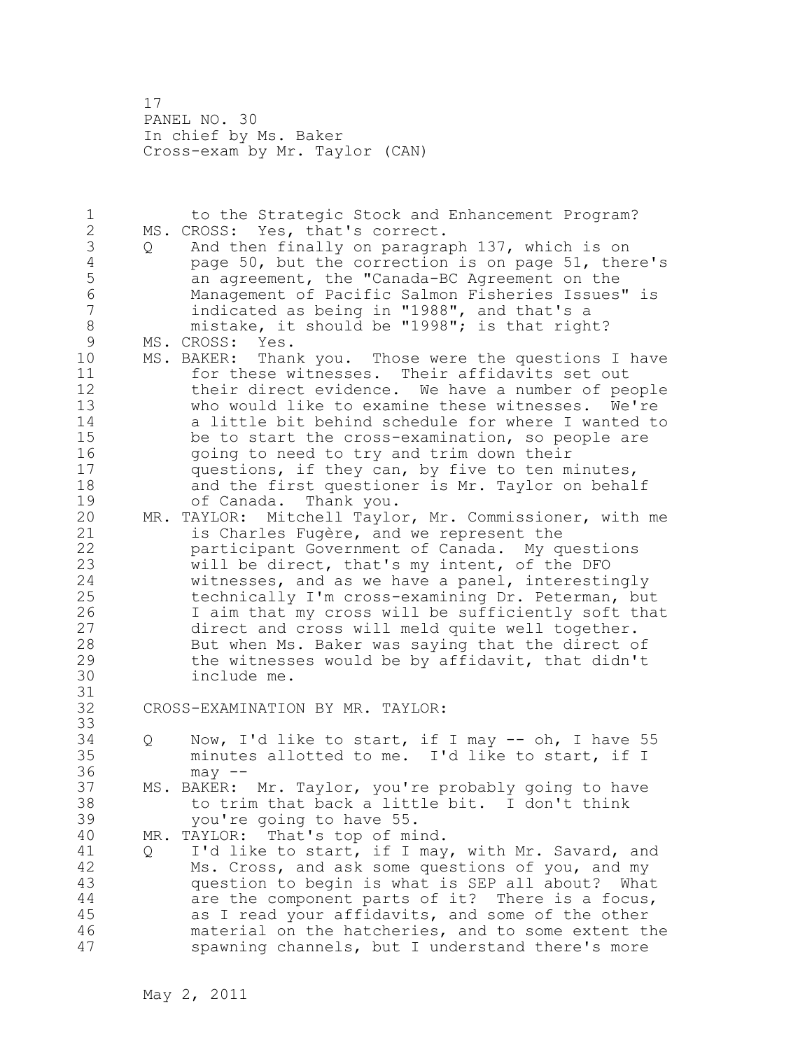to the Strategic Stock and Enhancement Program?

MS. CROSS: Yes, that's correct.

Q And then finally on paragraph 137, which is on page 50, but the correction is on page 51, there's an agreement, the "Canada-BC Agreement on the Management of Pacific Salmon Fisheries Issues" is indicated as being in "1988", and that's a mistake, it should be "1998"; is that right?

MS. CROSS: Yes.

MS. BAKER: Thank you. Those were the questions I have for these witnesses. Their affidavits set out their direct evidence. We have a number of people who would like to examine these witnesses. We're a little bit behind schedule for where I wanted to be to start the cross-examination, so people are going to need to try and trim down their questions, if they can, by five to ten minutes, and the first questioner is Mr. Taylor on behalf of Canada. Thank you.

MR. TAYLOR: Mitchell Taylor, Mr. Commissioner, with me is Charles Fugère, and we represent the participant Government of Canada. My questions will be direct, that's my intent, of the DFO witnesses, and as we have a panel, interestingly technically I'm cross-examining Dr. Peterman, but I aim that my cross will be sufficiently soft that direct and cross will meld quite well together. But when Ms. Baker was saying that the direct of the witnesses would be by affidavit, that didn't include me.

CROSS-EXAMINATION BY MR. TAYLOR:

Q Now, I'd like to start, if I may -- oh, I have 55 minutes allotted to me. I'd like to start, if I may --

MS. BAKER: Mr. Taylor, you're probably going to have to trim that back a little bit. I don't think you're going to have 55.

MR. TAYLOR: That's top of mind.

Q I'd like to start, if I may, with Mr. Savard, and Ms. Cross, and ask some questions of you, and my question to begin is what is SEP all about? What are the component parts of it? There is a focus, as I read your affidavits, and some of the other material on the hatcheries, and to some extent the spawning channels, but I understand there's more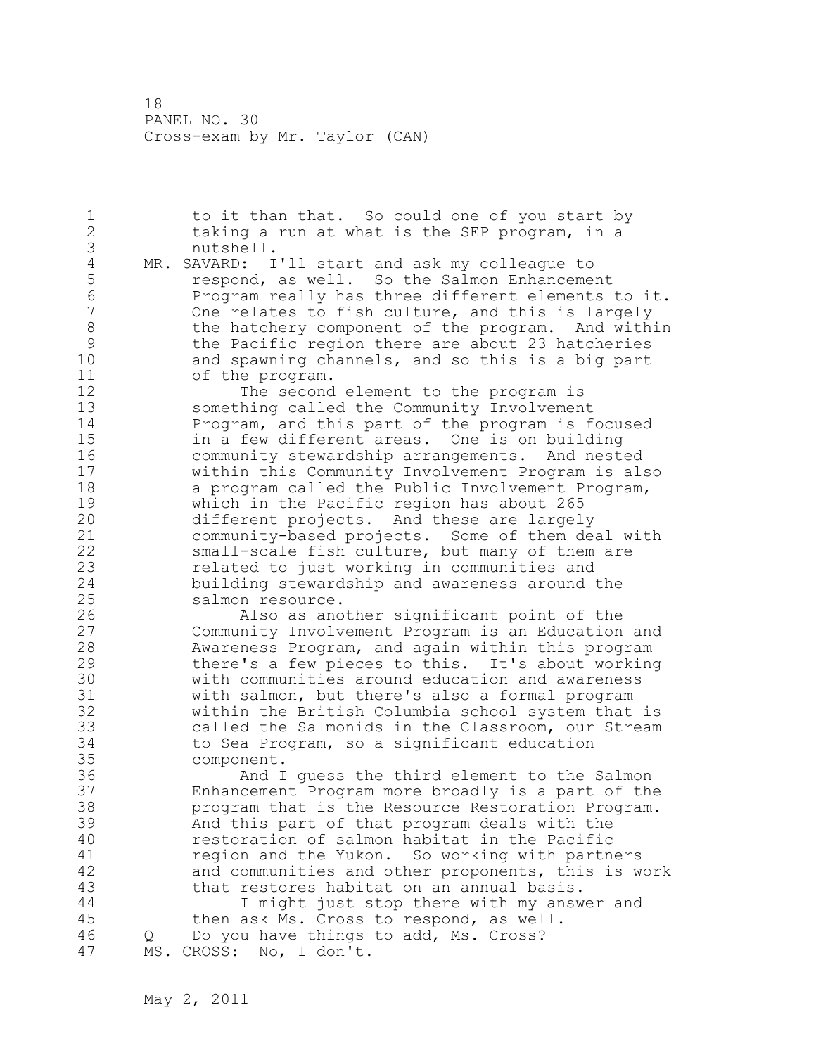to it than that. So could one of you start by taking a run at what is the SEP program, in a nutshell.

MR. SAVARD: I'll start and ask my colleague to respond, as well. So the Salmon Enhancement Program really has three different elements to it. One relates to fish culture, and this is largely the hatchery component of the program. And within the Pacific region there are about 23 hatcheries and spawning channels, and so this is a big part of the program.

The second element to the program is something called the Community Involvement Program, and this part of the program is focused in a few different areas. One is on building community stewardship arrangements. And nested within this Community Involvement Program is also a program called the Public Involvement Program, which in the Pacific region has about 265 different projects. And these are largely community-based projects. Some of them deal with small-scale fish culture, but many of them are related to just working in communities and building stewardship and awareness around the salmon resource.

Also as another significant point of the Community Involvement Program is an Education and Awareness Program, and again within this program there's a few pieces to this. It's about working with communities around education and awareness with salmon, but there's also a formal program within the British Columbia school system that is called the Salmonids in the Classroom, our Stream to Sea Program, so a significant education component.

And I guess the third element to the Salmon Enhancement Program more broadly is a part of the program that is the Resource Restoration Program. And this part of that program deals with the restoration of salmon habitat in the Pacific region and the Yukon. So working with partners and communities and other proponents, this is work that restores habitat on an annual basis.

I might just stop there with my answer and then ask Ms. Cross to respond, as well.

Q Do you have things to add, Ms. Cross?

MS. CROSS: No, I don't.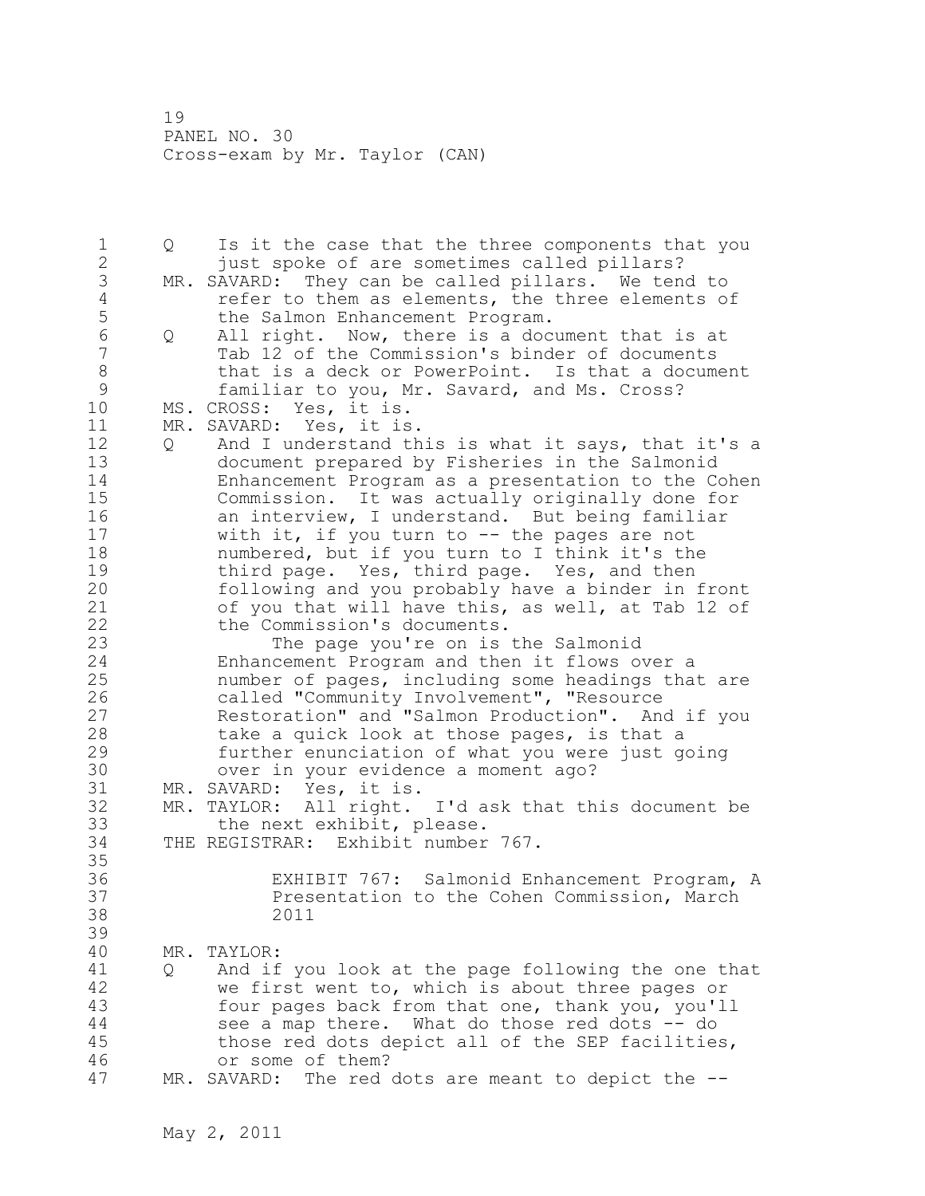Q Is it the case that the three components that you just spoke of are sometimes called pillars?

MR. SAVARD: They can be called pillars. We tend to refer to them as elements, the three elements of the Salmon Enhancement Program.

Q All right. Now, there is a document that is at Tab 12 of the Commission's binder of documents that is a deck or PowerPoint. Is that a document familiar to you, Mr. Savard, and Ms. Cross?

MS. CROSS: Yes, it is.

MR. SAVARD: Yes, it is.

Q And I understand this is what it says, that it's a document prepared by Fisheries in the Salmonid Enhancement Program as a presentation to the Cohen Commission. It was actually originally done for an interview, I understand. But being familiar with it, if you turn to -- the pages are not numbered, but if you turn to I think it's the third page. Yes, third page. Yes, and then following and you probably have a binder in front of you that will have this, as well, at Tab 12 of the Commission's documents.

The page you're on is the Salmonid Enhancement Program and then it flows over a number of pages, including some headings that are called "Community Involvement", "Resource Restoration" and "Salmon Production". And if you take a quick look at those pages, is that a further enunciation of what you were just going over in your evidence a moment ago?

MR. SAVARD: Yes, it is.

MR. TAYLOR: All right. I'd ask that this document be the next exhibit, please.

THE REGISTRAR: Exhibit number 767.

EXHIBIT 767: Salmonid Enhancement Program, A Presentation to the Cohen Commission, March 2011

MR. TAYLOR:

Q And if you look at the page following the one that we first went to, which is about three pages or four pages back from that one, thank you, you'll see a map there. What do those red dots -- do those red dots depict all of the SEP facilities, or some of them?

MR. SAVARD: The red dots are meant to depict the --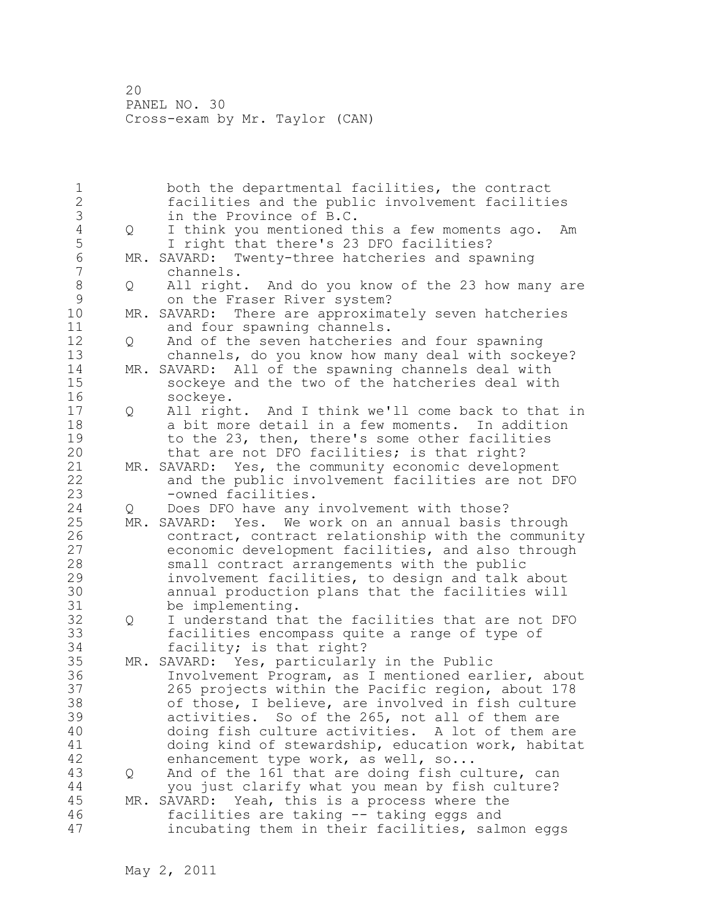both the departmental facilities, the contract facilities and the public involvement facilities in the Province of B.C.

Q I think you mentioned this a few moments ago. Am I right that there's 23 DFO facilities?

MR. SAVARD: Twenty-three hatcheries and spawning channels.

Q All right. And do you know of the 23 how many are on the Fraser River system?

MR. SAVARD: There are approximately seven hatcheries and four spawning channels.

Q And of the seven hatcheries and four spawning channels, do you know how many deal with sockeye?

MR. SAVARD: All of the spawning channels deal with sockeye and the two of the hatcheries deal with sockeye.

Q All right. And I think we'll come back to that in a bit more detail in a few moments. In addition to the 23, then, there's some other facilities that are not DFO facilities; is that right?

MR. SAVARD: Yes, the community economic development and the public involvement facilities are not DFO -owned facilities.

Q Does DFO have any involvement with those?

MR. SAVARD: Yes. We work on an annual basis through contract, contract relationship with the community economic development facilities, and also through small contract arrangements with the public involvement facilities, to design and talk about annual production plans that the facilities will be implementing.

Q I understand that the facilities that are not DFO facilities encompass quite a range of type of facility; is that right?

MR. SAVARD: Yes, particularly in the Public Involvement Program, as I mentioned earlier, about 265 projects within the Pacific region, about 178 of those, I believe, are involved in fish culture activities. So of the 265, not all of them are doing fish culture activities. A lot of them are doing kind of stewardship, education work, habitat enhancement type work, as well, so...

Q And of the 161 that are doing fish culture, can you just clarify what you mean by fish culture?

MR. SAVARD: Yeah, this is a process where the facilities are taking -- taking eggs and incubating them in their facilities, salmon eggs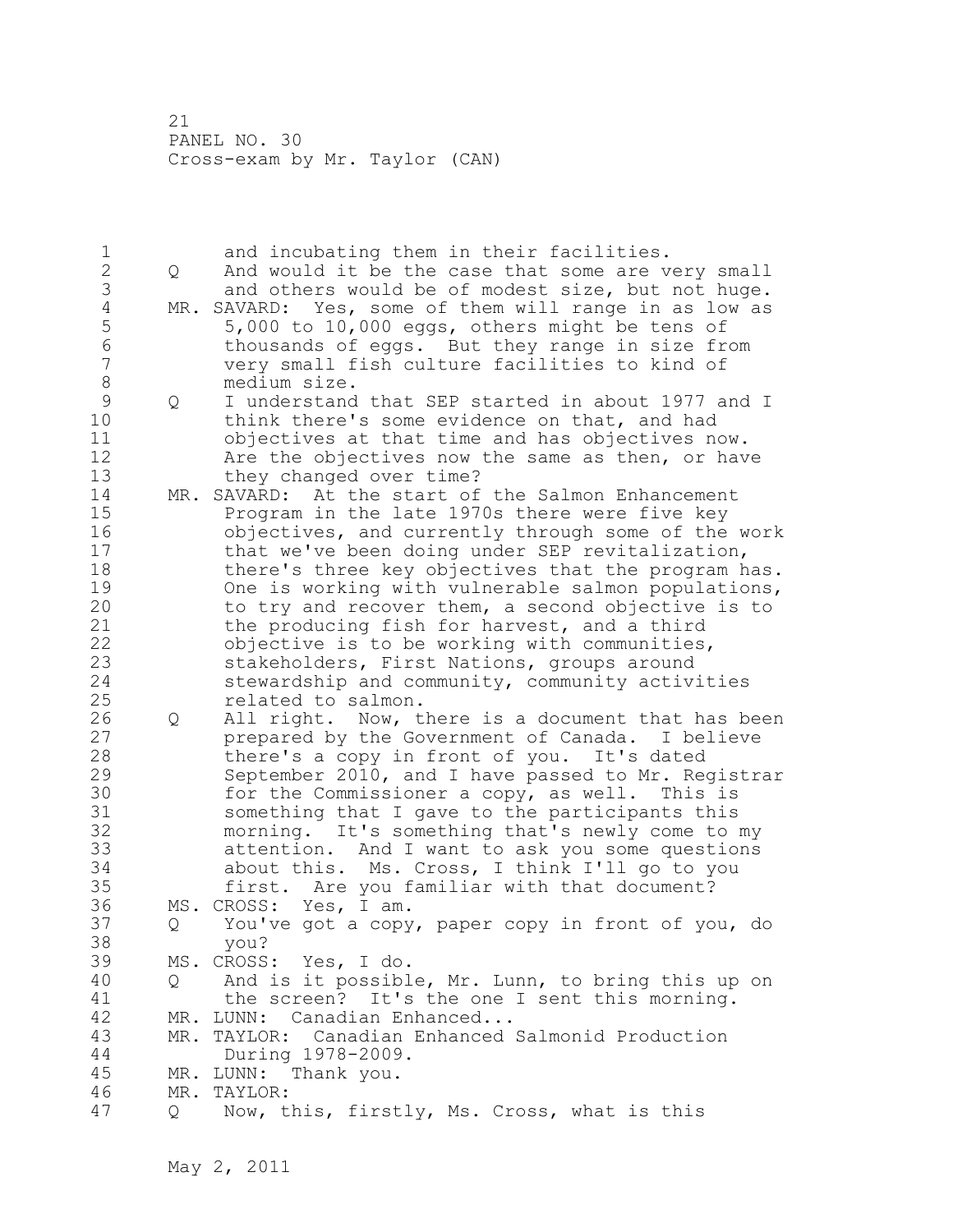and incubating them in their facilities.

Q And would it be the case that some are very small and others would be of modest size, but not huge.

MR. SAVARD: Yes, some of them will range in as low as 5,000 to 10,000 eggs, others might be tens of thousands of eggs. But they range in size from very small fish culture facilities to kind of medium size.

Q I understand that SEP started in about 1977 and I think there's some evidence on that, and had objectives at that time and has objectives now. Are the objectives now the same as then, or have they changed over time?

MR. SAVARD: At the start of the Salmon Enhancement Program in the late 1970s there were five key objectives, and currently through some of the work that we've been doing under SEP revitalization, there's three key objectives that the program has. One is working with vulnerable salmon populations, to try and recover them, a second objective is to the producing fish for harvest, and a third objective is to be working with communities, stakeholders, First Nations, groups around stewardship and community, community activities related to salmon.

Q All right. Now, there is a document that has been prepared by the Government of Canada. I believe there's a copy in front of you. It's dated September 2010, and I have passed to Mr. Registrar for the Commissioner a copy, as well. This is something that I gave to the participants this morning. It's something that's newly come to my attention. And I want to ask you some questions about this. Ms. Cross, I think I'll go to you first. Are you familiar with that document?

MS. CROSS: Yes, I am.

Q You've got a copy, paper copy in front of you, do you?

MS. CROSS: Yes, I do.

Q And is it possible, Mr. Lunn, to bring this up on the screen? It's the one I sent this morning.

MR. LUNN: Canadian Enhanced...

MR. TAYLOR: Canadian Enhanced Salmonid Production During 1978-2009.

MR. LUNN: Thank you.

MR. TAYLOR:

Q Now, this, firstly, Ms. Cross, what is this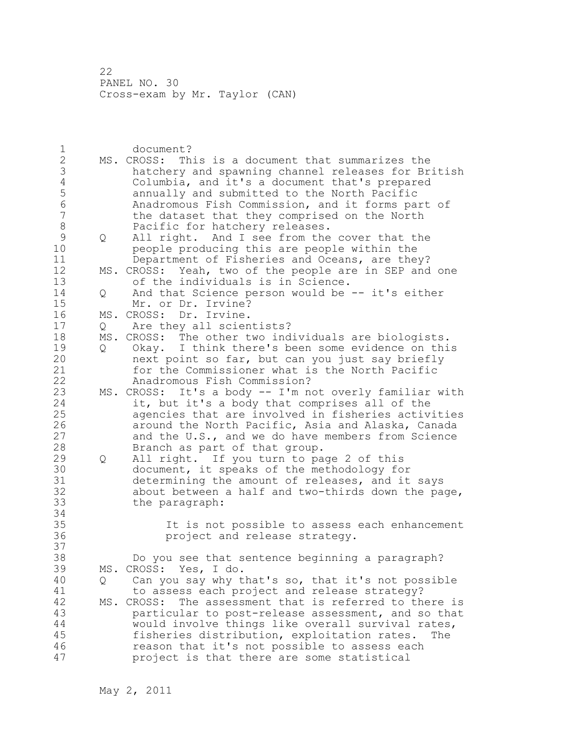document?

MS. CROSS: This is a document that summarizes the hatchery and spawning channel releases for British Columbia, and it's a document that's prepared annually and submitted to the North Pacific Anadromous Fish Commission, and it forms part of the dataset that they comprised on the North Pacific for hatchery releases.

Q All right. And I see from the cover that the people producing this are people within the Department of Fisheries and Oceans, are they?

MS. CROSS: Yeah, two of the people are in SEP and one of the individuals is in Science.

Q And that Science person would be -- it's either Mr. or Dr. Irvine?

MS. CROSS: Dr. Irvine.

Q Are they all scientists?

MS. CROSS: The other two individuals are biologists.

Q Okay. I think there's been some evidence on this next point so far, but can you just say briefly for the Commissioner what is the North Pacific Anadromous Fish Commission?

MS. CROSS: It's a body -- I'm not overly familiar with it, but it's a body that comprises all of the agencies that are involved in fisheries activities around the North Pacific, Asia and Alaska, Canada and the U.S., and we do have members from Science Branch as part of that group.

Q All right. If you turn to page 2 of this document, it speaks of the methodology for determining the amount of releases, and it says about between a half and two-thirds down the page, the paragraph:

> It is not possible to assess each enhancement project and release strategy.

Do you see that sentence beginning a paragraph?

MS. CROSS: Yes, I do.

Q Can you say why that's so, that it's not possible to assess each project and release strategy?

MS. CROSS: The assessment that is referred to there is particular to post-release assessment, and so that would involve things like overall survival rates, fisheries distribution, exploitation rates. The reason that it's not possible to assess each project is that there are some statistical

May 2, 2011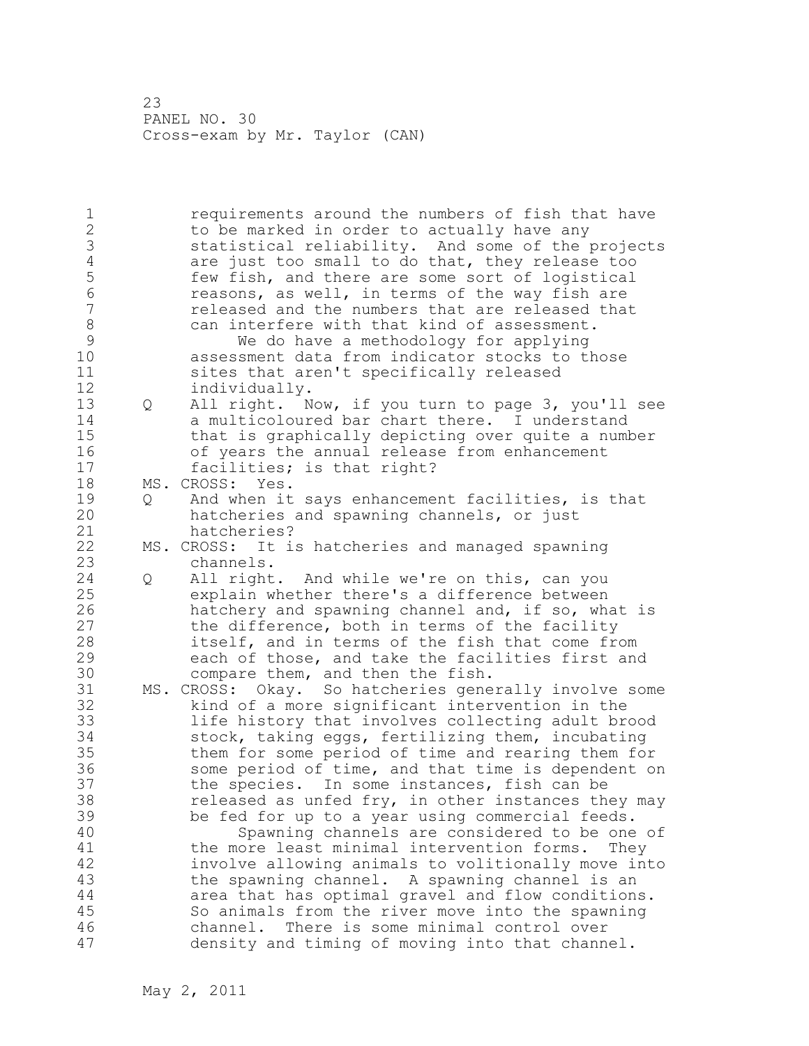requirements around the numbers of fish that have to be marked in order to actually have any statistical reliability. And some of the projects are just too small to do that, they release too few fish, and there are some sort of logistical reasons, as well, in terms of the way fish are released and the numbers that are released that can interfere with that kind of assessment.

We do have a methodology for applying assessment data from indicator stocks to those sites that aren't specifically released individually.

Q All right. Now, if you turn to page 3, you'll see a multicoloured bar chart there. I understand that is graphically depicting over quite a number of years the annual release from enhancement facilities; is that right?

MS. CROSS: Yes.

Q And when it says enhancement facilities, is that hatcheries and spawning channels, or just hatcheries?

MS. CROSS: It is hatcheries and managed spawning channels.

Q All right. And while we're on this, can you explain whether there's a difference between hatchery and spawning channel and, if so, what is the difference, both in terms of the facility itself, and in terms of the fish that come from each of those, and take the facilities first and compare them, and then the fish.

MS. CROSS: Okay. So hatcheries generally involve some kind of a more significant intervention in the life history that involves collecting adult brood stock, taking eggs, fertilizing them, incubating them for some period of time and rearing them for some period of time, and that time is dependent on the species. In some instances, fish can be released as unfed fry, in other instances they may be fed for up to a year using commercial feeds.

Spawning channels are considered to be one of the more least minimal intervention forms. They involve allowing animals to volitionally move into the spawning channel. A spawning channel is an area that has optimal gravel and flow conditions. So animals from the river move into the spawning channel. There is some minimal control over density and timing of moving into that channel.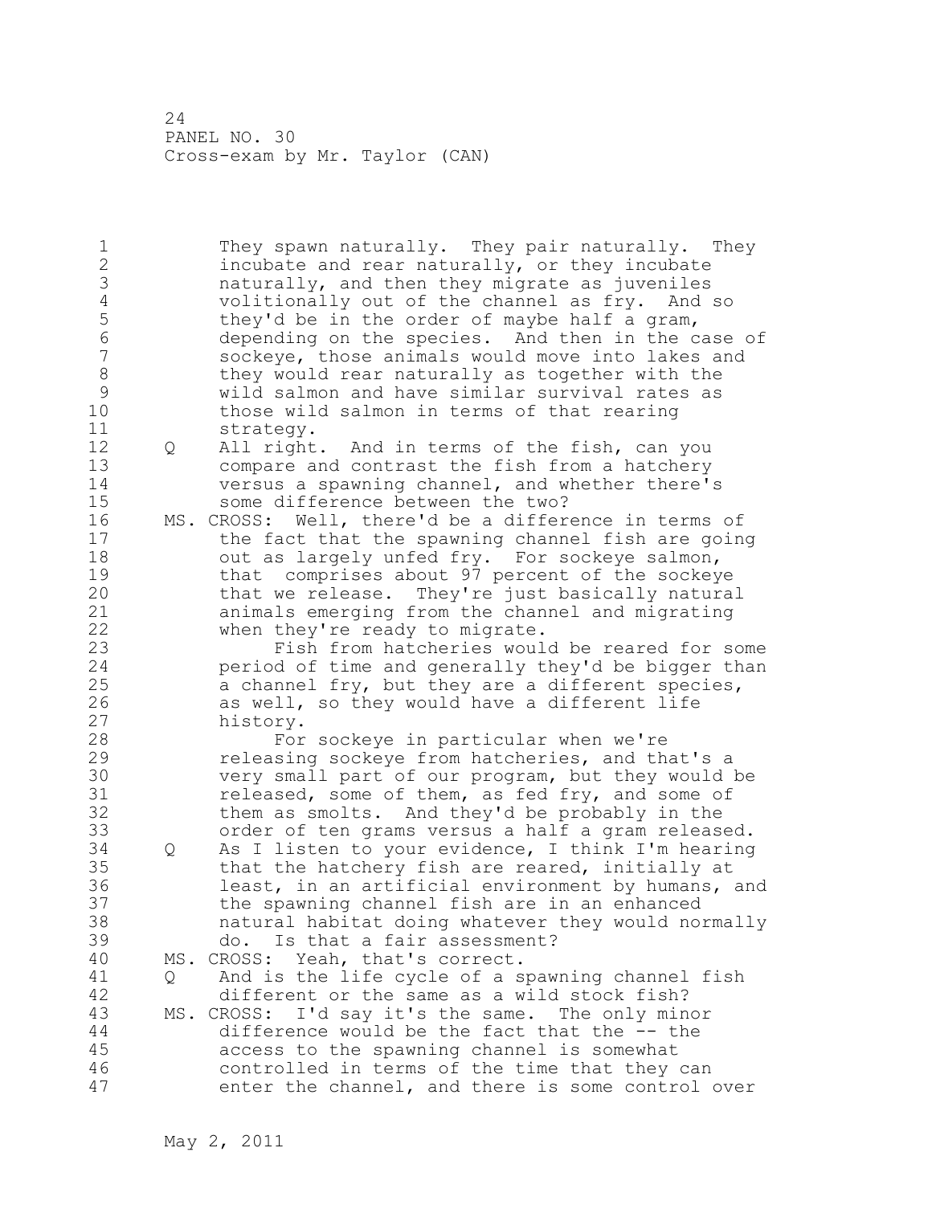They spawn naturally. They pair naturally. They incubate and rear naturally, or they incubate naturally, and then they migrate as juveniles volitionally out of the channel as fry. And so they'd be in the order of maybe half a gram, depending on the species. And then in the case of sockeye, those animals would move into lakes and they would rear naturally as together with the wild salmon and have similar survival rates as those wild salmon in terms of that rearing strategy.

Q All right. And in terms of the fish, can you compare and contrast the fish from a hatchery versus a spawning channel, and whether there's some difference between the two?

MS. CROSS: Well, there'd be a difference in terms of the fact that the spawning channel fish are going out as largely unfed fry. For sockeye salmon, that comprises about 97 percent of the sockeye that we release. They're just basically natural animals emerging from the channel and migrating when they're ready to migrate.

Fish from hatcheries would be reared for some period of time and generally they'd be bigger than a channel fry, but they are a different species, as well, so they would have a different life history.

For sockeye in particular when we're releasing sockeye from hatcheries, and that's a very small part of our program, but they would be released, some of them, as fed fry, and some of them as smolts. And they'd be probably in the order of ten grams versus a half a gram released.

Q As I listen to your evidence, I think I'm hearing that the hatchery fish are reared, initially at least, in an artificial environment by humans, and the spawning channel fish are in an enhanced natural habitat doing whatever they would normally do. Is that a fair assessment?

MS. CROSS: Yeah, that's correct.

Q And is the life cycle of a spawning channel fish different or the same as a wild stock fish?

MS. CROSS: I'd say it's the same. The only minor difference would be the fact that the -- the access to the spawning channel is somewhat controlled in terms of the time that they can enter the channel, and there is some control over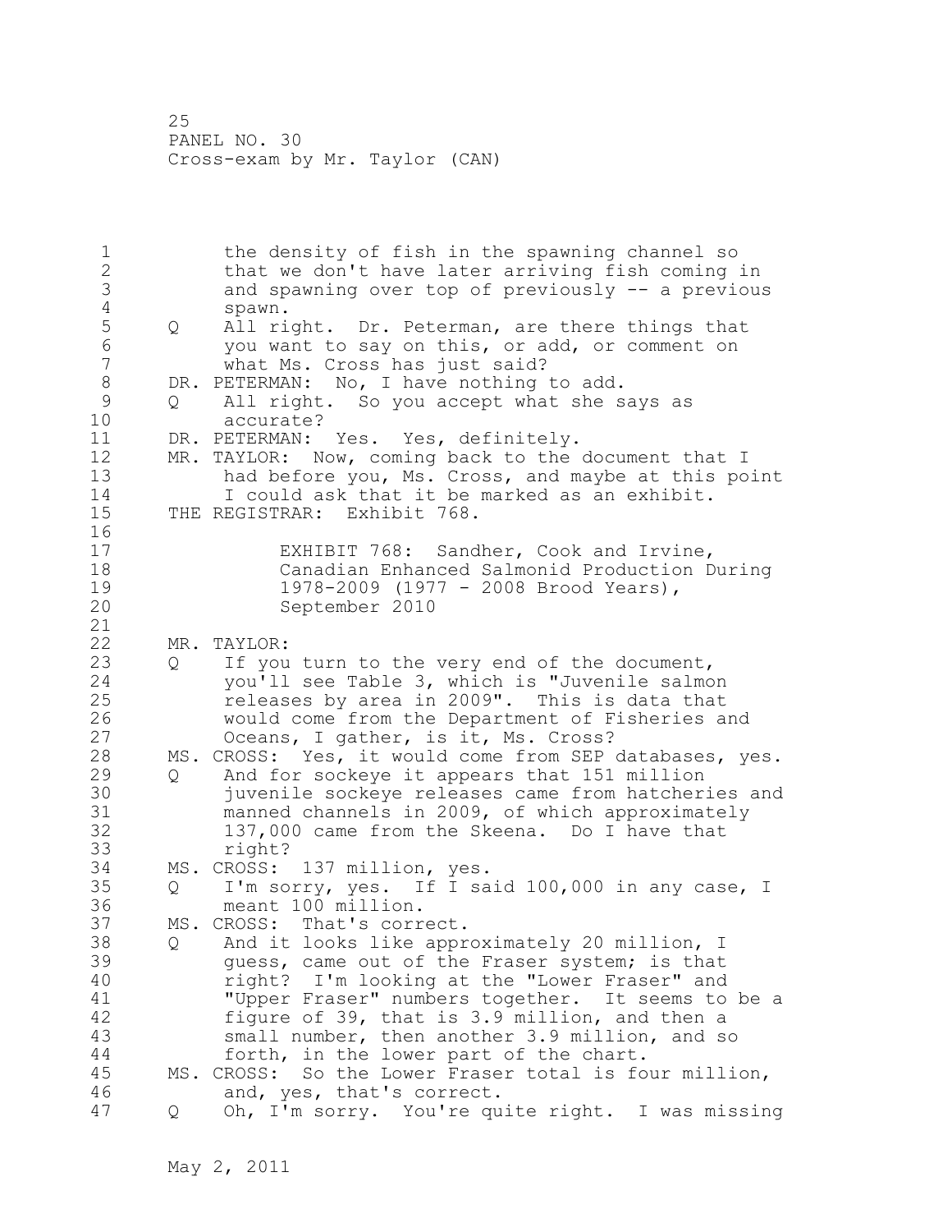the density of fish in the spawning channel so that we don't have later arriving fish coming in and spawning over top of previously -- a previous spawn.

Q All right. Dr. Peterman, are there things that you want to say on this, or add, or comment on what Ms. Cross has just said?

DR. PETERMAN: No, I have nothing to add.

Q All right. So you accept what she says as accurate?

DR. PETERMAN: Yes. Yes, definitely.

MR. TAYLOR: Now, coming back to the document that I had before you, Ms. Cross, and maybe at this point I could ask that it be marked as an exhibit.

THE REGISTRAR: Exhibit 768.

EXHIBIT 768: Sandher, Cook and Irvine, Canadian Enhanced Salmonid Production During 1978-2009 (1977 - 2008 Brood Years), September 2010

MR. TAYLOR:

Q If you turn to the very end of the document, you'll see Table 3, which is "Juvenile salmon releases by area in 2009". This is data that would come from the Department of Fisheries and Oceans, I gather, is it, Ms. Cross?

MS. CROSS: Yes, it would come from SEP databases, yes.

Q And for sockeye it appears that 151 million juvenile sockeye releases came from hatcheries and manned channels in 2009, of which approximately 137,000 came from the Skeena. Do I have that right?

MS. CROSS: 137 million, yes.

Q I'm sorry, yes. If I said 100,000 in any case, I meant 100 million.

MS. CROSS: That's correct.

Q And it looks like approximately 20 million, I guess, came out of the Fraser system; is that right? I'm looking at the "Lower Fraser" and "Upper Fraser" numbers together. It seems to be a figure of 39, that is 3.9 million, and then a small number, then another 3.9 million, and so forth, in the lower part of the chart.

MS. CROSS: So the Lower Fraser total is four million, and, yes, that's correct.

Q Oh, I'm sorry. You're quite right. I was missing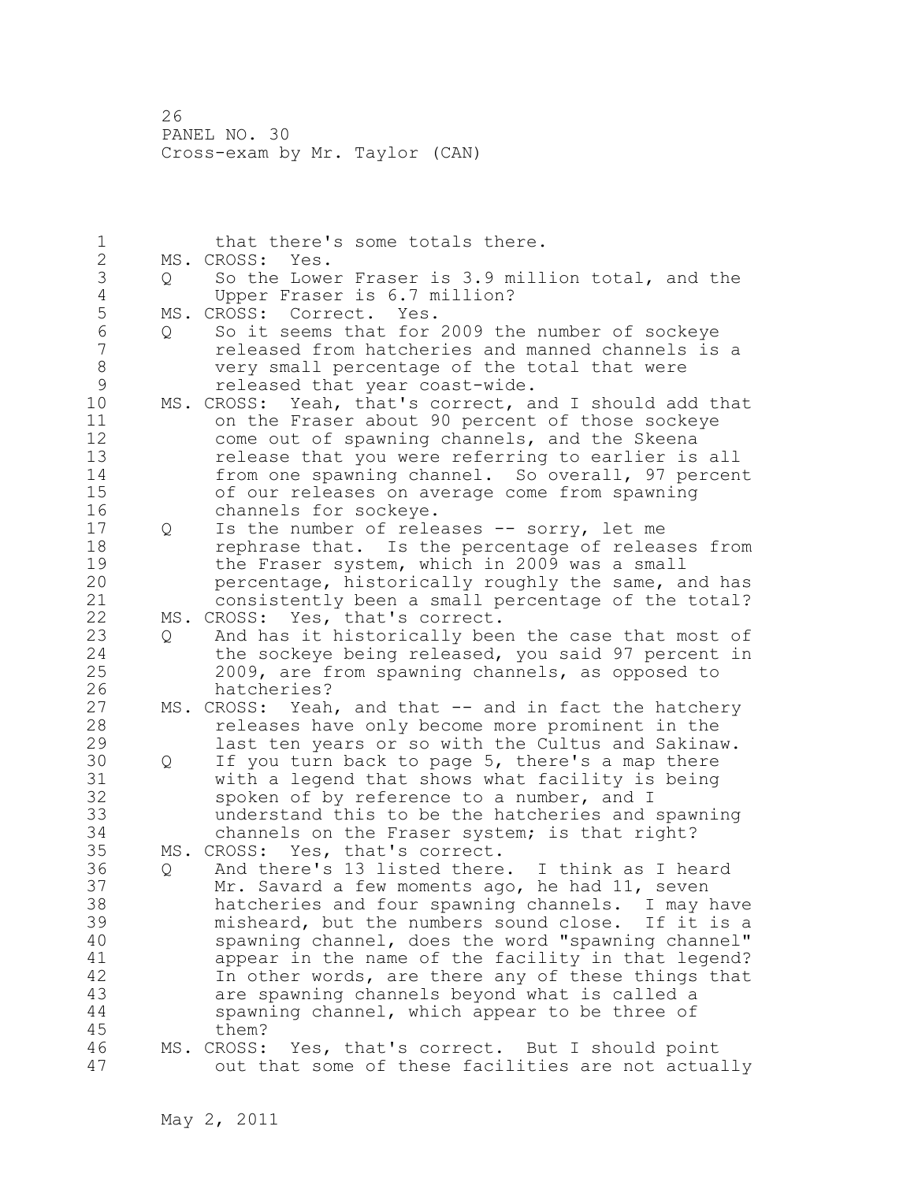that there's some totals there.

MS. CROSS: Yes.

Q So the Lower Fraser is 3.9 million total, and the Upper Fraser is 6.7 million?

MS. CROSS: Correct. Yes.

Q So it seems that for 2009 the number of sockeye released from hatcheries and manned channels is a very small percentage of the total that were released that year coast-wide.

MS. CROSS: Yeah, that's correct, and I should add that on the Fraser about 90 percent of those sockeye come out of spawning channels, and the Skeena release that you were referring to earlier is all from one spawning channel. So overall, 97 percent of our releases on average come from spawning channels for sockeye.

Q Is the number of releases -- sorry, let me rephrase that. Is the percentage of releases from the Fraser system, which in 2009 was a small percentage, historically roughly the same, and has consistently been a small percentage of the total?

MS. CROSS: Yes, that's correct.

Q And has it historically been the case that most of the sockeye being released, you said 97 percent in 2009, are from spawning channels, as opposed to hatcheries?

MS. CROSS: Yeah, and that -- and in fact the hatchery releases have only become more prominent in the last ten years or so with the Cultus and Sakinaw.

Q If you turn back to page 5, there's a map there with a legend that shows what facility is being spoken of by reference to a number, and I understand this to be the hatcheries and spawning channels on the Fraser system; is that right?

MS. CROSS: Yes, that's correct.

Q And there's 13 listed there. I think as I heard Mr. Savard a few moments ago, he had 11, seven hatcheries and four spawning channels. I may have misheard, but the numbers sound close. If it is a spawning channel, does the word "spawning channel" appear in the name of the facility in that legend? In other words, are there any of these things that are spawning channels beyond what is called a spawning channel, which appear to be three of them?

MS. CROSS: Yes, that's correct. But I should point out that some of these facilities are not actually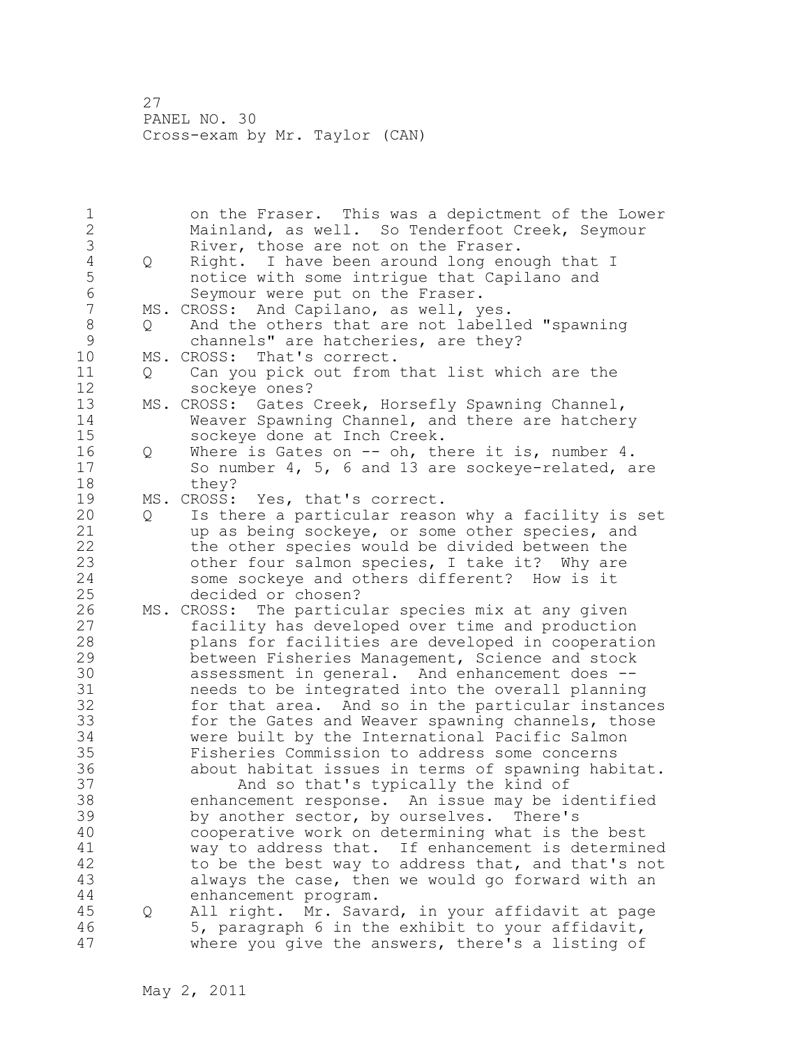on the Fraser. This was a depictment of the Lower Mainland, as well. So Tenderfoot Creek, Seymour River, those are not on the Fraser.

Q Right. I have been around long enough that I notice with some intrigue that Capilano and Seymour were put on the Fraser.

MS. CROSS: And Capilano, as well, yes.

Q And the others that are not labelled "spawning channels" are hatcheries, are they?

MS. CROSS: That's correct.

Q Can you pick out from that list which are the sockeye ones?

MS. CROSS: Gates Creek, Horsefly Spawning Channel, Weaver Spawning Channel, and there are hatchery sockeye done at Inch Creek.

Q Where is Gates on -- oh, there it is, number 4. So number 4, 5, 6 and 13 are sockeye-related, are they?

MS. CROSS: Yes, that's correct.

Q Is there a particular reason why a facility is set up as being sockeye, or some other species, and the other species would be divided between the other four salmon species, I take it? Why are some sockeye and others different? How is it decided or chosen?

MS. CROSS: The particular species mix at any given facility has developed over time and production plans for facilities are developed in cooperation between Fisheries Management, Science and stock assessment in general. And enhancement does -- needs to be integrated into the overall planning for that area. And so in the particular instances for the Gates and Weaver spawning channels, those were built by the International Pacific Salmon Fisheries Commission to address some concerns about habitat issues in terms of spawning habitat.

And so that's typically the kind of enhancement response. An issue may be identified by another sector, by ourselves. There's cooperative work on determining what is the best way to address that. If enhancement is determined to be the best way to address that, and that's not always the case, then we would go forward with an enhancement program.

Q All right. Mr. Savard, in your affidavit at page 5, paragraph 6 in the exhibit to your affidavit, where you give the answers, there's a listing of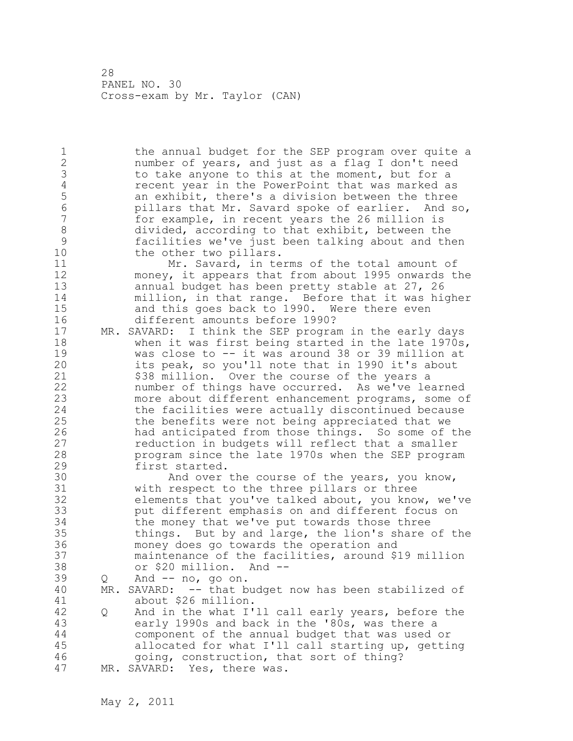the annual budget for the SEP program over quite a number of years, and just as a flag I don't need to take anyone to this at the moment, but for a recent year in the PowerPoint that was marked as an exhibit, there's a division between the three pillars that Mr. Savard spoke of earlier. And so, for example, in recent years the 26 million is divided, according to that exhibit, between the facilities we've just been talking about and then the other two pillars.

Mr. Savard, in terms of the total amount of money, it appears that from about 1995 onwards the annual budget has been pretty stable at 27, 26 million, in that range. Before that it was higher and this goes back to 1990. Were there even different amounts before 1990?

MR. SAVARD: I think the SEP program in the early days when it was first being started in the late 1970s, was close to -- it was around 38 or 39 million at its peak, so you'll note that in 1990 it's about $38 million. Over the course of the years a number of things have occurred. As we've learned more about different enhancement programs, some of the facilities were actually discontinued because the benefits were not being appreciated that we had anticipated from those things. So some of the reduction in budgets will reflect that a smaller program since the late 1970s when the SEP program first started.

And over the course of the years, you know, with respect to the three pillars or three elements that you've talked about, you know, we've put different emphasis on and different focus on the money that we've put towards those three things. But by and large, the lion's share of the money does go towards the operation and maintenance of the facilities, around $19 million or $20 million. And --

Q And -- no, go on.

MR. SAVARD: -- that budget now has been stabilized of about $26 million.

Q And in the what I'll call early years, before the early 1990s and back in the '80s, was there a component of the annual budget that was used or allocated for what I'll call starting up, getting going, construction, that sort of thing?

MR. SAVARD: Yes, there was.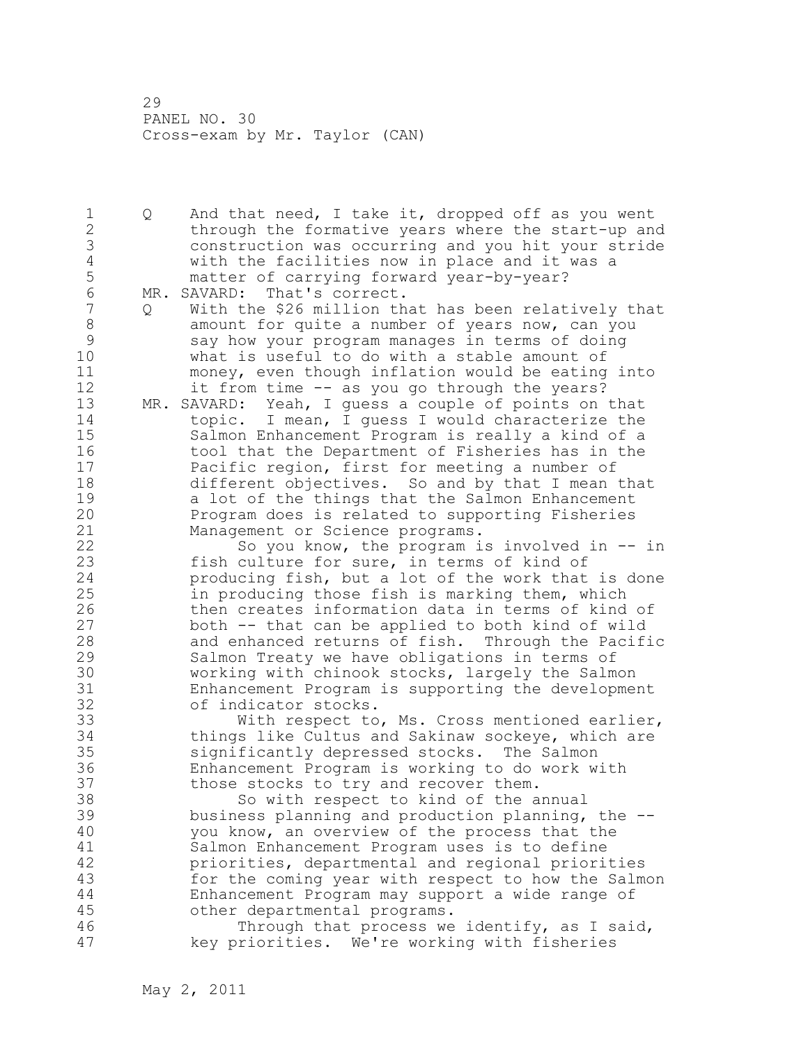Q And that need, I take it, dropped off as you went through the formative years where the start-up and construction was occurring and you hit your stride with the facilities now in place and it was a matter of carrying forward year-by-year?

MR. SAVARD: That's correct.

Q With the $26 million that has been relatively that amount for quite a number of years now, can you say how your program manages in terms of doing what is useful to do with a stable amount of money, even though inflation would be eating into it from time -- as you go through the years?

MR. SAVARD: Yeah, I guess a couple of points on that topic. I mean, I guess I would characterize the Salmon Enhancement Program is really a kind of a tool that the Department of Fisheries has in the Pacific region, first for meeting a number of different objectives. So and by that I mean that a lot of the things that the Salmon Enhancement Program does is related to supporting Fisheries Management or Science programs.

So you know, the program is involved in -- in fish culture for sure, in terms of kind of producing fish, but a lot of the work that is done in producing those fish is marking them, which then creates information data in terms of kind of both -- that can be applied to both kind of wild and enhanced returns of fish. Through the Pacific Salmon Treaty we have obligations in terms of working with chinook stocks, largely the Salmon Enhancement Program is supporting the development of indicator stocks.

With respect to, Ms. Cross mentioned earlier, things like Cultus and Sakinaw sockeye, which are significantly depressed stocks. The Salmon Enhancement Program is working to do work with those stocks to try and recover them.

So with respect to kind of the annual business planning and production planning, the -- you know, an overview of the process that the Salmon Enhancement Program uses is to define priorities, departmental and regional priorities for the coming year with respect to how the Salmon Enhancement Program may support a wide range of other departmental programs.

Through that process we identify, as I said, key priorities. We're working with fisheries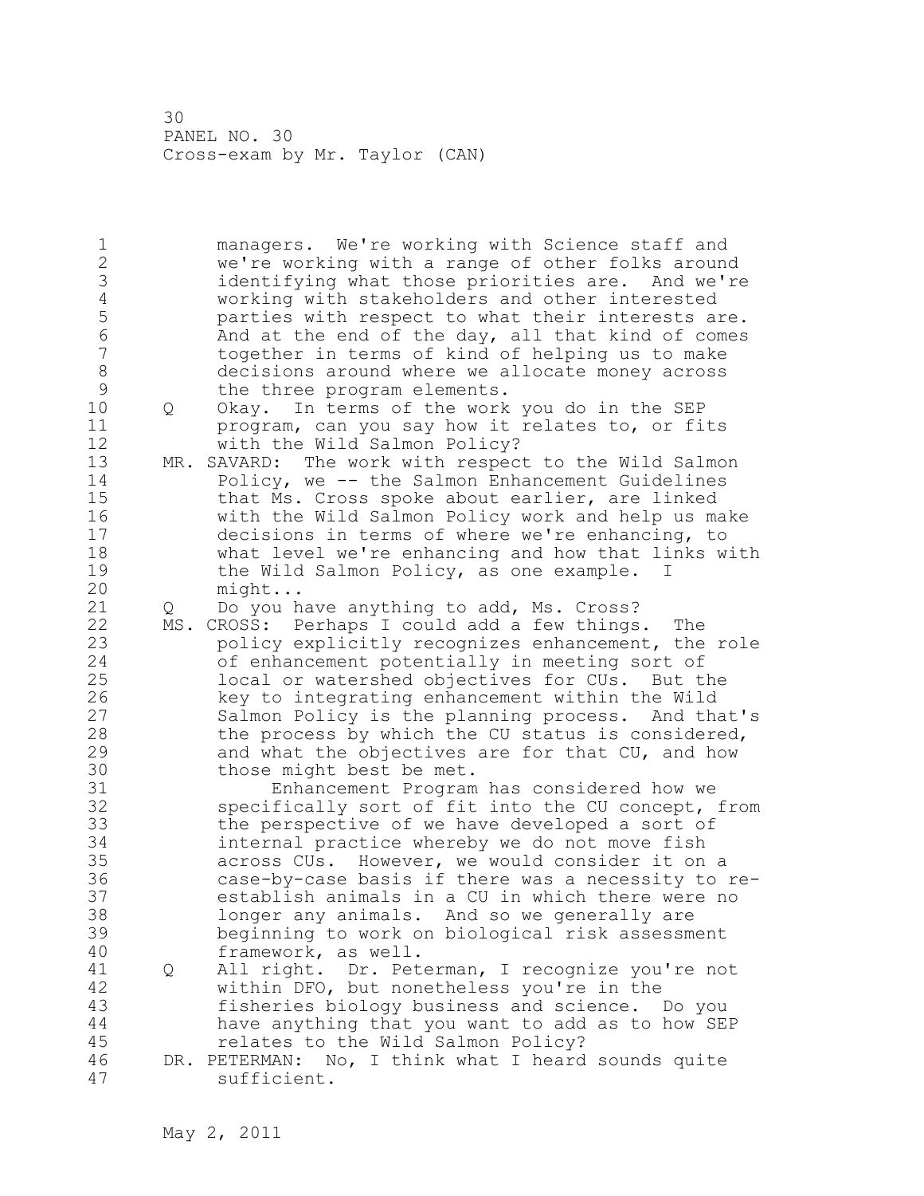managers. We're working with Science staff and we're working with a range of other folks around identifying what those priorities are. And we're working with stakeholders and other interested parties with respect to what their interests are. And at the end of the day, all that kind of comes together in terms of kind of helping us to make decisions around where we allocate money across the three program elements.

Q Okay. In terms of the work you do in the SEP program, can you say how it relates to, or fits with the Wild Salmon Policy?

MR. SAVARD: The work with respect to the Wild Salmon Policy, we -- the Salmon Enhancement Guidelines that Ms. Cross spoke about earlier, are linked with the Wild Salmon Policy work and help us make decisions in terms of where we're enhancing, to what level we're enhancing and how that links with the Wild Salmon Policy, as one example. I might...

Q Do you have anything to add, Ms. Cross?

MS. CROSS: Perhaps I could add a few things. The policy explicitly recognizes enhancement, the role of enhancement potentially in meeting sort of local or watershed objectives for CUs. But the key to integrating enhancement within the Wild Salmon Policy is the planning process. And that's the process by which the CU status is considered, and what the objectives are for that CU, and how those might best be met.

Enhancement Program has considered how we specifically sort of fit into the CU concept, from the perspective of we have developed a sort of internal practice whereby we do not move fish across CUs. However, we would consider it on a case-by-case basis if there was a necessity to re-establish animals in a CU in which there were no longer any animals. And so we generally are beginning to work on biological risk assessment framework, as well.

Q All right. Dr. Peterman, I recognize you're not within DFO, but nonetheless you're in the fisheries biology business and science. Do you have anything that you want to add as to how SEP relates to the Wild Salmon Policy?

DR. PETERMAN: No, I think what I heard sounds quite sufficient.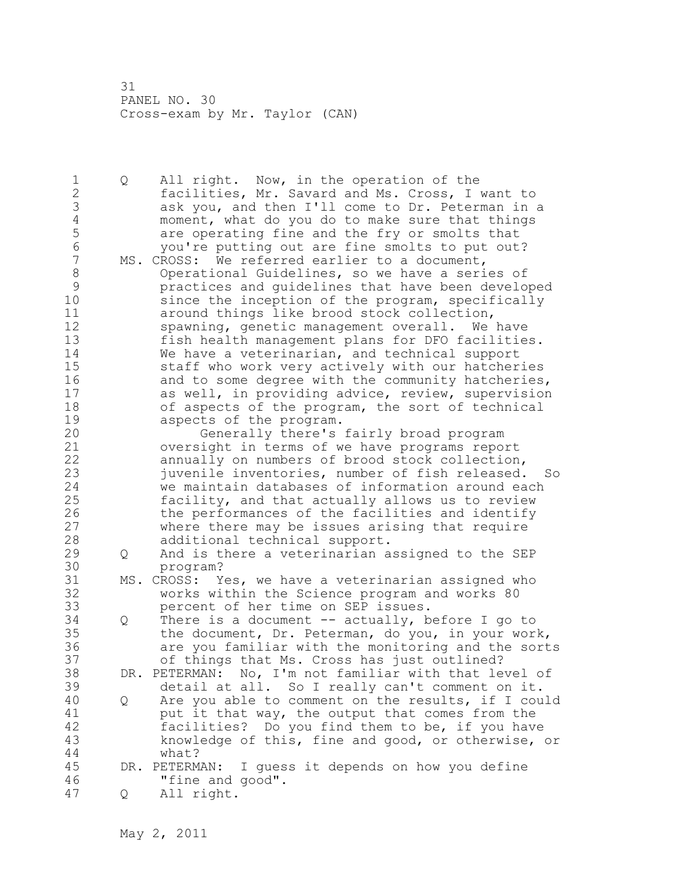Q All right. Now, in the operation of the facilities, Mr. Savard and Ms. Cross, I want to ask you, and then I'll come to Dr. Peterman in a moment, what do you do to make sure that things are operating fine and the fry or smolts that you're putting out are fine smolts to put out?

MS. CROSS: We referred earlier to a document, Operational Guidelines, so we have a series of practices and guidelines that have been developed since the inception of the program, specifically around things like brood stock collection, spawning, genetic management overall. We have fish health management plans for DFO facilities. We have a veterinarian, and technical support staff who work very actively with our hatcheries and to some degree with the community hatcheries, as well, in providing advice, review, supervision of aspects of the program, the sort of technical aspects of the program.

Generally there's fairly broad program oversight in terms of we have programs report annually on numbers of brood stock collection, juvenile inventories, number of fish released. So we maintain databases of information around each facility, and that actually allows us to review the performances of the facilities and identify where there may be issues arising that require additional technical support.

Q And is there a veterinarian assigned to the SEP program?

MS. CROSS: Yes, we have a veterinarian assigned who works within the Science program and works 80 percent of her time on SEP issues.

Q There is a document -- actually, before I go to the document, Dr. Peterman, do you, in your work, are you familiar with the monitoring and the sorts of things that Ms. Cross has just outlined?

DR. PETERMAN: No, I'm not familiar with that level of detail at all. So I really can't comment on it.

Q Are you able to comment on the results, if I could put it that way, the output that comes from the facilities? Do you find them to be, if you have knowledge of this, fine and good, or otherwise, or what?

DR. PETERMAN: I guess it depends on how you define "fine and good".

Q All right.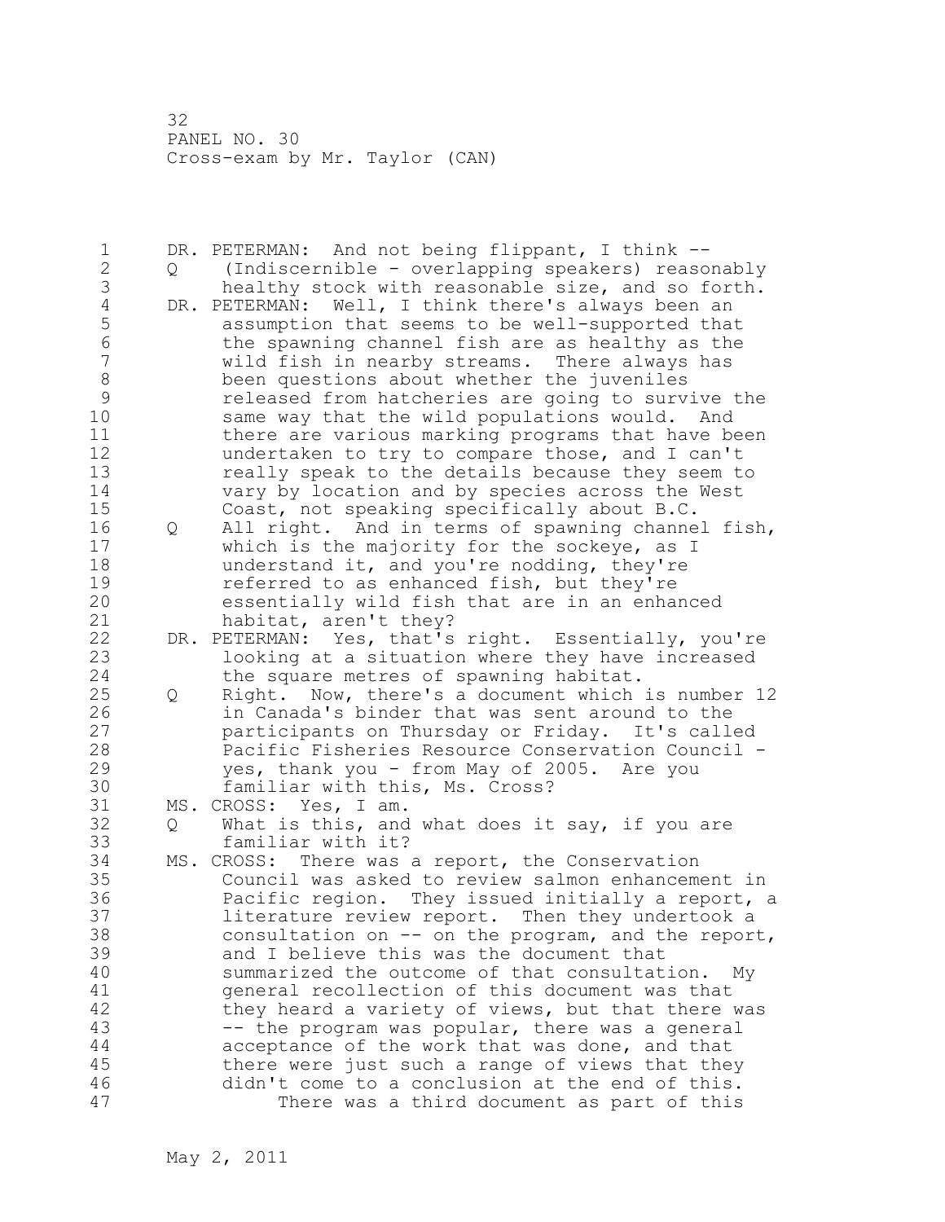DR. PETERMAN: And not being flippant, I think --

Q (Indiscernible - overlapping speakers) reasonably healthy stock with reasonable size, and so forth.

DR. PETERMAN: Well, I think there's always been an assumption that seems to be well-supported that the spawning channel fish are as healthy as the wild fish in nearby streams. There always has been questions about whether the juveniles released from hatcheries are going to survive the same way that the wild populations would. And there are various marking programs that have been undertaken to try to compare those, and I can't really speak to the details because they seem to vary by location and by species across the West Coast, not speaking specifically about B.C.

Q All right. And in terms of spawning channel fish, which is the majority for the sockeye, as I understand it, and you're nodding, they're referred to as enhanced fish, but they're essentially wild fish that are in an enhanced habitat, aren't they?

DR. PETERMAN: Yes, that's right. Essentially, you're looking at a situation where they have increased the square metres of spawning habitat.

Q Right. Now, there's a document which is number 12 in Canada's binder that was sent around to the participants on Thursday or Friday. It's called Pacific Fisheries Resource Conservation Council - yes, thank you - from May of 2005. Are you familiar with this, Ms. Cross?

MS. CROSS: Yes, I am.

Q What is this, and what does it say, if you are familiar with it?

MS. CROSS: There was a report, the Conservation Council was asked to review salmon enhancement in Pacific region. They issued initially a report, a literature review report. Then they undertook a consultation on -- on the program, and the report, and I believe this was the document that summarized the outcome of that consultation. My general recollection of this document was that they heard a variety of views, but that there was -- the program was popular, there was a general acceptance of the work that was done, and that there were just such a range of views that they didn't come to a conclusion at the end of this.

There was a third document as part of this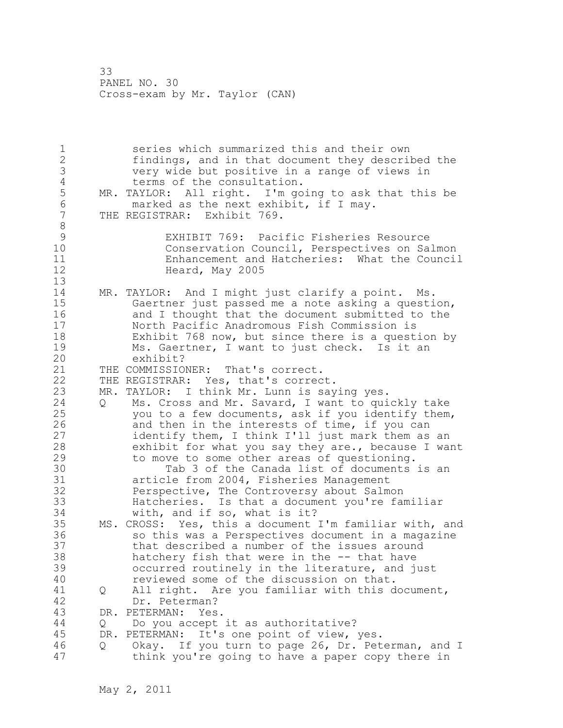series which summarized this and their own findings, and in that document they described the very wide but positive in a range of views in terms of the consultation.

MR. TAYLOR: All right. I'm going to ask that this be marked as the next exhibit, if I may.

THE REGISTRAR: Exhibit 769.

> EXHIBIT 769: Pacific Fisheries Resource Conservation Council, Perspectives on Salmon Enhancement and Hatcheries: What the Council Heard, May 2005

MR. TAYLOR: And I might just clarify a point. Ms. Gaertner just passed me a note asking a question, and I thought that the document submitted to the North Pacific Anadromous Fish Commission is Exhibit 768 now, but since there is a question by Ms. Gaertner, I want to just check. Is it an exhibit?

THE COMMISSIONER: That's correct.

THE REGISTRAR: Yes, that's correct.

MR. TAYLOR: I think Mr. Lunn is saying yes.

Q Ms. Cross and Mr. Savard, I want to quickly take you to a few documents, ask if you identify them, and then in the interests of time, if you can identify them, I think I'll just mark them as an exhibit for what you say they are., because I want to move to some other areas of questioning.

Tab 3 of the Canada list of documents is an article from 2004, Fisheries Management Perspective, The Controversy about Salmon Hatcheries. Is that a document you're familiar with, and if so, what is it?

MS. CROSS: Yes, this a document I'm familiar with, and so this was a Perspectives document in a magazine that described a number of the issues around hatchery fish that were in the -- that have occurred routinely in the literature, and just reviewed some of the discussion on that.

Q All right. Are you familiar with this document, Dr. Peterman?

DR. PETERMAN: Yes.

Q Do you accept it as authoritative?

DR. PETERMAN: It's one point of view, yes.

Q Okay. If you turn to page 26, Dr. Peterman, and I think you're going to have a paper copy there in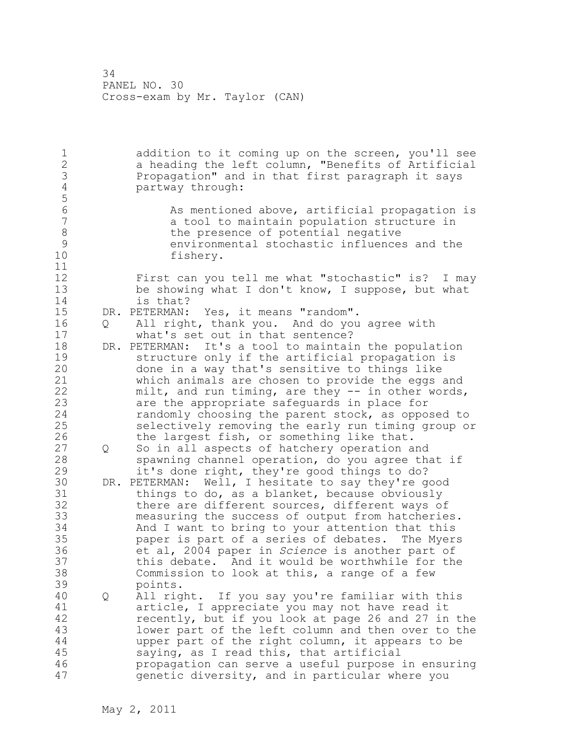addition to it coming up on the screen, you'll see a heading the left column, "Benefits of Artificial Propagation" and in that first paragraph it says partway through:

> As mentioned above, artificial propagation is a tool to maintain population structure in the presence of potential negative environmental stochastic influences and the fishery.

First can you tell me what "stochastic" is? I may be showing what I don't know, I suppose, but what is that?

DR. PETERMAN: Yes, it means "random".

Q All right, thank you. And do you agree with what's set out in that sentence?

DR. PETERMAN: It's a tool to maintain the population structure only if the artificial propagation is done in a way that's sensitive to things like which animals are chosen to provide the eggs and milt, and run timing, are they -- in other words, are the appropriate safeguards in place for randomly choosing the parent stock, as opposed to selectively removing the early run timing group or the largest fish, or something like that.

Q So in all aspects of hatchery operation and spawning channel operation, do you agree that if it's done right, they're good things to do?

DR. PETERMAN: Well, I hesitate to say they're good things to do, as a blanket, because obviously there are different sources, different ways of measuring the success of output from hatcheries. And I want to bring to your attention that this paper is part of a series of debates. The Myers et al, 2004 paper in *Science* is another part of this debate. And it would be worthwhile for the Commission to look at this, a range of a few points.

Q All right. If you say you're familiar with this article, I appreciate you may not have read it recently, but if you look at page 26 and 27 in the lower part of the left column and then over to the upper part of the right column, it appears to be saying, as I read this, that artificial propagation can serve a useful purpose in ensuring genetic diversity, and in particular where you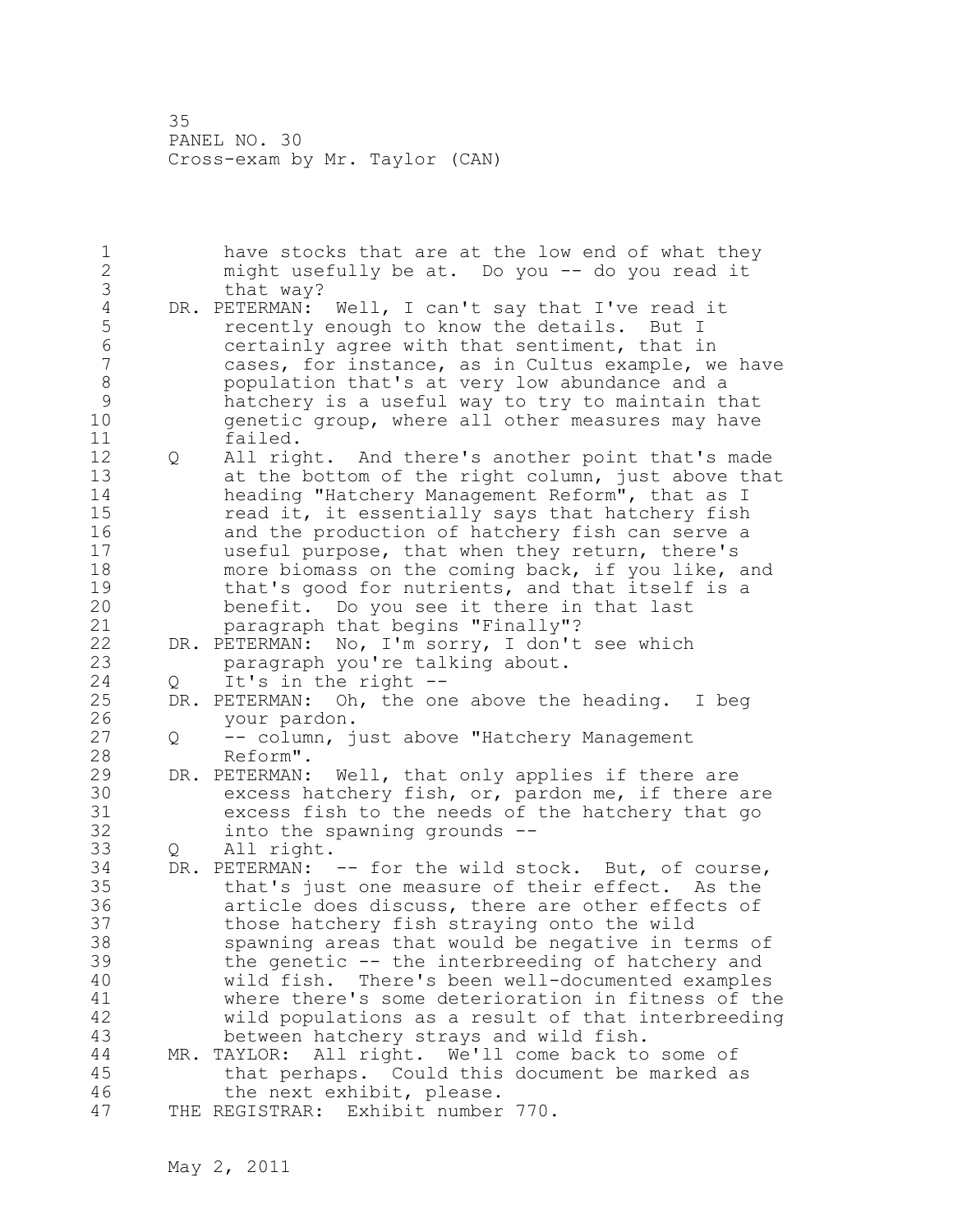have stocks that are at the low end of what they might usefully be at. Do you -- do you read it that way?

DR. PETERMAN: Well, I can't say that I've read it recently enough to know the details. But I certainly agree with that sentiment, that in cases, for instance, as in Cultus example, we have population that's at very low abundance and a hatchery is a useful way to try to maintain that genetic group, where all other measures may have failed.

Q All right. And there's another point that's made at the bottom of the right column, just above that heading "Hatchery Management Reform", that as I read it, it essentially says that hatchery fish and the production of hatchery fish can serve a useful purpose, that when they return, there's more biomass on the coming back, if you like, and that's good for nutrients, and that itself is a benefit. Do you see it there in that last paragraph that begins "Finally"?

DR. PETERMAN: No, I'm sorry, I don't see which paragraph you're talking about.

Q It's in the right --

DR. PETERMAN: Oh, the one above the heading. I beg your pardon.

Q -- column, just above "Hatchery Management Reform".

DR. PETERMAN: Well, that only applies if there are excess hatchery fish, or, pardon me, if there are excess fish to the needs of the hatchery that go into the spawning grounds --

Q All right.

DR. PETERMAN: -- for the wild stock. But, of course, that's just one measure of their effect. As the article does discuss, there are other effects of those hatchery fish straying onto the wild spawning areas that would be negative in terms of the genetic -- the interbreeding of hatchery and wild fish. There's been well-documented examples where there's some deterioration in fitness of the wild populations as a result of that interbreeding between hatchery strays and wild fish.

MR. TAYLOR: All right. We'll come back to some of that perhaps. Could this document be marked as the next exhibit, please.

THE REGISTRAR: Exhibit number 770.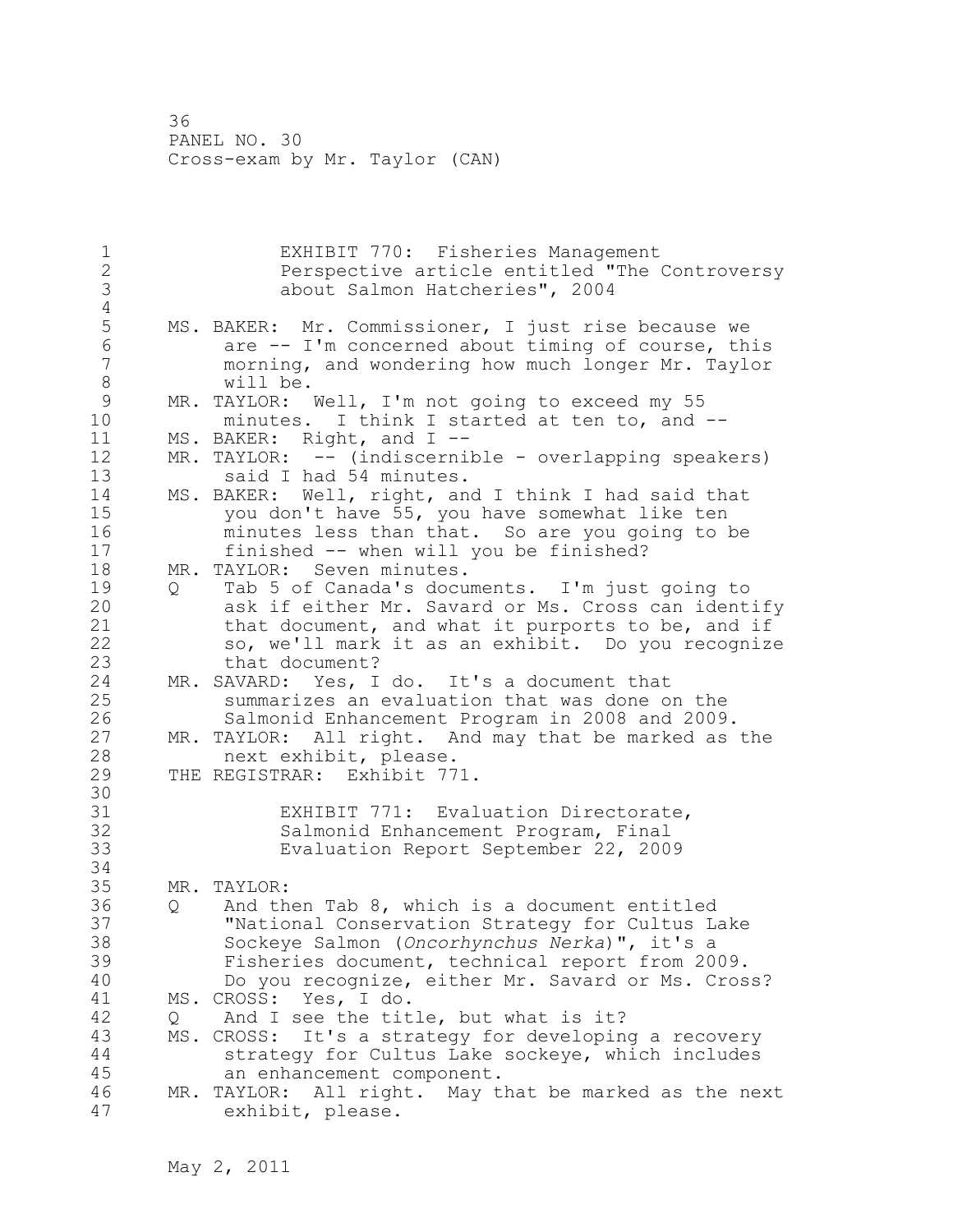EXHIBIT 770: Fisheries Management Perspective article entitled "The Controversy about Salmon Hatcheries", 2004

MS. BAKER: Mr. Commissioner, I just rise because we are -- I'm concerned about timing of course, this morning, and wondering how much longer Mr. Taylor will be.

MR. TAYLOR: Well, I'm not going to exceed my 55 minutes. I think I started at ten to, and --

MS. BAKER: Right, and I --

MR. TAYLOR: -- (indiscernible - overlapping speakers) said I had 54 minutes.

MS. BAKER: Well, right, and I think I had said that you don't have 55, you have somewhat like ten minutes less than that. So are you going to be finished -- when will you be finished?

MR. TAYLOR: Seven minutes.

Q Tab 5 of Canada's documents. I'm just going to ask if either Mr. Savard or Ms. Cross can identify that document, and what it purports to be, and if so, we'll mark it as an exhibit. Do you recognize that document?

MR. SAVARD: Yes, I do. It's a document that summarizes an evaluation that was done on the Salmonid Enhancement Program in 2008 and 2009.

MR. TAYLOR: All right. And may that be marked as the next exhibit, please.

THE REGISTRAR: Exhibit 771.

EXHIBIT 771: Evaluation Directorate, Salmonid Enhancement Program, Final Evaluation Report September 22, 2009

MR. TAYLOR:

Q And then Tab 8, which is a document entitled "National Conservation Strategy for Cultus Lake Sockeye Salmon (*Oncorhynchus Nerka*)", it's a Fisheries document, technical report from 2009. Do you recognize, either Mr. Savard or Ms. Cross?

MS. CROSS: Yes, I do.

Q And I see the title, but what is it?

MS. CROSS: It's a strategy for developing a recovery strategy for Cultus Lake sockeye, which includes an enhancement component.

MR. TAYLOR: All right. May that be marked as the next exhibit, please.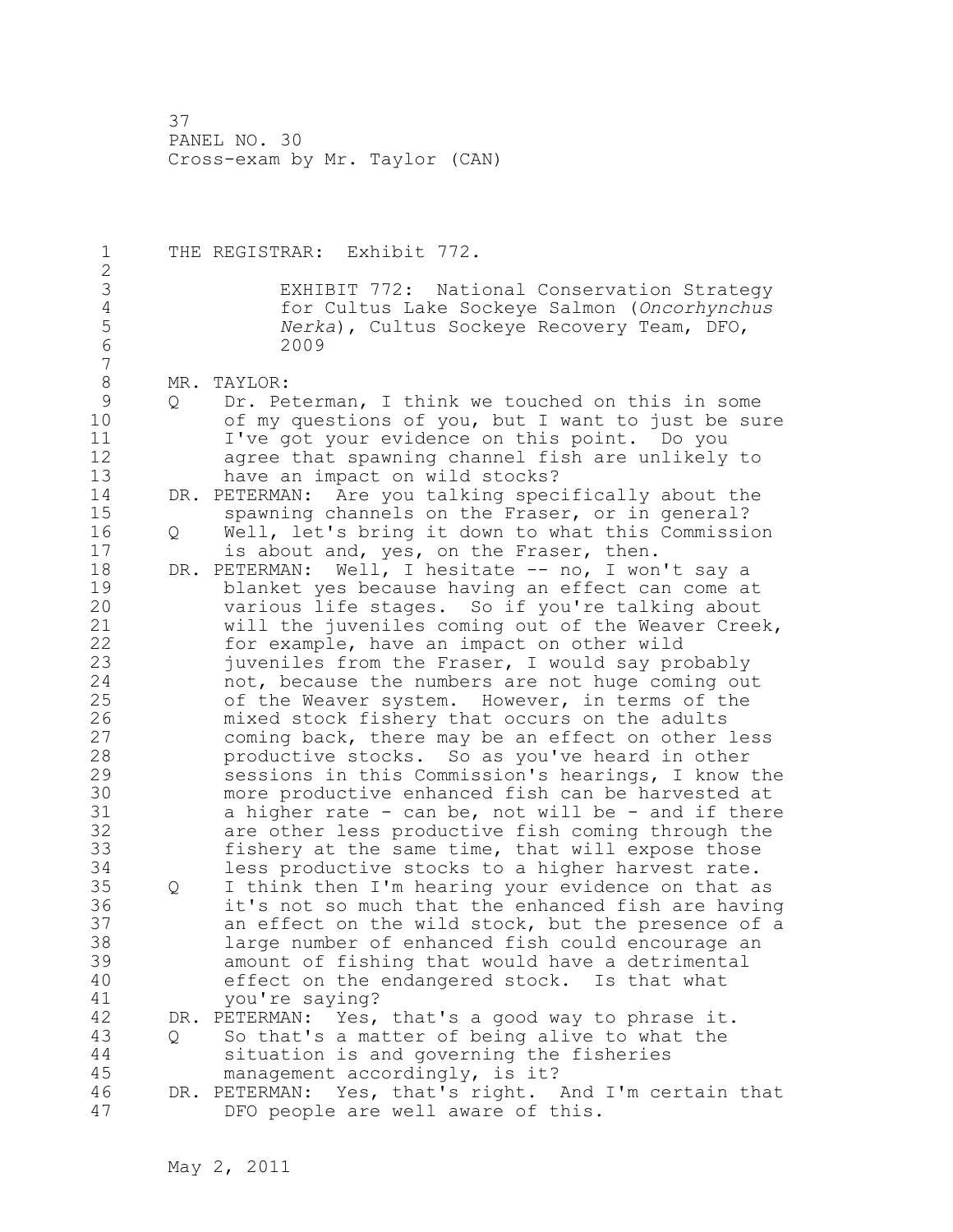THE REGISTRAR: Exhibit 772.

EXHIBIT 772: National Conservation Strategy for Cultus Lake Sockeye Salmon (*Oncorhynchus Nerka*), Cultus Sockeye Recovery Team, DFO, 2009

MR. TAYLOR:

Q Dr. Peterman, I think we touched on this in some of my questions of you, but I want to just be sure I've got your evidence on this point. Do you agree that spawning channel fish are unlikely to have an impact on wild stocks?

DR. PETERMAN: Are you talking specifically about the spawning channels on the Fraser, or in general?

Q Well, let's bring it down to what this Commission is about and, yes, on the Fraser, then.

DR. PETERMAN: Well, I hesitate -- no, I won't say a blanket yes because having an effect can come at various life stages. So if you're talking about will the juveniles coming out of the Weaver Creek, for example, have an impact on other wild juveniles from the Fraser, I would say probably not, because the numbers are not huge coming out of the Weaver system. However, in terms of the mixed stock fishery that occurs on the adults coming back, there may be an effect on other less productive stocks. So as you've heard in other sessions in this Commission's hearings, I know the more productive enhanced fish can be harvested at a higher rate - can be, not will be - and if there are other less productive fish coming through the fishery at the same time, that will expose those less productive stocks to a higher harvest rate.

Q I think then I'm hearing your evidence on that as it's not so much that the enhanced fish are having an effect on the wild stock, but the presence of a large number of enhanced fish could encourage an amount of fishing that would have a detrimental effect on the endangered stock. Is that what you're saying?

DR. PETERMAN: Yes, that's a good way to phrase it.

Q So that's a matter of being alive to what the situation is and governing the fisheries management accordingly, is it?

DR. PETERMAN: Yes, that's right. And I'm certain that DFO people are well aware of this.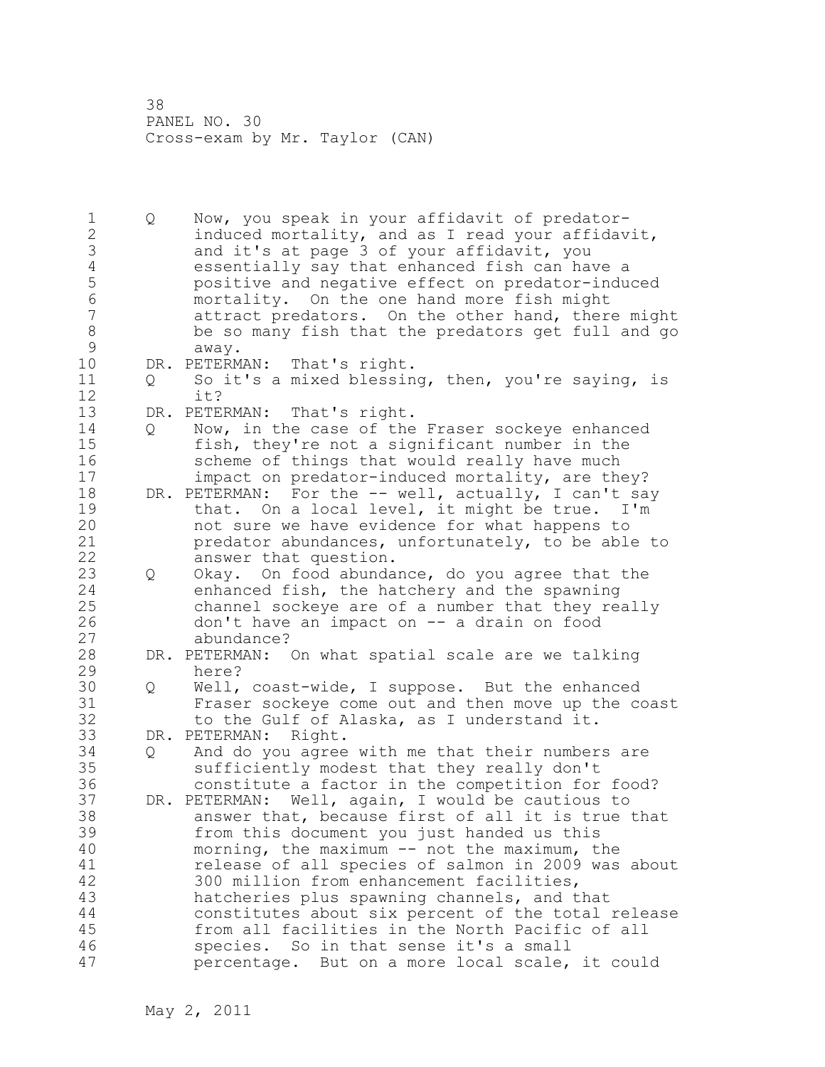Q Now, you speak in your affidavit of predator-induced mortality, and as I read your affidavit, and it's at page 3 of your affidavit, you essentially say that enhanced fish can have a positive and negative effect on predator-induced mortality. On the one hand more fish might attract predators. On the other hand, there might be so many fish that the predators get full and go away.

DR. PETERMAN: That's right.

Q So it's a mixed blessing, then, you're saying, is it?

DR. PETERMAN: That's right.

Q Now, in the case of the Fraser sockeye enhanced fish, they're not a significant number in the scheme of things that would really have much impact on predator-induced mortality, are they?

DR. PETERMAN: For the -- well, actually, I can't say that. On a local level, it might be true. I'm not sure we have evidence for what happens to predator abundances, unfortunately, to be able to answer that question.

Q Okay. On food abundance, do you agree that the enhanced fish, the hatchery and the spawning channel sockeye are of a number that they really don't have an impact on -- a drain on food abundance?

DR. PETERMAN: On what spatial scale are we talking here?

Q Well, coast-wide, I suppose. But the enhanced Fraser sockeye come out and then move up the coast to the Gulf of Alaska, as I understand it.

DR. PETERMAN: Right.

Q And do you agree with me that their numbers are sufficiently modest that they really don't constitute a factor in the competition for food?

DR. PETERMAN: Well, again, I would be cautious to answer that, because first of all it is true that from this document you just handed us this morning, the maximum -- not the maximum, the release of all species of salmon in 2009 was about 300 million from enhancement facilities, hatcheries plus spawning channels, and that constitutes about six percent of the total release from all facilities in the North Pacific of all species. So in that sense it's a small percentage. But on a more local scale, it could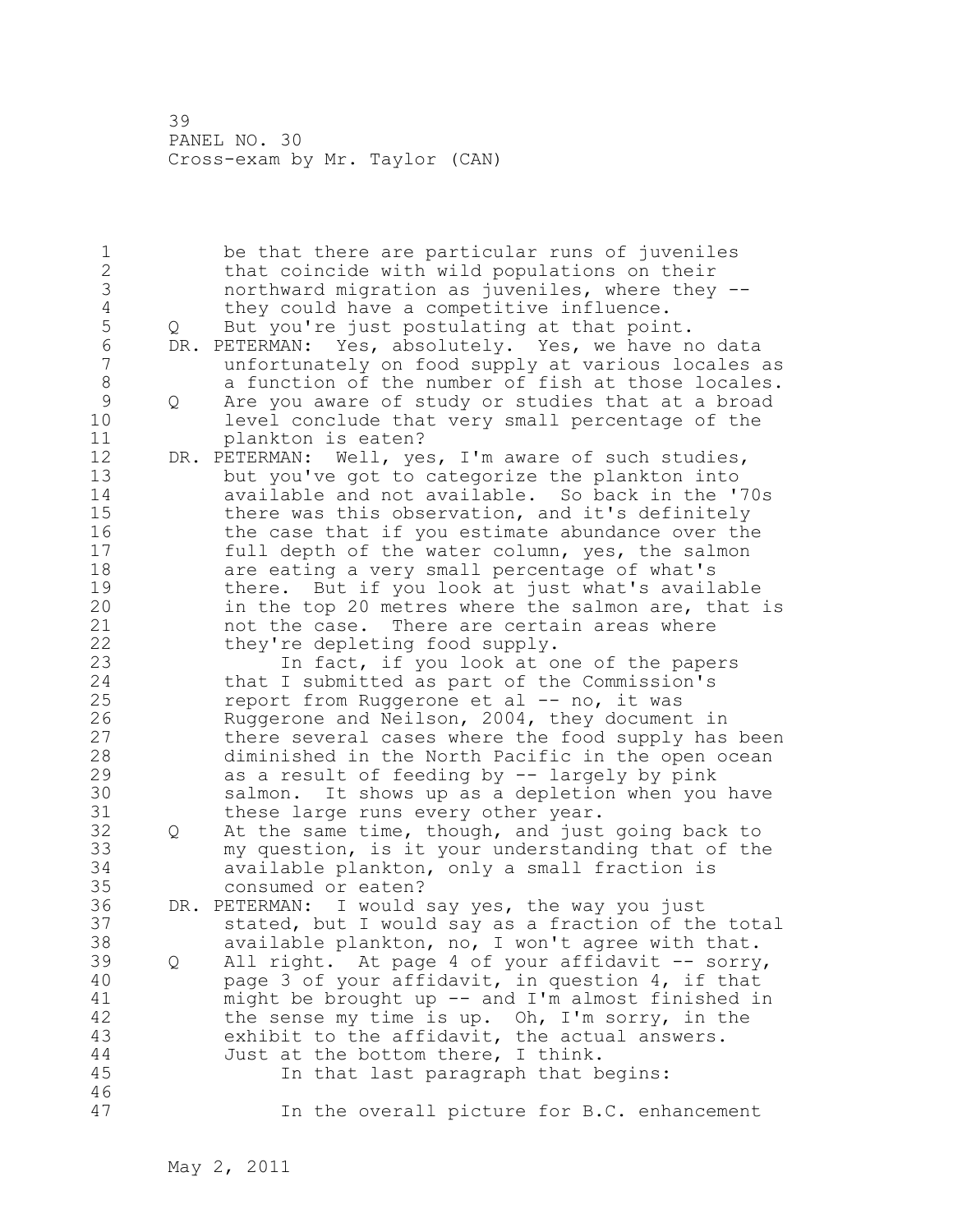be that there are particular runs of juveniles that coincide with wild populations on their northward migration as juveniles, where they -- they could have a competitive influence.

Q But you're just postulating at that point.

DR. PETERMAN: Yes, absolutely. Yes, we have no data unfortunately on food supply at various locales as a function of the number of fish at those locales.

Q Are you aware of study or studies that at a broad level conclude that very small percentage of the plankton is eaten?

DR. PETERMAN: Well, yes, I'm aware of such studies, but you've got to categorize the plankton into available and not available. So back in the '70s there was this observation, and it's definitely the case that if you estimate abundance over the full depth of the water column, yes, the salmon are eating a very small percentage of what's there. But if you look at just what's available in the top 20 metres where the salmon are, that is not the case. There are certain areas where they're depleting food supply.

In fact, if you look at one of the papers that I submitted as part of the Commission's report from Ruggerone et al -- no, it was Ruggerone and Neilson, 2004, they document in there several cases where the food supply has been diminished in the North Pacific in the open ocean as a result of feeding by -- largely by pink salmon. It shows up as a depletion when you have these large runs every other year.

Q At the same time, though, and just going back to my question, is it your understanding that of the available plankton, only a small fraction is consumed or eaten?

DR. PETERMAN: I would say yes, the way you just stated, but I would say as a fraction of the total available plankton, no, I won't agree with that.

Q All right. At page 4 of your affidavit -- sorry, page 3 of your affidavit, in question 4, if that might be brought up -- and I'm almost finished in the sense my time is up. Oh, I'm sorry, in the exhibit to the affidavit, the actual answers. Just at the bottom there, I think.

In that last paragraph that begins:

> In the overall picture for B.C. enhancement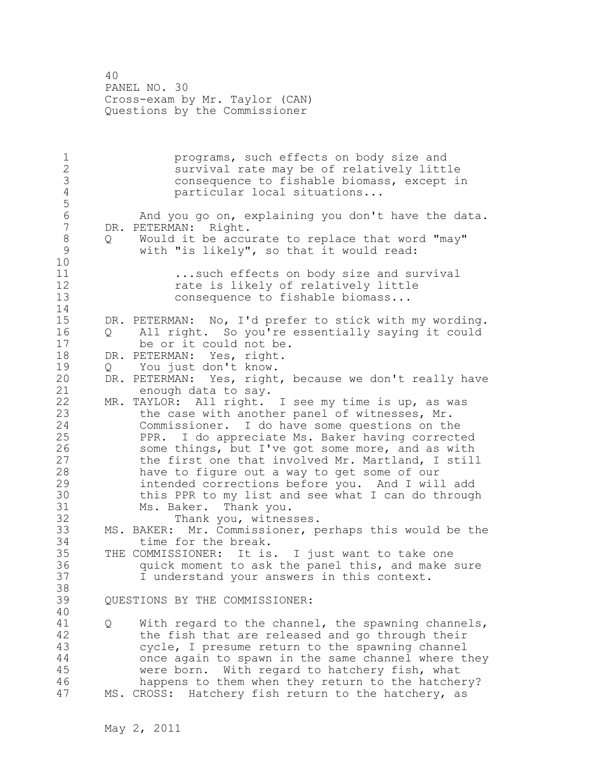programs, such effects on body size and survival rate may be of relatively little consequence to fishable biomass, except in particular local situations...

And you go on, explaining you don't have the data.

DR. PETERMAN: Right.

Q Would it be accurate to replace that word "may" with "is likely", so that it would read:

> ...such effects on body size and survival rate is likely of relatively little consequence to fishable biomass...

DR. PETERMAN: No, I'd prefer to stick with my wording.

Q All right. So you're essentially saying it could be or it could not be.

DR. PETERMAN: Yes, right.

Q You just don't know.

DR. PETERMAN: Yes, right, because we don't really have enough data to say.

MR. TAYLOR: All right. I see my time is up, as was the case with another panel of witnesses, Mr. Commissioner. I do have some questions on the PPR. I do appreciate Ms. Baker having corrected some things, but I've got some more, and as with the first one that involved Mr. Martland, I still have to figure out a way to get some of our intended corrections before you. And I will add this PPR to my list and see what I can do through Ms. Baker. Thank you.

Thank you, witnesses.

MS. BAKER: Mr. Commissioner, perhaps this would be the time for the break.

THE COMMISSIONER: It is. I just want to take one quick moment to ask the panel this, and make sure I understand your answers in this context.

QUESTIONS BY THE COMMISSIONER:

Q With regard to the channel, the spawning channels, the fish that are released and go through their cycle, I presume return to the spawning channel once again to spawn in the same channel where they were born. With regard to hatchery fish, what happens to them when they return to the hatchery?

MS. CROSS: Hatchery fish return to the hatchery, as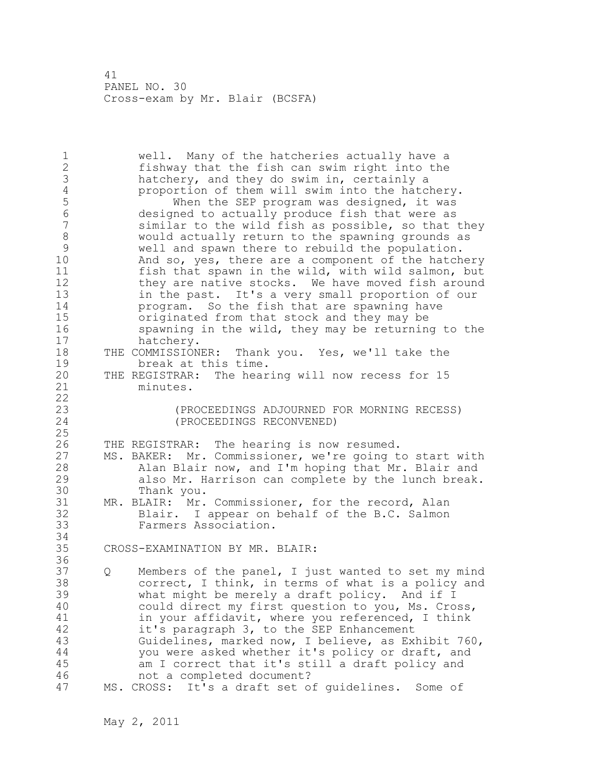well. Many of the hatcheries actually have a fishway that the fish can swim right into the hatchery, and they do swim in, certainly a proportion of them will swim into the hatchery.

When the SEP program was designed, it was designed to actually produce fish that were as similar to the wild fish as possible, so that they would actually return to the spawning grounds as well and spawn there to rebuild the population. And so, yes, there are a component of the hatchery fish that spawn in the wild, with wild salmon, but they are native stocks. We have moved fish around in the past. It's a very small proportion of our program. So the fish that are spawning have originated from that stock and they may be spawning in the wild, they may be returning to the hatchery.

THE COMMISSIONER: Thank you. Yes, we'll take the break at this time.

THE REGISTRAR: The hearing will now recess for 15 minutes.

(PROCEEDINGS ADJOURNED FOR MORNING RECESS)
(PROCEEDINGS RECONVENED)

THE REGISTRAR: The hearing is now resumed.

MS. BAKER: Mr. Commissioner, we're going to start with Alan Blair now, and I'm hoping that Mr. Blair and also Mr. Harrison can complete by the lunch break. Thank you.

MR. BLAIR: Mr. Commissioner, for the record, Alan Blair. I appear on behalf of the B.C. Salmon Farmers Association.

CROSS-EXAMINATION BY MR. BLAIR:

Q Members of the panel, I just wanted to set my mind correct, I think, in terms of what is a policy and what might be merely a draft policy. And if I could direct my first question to you, Ms. Cross, in your affidavit, where you referenced, I think it's paragraph 3, to the SEP Enhancement Guidelines, marked now, I believe, as Exhibit 760, you were asked whether it's policy or draft, and am I correct that it's still a draft policy and not a completed document?

MS. CROSS: It's a draft set of guidelines. Some of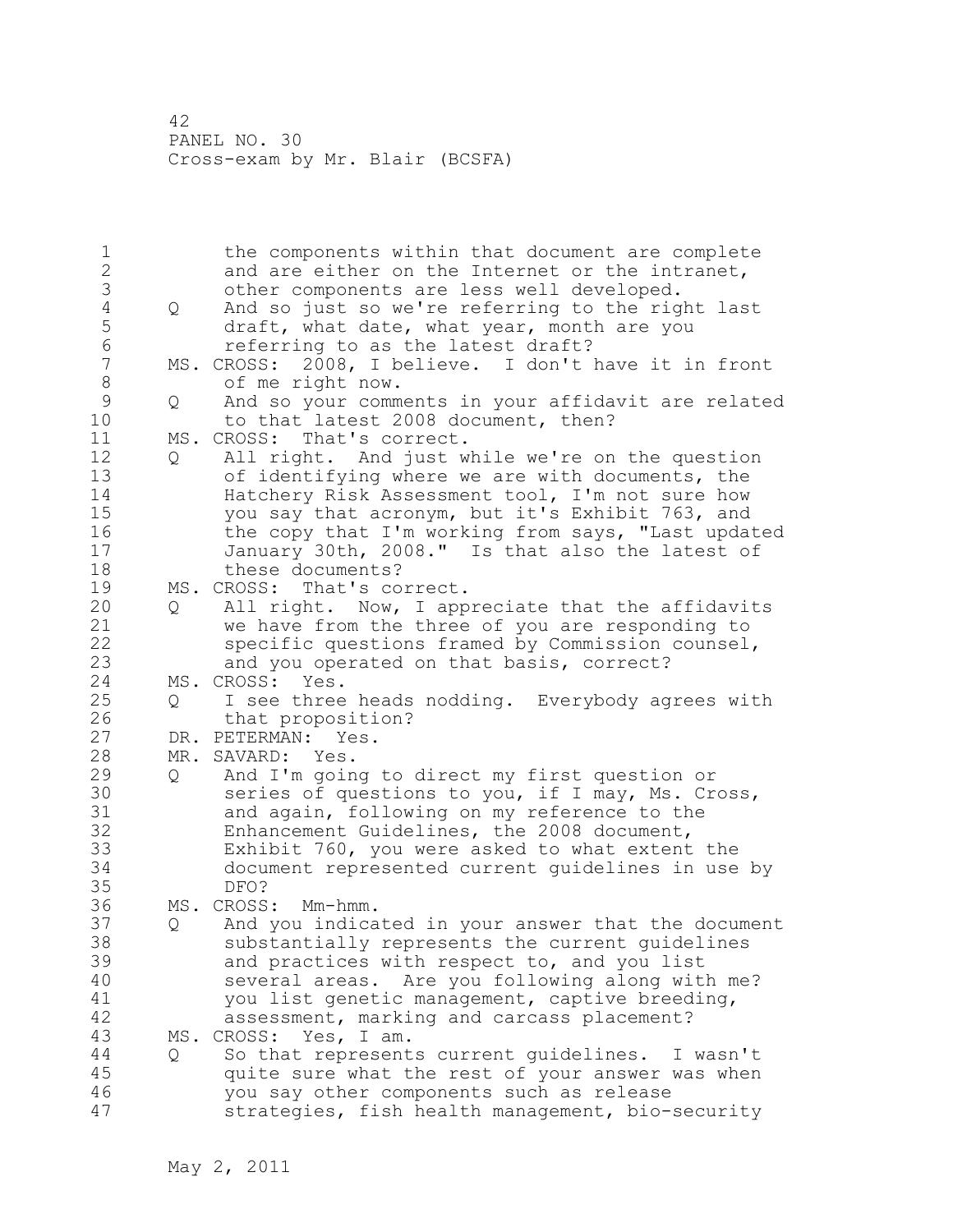the components within that document are complete and are either on the Internet or the intranet, other components are less well developed.

Q And so just so we're referring to the right last draft, what date, what year, month are you referring to as the latest draft?

MS. CROSS: 2008, I believe. I don't have it in front of me right now.

Q And so your comments in your affidavit are related to that latest 2008 document, then?

MS. CROSS: That's correct.

Q All right. And just while we're on the question of identifying where we are with documents, the Hatchery Risk Assessment tool, I'm not sure how you say that acronym, but it's Exhibit 763, and the copy that I'm working from says, "Last updated January 30th, 2008." Is that also the latest of these documents?

MS. CROSS: That's correct.

Q All right. Now, I appreciate that the affidavits we have from the three of you are responding to specific questions framed by Commission counsel, and you operated on that basis, correct?

MS. CROSS: Yes.

Q I see three heads nodding. Everybody agrees with that proposition?

DR. PETERMAN: Yes.

MR. SAVARD: Yes.

Q And I'm going to direct my first question or series of questions to you, if I may, Ms. Cross, and again, following on my reference to the Enhancement Guidelines, the 2008 document, Exhibit 760, you were asked to what extent the document represented current guidelines in use by DFO?

MS. CROSS: Mm-hmm.

Q And you indicated in your answer that the document substantially represents the current guidelines and practices with respect to, and you list several areas. Are you following along with me? you list genetic management, captive breeding, assessment, marking and carcass placement?

MS. CROSS: Yes, I am.

Q So that represents current guidelines. I wasn't quite sure what the rest of your answer was when you say other components such as release strategies, fish health management, bio-security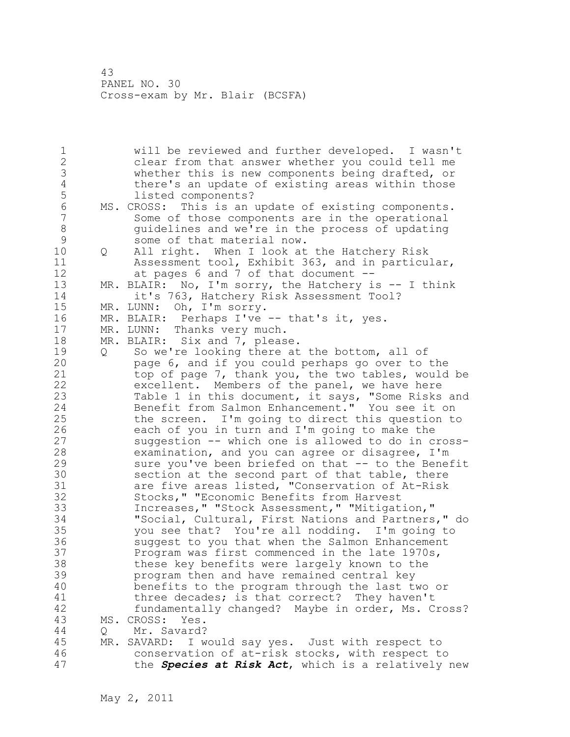will be reviewed and further developed. I wasn't clear from that answer whether you could tell me whether this is new components being drafted, or there's an update of existing areas within those listed components?

MS. CROSS: This is an update of existing components. Some of those components are in the operational guidelines and we're in the process of updating some of that material now.

Q All right. When I look at the Hatchery Risk Assessment tool, Exhibit 363, and in particular, at pages 6 and 7 of that document --

MR. BLAIR: No, I'm sorry, the Hatchery is -- I think it's 763, Hatchery Risk Assessment Tool?

MR. LUNN: Oh, I'm sorry.

MR. BLAIR: Perhaps I've -- that's it, yes.

MR. LUNN: Thanks very much.

MR. BLAIR: Six and 7, please.

Q So we're looking there at the bottom, all of page 6, and if you could perhaps go over to the top of page 7, thank you, the two tables, would be excellent. Members of the panel, we have here Table 1 in this document, it says, "Some Risks and Benefit from Salmon Enhancement." You see it on the screen. I'm going to direct this question to each of you in turn and I'm going to make the suggestion -- which one is allowed to do in cross-examination, and you can agree or disagree, I'm sure you've been briefed on that -- to the Benefit section at the second part of that table, there are five areas listed, "Conservation of At-Risk Stocks," "Economic Benefits from Harvest Increases," "Stock Assessment," "Mitigation," "Social, Cultural, First Nations and Partners," do you see that? You're all nodding. I'm going to suggest to you that when the Salmon Enhancement Program was first commenced in the late 1970s, these key benefits were largely known to the program then and have remained central key benefits to the program through the last two or three decades; is that correct? They haven't fundamentally changed? Maybe in order, Ms. Cross?

MS. CROSS: Yes.

Q Mr. Savard?

MR. SAVARD: I would say yes. Just with respect to conservation of at-risk stocks, with respect to the ***Species at Risk Act***, which is a relatively new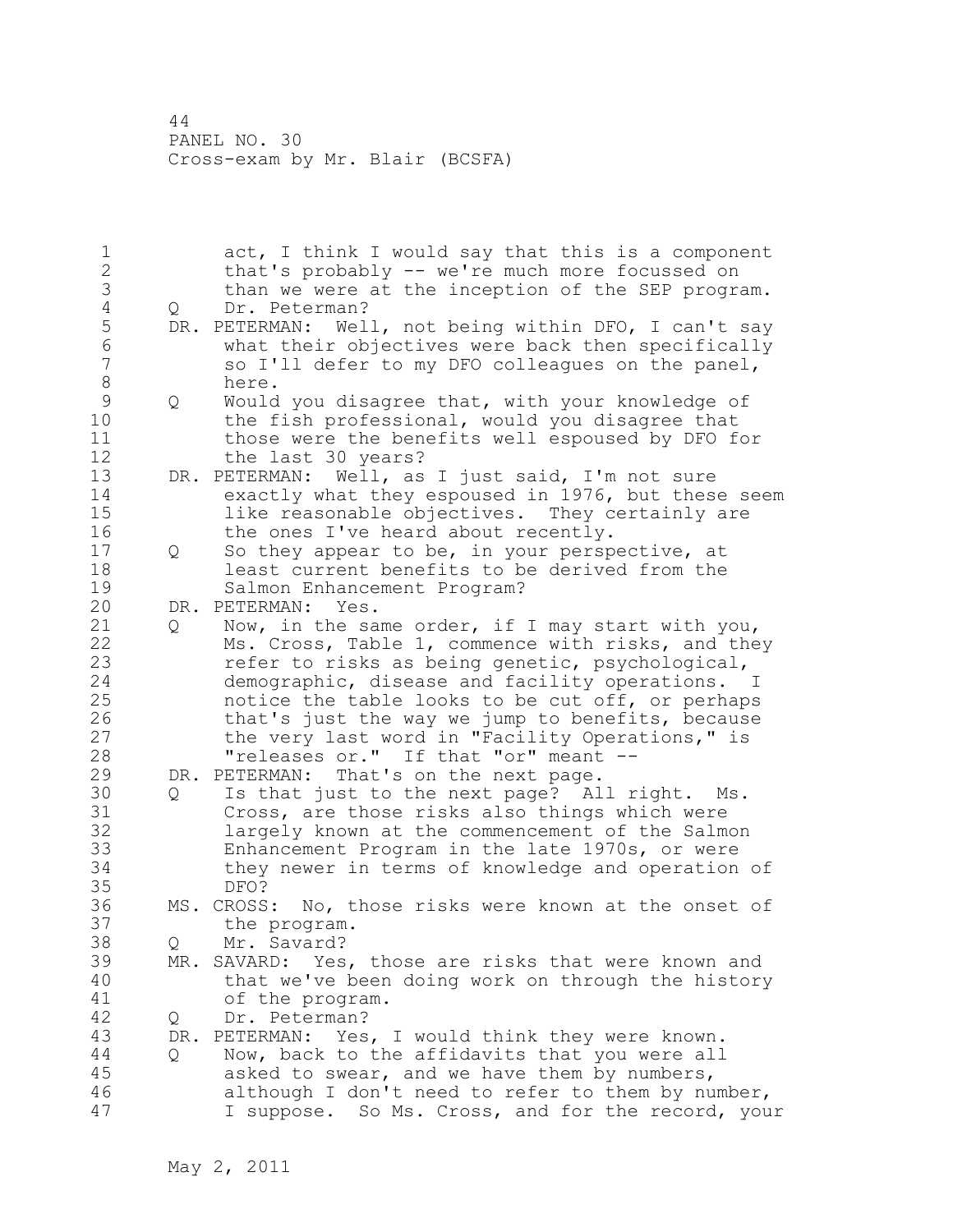act, I think I would say that this is a component that's probably -- we're much more focussed on than we were at the inception of the SEP program.

Q Dr. Peterman?

DR. PETERMAN: Well, not being within DFO, I can't say what their objectives were back then specifically so I'll defer to my DFO colleagues on the panel, here.

Q Would you disagree that, with your knowledge of the fish professional, would you disagree that those were the benefits well espoused by DFO for the last 30 years?

DR. PETERMAN: Well, as I just said, I'm not sure exactly what they espoused in 1976, but these seem like reasonable objectives. They certainly are the ones I've heard about recently.

Q So they appear to be, in your perspective, at least current benefits to be derived from the Salmon Enhancement Program?

DR. PETERMAN: Yes.

Q Now, in the same order, if I may start with you, Ms. Cross, Table 1, commence with risks, and they refer to risks as being genetic, psychological, demographic, disease and facility operations. I notice the table looks to be cut off, or perhaps that's just the way we jump to benefits, because the very last word in "Facility Operations," is "releases or." If that "or" meant --

DR. PETERMAN: That's on the next page.

Q Is that just to the next page? All right. Ms. Cross, are those risks also things which were largely known at the commencement of the Salmon Enhancement Program in the late 1970s, or were they newer in terms of knowledge and operation of DFO?

MS. CROSS: No, those risks were known at the onset of the program.

Q Mr. Savard?

MR. SAVARD: Yes, those are risks that were known and that we've been doing work on through the history of the program.

Q Dr. Peterman?

DR. PETERMAN: Yes, I would think they were known.

Q Now, back to the affidavits that you were all asked to swear, and we have them by numbers, although I don't need to refer to them by number, I suppose. So Ms. Cross, and for the record, your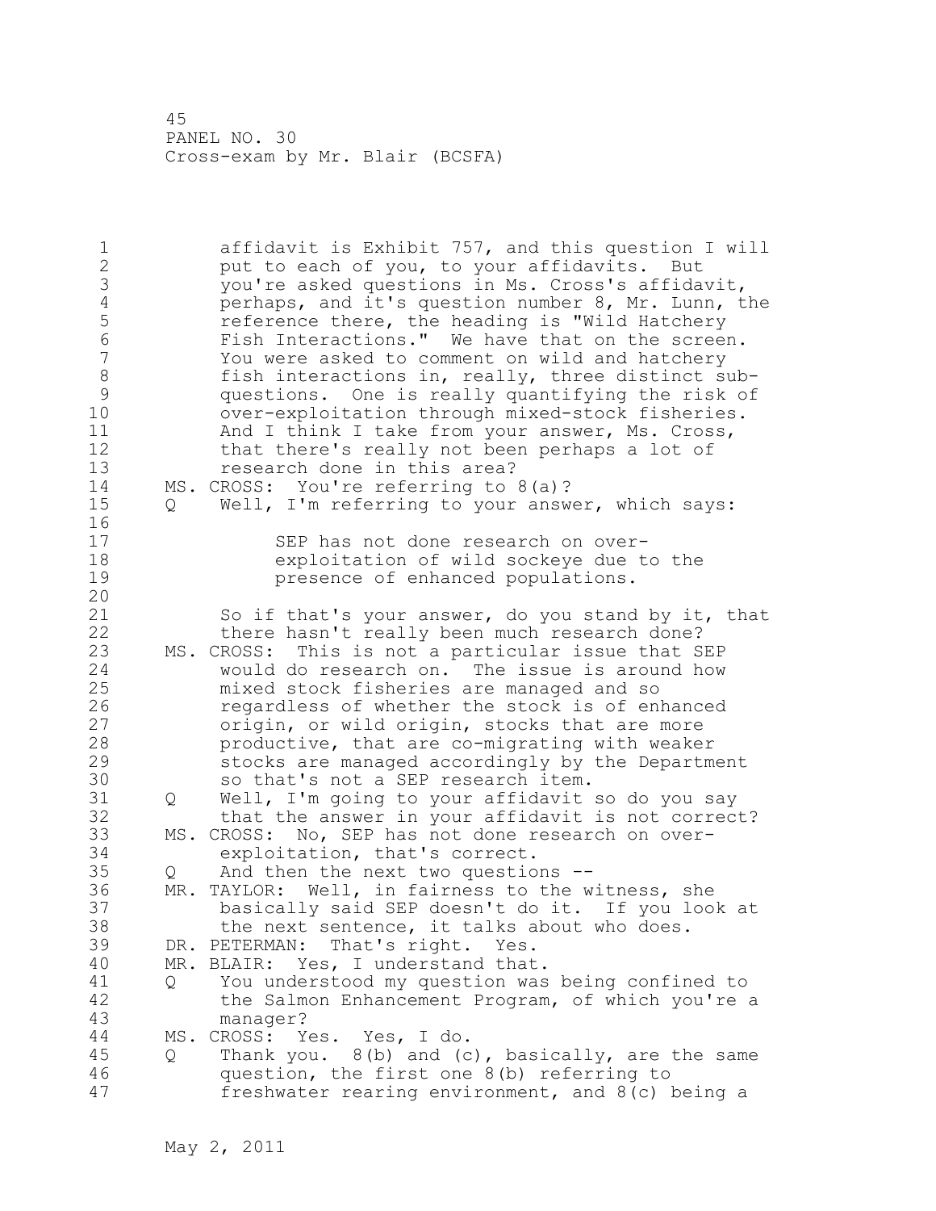affidavit is Exhibit 757, and this question I will put to each of you, to your affidavits. But you're asked questions in Ms. Cross's affidavit, perhaps, and it's question number 8, Mr. Lunn, the reference there, the heading is "Wild Hatchery Fish Interactions." We have that on the screen. You were asked to comment on wild and hatchery fish interactions in, really, three distinct sub-questions. One is really quantifying the risk of over-exploitation through mixed-stock fisheries. And I think I take from your answer, Ms. Cross, that there's really not been perhaps a lot of research done in this area?

MS. CROSS: You're referring to 8(a)?

Q Well, I'm referring to your answer, which says:

> SEP has not done research on over-exploitation of wild sockeye due to the presence of enhanced populations.

So if that's your answer, do you stand by it, that there hasn't really been much research done?

MS. CROSS: This is not a particular issue that SEP would do research on. The issue is around how mixed stock fisheries are managed and so regardless of whether the stock is of enhanced origin, or wild origin, stocks that are more productive, that are co-migrating with weaker stocks are managed accordingly by the Department so that's not a SEP research item.

Q Well, I'm going to your affidavit so do you say that the answer in your affidavit is not correct?

MS. CROSS: No, SEP has not done research on over-exploitation, that's correct.

Q And then the next two questions --

MR. TAYLOR: Well, in fairness to the witness, she basically said SEP doesn't do it. If you look at the next sentence, it talks about who does.

DR. PETERMAN: That's right. Yes.

MR. BLAIR: Yes, I understand that.

Q You understood my question was being confined to the Salmon Enhancement Program, of which you're a manager?

MS. CROSS: Yes. Yes, I do.

Q Thank you. 8(b) and (c), basically, are the same question, the first one 8(b) referring to freshwater rearing environment, and 8(c) being a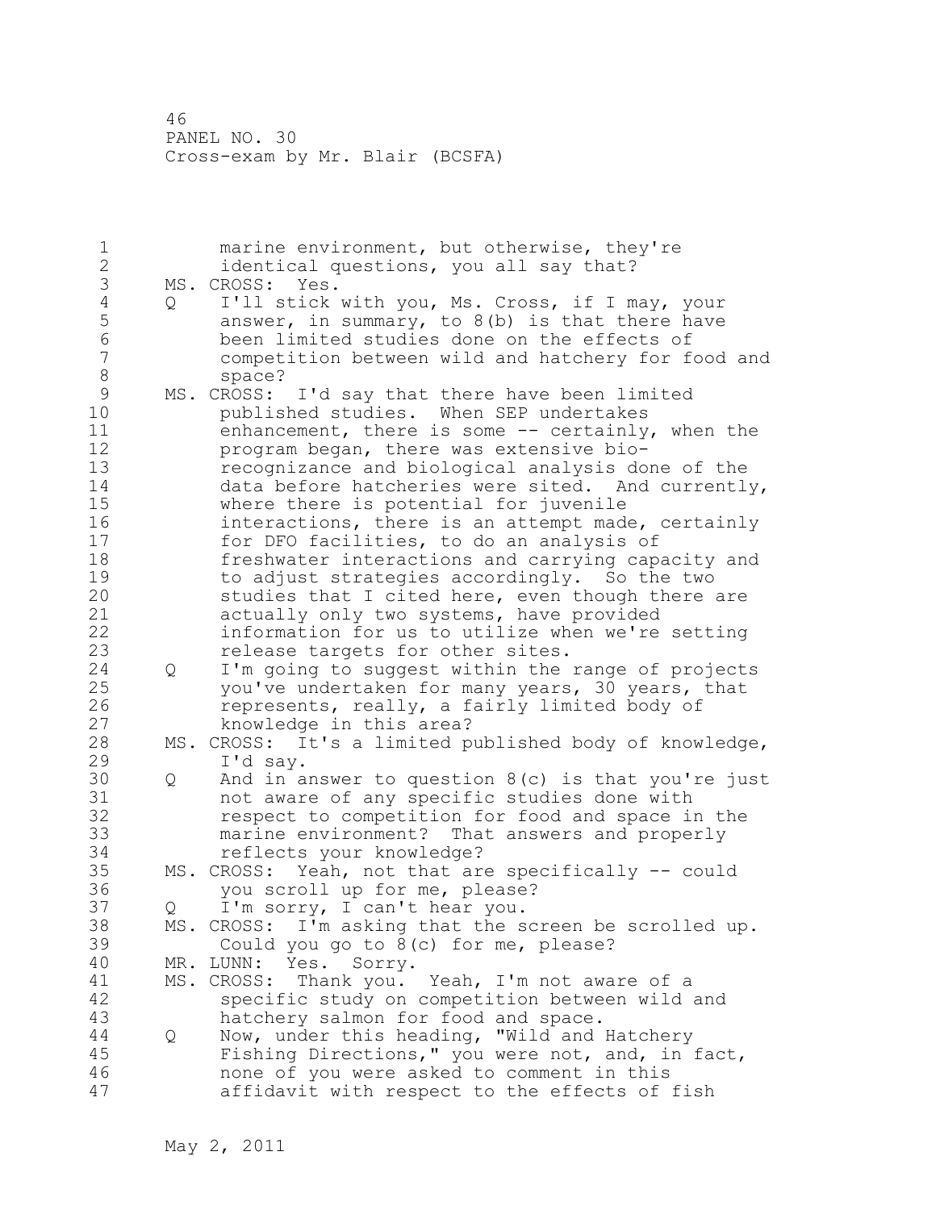marine environment, but otherwise, they're identical questions, you all say that?

MS. CROSS: Yes.

Q I'll stick with you, Ms. Cross, if I may, your answer, in summary, to 8(b) is that there have been limited studies done on the effects of competition between wild and hatchery for food and space?

MS. CROSS: I'd say that there have been limited published studies. When SEP undertakes enhancement, there is some -- certainly, when the program began, there was extensive bio-recognizance and biological analysis done of the data before hatcheries were sited. And currently, where there is potential for juvenile interactions, there is an attempt made, certainly for DFO facilities, to do an analysis of freshwater interactions and carrying capacity and to adjust strategies accordingly. So the two studies that I cited here, even though there are actually only two systems, have provided information for us to utilize when we're setting release targets for other sites.

Q I'm going to suggest within the range of projects you've undertaken for many years, 30 years, that represents, really, a fairly limited body of knowledge in this area?

MS. CROSS: It's a limited published body of knowledge, I'd say.

Q And in answer to question 8(c) is that you're just not aware of any specific studies done with respect to competition for food and space in the marine environment? That answers and properly reflects your knowledge?

MS. CROSS: Yeah, not that are specifically -- could you scroll up for me, please?

Q I'm sorry, I can't hear you.

MS. CROSS: I'm asking that the screen be scrolled up. Could you go to 8(c) for me, please?

MR. LUNN: Yes. Sorry.

MS. CROSS: Thank you. Yeah, I'm not aware of a specific study on competition between wild and hatchery salmon for food and space.

Q Now, under this heading, "Wild and Hatchery Fishing Directions," you were not, and, in fact, none of you were asked to comment in this affidavit with respect to the effects of fish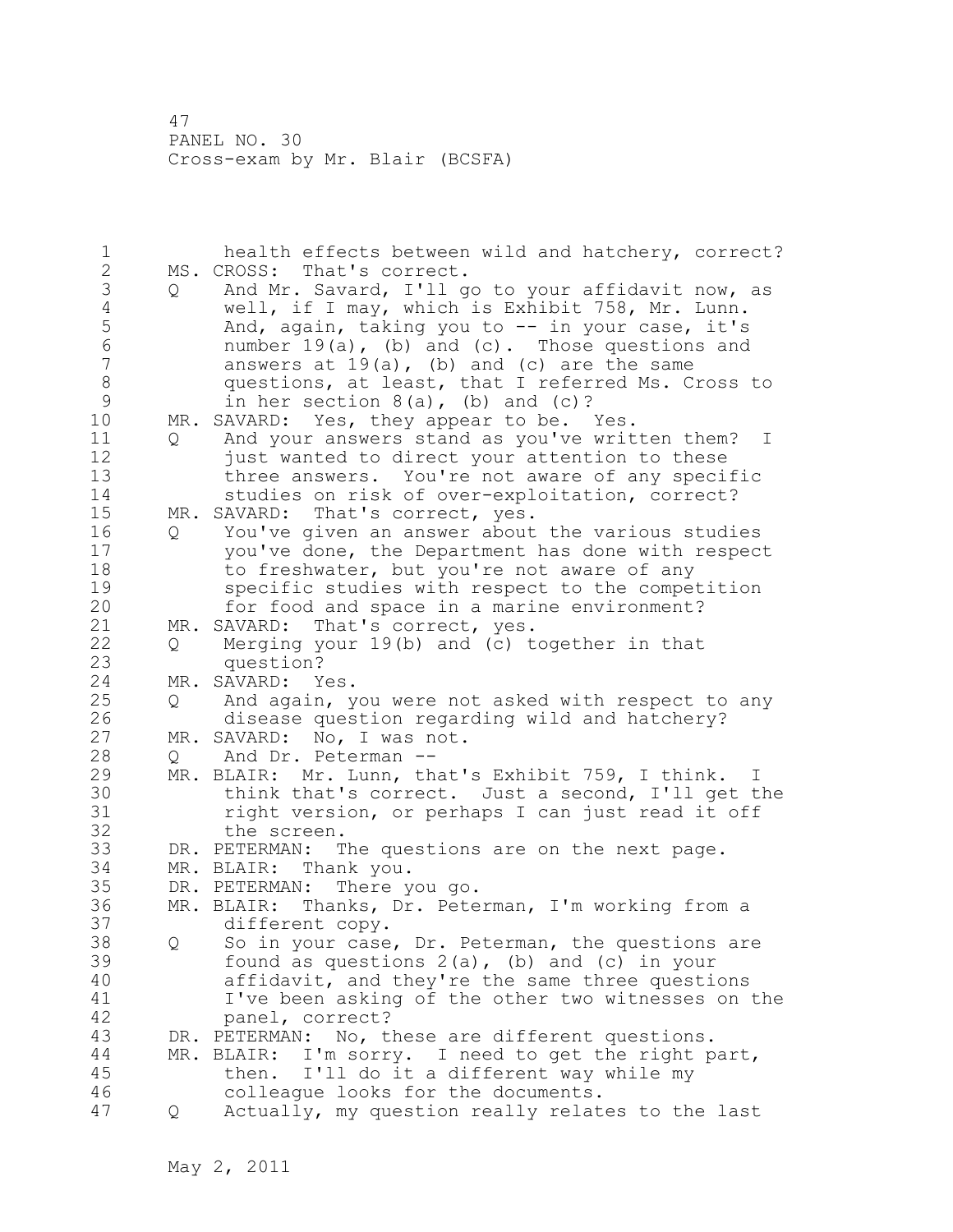health effects between wild and hatchery, correct?

MS. CROSS: That's correct.

Q And Mr. Savard, I'll go to your affidavit now, as well, if I may, which is Exhibit 758, Mr. Lunn. And, again, taking you to -- in your case, it's number 19(a), (b) and (c). Those questions and answers at 19(a), (b) and (c) are the same questions, at least, that I referred Ms. Cross to in her section 8(a), (b) and (c)?

MR. SAVARD: Yes, they appear to be. Yes.

Q And your answers stand as you've written them? I just wanted to direct your attention to these three answers. You're not aware of any specific studies on risk of over-exploitation, correct?

MR. SAVARD: That's correct, yes.

Q You've given an answer about the various studies you've done, the Department has done with respect to freshwater, but you're not aware of any specific studies with respect to the competition for food and space in a marine environment?

MR. SAVARD: That's correct, yes.

Q Merging your 19(b) and (c) together in that question?

MR. SAVARD: Yes.

Q And again, you were not asked with respect to any disease question regarding wild and hatchery?

MR. SAVARD: No, I was not.

Q And Dr. Peterman --

MR. BLAIR: Mr. Lunn, that's Exhibit 759, I think. I think that's correct. Just a second, I'll get the right version, or perhaps I can just read it off the screen.

DR. PETERMAN: The questions are on the next page.

MR. BLAIR: Thank you.

DR. PETERMAN: There you go.

MR. BLAIR: Thanks, Dr. Peterman, I'm working from a different copy.

Q So in your case, Dr. Peterman, the questions are found as questions 2(a), (b) and (c) in your affidavit, and they're the same three questions I've been asking of the other two witnesses on the panel, correct?

DR. PETERMAN: No, these are different questions.

MR. BLAIR: I'm sorry. I need to get the right part, then. I'll do it a different way while my colleague looks for the documents.

Q Actually, my question really relates to the last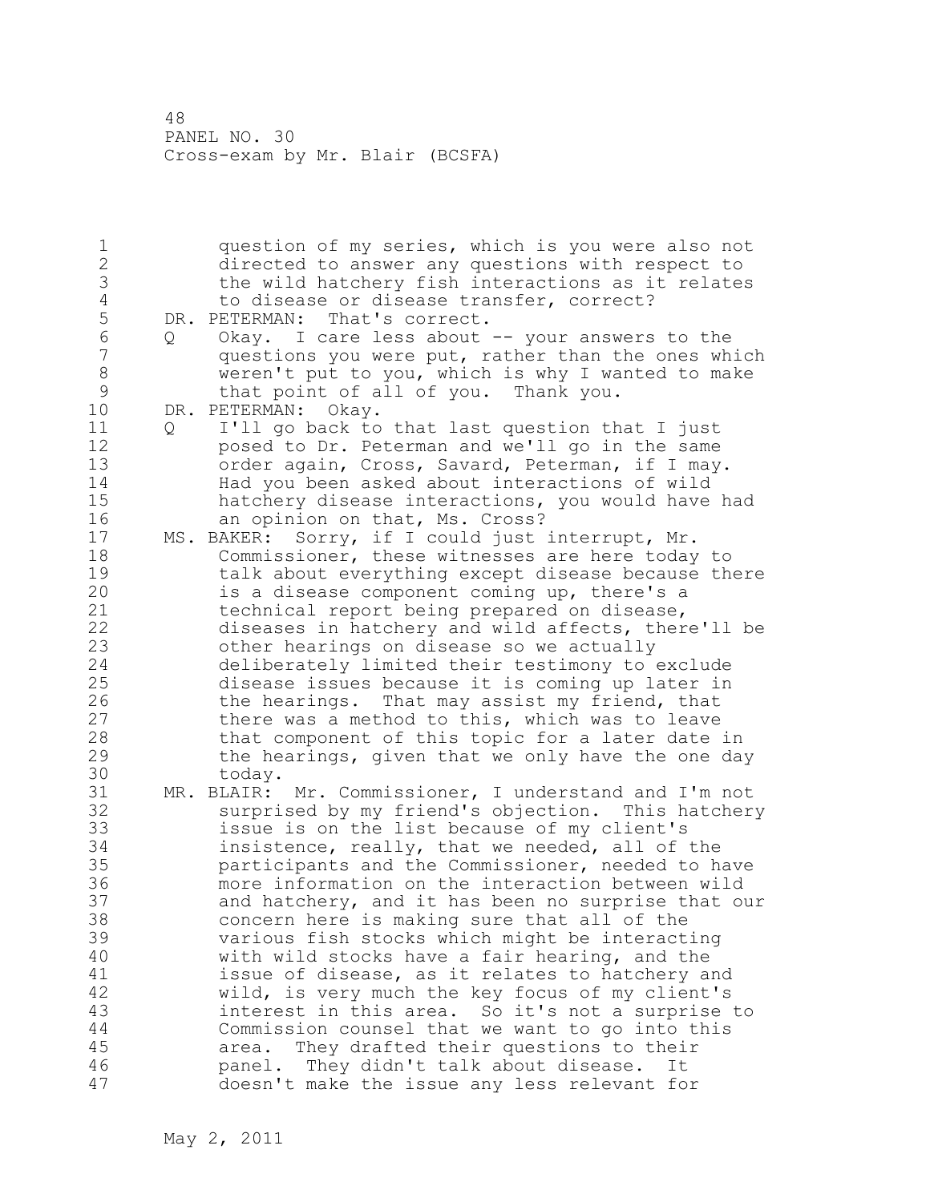question of my series, which is you were also not directed to answer any questions with respect to the wild hatchery fish interactions as it relates to disease or disease transfer, correct?

DR. PETERMAN: That's correct.

Q Okay. I care less about -- your answers to the questions you were put, rather than the ones which weren't put to you, which is why I wanted to make that point of all of you. Thank you.

DR. PETERMAN: Okay.

Q I'll go back to that last question that I just posed to Dr. Peterman and we'll go in the same order again, Cross, Savard, Peterman, if I may. Had you been asked about interactions of wild hatchery disease interactions, you would have had an opinion on that, Ms. Cross?

MS. BAKER: Sorry, if I could just interrupt, Mr. Commissioner, these witnesses are here today to talk about everything except disease because there is a disease component coming up, there's a technical report being prepared on disease, diseases in hatchery and wild affects, there'll be other hearings on disease so we actually deliberately limited their testimony to exclude disease issues because it is coming up later in the hearings. That may assist my friend, that there was a method to this, which was to leave that component of this topic for a later date in the hearings, given that we only have the one day today.

MR. BLAIR: Mr. Commissioner, I understand and I'm not surprised by my friend's objection. This hatchery issue is on the list because of my client's insistence, really, that we needed, all of the participants and the Commissioner, needed to have more information on the interaction between wild and hatchery, and it has been no surprise that our concern here is making sure that all of the various fish stocks which might be interacting with wild stocks have a fair hearing, and the issue of disease, as it relates to hatchery and wild, is very much the key focus of my client's interest in this area. So it's not a surprise to Commission counsel that we want to go into this area. They drafted their questions to their panel. They didn't talk about disease. It doesn't make the issue any less relevant for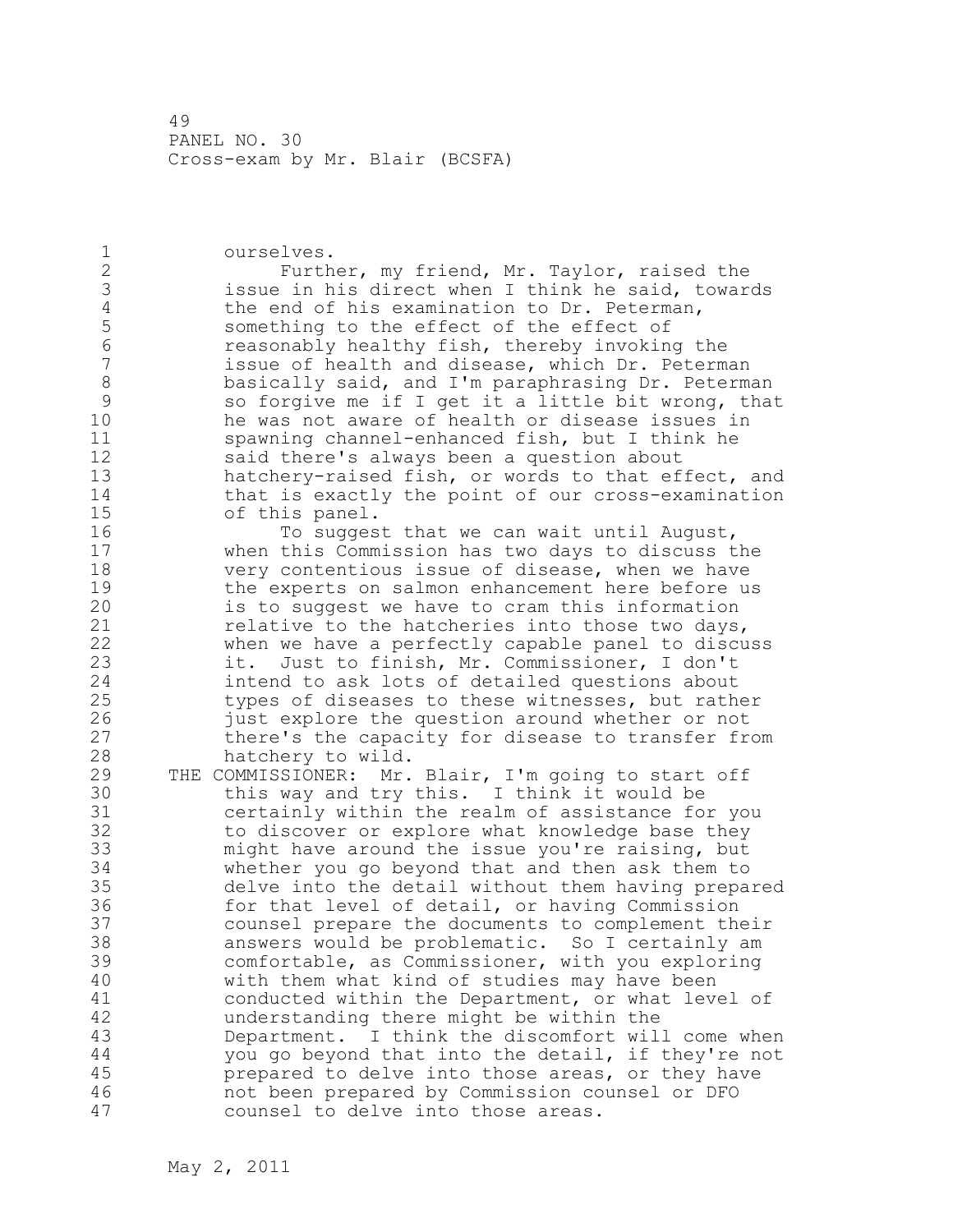ourselves.

Further, my friend, Mr. Taylor, raised the issue in his direct when I think he said, towards the end of his examination to Dr. Peterman, something to the effect of the effect of reasonably healthy fish, thereby invoking the issue of health and disease, which Dr. Peterman basically said, and I'm paraphrasing Dr. Peterman so forgive me if I get it a little bit wrong, that he was not aware of health or disease issues in spawning channel-enhanced fish, but I think he said there's always been a question about hatchery-raised fish, or words to that effect, and that is exactly the point of our cross-examination of this panel.

To suggest that we can wait until August, when this Commission has two days to discuss the very contentious issue of disease, when we have the experts on salmon enhancement here before us is to suggest we have to cram this information relative to the hatcheries into those two days, when we have a perfectly capable panel to discuss it. Just to finish, Mr. Commissioner, I don't intend to ask lots of detailed questions about types of diseases to these witnesses, but rather just explore the question around whether or not there's the capacity for disease to transfer from hatchery to wild.

THE COMMISSIONER: Mr. Blair, I'm going to start off this way and try this. I think it would be certainly within the realm of assistance for you to discover or explore what knowledge base they might have around the issue you're raising, but whether you go beyond that and then ask them to delve into the detail without them having prepared for that level of detail, or having Commission counsel prepare the documents to complement their answers would be problematic. So I certainly am comfortable, as Commissioner, with you exploring with them what kind of studies may have been conducted within the Department, or what level of understanding there might be within the Department. I think the discomfort will come when you go beyond that into the detail, if they're not prepared to delve into those areas, or they have not been prepared by Commission counsel or DFO counsel to delve into those areas.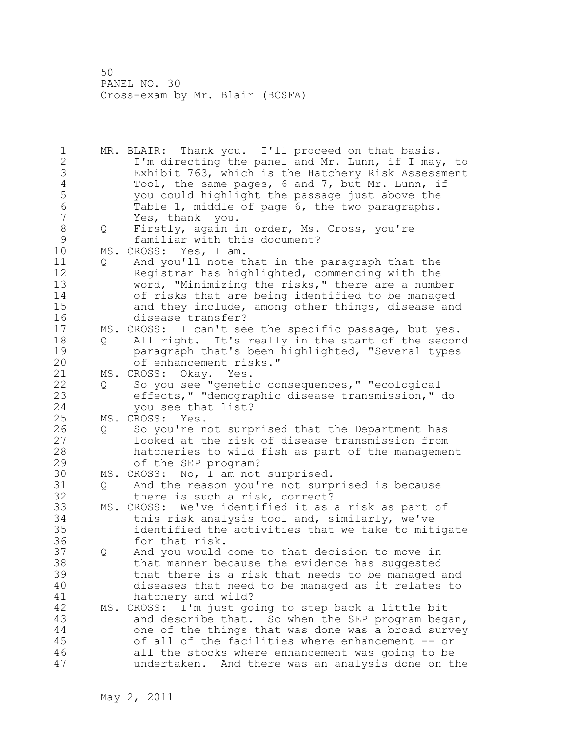MR. BLAIR: Thank you. I'll proceed on that basis. I'm directing the panel and Mr. Lunn, if I may, to Exhibit 763, which is the Hatchery Risk Assessment Tool, the same pages, 6 and 7, but Mr. Lunn, if you could highlight the passage just above the Table 1, middle of page 6, the two paragraphs. Yes, thank you.

Q Firstly, again in order, Ms. Cross, you're familiar with this document?

MS. CROSS: Yes, I am.

Q And you'll note that in the paragraph that the Registrar has highlighted, commencing with the word, "Minimizing the risks," there are a number of risks that are being identified to be managed and they include, among other things, disease and disease transfer?

MS. CROSS: I can't see the specific passage, but yes.

Q All right. It's really in the start of the second paragraph that's been highlighted, "Several types of enhancement risks."

MS. CROSS: Okay. Yes.

Q So you see "genetic consequences," "ecological effects," "demographic disease transmission," do you see that list?

MS. CROSS: Yes.

Q So you're not surprised that the Department has looked at the risk of disease transmission from hatcheries to wild fish as part of the management of the SEP program?

MS. CROSS: No, I am not surprised.

Q And the reason you're not surprised is because there is such a risk, correct?

MS. CROSS: We've identified it as a risk as part of this risk analysis tool and, similarly, we've identified the activities that we take to mitigate for that risk.

Q And you would come to that decision to move in that manner because the evidence has suggested that there is a risk that needs to be managed and diseases that need to be managed as it relates to hatchery and wild?

MS. CROSS: I'm just going to step back a little bit and describe that. So when the SEP program began, one of the things that was done was a broad survey of all of the facilities where enhancement -- or all the stocks where enhancement was going to be undertaken. And there was an analysis done on the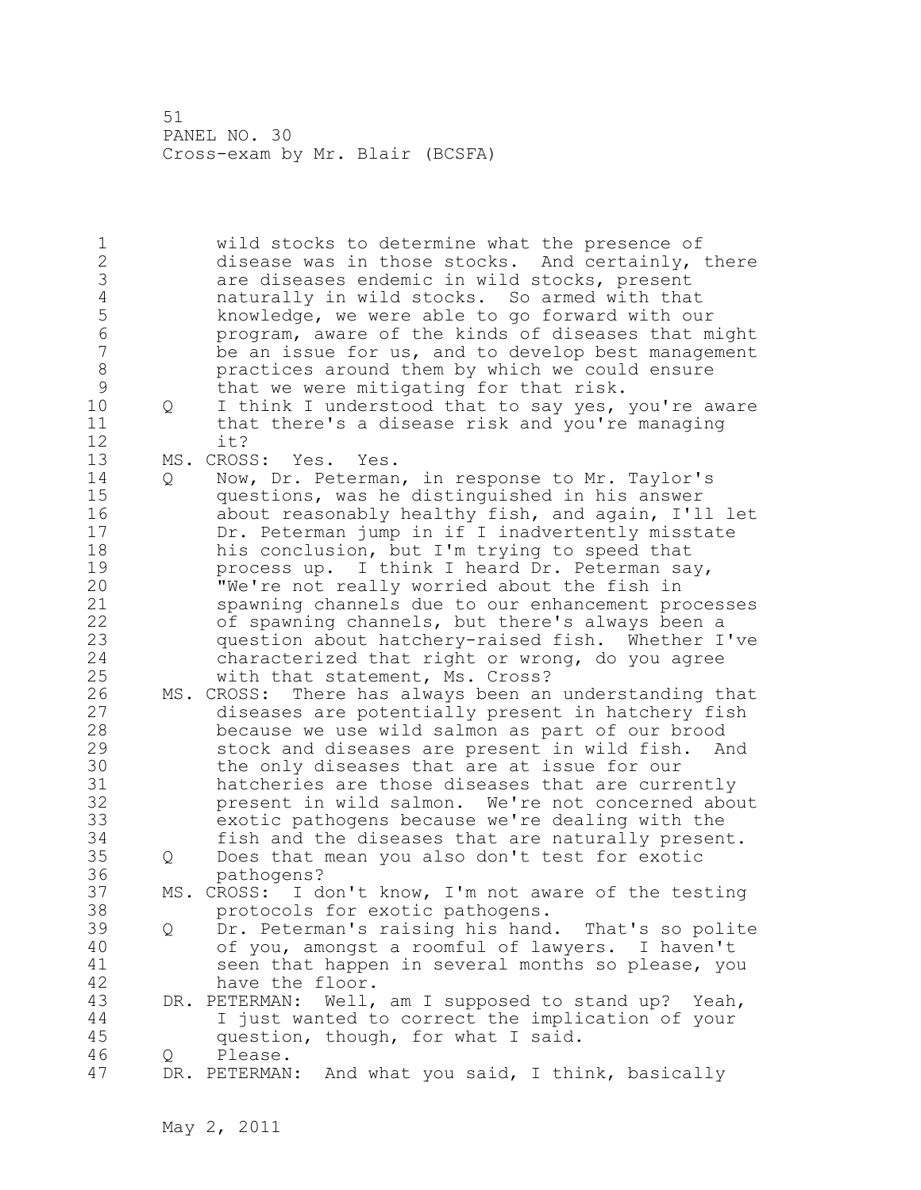wild stocks to determine what the presence of disease was in those stocks. And certainly, there are diseases endemic in wild stocks, present naturally in wild stocks. So armed with that knowledge, we were able to go forward with our program, aware of the kinds of diseases that might be an issue for us, and to develop best management practices around them by which we could ensure that we were mitigating for that risk.

Q I think I understood that to say yes, you're aware that there's a disease risk and you're managing it?

MS. CROSS: Yes. Yes.

Q Now, Dr. Peterman, in response to Mr. Taylor's questions, was he distinguished in his answer about reasonably healthy fish, and again, I'll let Dr. Peterman jump in if I inadvertently misstate his conclusion, but I'm trying to speed that process up. I think I heard Dr. Peterman say, "We're not really worried about the fish in spawning channels due to our enhancement processes of spawning channels, but there's always been a question about hatchery-raised fish. Whether I've characterized that right or wrong, do you agree with that statement, Ms. Cross?

MS. CROSS: There has always been an understanding that diseases are potentially present in hatchery fish because we use wild salmon as part of our brood stock and diseases are present in wild fish. And the only diseases that are at issue for our hatcheries are those diseases that are currently present in wild salmon. We're not concerned about exotic pathogens because we're dealing with the fish and the diseases that are naturally present.

Q Does that mean you also don't test for exotic pathogens?

MS. CROSS: I don't know, I'm not aware of the testing protocols for exotic pathogens.

Q Dr. Peterman's raising his hand. That's so polite of you, amongst a roomful of lawyers. I haven't seen that happen in several months so please, you have the floor.

DR. PETERMAN: Well, am I supposed to stand up? Yeah, I just wanted to correct the implication of your question, though, for what I said.

Q Please.

DR. PETERMAN: And what you said, I think, basically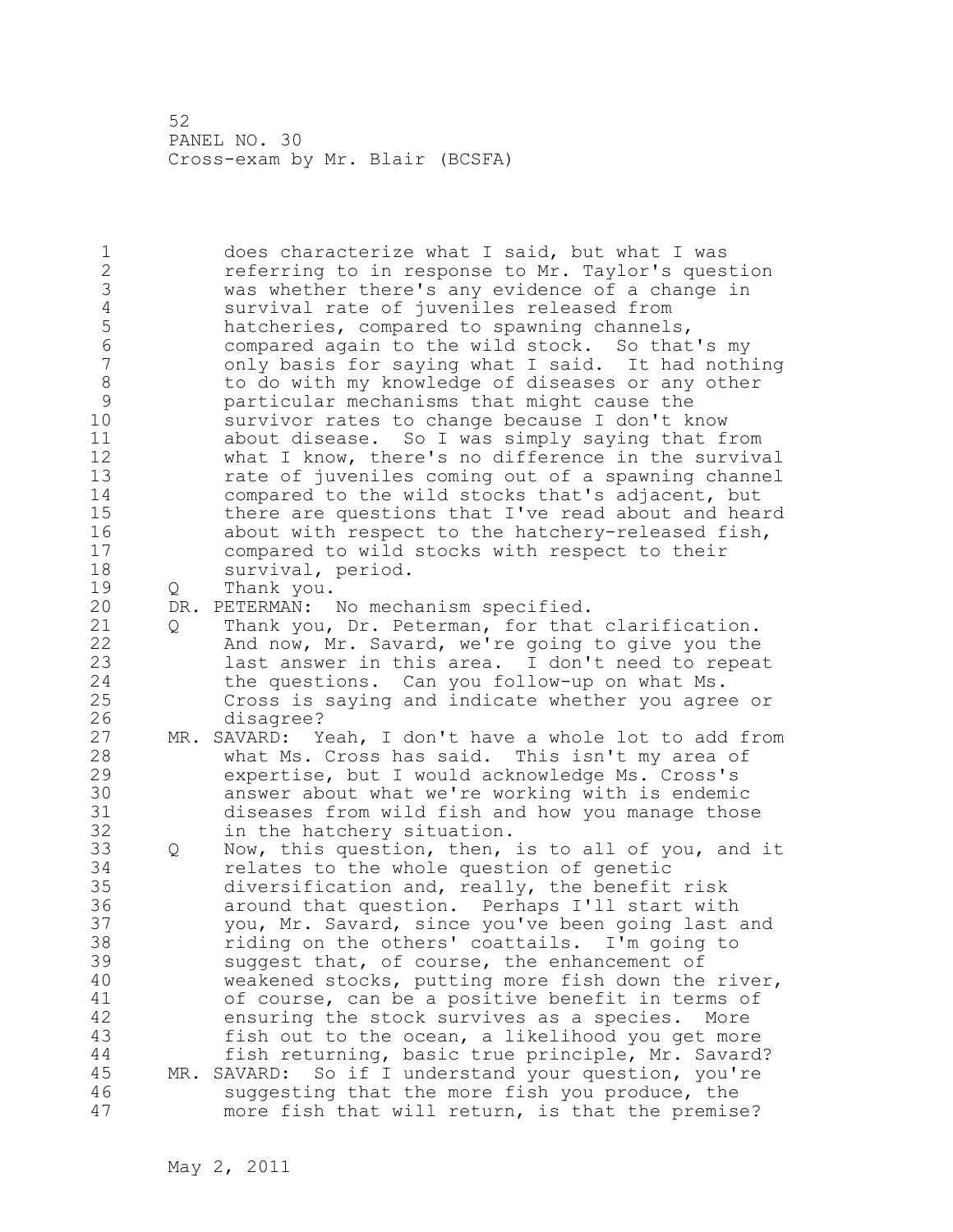does characterize what I said, but what I was referring to in response to Mr. Taylor's question was whether there's any evidence of a change in survival rate of juveniles released from hatcheries, compared to spawning channels, compared again to the wild stock. So that's my only basis for saying what I said. It had nothing to do with my knowledge of diseases or any other particular mechanisms that might cause the survivor rates to change because I don't know about disease. So I was simply saying that from what I know, there's no difference in the survival rate of juveniles coming out of a spawning channel compared to the wild stocks that's adjacent, but there are questions that I've read about and heard about with respect to the hatchery-released fish, compared to wild stocks with respect to their survival, period.

Q Thank you.

DR. PETERMAN: No mechanism specified.

Q Thank you, Dr. Peterman, for that clarification. And now, Mr. Savard, we're going to give you the last answer in this area. I don't need to repeat the questions. Can you follow-up on what Ms. Cross is saying and indicate whether you agree or disagree?

MR. SAVARD: Yeah, I don't have a whole lot to add from what Ms. Cross has said. This isn't my area of expertise, but I would acknowledge Ms. Cross's answer about what we're working with is endemic diseases from wild fish and how you manage those in the hatchery situation.

Q Now, this question, then, is to all of you, and it relates to the whole question of genetic diversification and, really, the benefit risk around that question. Perhaps I'll start with you, Mr. Savard, since you've been going last and riding on the others' coattails. I'm going to suggest that, of course, the enhancement of weakened stocks, putting more fish down the river, of course, can be a positive benefit in terms of ensuring the stock survives as a species. More fish out to the ocean, a likelihood you get more fish returning, basic true principle, Mr. Savard?

MR. SAVARD: So if I understand your question, you're suggesting that the more fish you produce, the more fish that will return, is that the premise?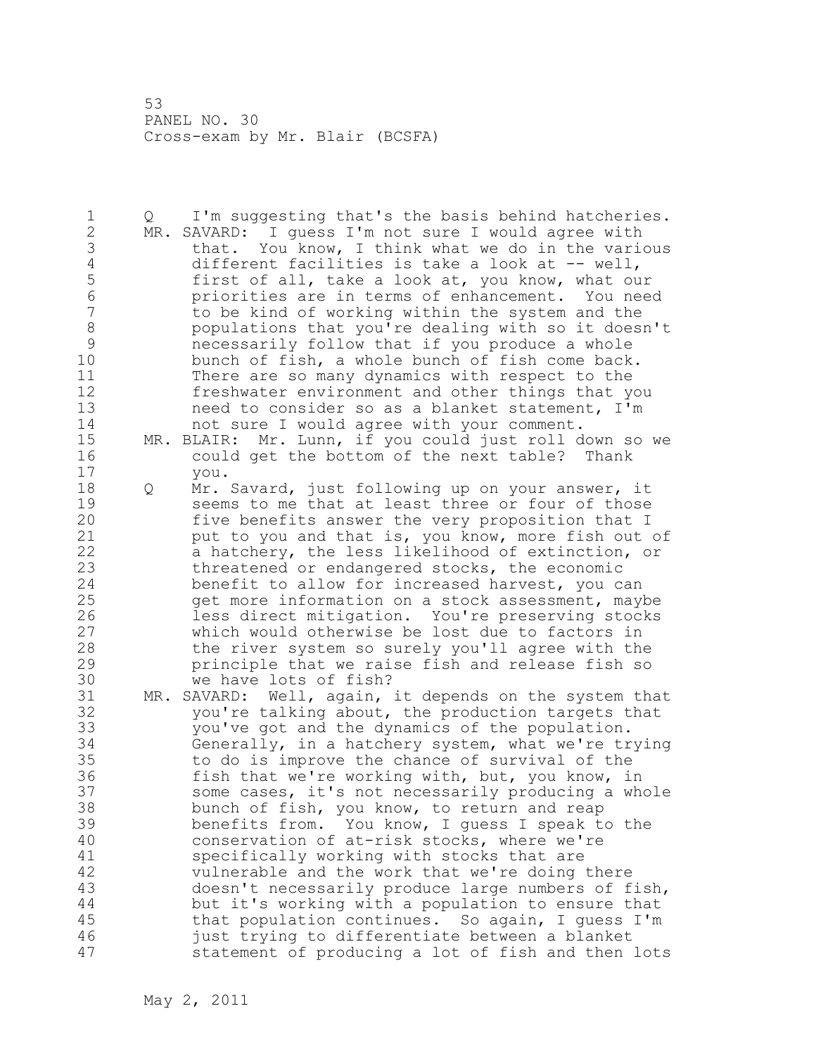Q I'm suggesting that's the basis behind hatcheries.

MR. SAVARD: I guess I'm not sure I would agree with that. You know, I think what we do in the various different facilities is take a look at -- well, first of all, take a look at, you know, what our priorities are in terms of enhancement. You need to be kind of working within the system and the populations that you're dealing with so it doesn't necessarily follow that if you produce a whole bunch of fish, a whole bunch of fish come back. There are so many dynamics with respect to the freshwater environment and other things that you need to consider so as a blanket statement, I'm not sure I would agree with your comment.

MR. BLAIR: Mr. Lunn, if you could just roll down so we could get the bottom of the next table? Thank you.

Q Mr. Savard, just following up on your answer, it seems to me that at least three or four of those five benefits answer the very proposition that I put to you and that is, you know, more fish out of a hatchery, the less likelihood of extinction, or threatened or endangered stocks, the economic benefit to allow for increased harvest, you can get more information on a stock assessment, maybe less direct mitigation. You're preserving stocks which would otherwise be lost due to factors in the river system so surely you'll agree with the principle that we raise fish and release fish so we have lots of fish?

MR. SAVARD: Well, again, it depends on the system that you're talking about, the production targets that you've got and the dynamics of the population. Generally, in a hatchery system, what we're trying to do is improve the chance of survival of the fish that we're working with, but, you know, in some cases, it's not necessarily producing a whole bunch of fish, you know, to return and reap benefits from. You know, I guess I speak to the conservation of at-risk stocks, where we're specifically working with stocks that are vulnerable and the work that we're doing there doesn't necessarily produce large numbers of fish, but it's working with a population to ensure that that population continues. So again, I guess I'm just trying to differentiate between a blanket statement of producing a lot of fish and then lots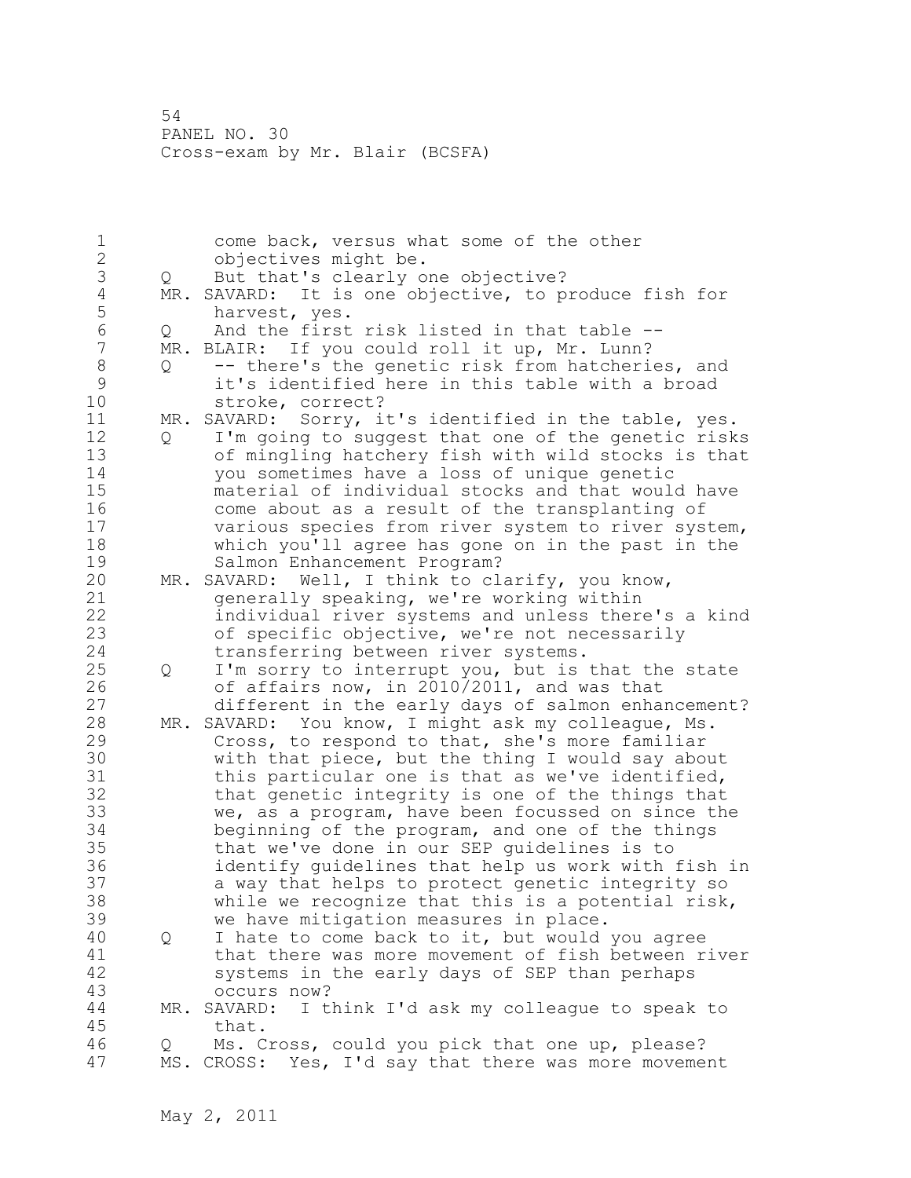come back, versus what some of the other objectives might be.

Q But that's clearly one objective?

MR. SAVARD: It is one objective, to produce fish for harvest, yes.

Q And the first risk listed in that table --

MR. BLAIR: If you could roll it up, Mr. Lunn?

Q -- there's the genetic risk from hatcheries, and it's identified here in this table with a broad stroke, correct?

MR. SAVARD: Sorry, it's identified in the table, yes.

Q I'm going to suggest that one of the genetic risks of mingling hatchery fish with wild stocks is that you sometimes have a loss of unique genetic material of individual stocks and that would have come about as a result of the transplanting of various species from river system to river system, which you'll agree has gone on in the past in the Salmon Enhancement Program?

MR. SAVARD: Well, I think to clarify, you know, generally speaking, we're working within individual river systems and unless there's a kind of specific objective, we're not necessarily transferring between river systems.

Q I'm sorry to interrupt you, but is that the state of affairs now, in 2010/2011, and was that different in the early days of salmon enhancement?

MR. SAVARD: You know, I might ask my colleague, Ms. Cross, to respond to that, she's more familiar with that piece, but the thing I would say about this particular one is that as we've identified, that genetic integrity is one of the things that we, as a program, have been focussed on since the beginning of the program, and one of the things that we've done in our SEP guidelines is to identify guidelines that help us work with fish in a way that helps to protect genetic integrity so while we recognize that this is a potential risk, we have mitigation measures in place.

Q I hate to come back to it, but would you agree that there was more movement of fish between river systems in the early days of SEP than perhaps occurs now?

MR. SAVARD: I think I'd ask my colleague to speak to that.

Q Ms. Cross, could you pick that one up, please?

MS. CROSS: Yes, I'd say that there was more movement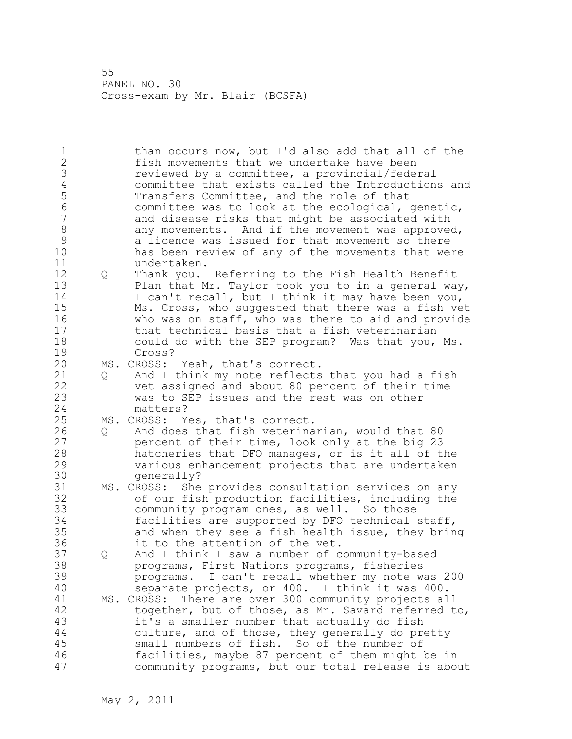than occurs now, but I'd also add that all of the fish movements that we undertake have been reviewed by a committee, a provincial/federal committee that exists called the Introductions and Transfers Committee, and the role of that committee was to look at the ecological, genetic, and disease risks that might be associated with any movements. And if the movement was approved, a licence was issued for that movement so there has been review of any of the movements that were undertaken.

Q Thank you. Referring to the Fish Health Benefit Plan that Mr. Taylor took you to in a general way, I can't recall, but I think it may have been you, Ms. Cross, who suggested that there was a fish vet who was on staff, who was there to aid and provide that technical basis that a fish veterinarian could do with the SEP program? Was that you, Ms. Cross?

MS. CROSS: Yeah, that's correct.

Q And I think my note reflects that you had a fish vet assigned and about 80 percent of their time was to SEP issues and the rest was on other matters?

MS. CROSS: Yes, that's correct.

Q And does that fish veterinarian, would that 80 percent of their time, look only at the big 23 hatcheries that DFO manages, or is it all of the various enhancement projects that are undertaken generally?

MS. CROSS: She provides consultation services on any of our fish production facilities, including the community program ones, as well. So those facilities are supported by DFO technical staff, and when they see a fish health issue, they bring it to the attention of the vet.

Q And I think I saw a number of community-based programs, First Nations programs, fisheries programs. I can't recall whether my note was 200 separate projects, or 400. I think it was 400.

MS. CROSS: There are over 300 community projects all together, but of those, as Mr. Savard referred to, it's a smaller number that actually do fish culture, and of those, they generally do pretty small numbers of fish. So of the number of facilities, maybe 87 percent of them might be in community programs, but our total release is about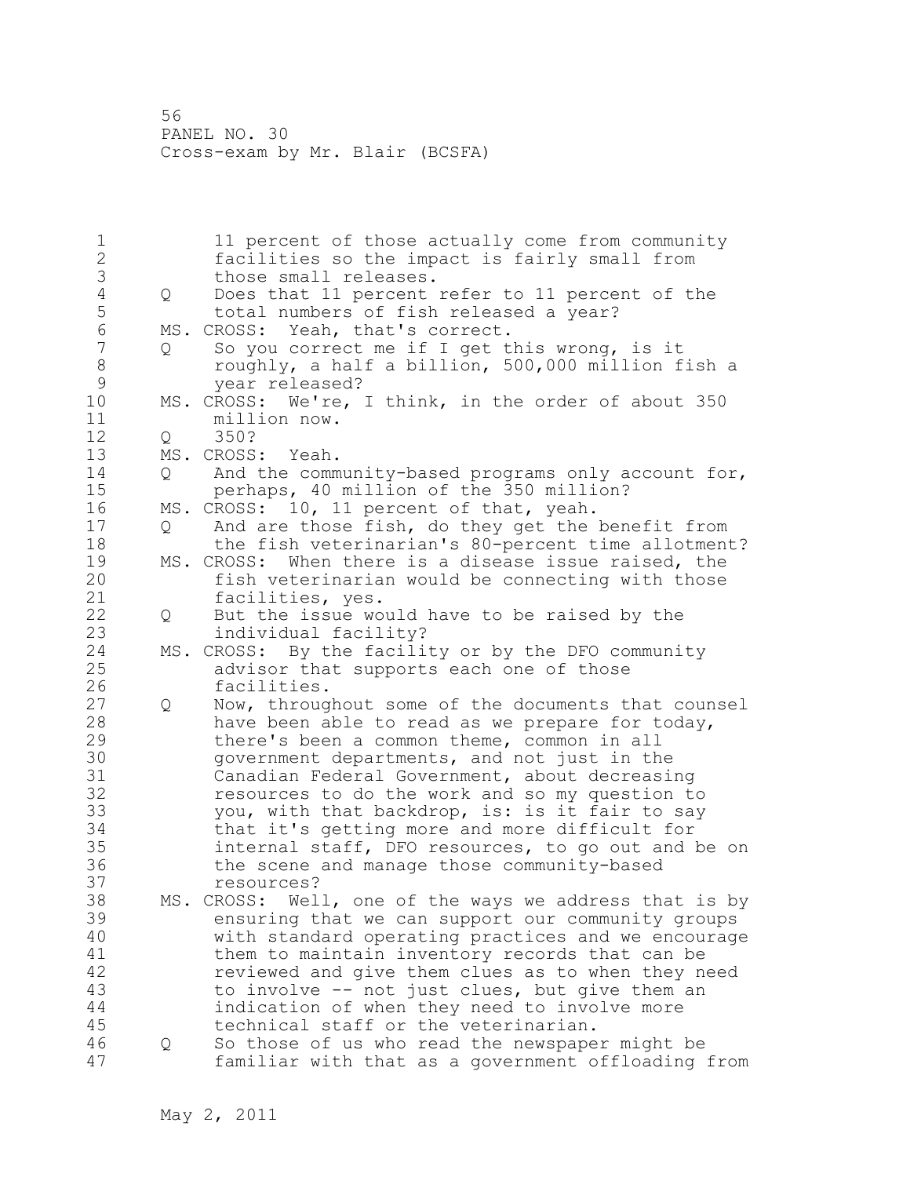11 percent of those actually come from community facilities so the impact is fairly small from those small releases.

Q Does that 11 percent refer to 11 percent of the total numbers of fish released a year?

MS. CROSS: Yeah, that's correct.

Q So you correct me if I get this wrong, is it roughly, a half a billion, 500,000 million fish a year released?

MS. CROSS: We're, I think, in the order of about 350 million now.

Q 350?

MS. CROSS: Yeah.

Q And the community-based programs only account for, perhaps, 40 million of the 350 million?

MS. CROSS: 10, 11 percent of that, yeah.

Q And are those fish, do they get the benefit from the fish veterinarian's 80-percent time allotment?

MS. CROSS: When there is a disease issue raised, the fish veterinarian would be connecting with those facilities, yes.

Q But the issue would have to be raised by the individual facility?

MS. CROSS: By the facility or by the DFO community advisor that supports each one of those facilities.

Q Now, throughout some of the documents that counsel have been able to read as we prepare for today, there's been a common theme, common in all government departments, and not just in the Canadian Federal Government, about decreasing resources to do the work and so my question to you, with that backdrop, is: is it fair to say that it's getting more and more difficult for internal staff, DFO resources, to go out and be on the scene and manage those community-based resources?

MS. CROSS: Well, one of the ways we address that is by ensuring that we can support our community groups with standard operating practices and we encourage them to maintain inventory records that can be reviewed and give them clues as to when they need to involve -- not just clues, but give them an indication of when they need to involve more technical staff or the veterinarian.

Q So those of us who read the newspaper might be familiar with that as a government offloading from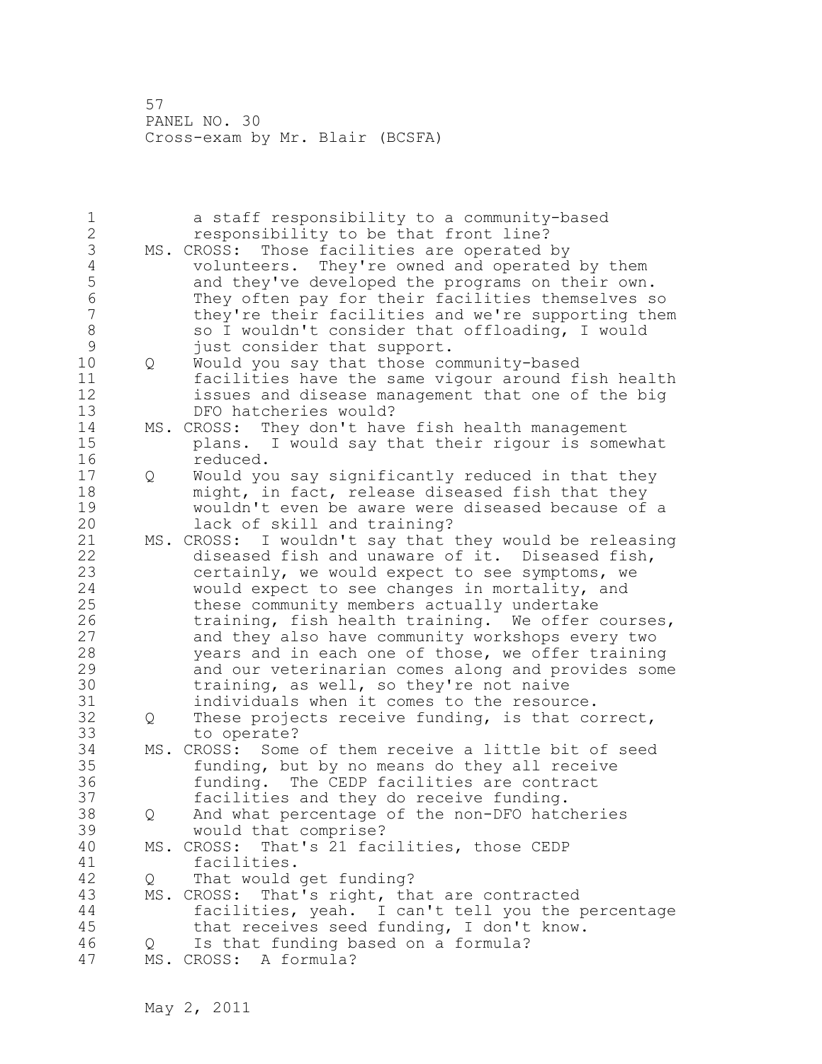a staff responsibility to a community-based responsibility to be that front line?

MS. CROSS: Those facilities are operated by volunteers. They're owned and operated by them and they've developed the programs on their own. They often pay for their facilities themselves so they're their facilities and we're supporting them so I wouldn't consider that offloading, I would just consider that support.

Q Would you say that those community-based facilities have the same vigour around fish health issues and disease management that one of the big DFO hatcheries would?

MS. CROSS: They don't have fish health management plans. I would say that their rigour is somewhat reduced.

Q Would you say significantly reduced in that they might, in fact, release diseased fish that they wouldn't even be aware were diseased because of a lack of skill and training?

MS. CROSS: I wouldn't say that they would be releasing diseased fish and unaware of it. Diseased fish, certainly, we would expect to see symptoms, we would expect to see changes in mortality, and these community members actually undertake training, fish health training. We offer courses, and they also have community workshops every two years and in each one of those, we offer training and our veterinarian comes along and provides some training, as well, so they're not naive individuals when it comes to the resource.

Q These projects receive funding, is that correct, to operate?

MS. CROSS: Some of them receive a little bit of seed funding, but by no means do they all receive funding. The CEDP facilities are contract facilities and they do receive funding.

Q And what percentage of the non-DFO hatcheries would that comprise?

MS. CROSS: That's 21 facilities, those CEDP facilities.

Q That would get funding?

MS. CROSS: That's right, that are contracted facilities, yeah. I can't tell you the percentage that receives seed funding, I don't know.

Q Is that funding based on a formula?

MS. CROSS: A formula?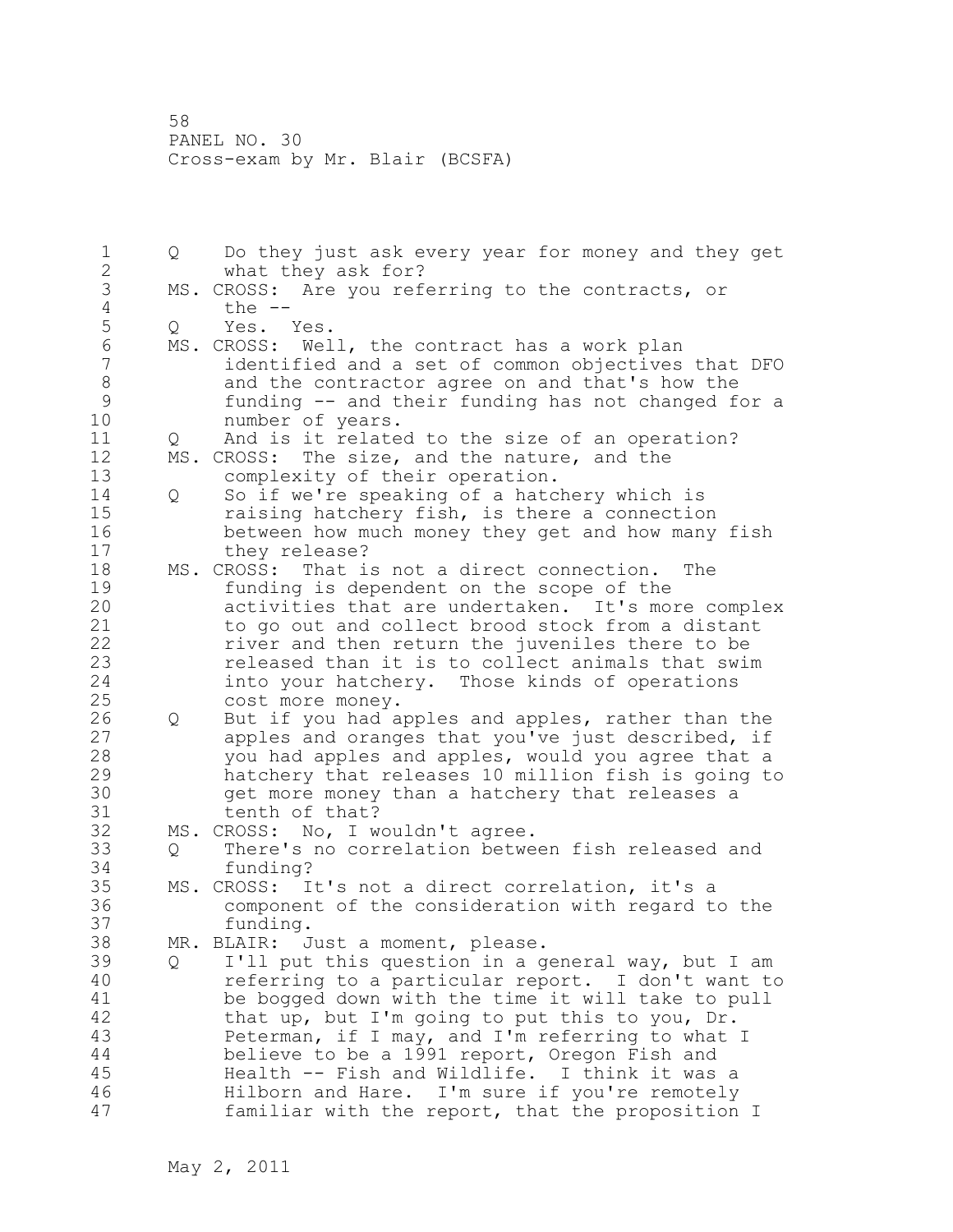Q Do they just ask every year for money and they get what they ask for?

MS. CROSS: Are you referring to the contracts, or the --

Q Yes. Yes.

MS. CROSS: Well, the contract has a work plan identified and a set of common objectives that DFO and the contractor agree on and that's how the funding -- and their funding has not changed for a number of years.

Q And is it related to the size of an operation?

MS. CROSS: The size, and the nature, and the complexity of their operation.

Q So if we're speaking of a hatchery which is raising hatchery fish, is there a connection between how much money they get and how many fish they release?

MS. CROSS: That is not a direct connection. The funding is dependent on the scope of the activities that are undertaken. It's more complex to go out and collect brood stock from a distant river and then return the juveniles there to be released than it is to collect animals that swim into your hatchery. Those kinds of operations cost more money.

Q But if you had apples and apples, rather than the apples and oranges that you've just described, if you had apples and apples, would you agree that a hatchery that releases 10 million fish is going to get more money than a hatchery that releases a tenth of that?

MS. CROSS: No, I wouldn't agree.

Q There's no correlation between fish released and funding?

MS. CROSS: It's not a direct correlation, it's a component of the consideration with regard to the funding.

MR. BLAIR: Just a moment, please.

Q I'll put this question in a general way, but I am referring to a particular report. I don't want to be bogged down with the time it will take to pull that up, but I'm going to put this to you, Dr. Peterman, if I may, and I'm referring to what I believe to be a 1991 report, Oregon Fish and Health -- Fish and Wildlife. I think it was a Hilborn and Hare. I'm sure if you're remotely familiar with the report, that the proposition I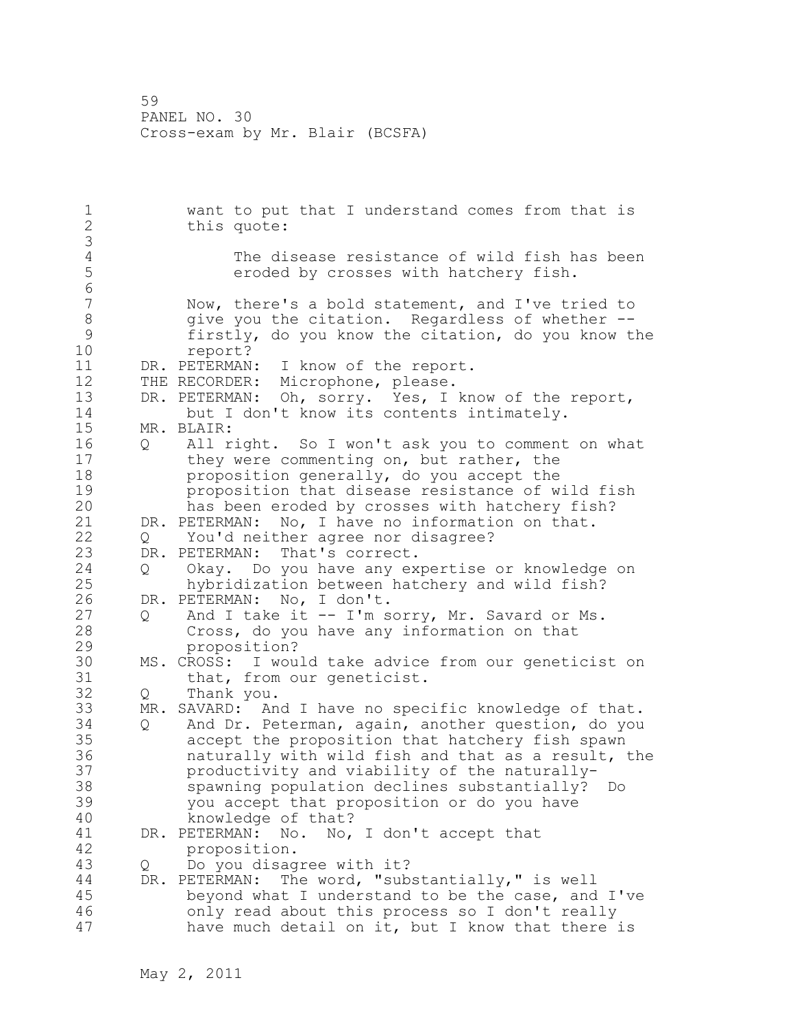want to put that I understand comes from that is this quote:

> The disease resistance of wild fish has been eroded by crosses with hatchery fish.

Now, there's a bold statement, and I've tried to give you the citation. Regardless of whether -- firstly, do you know the citation, do you know the report?

DR. PETERMAN: I know of the report.

THE RECORDER: Microphone, please.

DR. PETERMAN: Oh, sorry. Yes, I know of the report, but I don't know its contents intimately.

MR. BLAIR:

Q All right. So I won't ask you to comment on what they were commenting on, but rather, the proposition generally, do you accept the proposition that disease resistance of wild fish has been eroded by crosses with hatchery fish?

DR. PETERMAN: No, I have no information on that.

Q You'd neither agree nor disagree?

DR. PETERMAN: That's correct.

Q Okay. Do you have any expertise or knowledge on hybridization between hatchery and wild fish?

DR. PETERMAN: No, I don't.

Q And I take it -- I'm sorry, Mr. Savard or Ms. Cross, do you have any information on that proposition?

MS. CROSS: I would take advice from our geneticist on that, from our geneticist.

Q Thank you.

MR. SAVARD: And I have no specific knowledge of that.

Q And Dr. Peterman, again, another question, do you accept the proposition that hatchery fish spawn naturally with wild fish and that as a result, the productivity and viability of the naturally-spawning population declines substantially? Do you accept that proposition or do you have knowledge of that?

DR. PETERMAN: No. No, I don't accept that proposition.

Q Do you disagree with it?

DR. PETERMAN: The word, "substantially," is well beyond what I understand to be the case, and I've only read about this process so I don't really have much detail on it, but I know that there is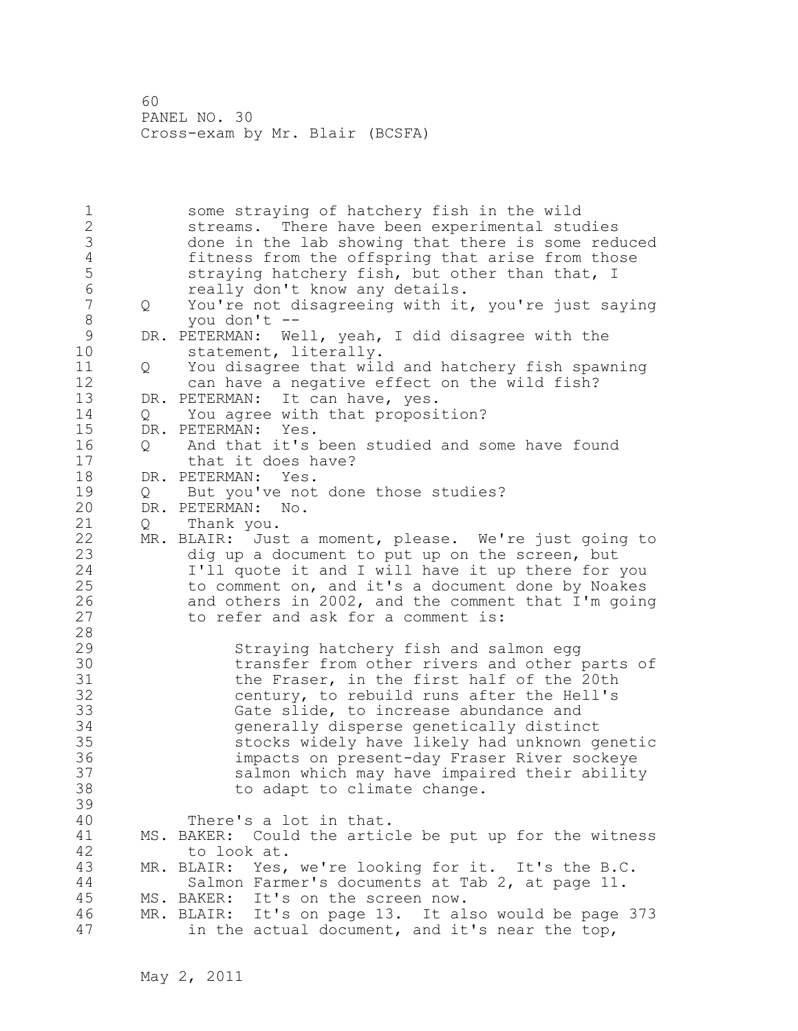some straying of hatchery fish in the wild streams. There have been experimental studies done in the lab showing that there is some reduced fitness from the offspring that arise from those straying hatchery fish, but other than that, I really don't know any details.

Q You're not disagreeing with it, you're just saying you don't --

DR. PETERMAN: Well, yeah, I did disagree with the statement, literally.

Q You disagree that wild and hatchery fish spawning can have a negative effect on the wild fish?

DR. PETERMAN: It can have, yes.

Q You agree with that proposition?

DR. PETERMAN: Yes.

Q And that it's been studied and some have found that it does have?

DR. PETERMAN: Yes.

Q But you've not done those studies?

DR. PETERMAN: No.

Q Thank you.

MR. BLAIR: Just a moment, please. We're just going to dig up a document to put up on the screen, but I'll quote it and I will have it up there for you to comment on, and it's a document done by Noakes and others in 2002, and the comment that I'm going to refer and ask for a comment is:

> Straying hatchery fish and salmon egg transfer from other rivers and other parts of the Fraser, in the first half of the 20th century, to rebuild runs after the Hell's Gate slide, to increase abundance and generally disperse genetically distinct stocks widely have likely had unknown genetic impacts on present-day Fraser River sockeye salmon which may have impaired their ability to adapt to climate change.

There's a lot in that.

MS. BAKER: Could the article be put up for the witness to look at.

MR. BLAIR: Yes, we're looking for it. It's the B.C. Salmon Farmer's documents at Tab 2, at page 11.

MS. BAKER: It's on the screen now.

MR. BLAIR: It's on page 13. It also would be page 373 in the actual document, and it's near the top,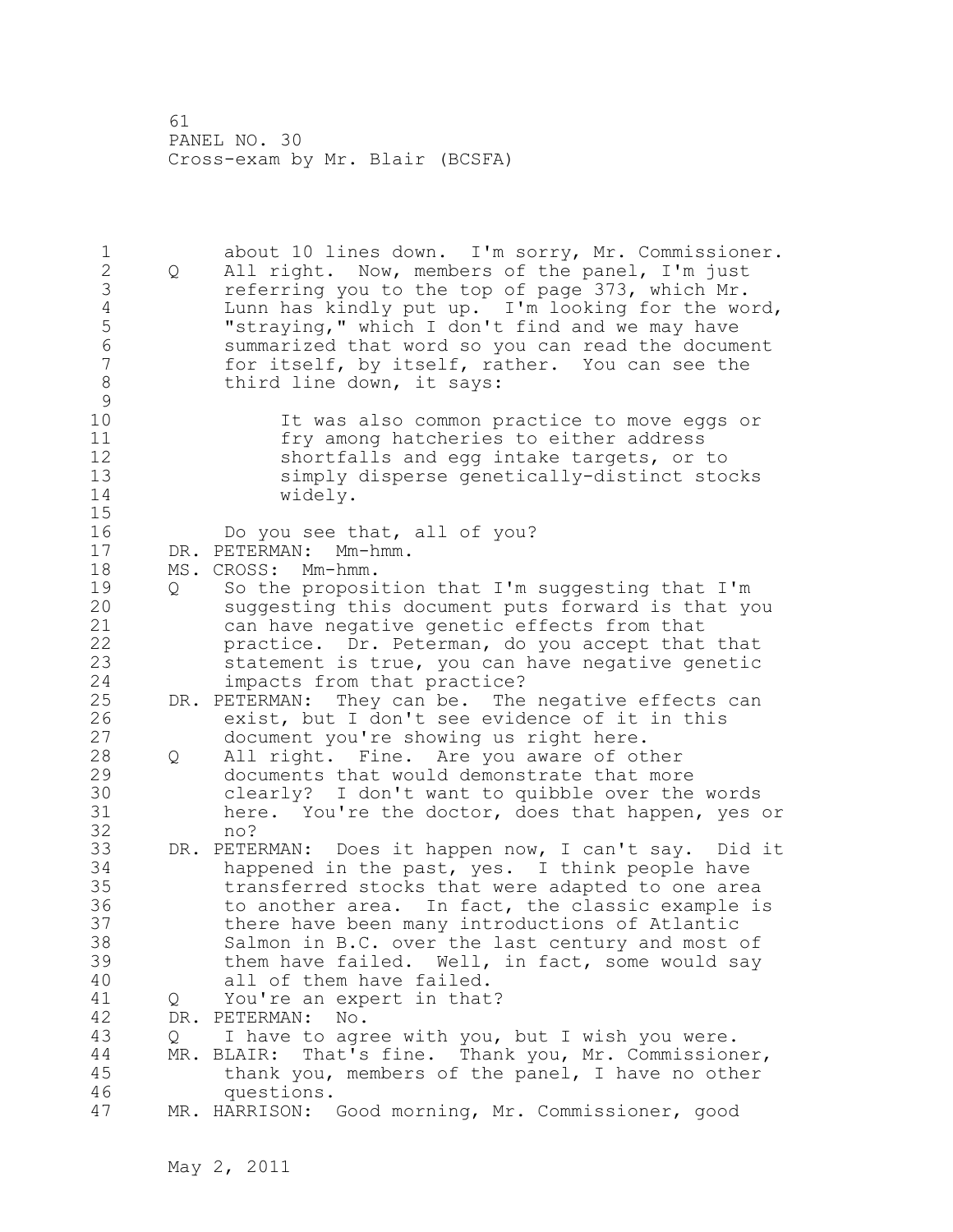about 10 lines down. I'm sorry, Mr. Commissioner.

Q All right. Now, members of the panel, I'm just referring you to the top of page 373, which Mr. Lunn has kindly put up. I'm looking for the word, "straying," which I don't find and we may have summarized that word so you can read the document for itself, by itself, rather. You can see the third line down, it says:

> It was also common practice to move eggs or fry among hatcheries to either address shortfalls and egg intake targets, or to simply disperse genetically-distinct stocks widely.

Do you see that, all of you?

DR. PETERMAN: Mm-hmm.

MS. CROSS: Mm-hmm.

Q So the proposition that I'm suggesting that I'm suggesting this document puts forward is that you can have negative genetic effects from that practice. Dr. Peterman, do you accept that that statement is true, you can have negative genetic impacts from that practice?

DR. PETERMAN: They can be. The negative effects can exist, but I don't see evidence of it in this document you're showing us right here.

Q All right. Fine. Are you aware of other documents that would demonstrate that more clearly? I don't want to quibble over the words here. You're the doctor, does that happen, yes or no?

DR. PETERMAN: Does it happen now, I can't say. Did it happened in the past, yes. I think people have transferred stocks that were adapted to one area to another area. In fact, the classic example is there have been many introductions of Atlantic Salmon in B.C. over the last century and most of them have failed. Well, in fact, some would say all of them have failed.

Q You're an expert in that?

DR. PETERMAN: No.

Q I have to agree with you, but I wish you were.

MR. BLAIR: That's fine. Thank you, Mr. Commissioner, thank you, members of the panel, I have no other questions.

MR. HARRISON: Good morning, Mr. Commissioner, good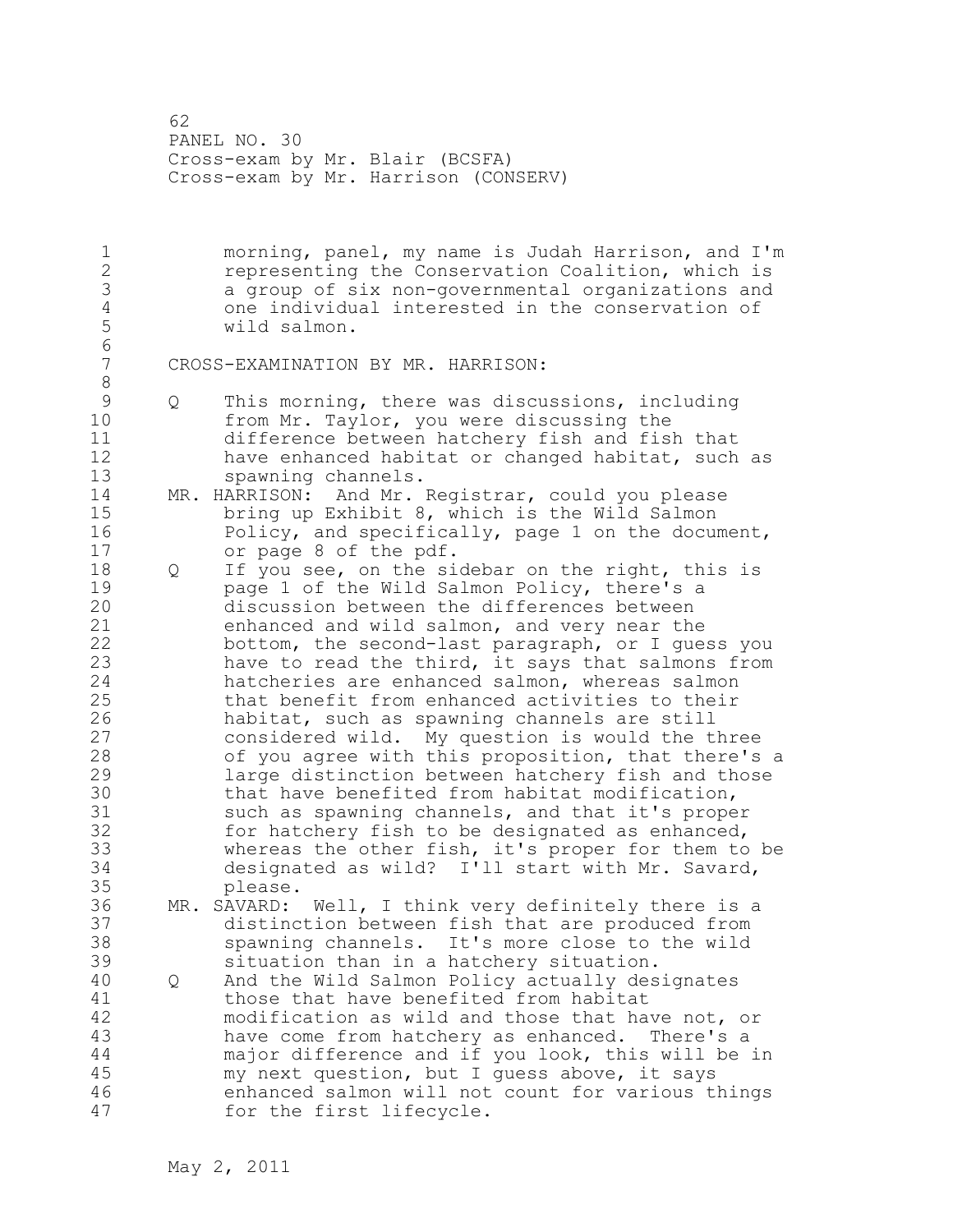morning, panel, my name is Judah Harrison, and I'm representing the Conservation Coalition, which is a group of six non-governmental organizations and one individual interested in the conservation of wild salmon.

CROSS-EXAMINATION BY MR. HARRISON:

Q This morning, there was discussions, including from Mr. Taylor, you were discussing the difference between hatchery fish and fish that have enhanced habitat or changed habitat, such as spawning channels.

MR. HARRISON: And Mr. Registrar, could you please bring up Exhibit 8, which is the Wild Salmon Policy, and specifically, page 1 on the document, or page 8 of the pdf.

Q If you see, on the sidebar on the right, this is page 1 of the Wild Salmon Policy, there's a discussion between the differences between enhanced and wild salmon, and very near the bottom, the second-last paragraph, or I guess you have to read the third, it says that salmons from hatcheries are enhanced salmon, whereas salmon that benefit from enhanced activities to their habitat, such as spawning channels are still considered wild. My question is would the three of you agree with this proposition, that there's a large distinction between hatchery fish and those that have benefited from habitat modification, such as spawning channels, and that it's proper for hatchery fish to be designated as enhanced, whereas the other fish, it's proper for them to be designated as wild? I'll start with Mr. Savard, please.

MR. SAVARD: Well, I think very definitely there is a distinction between fish that are produced from spawning channels. It's more close to the wild situation than in a hatchery situation.

Q And the Wild Salmon Policy actually designates those that have benefited from habitat modification as wild and those that have not, or have come from hatchery as enhanced. There's a major difference and if you look, this will be in my next question, but I guess above, it says enhanced salmon will not count for various things for the first lifecycle.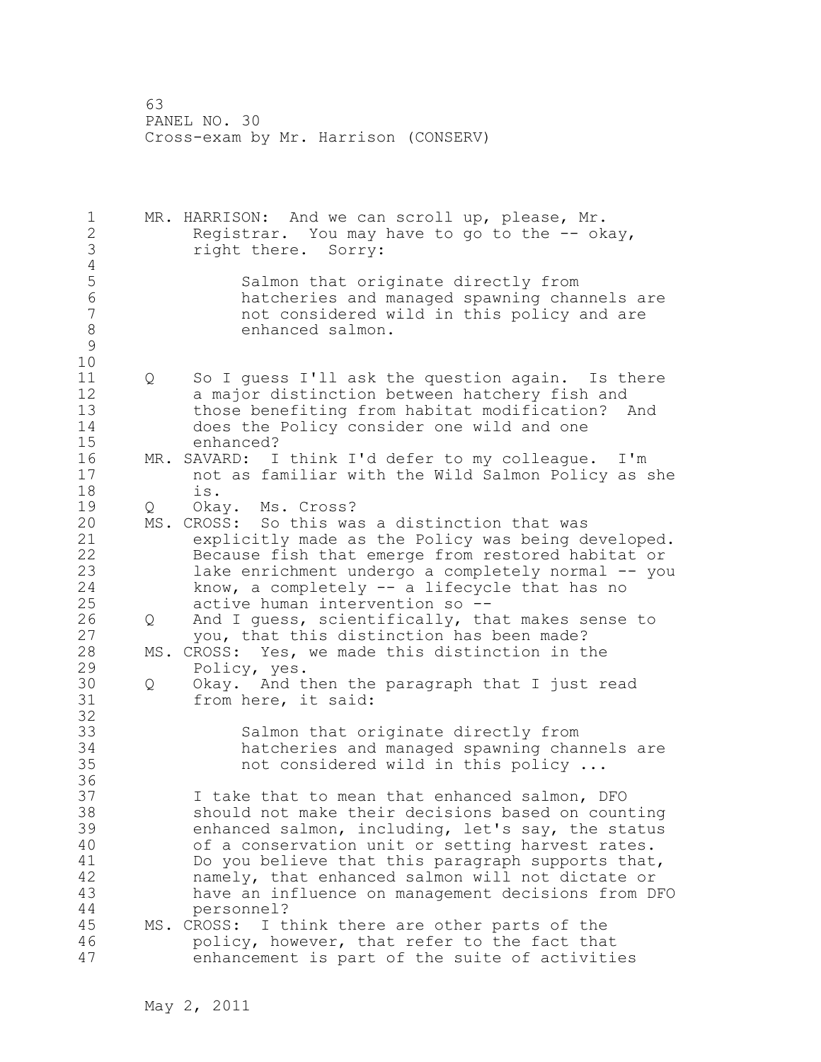MR. HARRISON: And we can scroll up, please, Mr. Registrar. You may have to go to the -- okay, right there. Sorry:

> Salmon that originate directly from hatcheries and managed spawning channels are not considered wild in this policy and are enhanced salmon.

Q So I guess I'll ask the question again. Is there a major distinction between hatchery fish and those benefiting from habitat modification? And does the Policy consider one wild and one enhanced?

MR. SAVARD: I think I'd defer to my colleague. I'm not as familiar with the Wild Salmon Policy as she is.

Q Okay. Ms. Cross?

MS. CROSS: So this was a distinction that was explicitly made as the Policy was being developed. Because fish that emerge from restored habitat or lake enrichment undergo a completely normal -- you know, a completely -- a lifecycle that has no active human intervention so --

Q And I guess, scientifically, that makes sense to you, that this distinction has been made?

MS. CROSS: Yes, we made this distinction in the Policy, yes.

Q Okay. And then the paragraph that I just read from here, it said:

> Salmon that originate directly from hatcheries and managed spawning channels are not considered wild in this policy ...

I take that to mean that enhanced salmon, DFO should not make their decisions based on counting enhanced salmon, including, let's say, the status of a conservation unit or setting harvest rates. Do you believe that this paragraph supports that, namely, that enhanced salmon will not dictate or have an influence on management decisions from DFO personnel?

MS. CROSS: I think there are other parts of the policy, however, that refer to the fact that enhancement is part of the suite of activities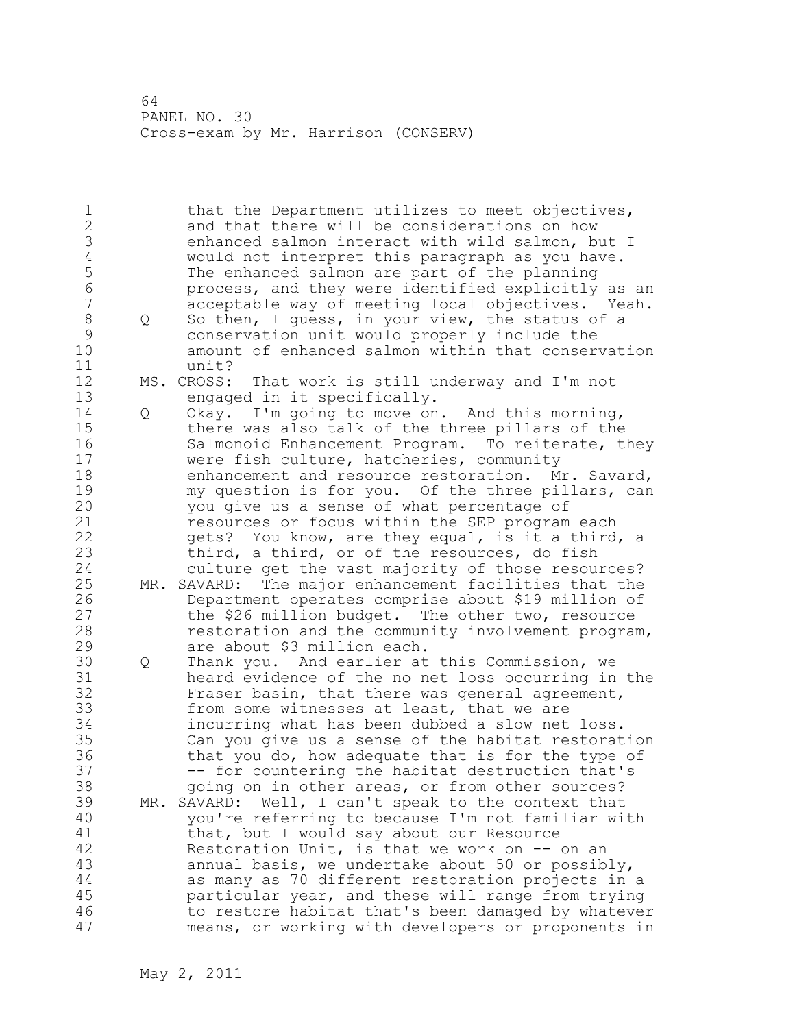that the Department utilizes to meet objectives, and that there will be considerations on how enhanced salmon interact with wild salmon, but I would not interpret this paragraph as you have. The enhanced salmon are part of the planning process, and they were identified explicitly as an acceptable way of meeting local objectives. Yeah.

Q So then, I guess, in your view, the status of a conservation unit would properly include the amount of enhanced salmon within that conservation unit?

MS. CROSS: That work is still underway and I'm not engaged in it specifically.

Q Okay. I'm going to move on. And this morning, there was also talk of the three pillars of the Salmonoid Enhancement Program. To reiterate, they were fish culture, hatcheries, community enhancement and resource restoration. Mr. Savard, my question is for you. Of the three pillars, can you give us a sense of what percentage of resources or focus within the SEP program each gets? You know, are they equal, is it a third, a third, a third, or of the resources, do fish culture get the vast majority of those resources?

MR. SAVARD: The major enhancement facilities that the Department operates comprise about $19 million of the $26 million budget. The other two, resource restoration and the community involvement program, are about $3 million each.

Q Thank you. And earlier at this Commission, we heard evidence of the no net loss occurring in the Fraser basin, that there was general agreement, from some witnesses at least, that we are incurring what has been dubbed a slow net loss. Can you give us a sense of the habitat restoration that you do, how adequate that is for the type of -- for countering the habitat destruction that's going on in other areas, or from other sources?

MR. SAVARD: Well, I can't speak to the context that you're referring to because I'm not familiar with that, but I would say about our Resource Restoration Unit, is that we work on -- on an annual basis, we undertake about 50 or possibly, as many as 70 different restoration projects in a particular year, and these will range from trying to restore habitat that's been damaged by whatever means, or working with developers or proponents in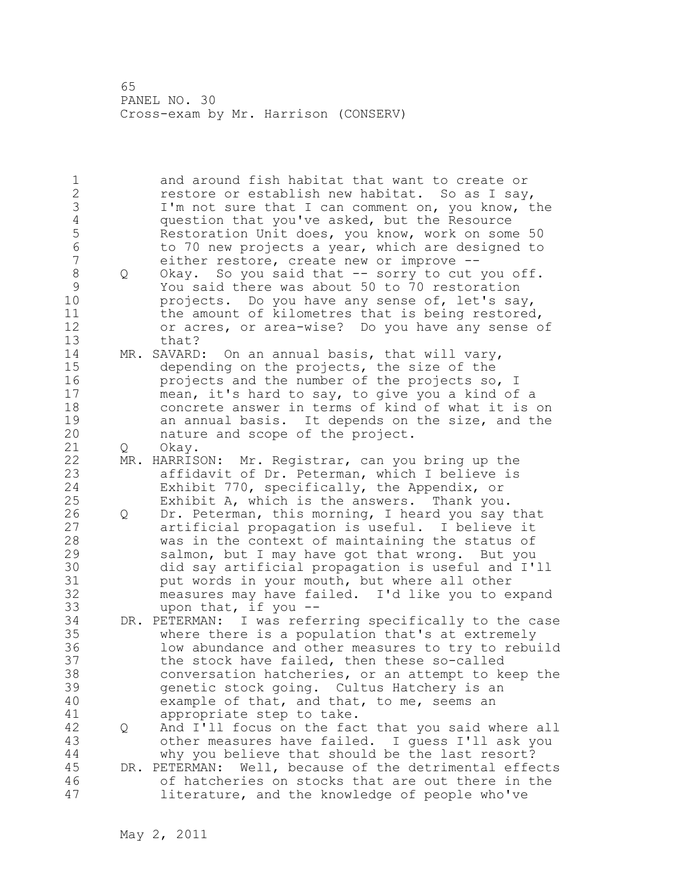and around fish habitat that want to create or restore or establish new habitat. So as I say, I'm not sure that I can comment on, you know, the question that you've asked, but the Resource Restoration Unit does, you know, work on some 50 to 70 new projects a year, which are designed to either restore, create new or improve --

Q Okay. So you said that -- sorry to cut you off. You said there was about 50 to 70 restoration projects. Do you have any sense of, let's say, the amount of kilometres that is being restored, or acres, or area-wise? Do you have any sense of that?

MR. SAVARD: On an annual basis, that will vary, depending on the projects, the size of the projects and the number of the projects so, I mean, it's hard to say, to give you a kind of a concrete answer in terms of kind of what it is on an annual basis. It depends on the size, and the nature and scope of the project.

Q Okay.

MR. HARRISON: Mr. Registrar, can you bring up the affidavit of Dr. Peterman, which I believe is Exhibit 770, specifically, the Appendix, or Exhibit A, which is the answers. Thank you.

Q Dr. Peterman, this morning, I heard you say that artificial propagation is useful. I believe it was in the context of maintaining the status of salmon, but I may have got that wrong. But you did say artificial propagation is useful and I'll put words in your mouth, but where all other measures may have failed. I'd like you to expand upon that, if you --

DR. PETERMAN: I was referring specifically to the case where there is a population that's at extremely low abundance and other measures to try to rebuild the stock have failed, then these so-called conversation hatcheries, or an attempt to keep the genetic stock going. Cultus Hatchery is an example of that, and that, to me, seems an appropriate step to take.

Q And I'll focus on the fact that you said where all other measures have failed. I guess I'll ask you why you believe that should be the last resort?

DR. PETERMAN: Well, because of the detrimental effects of hatcheries on stocks that are out there in the literature, and the knowledge of people who've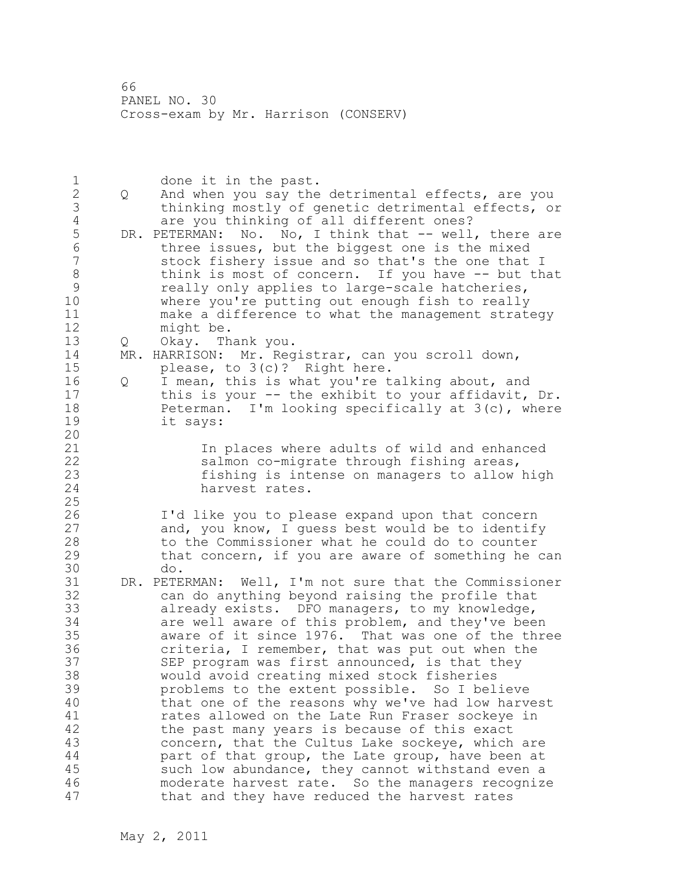done it in the past.

Q And when you say the detrimental effects, are you thinking mostly of genetic detrimental effects, or are you thinking of all different ones?

DR. PETERMAN: No. No, I think that -- well, there are three issues, but the biggest one is the mixed stock fishery issue and so that's the one that I think is most of concern. If you have -- but that really only applies to large-scale hatcheries, where you're putting out enough fish to really make a difference to what the management strategy might be.

Q Okay. Thank you.

MR. HARRISON: Mr. Registrar, can you scroll down, please, to 3(c)? Right here.

Q I mean, this is what you're talking about, and this is your -- the exhibit to your affidavit, Dr. Peterman. I'm looking specifically at 3(c), where it says:

> In places where adults of wild and enhanced salmon co-migrate through fishing areas, fishing is intense on managers to allow high harvest rates.

I'd like you to please expand upon that concern and, you know, I guess best would be to identify to the Commissioner what he could do to counter that concern, if you are aware of something he can do.

DR. PETERMAN: Well, I'm not sure that the Commissioner can do anything beyond raising the profile that already exists. DFO managers, to my knowledge, are well aware of this problem, and they've been aware of it since 1976. That was one of the three criteria, I remember, that was put out when the SEP program was first announced, is that they would avoid creating mixed stock fisheries problems to the extent possible. So I believe that one of the reasons why we've had low harvest rates allowed on the Late Run Fraser sockeye in the past many years is because of this exact concern, that the Cultus Lake sockeye, which are part of that group, the Late group, have been at such low abundance, they cannot withstand even a moderate harvest rate. So the managers recognize that and they have reduced the harvest rates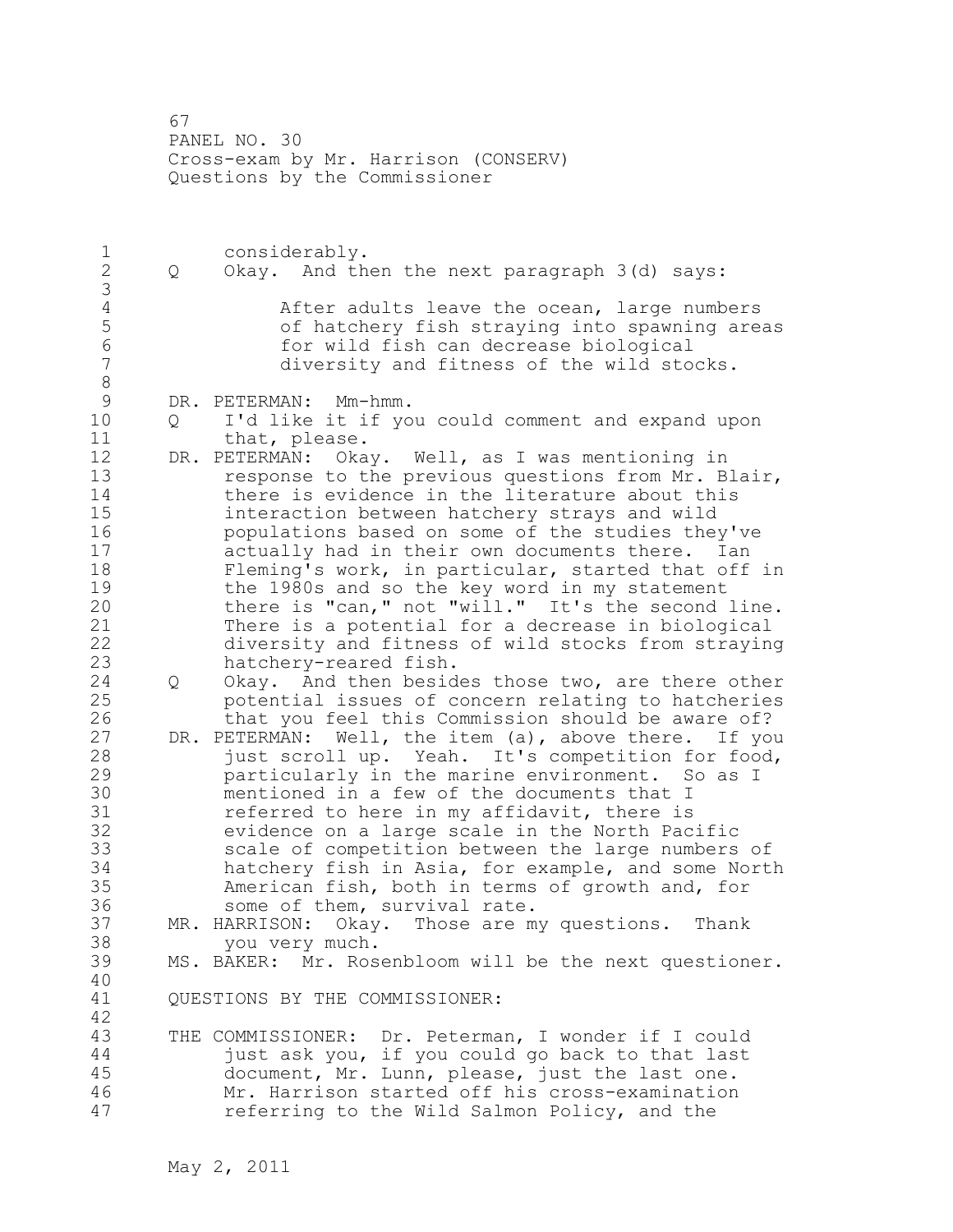considerably.

Q Okay. And then the next paragraph 3(d) says:

> After adults leave the ocean, large numbers of hatchery fish straying into spawning areas for wild fish can decrease biological diversity and fitness of the wild stocks.

DR. PETERMAN: Mm-hmm.

Q I'd like it if you could comment and expand upon that, please.

DR. PETERMAN: Okay. Well, as I was mentioning in response to the previous questions from Mr. Blair, there is evidence in the literature about this interaction between hatchery strays and wild populations based on some of the studies they've actually had in their own documents there. Ian Fleming's work, in particular, started that off in the 1980s and so the key word in my statement there is "can," not "will." It's the second line. There is a potential for a decrease in biological diversity and fitness of wild stocks from straying hatchery-reared fish.

Q Okay. And then besides those two, are there other potential issues of concern relating to hatcheries that you feel this Commission should be aware of?

DR. PETERMAN: Well, the item (a), above there. If you just scroll up. Yeah. It's competition for food, particularly in the marine environment. So as I mentioned in a few of the documents that I referred to here in my affidavit, there is evidence on a large scale in the North Pacific scale of competition between the large numbers of hatchery fish in Asia, for example, and some North American fish, both in terms of growth and, for some of them, survival rate.

MR. HARRISON: Okay. Those are my questions. Thank you very much.

MS. BAKER: Mr. Rosenbloom will be the next questioner.

QUESTIONS BY THE COMMISSIONER:

THE COMMISSIONER: Dr. Peterman, I wonder if I could just ask you, if you could go back to that last document, Mr. Lunn, please, just the last one. Mr. Harrison started off his cross-examination referring to the Wild Salmon Policy, and the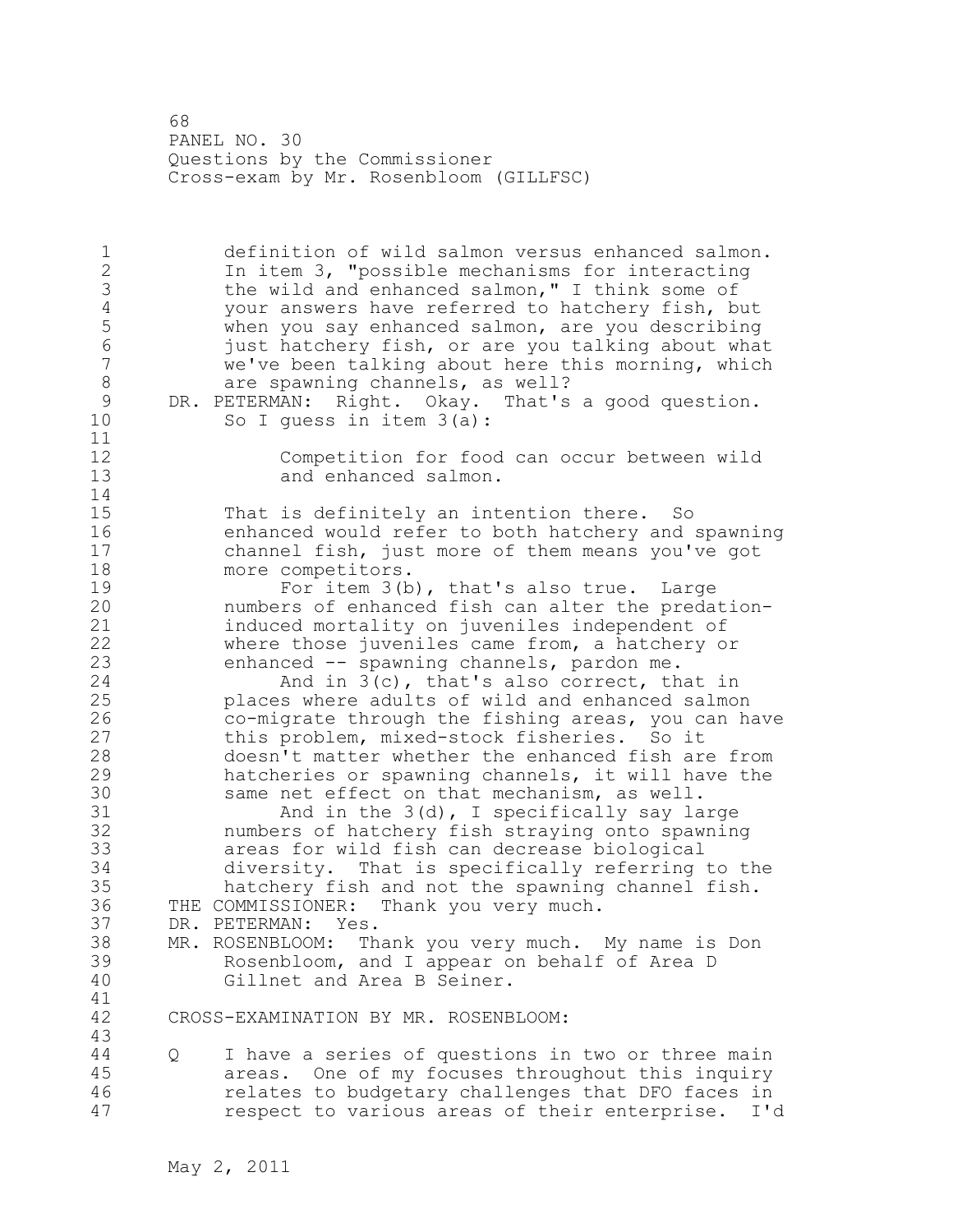definition of wild salmon versus enhanced salmon. In item 3, "possible mechanisms for interacting the wild and enhanced salmon," I think some of your answers have referred to hatchery fish, but when you say enhanced salmon, are you describing just hatchery fish, or are you talking about what we've been talking about here this morning, which are spawning channels, as well?

DR. PETERMAN: Right. Okay. That's a good question. So I guess in item 3(a):

> Competition for food can occur between wild and enhanced salmon.

That is definitely an intention there. So enhanced would refer to both hatchery and spawning channel fish, just more of them means you've got more competitors.

For item 3(b), that's also true. Large numbers of enhanced fish can alter the predation-induced mortality on juveniles independent of where those juveniles came from, a hatchery or enhanced -- spawning channels, pardon me.

And in 3(c), that's also correct, that in places where adults of wild and enhanced salmon co-migrate through the fishing areas, you can have this problem, mixed-stock fisheries. So it doesn't matter whether the enhanced fish are from hatcheries or spawning channels, it will have the same net effect on that mechanism, as well.

And in the 3(d), I specifically say large numbers of hatchery fish straying onto spawning areas for wild fish can decrease biological diversity. That is specifically referring to the hatchery fish and not the spawning channel fish.

THE COMMISSIONER: Thank you very much.

DR. PETERMAN: Yes.

MR. ROSENBLOOM: Thank you very much. My name is Don Rosenbloom, and I appear on behalf of Area D Gillnet and Area B Seiner.

CROSS-EXAMINATION BY MR. ROSENBLOOM:

Q I have a series of questions in two or three main areas. One of my focuses throughout this inquiry relates to budgetary challenges that DFO faces in respect to various areas of their enterprise. I'd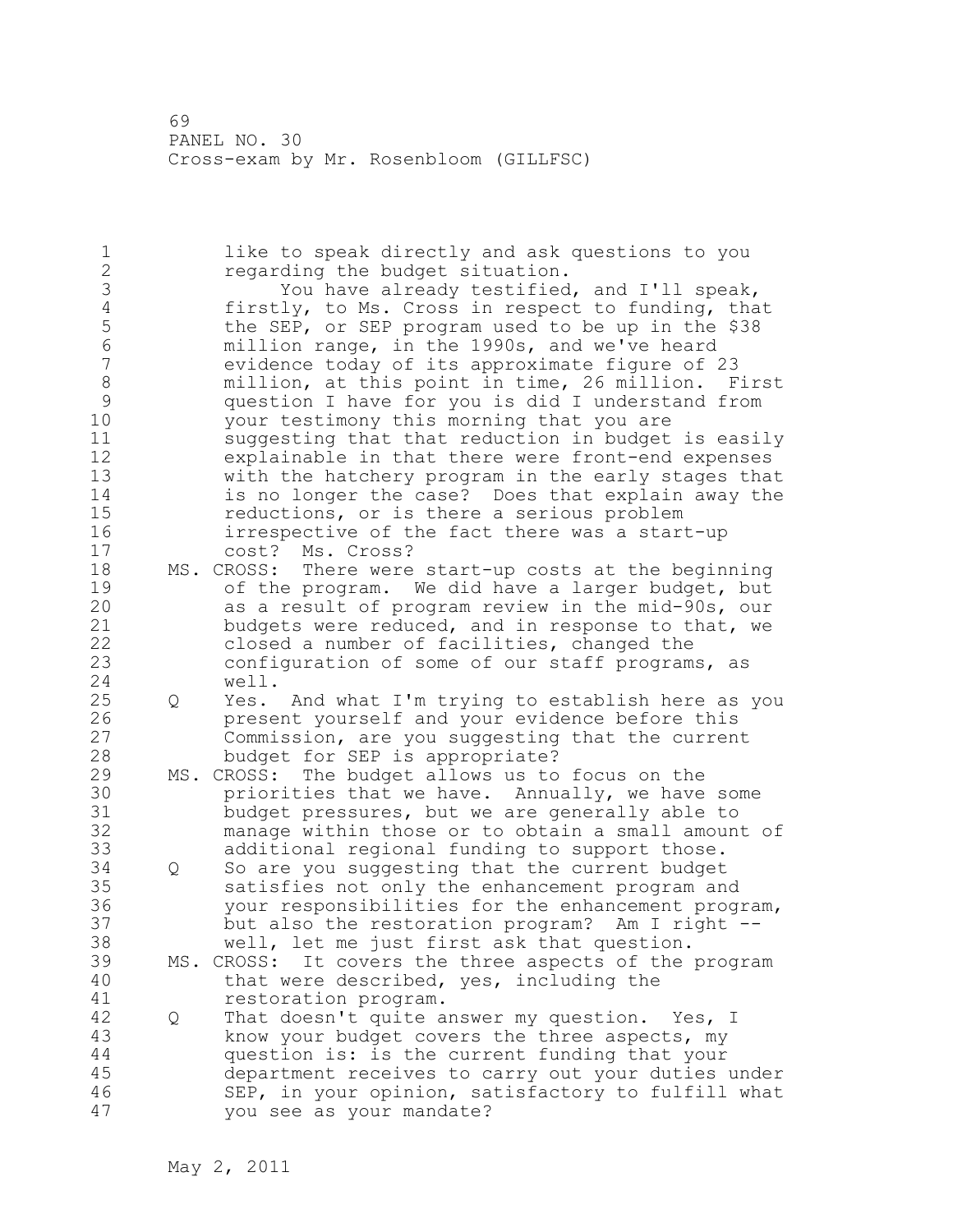like to speak directly and ask questions to you regarding the budget situation.

You have already testified, and I'll speak, firstly, to Ms. Cross in respect to funding, that the SEP, or SEP program used to be up in the $38 million range, in the 1990s, and we've heard evidence today of its approximate figure of 23 million, at this point in time, 26 million. First question I have for you is did I understand from your testimony this morning that you are suggesting that that reduction in budget is easily explainable in that there were front-end expenses with the hatchery program in the early stages that is no longer the case? Does that explain away the reductions, or is there a serious problem irrespective of the fact there was a start-up cost? Ms. Cross?

MS. CROSS: There were start-up costs at the beginning of the program. We did have a larger budget, but as a result of program review in the mid-90s, our budgets were reduced, and in response to that, we closed a number of facilities, changed the configuration of some of our staff programs, as well.

Q Yes. And what I'm trying to establish here as you present yourself and your evidence before this Commission, are you suggesting that the current budget for SEP is appropriate?

MS. CROSS: The budget allows us to focus on the priorities that we have. Annually, we have some budget pressures, but we are generally able to manage within those or to obtain a small amount of additional regional funding to support those.

Q So are you suggesting that the current budget satisfies not only the enhancement program and your responsibilities for the enhancement program, but also the restoration program? Am I right -- well, let me just first ask that question.

MS. CROSS: It covers the three aspects of the program that were described, yes, including the restoration program.

Q That doesn't quite answer my question. Yes, I know your budget covers the three aspects, my question is: is the current funding that your department receives to carry out your duties under SEP, in your opinion, satisfactory to fulfill what you see as your mandate?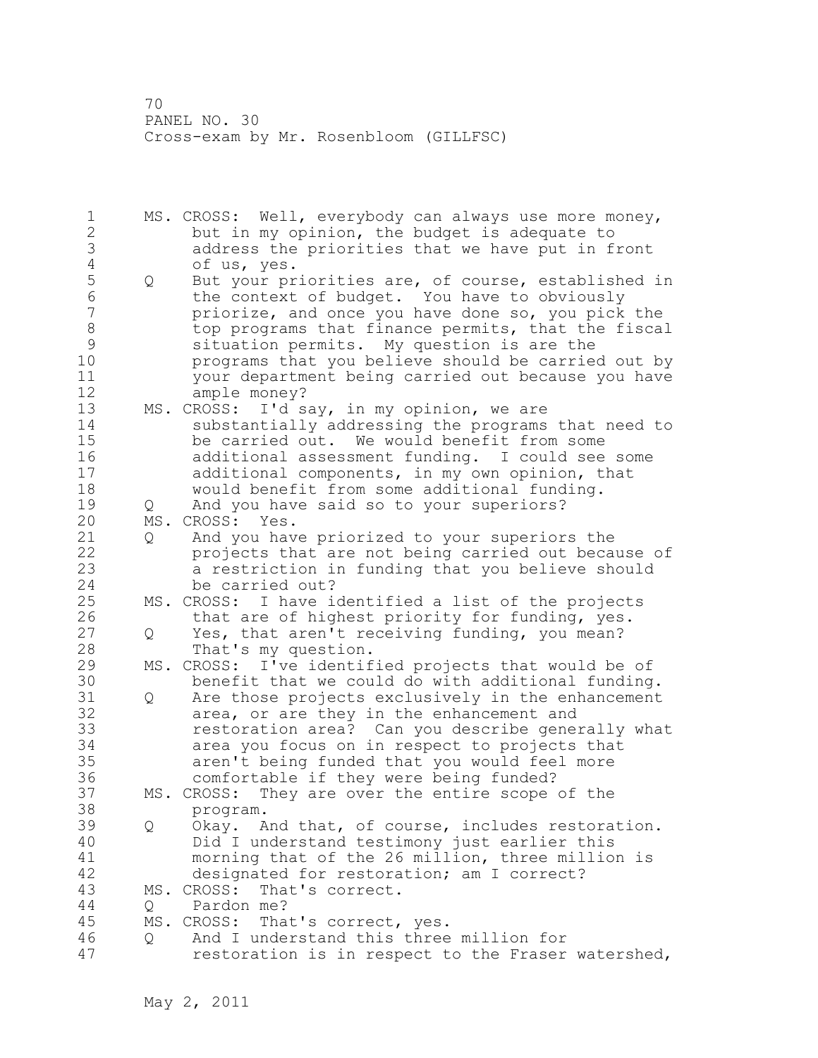MS. CROSS: Well, everybody can always use more money, but in my opinion, the budget is adequate to address the priorities that we have put in front of us, yes.

Q But your priorities are, of course, established in the context of budget. You have to obviously priorize, and once you have done so, you pick the top programs that finance permits, that the fiscal situation permits. My question is are the programs that you believe should be carried out by your department being carried out because you have ample money?

MS. CROSS: I'd say, in my opinion, we are substantially addressing the programs that need to be carried out. We would benefit from some additional assessment funding. I could see some additional components, in my own opinion, that would benefit from some additional funding.

Q And you have said so to your superiors?

MS. CROSS: Yes.

Q And you have priorized to your superiors the projects that are not being carried out because of a restriction in funding that you believe should be carried out?

MS. CROSS: I have identified a list of the projects that are of highest priority for funding, yes.

Q Yes, that aren't receiving funding, you mean? That's my question.

MS. CROSS: I've identified projects that would be of benefit that we could do with additional funding.

Q Are those projects exclusively in the enhancement area, or are they in the enhancement and restoration area? Can you describe generally what area you focus on in respect to projects that aren't being funded that you would feel more comfortable if they were being funded?

MS. CROSS: They are over the entire scope of the program.

Q Okay. And that, of course, includes restoration. Did I understand testimony just earlier this morning that of the 26 million, three million is designated for restoration; am I correct?

MS. CROSS: That's correct.

Q Pardon me?

MS. CROSS: That's correct, yes.

Q And I understand this three million for restoration is in respect to the Fraser watershed,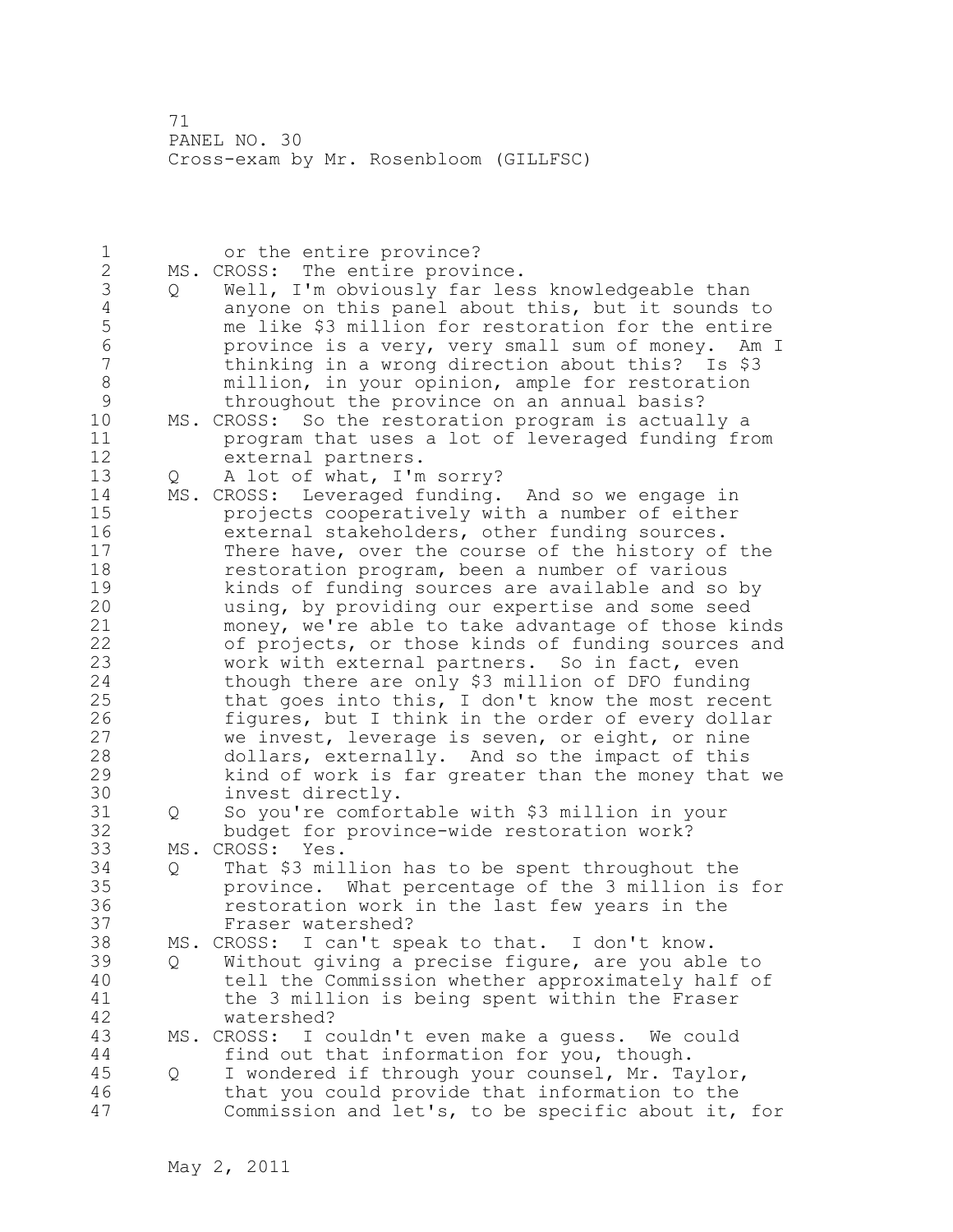or the entire province?

MS. CROSS: The entire province.

Q Well, I'm obviously far less knowledgeable than anyone on this panel about this, but it sounds to me like $3 million for restoration for the entire province is a very, very small sum of money. Am I thinking in a wrong direction about this? Is $3 million, in your opinion, ample for restoration throughout the province on an annual basis?

MS. CROSS: So the restoration program is actually a program that uses a lot of leveraged funding from external partners.

Q A lot of what, I'm sorry?

MS. CROSS: Leveraged funding. And so we engage in projects cooperatively with a number of either external stakeholders, other funding sources. There have, over the course of the history of the restoration program, been a number of various kinds of funding sources are available and so by using, by providing our expertise and some seed money, we're able to take advantage of those kinds of projects, or those kinds of funding sources and work with external partners. So in fact, even though there are only $3 million of DFO funding that goes into this, I don't know the most recent figures, but I think in the order of every dollar we invest, leverage is seven, or eight, or nine dollars, externally. And so the impact of this kind of work is far greater than the money that we invest directly.

Q So you're comfortable with $3 million in your budget for province-wide restoration work?

MS. CROSS: Yes.

Q That $3 million has to be spent throughout the province. What percentage of the 3 million is for restoration work in the last few years in the Fraser watershed?

MS. CROSS: I can't speak to that. I don't know.

Q Without giving a precise figure, are you able to tell the Commission whether approximately half of the 3 million is being spent within the Fraser watershed?

MS. CROSS: I couldn't even make a guess. We could find out that information for you, though.

Q I wondered if through your counsel, Mr. Taylor, that you could provide that information to the Commission and let's, to be specific about it, for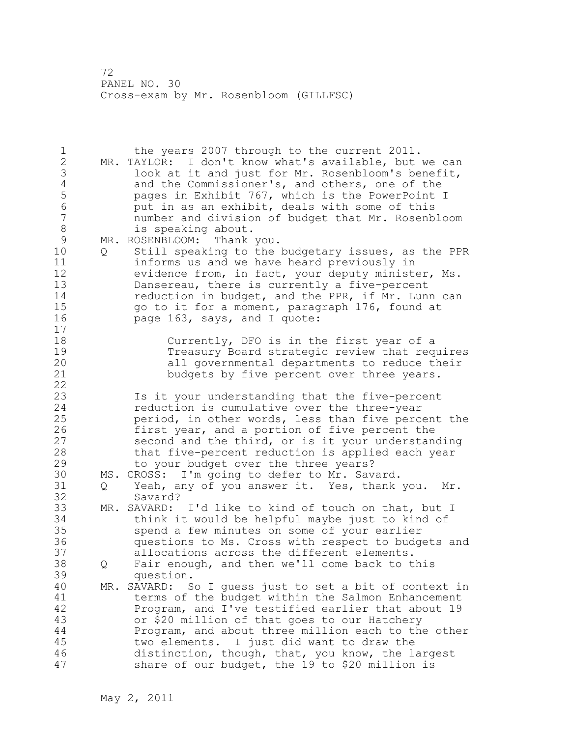the years 2007 through to the current 2011.

MR. TAYLOR: I don't know what's available, but we can look at it and just for Mr. Rosenbloom's benefit, and the Commissioner's, and others, one of the pages in Exhibit 767, which is the PowerPoint I put in as an exhibit, deals with some of this number and division of budget that Mr. Rosenbloom is speaking about.

MR. ROSENBLOOM: Thank you.

Q Still speaking to the budgetary issues, as the PPR informs us and we have heard previously in evidence from, in fact, your deputy minister, Ms. Dansereau, there is currently a five-percent reduction in budget, and the PPR, if Mr. Lunn can go to it for a moment, paragraph 176, found at page 163, says, and I quote:

> Currently, DFO is in the first year of a Treasury Board strategic review that requires all governmental departments to reduce their budgets by five percent over three years.

Is it your understanding that the five-percent reduction is cumulative over the three-year period, in other words, less than five percent the first year, and a portion of five percent the second and the third, or is it your understanding that five-percent reduction is applied each year to your budget over the three years?

MS. CROSS: I'm going to defer to Mr. Savard.

Q Yeah, any of you answer it. Yes, thank you. Mr. Savard?

MR. SAVARD: I'd like to kind of touch on that, but I think it would be helpful maybe just to kind of spend a few minutes on some of your earlier questions to Ms. Cross with respect to budgets and allocations across the different elements.

Q Fair enough, and then we'll come back to this question.

MR. SAVARD: So I guess just to set a bit of context in terms of the budget within the Salmon Enhancement Program, and I've testified earlier that about 19 or $20 million of that goes to our Hatchery Program, and about three million each to the other two elements. I just did want to draw the distinction, though, that, you know, the largest share of our budget, the 19 to $20 million is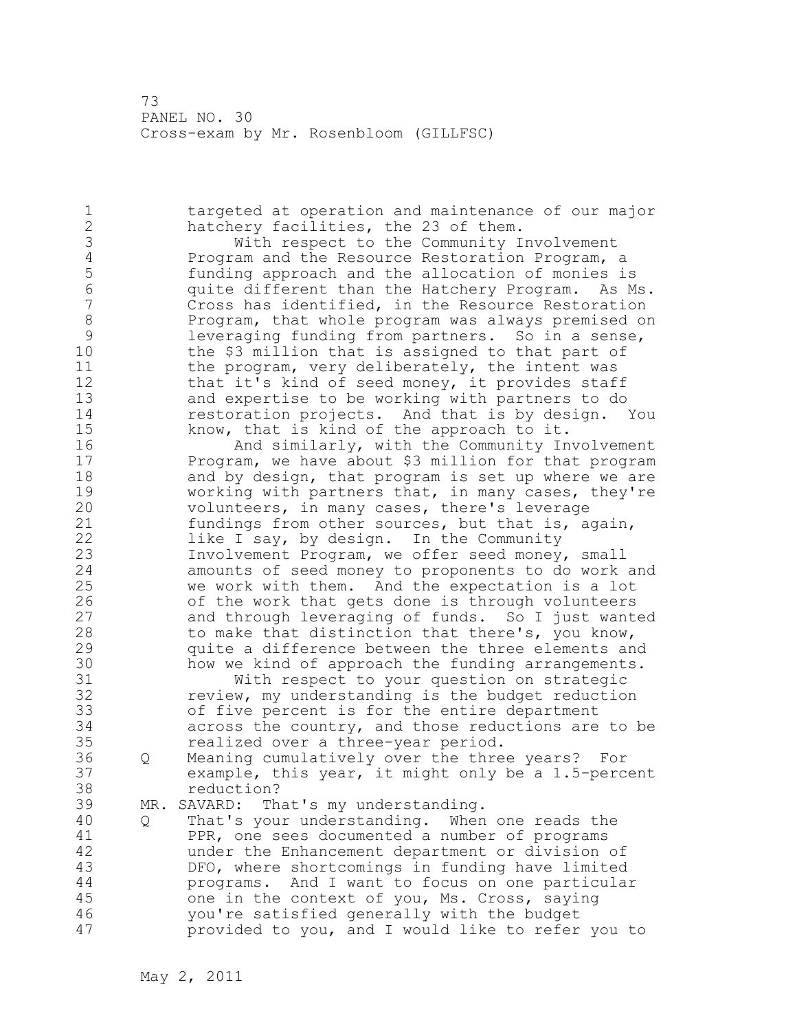targeted at operation and maintenance of our major hatchery facilities, the 23 of them.

With respect to the Community Involvement Program and the Resource Restoration Program, a funding approach and the allocation of monies is quite different than the Hatchery Program. As Ms. Cross has identified, in the Resource Restoration Program, that whole program was always premised on leveraging funding from partners. So in a sense, the $3 million that is assigned to that part of the program, very deliberately, the intent was that it's kind of seed money, it provides staff and expertise to be working with partners to do restoration projects. And that is by design. You know, that is kind of the approach to it.

And similarly, with the Community Involvement Program, we have about $3 million for that program and by design, that program is set up where we are working with partners that, in many cases, they're volunteers, in many cases, there's leverage fundings from other sources, but that is, again, like I say, by design. In the Community Involvement Program, we offer seed money, small amounts of seed money to proponents to do work and we work with them. And the expectation is a lot of the work that gets done is through volunteers and through leveraging of funds. So I just wanted to make that distinction that there's, you know, quite a difference between the three elements and how we kind of approach the funding arrangements.

With respect to your question on strategic review, my understanding is the budget reduction of five percent is for the entire department across the country, and those reductions are to be realized over a three-year period.

Q Meaning cumulatively over the three years? For example, this year, it might only be a 1.5-percent reduction?

MR. SAVARD: That's my understanding.

Q That's your understanding. When one reads the PPR, one sees documented a number of programs under the Enhancement department or division of DFO, where shortcomings in funding have limited programs. And I want to focus on one particular one in the context of you, Ms. Cross, saying you're satisfied generally with the budget provided to you, and I would like to refer you to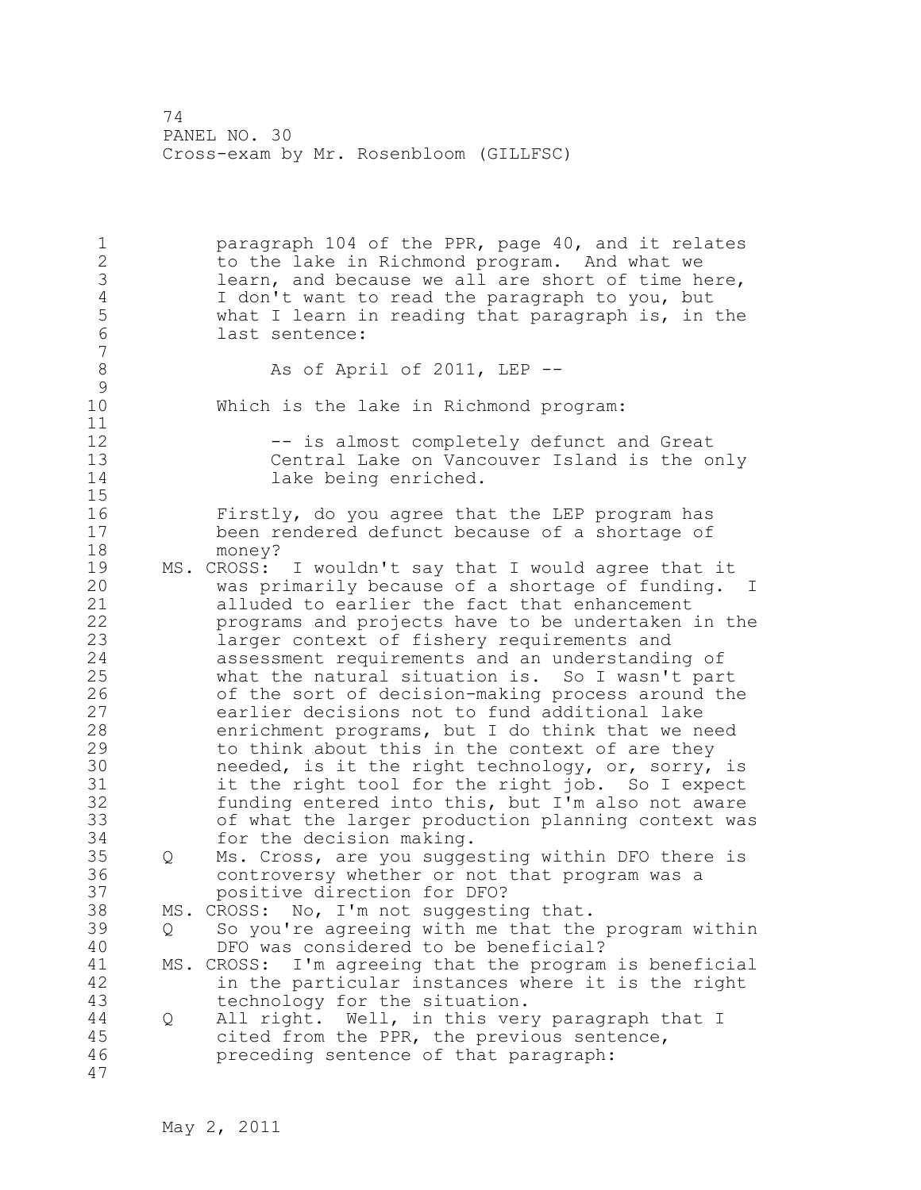paragraph 104 of the PPR, page 40, and it relates to the lake in Richmond program. And what we learn, and because we all are short of time here, I don't want to read the paragraph to you, but what I learn in reading that paragraph is, in the last sentence:

> As of April of 2011, LEP --

Which is the lake in Richmond program:

> -- is almost completely defunct and Great Central Lake on Vancouver Island is the only lake being enriched.

Firstly, do you agree that the LEP program has been rendered defunct because of a shortage of money?

MS. CROSS: I wouldn't say that I would agree that it was primarily because of a shortage of funding. I alluded to earlier the fact that enhancement programs and projects have to be undertaken in the larger context of fishery requirements and assessment requirements and an understanding of what the natural situation is. So I wasn't part of the sort of decision-making process around the earlier decisions not to fund additional lake enrichment programs, but I do think that we need to think about this in the context of are they needed, is it the right technology, or, sorry, is it the right tool for the right job. So I expect funding entered into this, but I'm also not aware of what the larger production planning context was for the decision making.

Q Ms. Cross, are you suggesting within DFO there is controversy whether or not that program was a positive direction for DFO?

MS. CROSS: No, I'm not suggesting that.

Q So you're agreeing with me that the program within DFO was considered to be beneficial?

MS. CROSS: I'm agreeing that the program is beneficial in the particular instances where it is the right technology for the situation.

Q All right. Well, in this very paragraph that I cited from the PPR, the previous sentence, preceding sentence of that paragraph: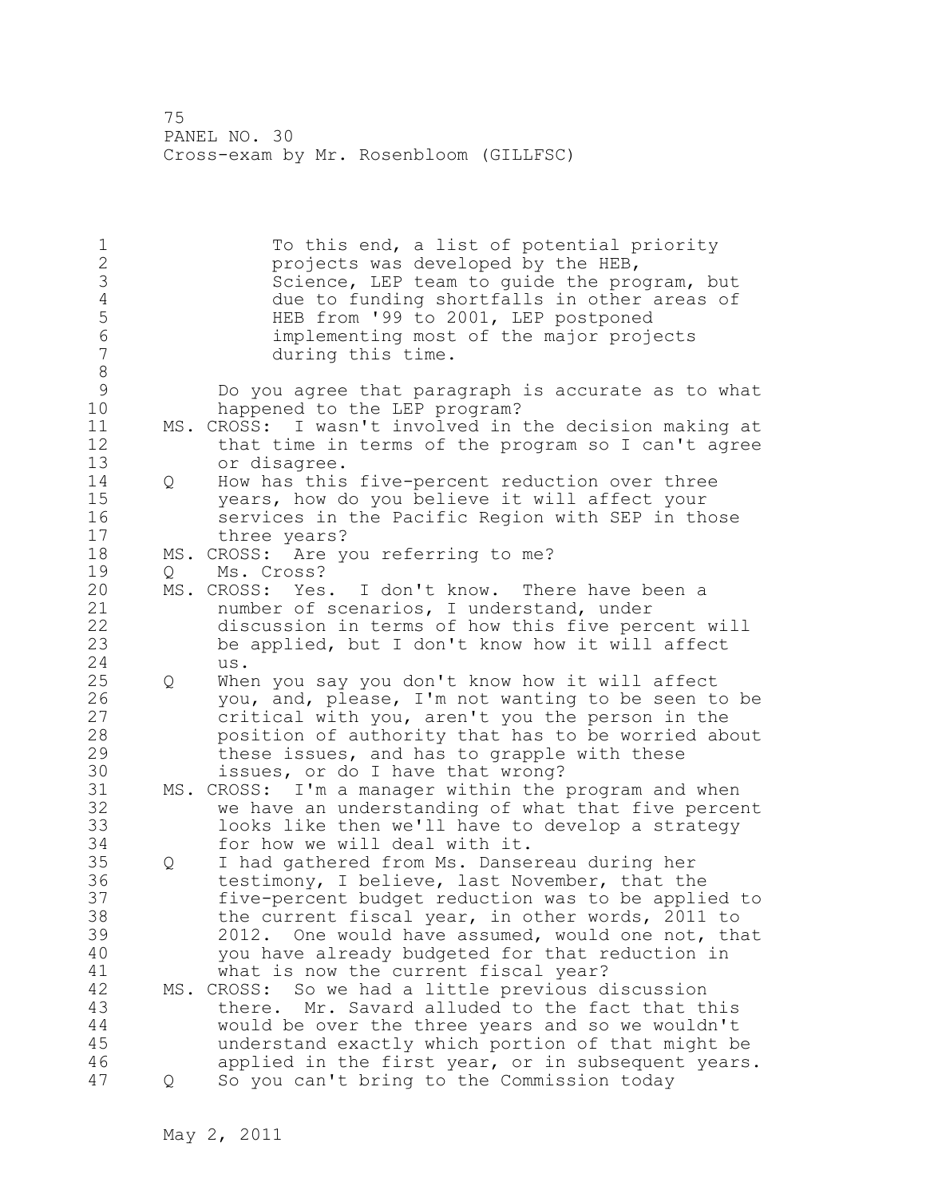To this end, a list of potential priority projects was developed by the HEB, Science, LEP team to guide the program, but due to funding shortfalls in other areas of HEB from '99 to 2001, LEP postponed implementing most of the major projects during this time.

Do you agree that paragraph is accurate as to what happened to the LEP program?

MS. CROSS: I wasn't involved in the decision making at that time in terms of the program so I can't agree or disagree.

Q How has this five-percent reduction over three years, how do you believe it will affect your services in the Pacific Region with SEP in those three years?

MS. CROSS: Are you referring to me?

Q Ms. Cross?

MS. CROSS: Yes. I don't know. There have been a number of scenarios, I understand, under discussion in terms of how this five percent will be applied, but I don't know how it will affect us.

Q When you say you don't know how it will affect you, and, please, I'm not wanting to be seen to be critical with you, aren't you the person in the position of authority that has to be worried about these issues, and has to grapple with these issues, or do I have that wrong?

MS. CROSS: I'm a manager within the program and when we have an understanding of what that five percent looks like then we'll have to develop a strategy for how we will deal with it.

Q I had gathered from Ms. Dansereau during her testimony, I believe, last November, that the five-percent budget reduction was to be applied to the current fiscal year, in other words, 2011 to 2012. One would have assumed, would one not, that you have already budgeted for that reduction in what is now the current fiscal year?

MS. CROSS: So we had a little previous discussion there. Mr. Savard alluded to the fact that this would be over the three years and so we wouldn't understand exactly which portion of that might be applied in the first year, or in subsequent years.

Q So you can't bring to the Commission today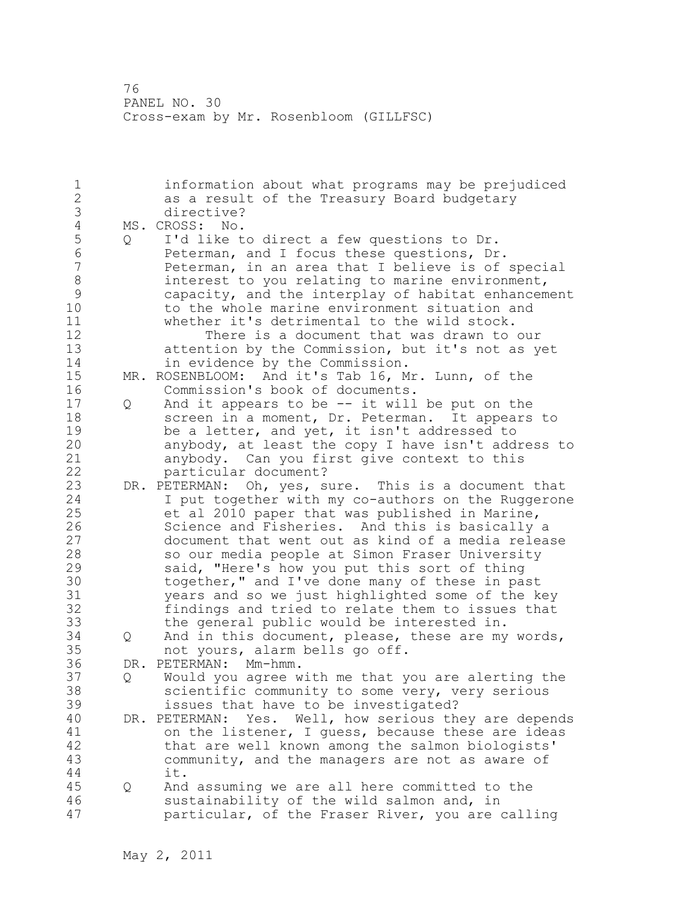information about what programs may be prejudiced as a result of the Treasury Board budgetary directive?

MS. CROSS: No.

Q I'd like to direct a few questions to Dr. Peterman, and I focus these questions, Dr. Peterman, in an area that I believe is of special interest to you relating to marine environment, capacity, and the interplay of habitat enhancement to the whole marine environment situation and whether it's detrimental to the wild stock.

There is a document that was drawn to our attention by the Commission, but it's not as yet in evidence by the Commission.

MR. ROSENBLOOM: And it's Tab 16, Mr. Lunn, of the Commission's book of documents.

Q And it appears to be -- it will be put on the screen in a moment, Dr. Peterman. It appears to be a letter, and yet, it isn't addressed to anybody, at least the copy I have isn't address to anybody. Can you first give context to this particular document?

DR. PETERMAN: Oh, yes, sure. This is a document that I put together with my co-authors on the Ruggerone et al 2010 paper that was published in Marine, Science and Fisheries. And this is basically a document that went out as kind of a media release so our media people at Simon Fraser University said, "Here's how you put this sort of thing together," and I've done many of these in past years and so we just highlighted some of the key findings and tried to relate them to issues that the general public would be interested in.

Q And in this document, please, these are my words, not yours, alarm bells go off.

DR. PETERMAN: Mm-hmm.

Q Would you agree with me that you are alerting the scientific community to some very, very serious issues that have to be investigated?

DR. PETERMAN: Yes. Well, how serious they are depends on the listener, I guess, because these are ideas that are well known among the salmon biologists' community, and the managers are not as aware of it.

Q And assuming we are all here committed to the sustainability of the wild salmon and, in particular, of the Fraser River, you are calling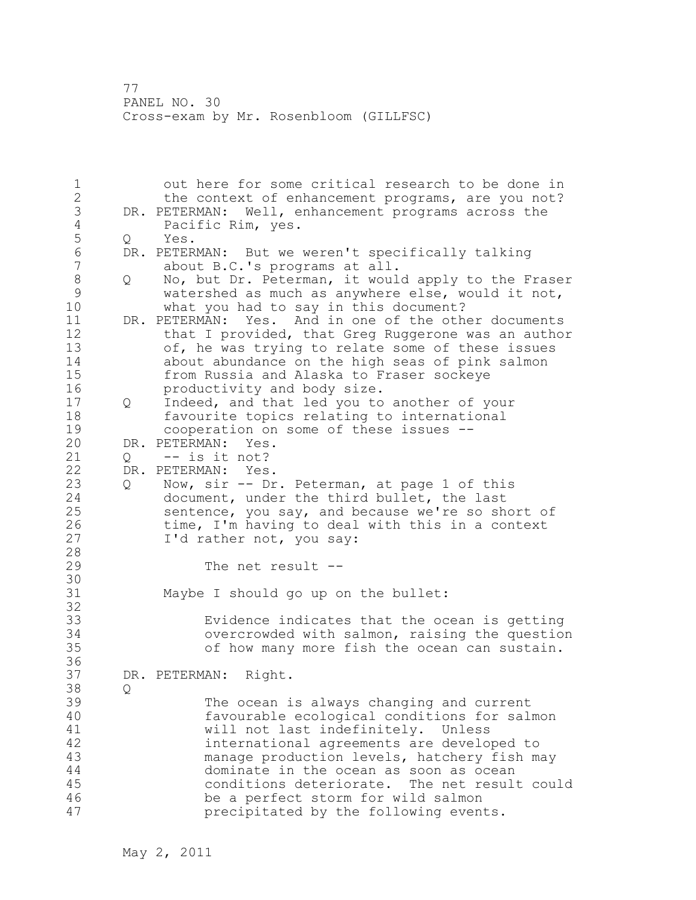out here for some critical research to be done in the context of enhancement programs, are you not?

DR. PETERMAN: Well, enhancement programs across the Pacific Rim, yes.

Q Yes.

DR. PETERMAN: But we weren't specifically talking about B.C.'s programs at all.

Q No, but Dr. Peterman, it would apply to the Fraser watershed as much as anywhere else, would it not, what you had to say in this document?

DR. PETERMAN: Yes. And in one of the other documents that I provided, that Greg Ruggerone was an author of, he was trying to relate some of these issues about abundance on the high seas of pink salmon from Russia and Alaska to Fraser sockeye productivity and body size.

Q Indeed, and that led you to another of your favourite topics relating to international cooperation on some of these issues --

DR. PETERMAN: Yes.

Q -- is it not?

DR. PETERMAN: Yes.

Q Now, sir -- Dr. Peterman, at page 1 of this document, under the third bullet, the last sentence, you say, and because we're so short of time, I'm having to deal with this in a context I'd rather not, you say:

> The net result --

Maybe I should go up on the bullet:

> Evidence indicates that the ocean is getting overcrowded with salmon, raising the question of how many more fish the ocean can sustain.

DR. PETERMAN: Right.

Q

> The ocean is always changing and current favourable ecological conditions for salmon will not last indefinitely. Unless international agreements are developed to manage production levels, hatchery fish may dominate in the ocean as soon as ocean conditions deteriorate. The net result could be a perfect storm for wild salmon precipitated by the following events.

May 2, 2011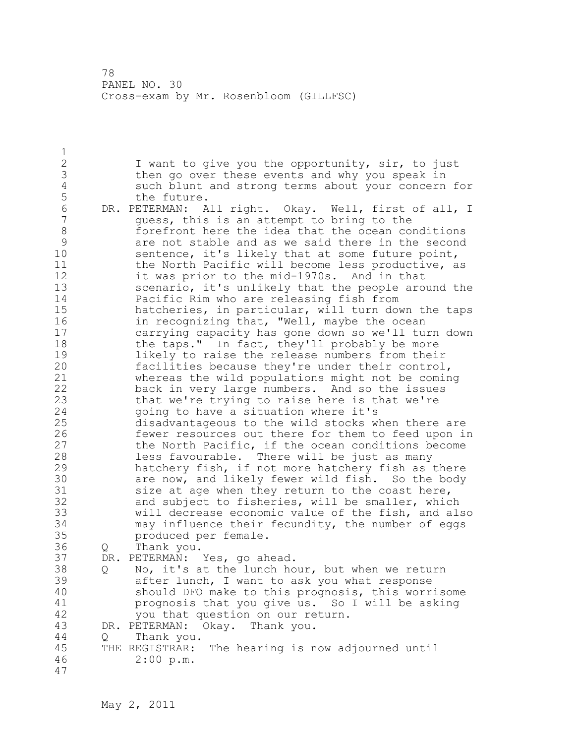I want to give you the opportunity, sir, to just then go over these events and why you speak in such blunt and strong terms about your concern for the future.

DR. PETERMAN: All right. Okay. Well, first of all, I guess, this is an attempt to bring to the forefront here the idea that the ocean conditions are not stable and as we said there in the second sentence, it's likely that at some future point, the North Pacific will become less productive, as it was prior to the mid-1970s. And in that scenario, it's unlikely that the people around the Pacific Rim who are releasing fish from hatcheries, in particular, will turn down the taps in recognizing that, "Well, maybe the ocean carrying capacity has gone down so we'll turn down the taps." In fact, they'll probably be more likely to raise the release numbers from their facilities because they're under their control, whereas the wild populations might not be coming back in very large numbers. And so the issues that we're trying to raise here is that we're going to have a situation where it's disadvantageous to the wild stocks when there are fewer resources out there for them to feed upon in the North Pacific, if the ocean conditions become less favourable. There will be just as many hatchery fish, if not more hatchery fish as there are now, and likely fewer wild fish. So the body size at age when they return to the coast here, and subject to fisheries, will be smaller, which will decrease economic value of the fish, and also may influence their fecundity, the number of eggs produced per female.

Q Thank you.

DR. PETERMAN: Yes, go ahead.

Q No, it's at the lunch hour, but when we return after lunch, I want to ask you what response should DFO make to this prognosis, this worrisome prognosis that you give us. So I will be asking you that question on our return.

DR. PETERMAN: Okay. Thank you.

Q Thank you.

THE REGISTRAR: The hearing is now adjourned until 2:00 p.m.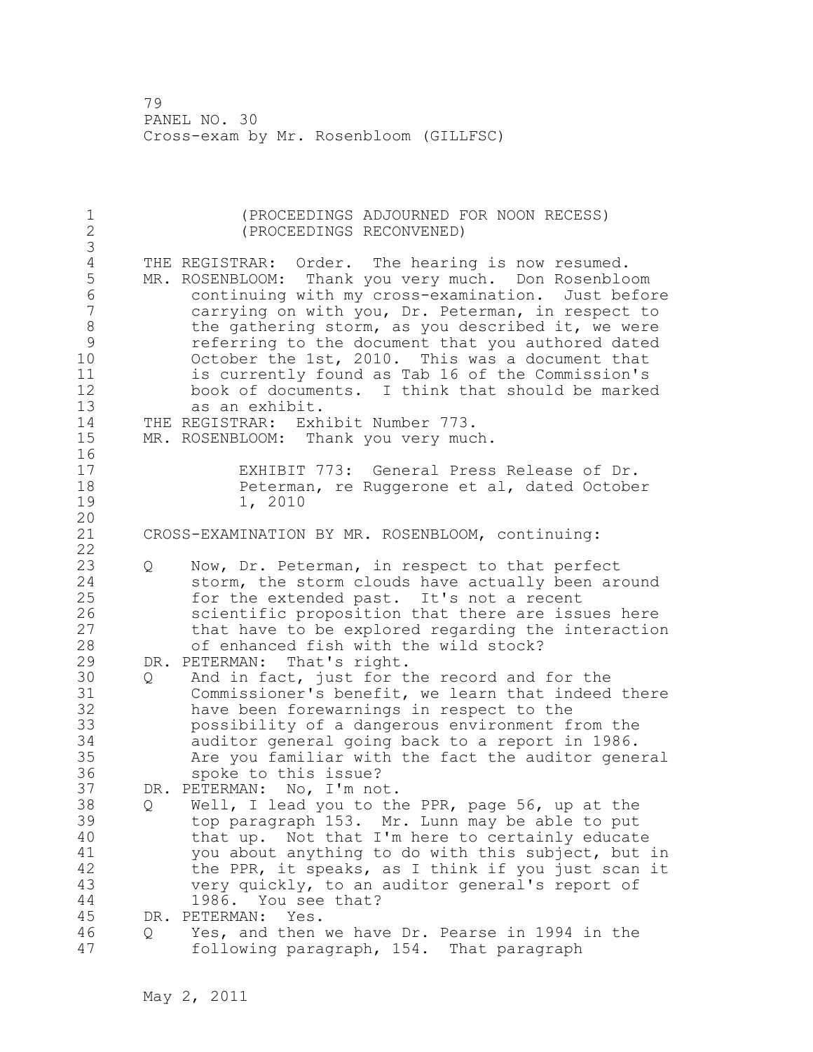(PROCEEDINGS ADJOURNED FOR NOON RECESS)
(PROCEEDINGS RECONVENED)

THE REGISTRAR: Order. The hearing is now resumed.

MR. ROSENBLOOM: Thank you very much. Don Rosenbloom continuing with my cross-examination. Just before carrying on with you, Dr. Peterman, in respect to the gathering storm, as you described it, we were referring to the document that you authored dated October the 1st, 2010. This was a document that is currently found as Tab 16 of the Commission's book of documents. I think that should be marked as an exhibit.

THE REGISTRAR: Exhibit Number 773.

MR. ROSENBLOOM: Thank you very much.

EXHIBIT 773: General Press Release of Dr. Peterman, re Ruggerone et al, dated October 1, 2010

CROSS-EXAMINATION BY MR. ROSENBLOOM, continuing:

Q Now, Dr. Peterman, in respect to that perfect storm, the storm clouds have actually been around for the extended past. It's not a recent scientific proposition that there are issues here that have to be explored regarding the interaction of enhanced fish with the wild stock?

DR. PETERMAN: That's right.

Q And in fact, just for the record and for the Commissioner's benefit, we learn that indeed there have been forewarnings in respect to the possibility of a dangerous environment from the auditor general going back to a report in 1986. Are you familiar with the fact the auditor general spoke to this issue?

DR. PETERMAN: No, I'm not.

Q Well, I lead you to the PPR, page 56, up at the top paragraph 153. Mr. Lunn may be able to put that up. Not that I'm here to certainly educate you about anything to do with this subject, but in the PPR, it speaks, as I think if you just scan it very quickly, to an auditor general's report of 1986. You see that?

DR. PETERMAN: Yes.

Q Yes, and then we have Dr. Pearse in 1994 in the following paragraph, 154. That paragraph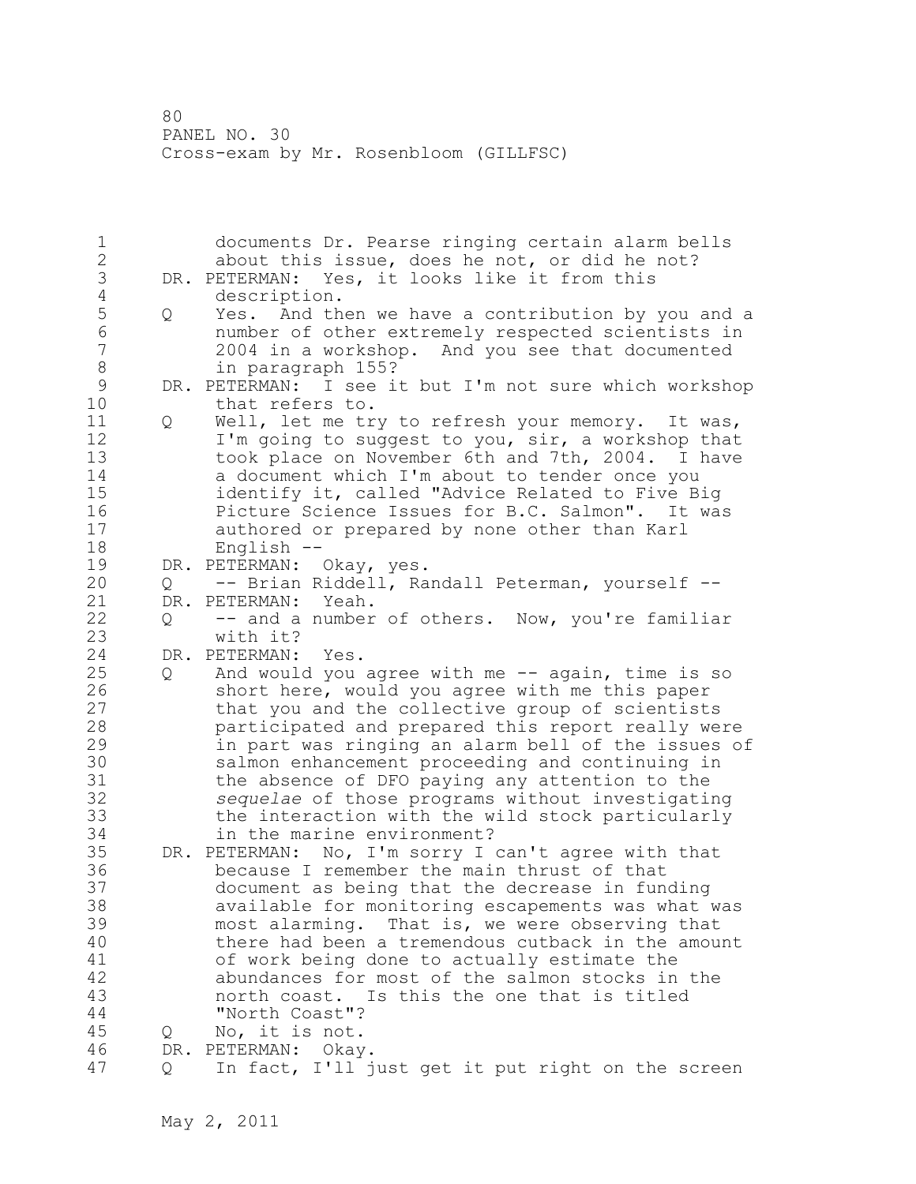documents Dr. Pearse ringing certain alarm bells about this issue, does he not, or did he not?

DR. PETERMAN: Yes, it looks like it from this description.

Q Yes. And then we have a contribution by you and a number of other extremely respected scientists in 2004 in a workshop. And you see that documented in paragraph 155?

DR. PETERMAN: I see it but I'm not sure which workshop that refers to.

Q Well, let me try to refresh your memory. It was, I'm going to suggest to you, sir, a workshop that took place on November 6th and 7th, 2004. I have a document which I'm about to tender once you identify it, called "Advice Related to Five Big Picture Science Issues for B.C. Salmon". It was authored or prepared by none other than Karl English --

DR. PETERMAN: Okay, yes.

Q -- Brian Riddell, Randall Peterman, yourself --

DR. PETERMAN: Yeah.

Q -- and a number of others. Now, you're familiar with it?

DR. PETERMAN: Yes.

Q And would you agree with me -- again, time is so short here, would you agree with me this paper that you and the collective group of scientists participated and prepared this report really were in part was ringing an alarm bell of the issues of salmon enhancement proceeding and continuing in the absence of DFO paying any attention to the *sequelae* of those programs without investigating the interaction with the wild stock particularly in the marine environment?

DR. PETERMAN: No, I'm sorry I can't agree with that because I remember the main thrust of that document as being that the decrease in funding available for monitoring escapements was what was most alarming. That is, we were observing that there had been a tremendous cutback in the amount of work being done to actually estimate the abundances for most of the salmon stocks in the north coast. Is this the one that is titled "North Coast"?

Q No, it is not.

DR. PETERMAN: Okay.

Q In fact, I'll just get it put right on the screen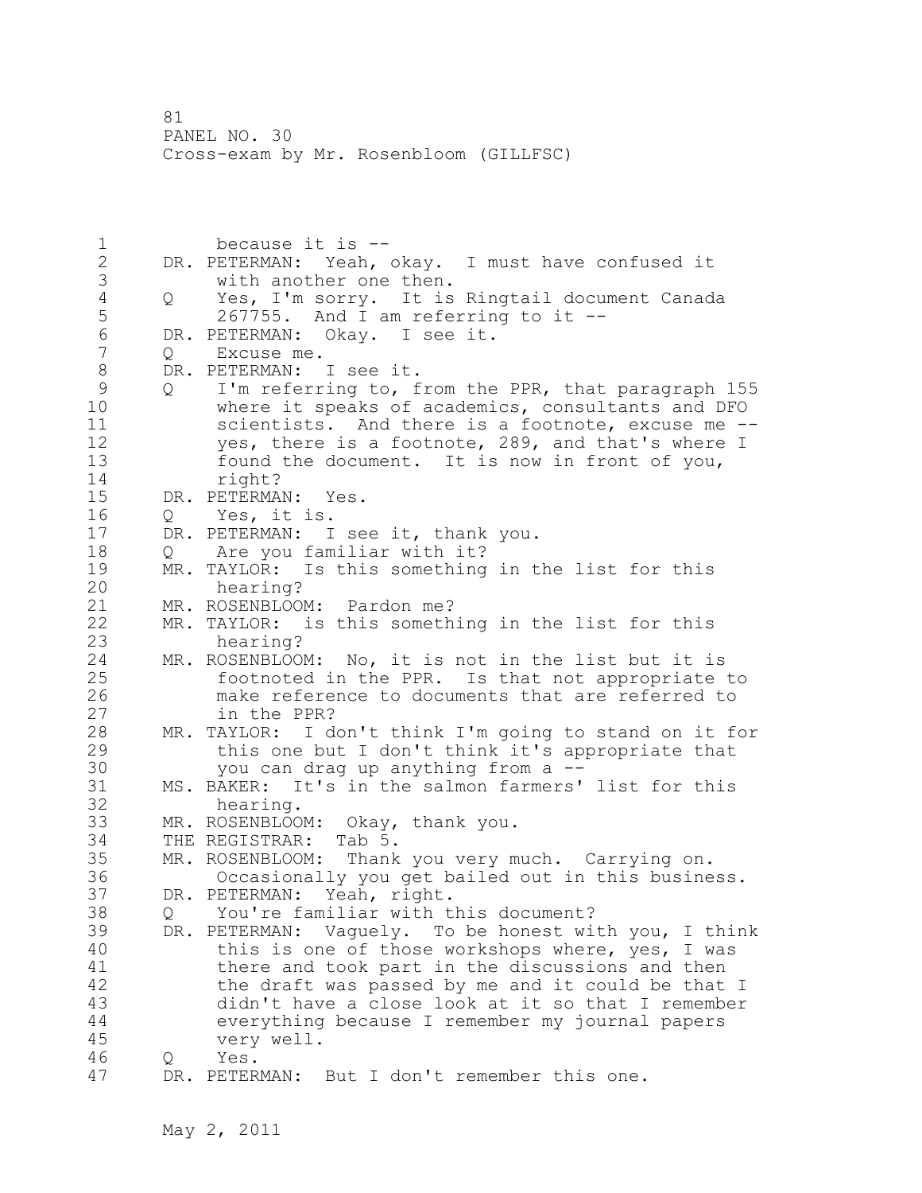because it is --

DR. PETERMAN: Yeah, okay. I must have confused it with another one then.

Q Yes, I'm sorry. It is Ringtail document Canada 267755. And I am referring to it --

DR. PETERMAN: Okay. I see it.

Q Excuse me.

DR. PETERMAN: I see it.

Q I'm referring to, from the PPR, that paragraph 155 where it speaks of academics, consultants and DFO scientists. And there is a footnote, excuse me -- yes, there is a footnote, 289, and that's where I found the document. It is now in front of you, right?

DR. PETERMAN: Yes.

Q Yes, it is.

DR. PETERMAN: I see it, thank you.

Q Are you familiar with it?

MR. TAYLOR: Is this something in the list for this hearing?

MR. ROSENBLOOM: Pardon me?

MR. TAYLOR: is this something in the list for this hearing?

MR. ROSENBLOOM: No, it is not in the list but it is footnoted in the PPR. Is that not appropriate to make reference to documents that are referred to in the PPR?

MR. TAYLOR: I don't think I'm going to stand on it for this one but I don't think it's appropriate that you can drag up anything from a --

MS. BAKER: It's in the salmon farmers' list for this hearing.

MR. ROSENBLOOM: Okay, thank you.

THE REGISTRAR: Tab 5.

MR. ROSENBLOOM: Thank you very much. Carrying on. Occasionally you get bailed out in this business.

DR. PETERMAN: Yeah, right.

Q You're familiar with this document?

DR. PETERMAN: Vaguely. To be honest with you, I think this is one of those workshops where, yes, I was there and took part in the discussions and then the draft was passed by me and it could be that I didn't have a close look at it so that I remember everything because I remember my journal papers very well.

Q Yes.

DR. PETERMAN: But I don't remember this one.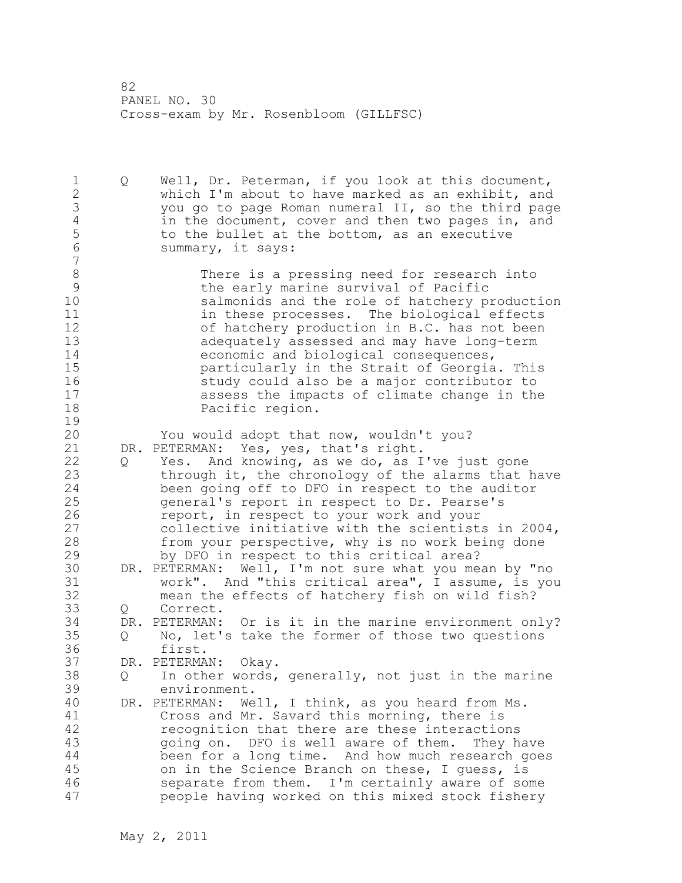Q Well, Dr. Peterman, if you look at this document, which I'm about to have marked as an exhibit, and you go to page Roman numeral II, so the third page in the document, cover and then two pages in, and to the bullet at the bottom, as an executive summary, it says:

> There is a pressing need for research into the early marine survival of Pacific salmonids and the role of hatchery production in these processes. The biological effects of hatchery production in B.C. has not been adequately assessed and may have long-term economic and biological consequences, particularly in the Strait of Georgia. This study could also be a major contributor to assess the impacts of climate change in the Pacific region.

You would adopt that now, wouldn't you?

DR. PETERMAN: Yes, yes, that's right.

Q Yes. And knowing, as we do, as I've just gone through it, the chronology of the alarms that have been going off to DFO in respect to the auditor general's report in respect to Dr. Pearse's report, in respect to your work and your collective initiative with the scientists in 2004, from your perspective, why is no work being done by DFO in respect to this critical area?

DR. PETERMAN: Well, I'm not sure what you mean by "no work". And "this critical area", I assume, is you mean the effects of hatchery fish on wild fish?

Q Correct.

DR. PETERMAN: Or is it in the marine environment only?

Q No, let's take the former of those two questions first.

DR. PETERMAN: Okay.

Q In other words, generally, not just in the marine environment.

DR. PETERMAN: Well, I think, as you heard from Ms. Cross and Mr. Savard this morning, there is recognition that there are these interactions going on. DFO is well aware of them. They have been for a long time. And how much research goes on in the Science Branch on these, I guess, is separate from them. I'm certainly aware of some people having worked on this mixed stock fishery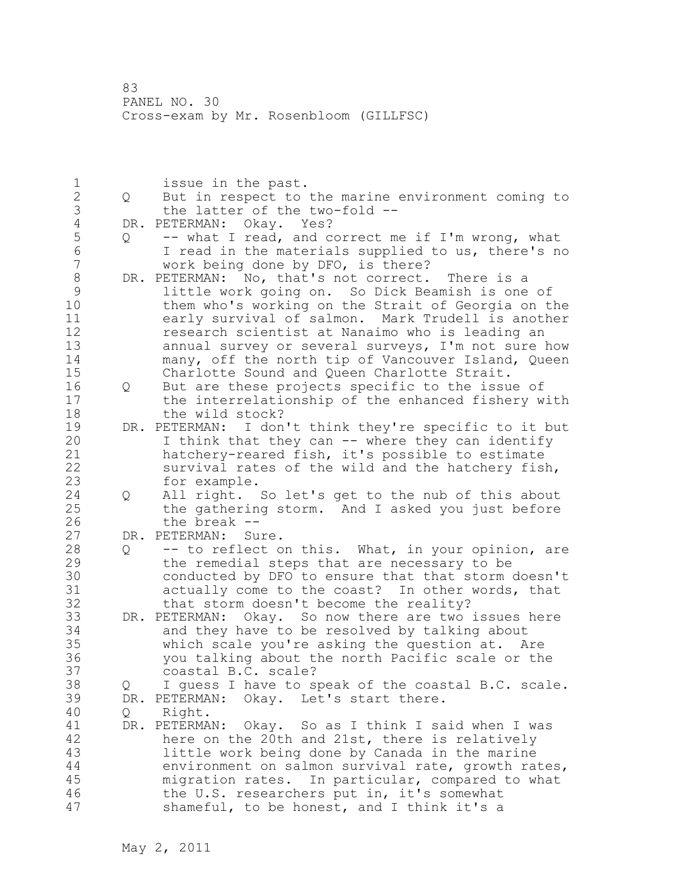issue in the past.

Q But in respect to the marine environment coming to the latter of the two-fold --

DR. PETERMAN: Okay. Yes?

Q -- what I read, and correct me if I'm wrong, what I read in the materials supplied to us, there's no work being done by DFO, is there?

DR. PETERMAN: No, that's not correct. There is a little work going on. So Dick Beamish is one of them who's working on the Strait of Georgia on the early survival of salmon. Mark Trudell is another research scientist at Nanaimo who is leading an annual survey or several surveys, I'm not sure how many, off the north tip of Vancouver Island, Queen Charlotte Sound and Queen Charlotte Strait.

Q But are these projects specific to the issue of the interrelationship of the enhanced fishery with the wild stock?

DR. PETERMAN: I don't think they're specific to it but I think that they can -- where they can identify hatchery-reared fish, it's possible to estimate survival rates of the wild and the hatchery fish, for example.

Q All right. So let's get to the nub of this about the gathering storm. And I asked you just before the break --

DR. PETERMAN: Sure.

Q -- to reflect on this. What, in your opinion, are the remedial steps that are necessary to be conducted by DFO to ensure that that storm doesn't actually come to the coast? In other words, that that storm doesn't become the reality?

DR. PETERMAN: Okay. So now there are two issues here and they have to be resolved by talking about which scale you're asking the question at. Are you talking about the north Pacific scale or the coastal B.C. scale?

Q I guess I have to speak of the coastal B.C. scale.

DR. PETERMAN: Okay. Let's start there.

Q Right.

DR. PETERMAN: Okay. So as I think I said when I was here on the 20th and 21st, there is relatively little work being done by Canada in the marine environment on salmon survival rate, growth rates, migration rates. In particular, compared to what the U.S. researchers put in, it's somewhat shameful, to be honest, and I think it's a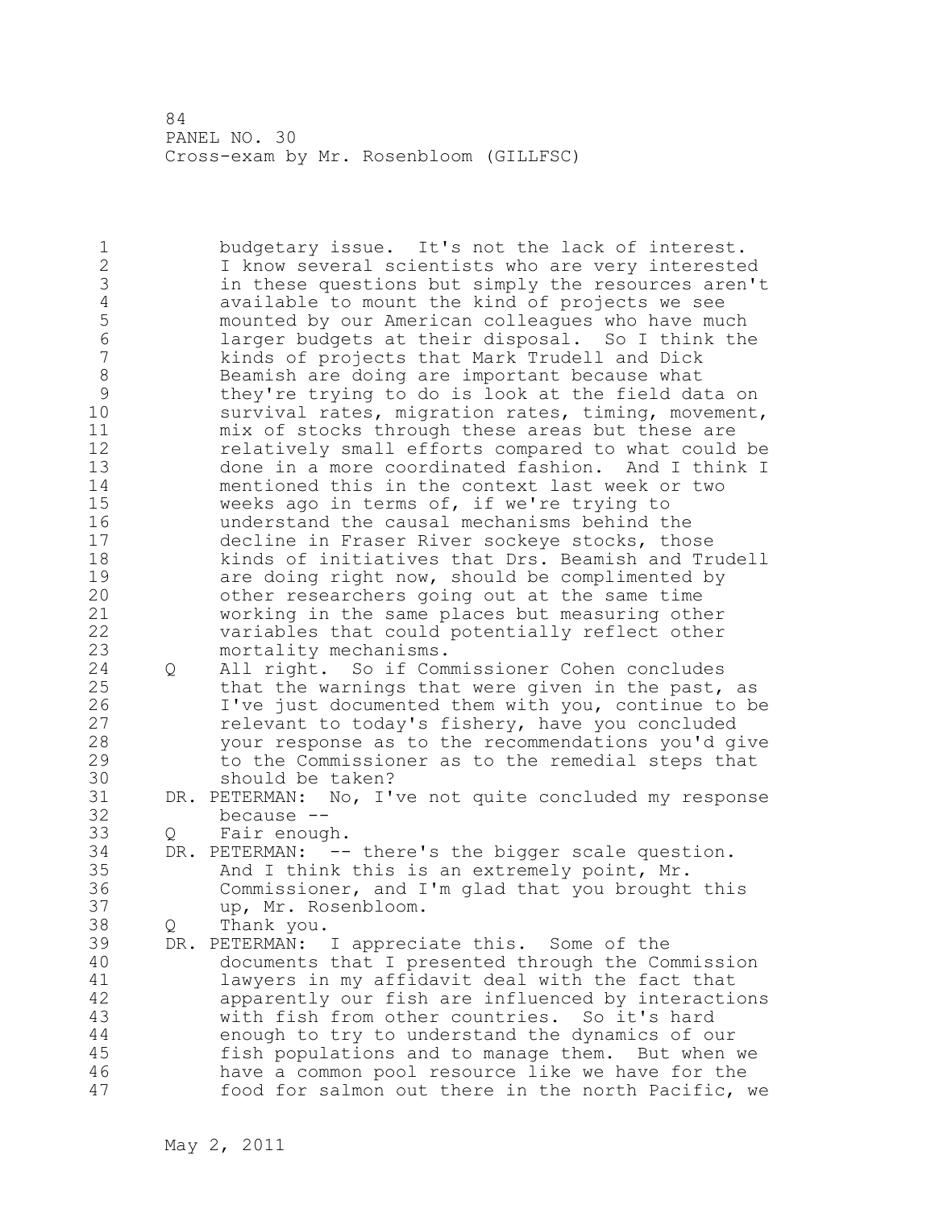budgetary issue. It's not the lack of interest. I know several scientists who are very interested in these questions but simply the resources aren't available to mount the kind of projects we see mounted by our American colleagues who have much larger budgets at their disposal. So I think the kinds of projects that Mark Trudell and Dick Beamish are doing are important because what they're trying to do is look at the field data on survival rates, migration rates, timing, movement, mix of stocks through these areas but these are relatively small efforts compared to what could be done in a more coordinated fashion. And I think I mentioned this in the context last week or two weeks ago in terms of, if we're trying to understand the causal mechanisms behind the decline in Fraser River sockeye stocks, those kinds of initiatives that Drs. Beamish and Trudell are doing right now, should be complimented by other researchers going out at the same time working in the same places but measuring other variables that could potentially reflect other mortality mechanisms.

Q All right. So if Commissioner Cohen concludes that the warnings that were given in the past, as I've just documented them with you, continue to be relevant to today's fishery, have you concluded your response as to the recommendations you'd give to the Commissioner as to the remedial steps that should be taken?

DR. PETERMAN: No, I've not quite concluded my response because --

Q Fair enough.

DR. PETERMAN: -- there's the bigger scale question. And I think this is an extremely point, Mr. Commissioner, and I'm glad that you brought this up, Mr. Rosenbloom.

Q Thank you.

DR. PETERMAN: I appreciate this. Some of the documents that I presented through the Commission lawyers in my affidavit deal with the fact that apparently our fish are influenced by interactions with fish from other countries. So it's hard enough to try to understand the dynamics of our fish populations and to manage them. But when we have a common pool resource like we have for the food for salmon out there in the north Pacific, we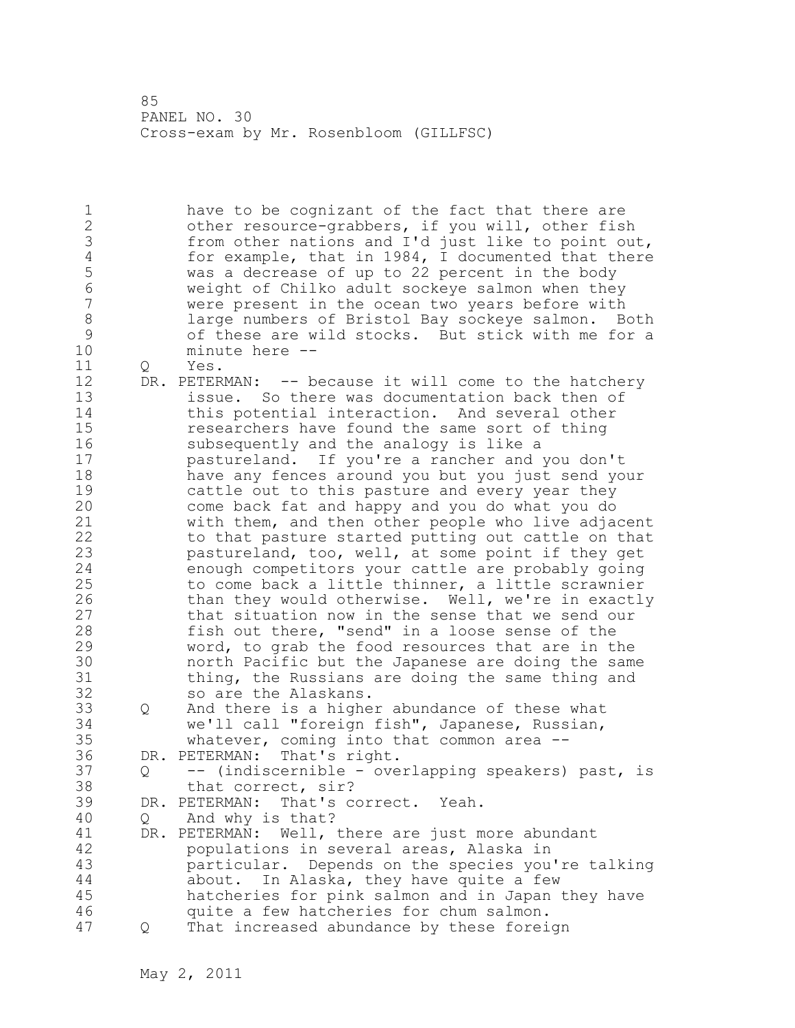have to be cognizant of the fact that there are other resource-grabbers, if you will, other fish from other nations and I'd just like to point out, for example, that in 1984, I documented that there was a decrease of up to 22 percent in the body weight of Chilko adult sockeye salmon when they were present in the ocean two years before with large numbers of Bristol Bay sockeye salmon. Both of these are wild stocks. But stick with me for a minute here --

Q Yes.

DR. PETERMAN: -- because it will come to the hatchery issue. So there was documentation back then of this potential interaction. And several other researchers have found the same sort of thing subsequently and the analogy is like a pastureland. If you're a rancher and you don't have any fences around you but you just send your cattle out to this pasture and every year they come back fat and happy and you do what you do with them, and then other people who live adjacent to that pasture started putting out cattle on that pastureland, too, well, at some point if they get enough competitors your cattle are probably going to come back a little thinner, a little scrawnier than they would otherwise. Well, we're in exactly that situation now in the sense that we send our fish out there, "send" in a loose sense of the word, to grab the food resources that are in the north Pacific but the Japanese are doing the same thing, the Russians are doing the same thing and so are the Alaskans.

Q And there is a higher abundance of these what we'll call "foreign fish", Japanese, Russian, whatever, coming into that common area --

DR. PETERMAN: That's right.

Q -- (indiscernible - overlapping speakers) past, is that correct, sir?

DR. PETERMAN: That's correct. Yeah.

Q And why is that?

DR. PETERMAN: Well, there are just more abundant populations in several areas, Alaska in particular. Depends on the species you're talking about. In Alaska, they have quite a few hatcheries for pink salmon and in Japan they have quite a few hatcheries for chum salmon.

Q That increased abundance by these foreign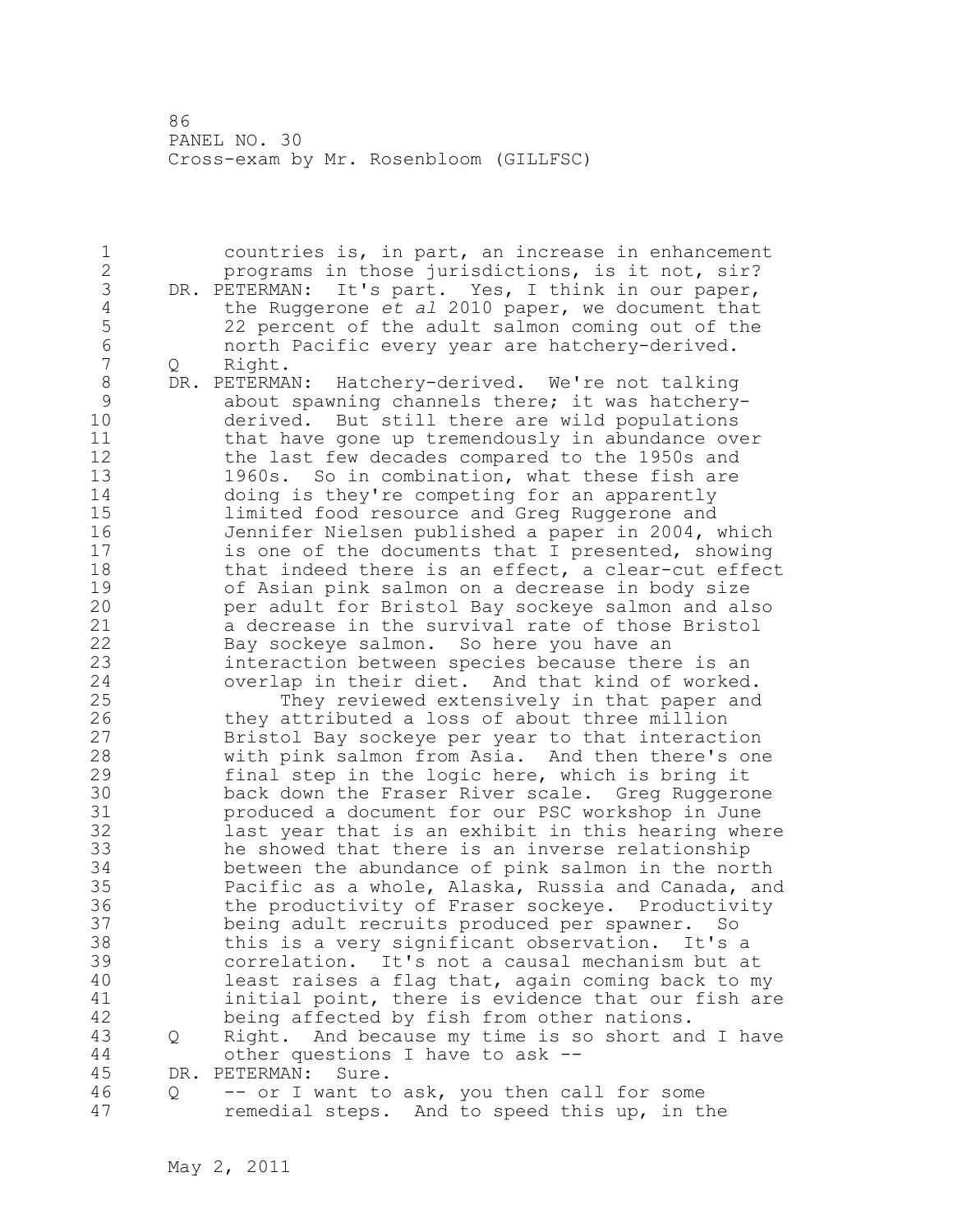countries is, in part, an increase in enhancement programs in those jurisdictions, is it not, sir?

DR. PETERMAN: It's part. Yes, I think in our paper, the Ruggerone *et al* 2010 paper, we document that 22 percent of the adult salmon coming out of the north Pacific every year are hatchery-derived.

Q Right.

DR. PETERMAN: Hatchery-derived. We're not talking about spawning channels there; it was hatchery-derived. But still there are wild populations that have gone up tremendously in abundance over the last few decades compared to the 1950s and 1960s. So in combination, what these fish are doing is they're competing for an apparently limited food resource and Greg Ruggerone and Jennifer Nielsen published a paper in 2004, which is one of the documents that I presented, showing that indeed there is an effect, a clear-cut effect of Asian pink salmon on a decrease in body size per adult for Bristol Bay sockeye salmon and also a decrease in the survival rate of those Bristol Bay sockeye salmon. So here you have an interaction between species because there is an overlap in their diet. And that kind of worked.

They reviewed extensively in that paper and they attributed a loss of about three million Bristol Bay sockeye per year to that interaction with pink salmon from Asia. And then there's one final step in the logic here, which is bring it back down the Fraser River scale. Greg Ruggerone produced a document for our PSC workshop in June last year that is an exhibit in this hearing where he showed that there is an inverse relationship between the abundance of pink salmon in the north Pacific as a whole, Alaska, Russia and Canada, and the productivity of Fraser sockeye. Productivity being adult recruits produced per spawner. So this is a very significant observation. It's a correlation. It's not a causal mechanism but at least raises a flag that, again coming back to my initial point, there is evidence that our fish are being affected by fish from other nations.

Q Right. And because my time is so short and I have other questions I have to ask --

DR. PETERMAN: Sure.

Q -- or I want to ask, you then call for some remedial steps. And to speed this up, in the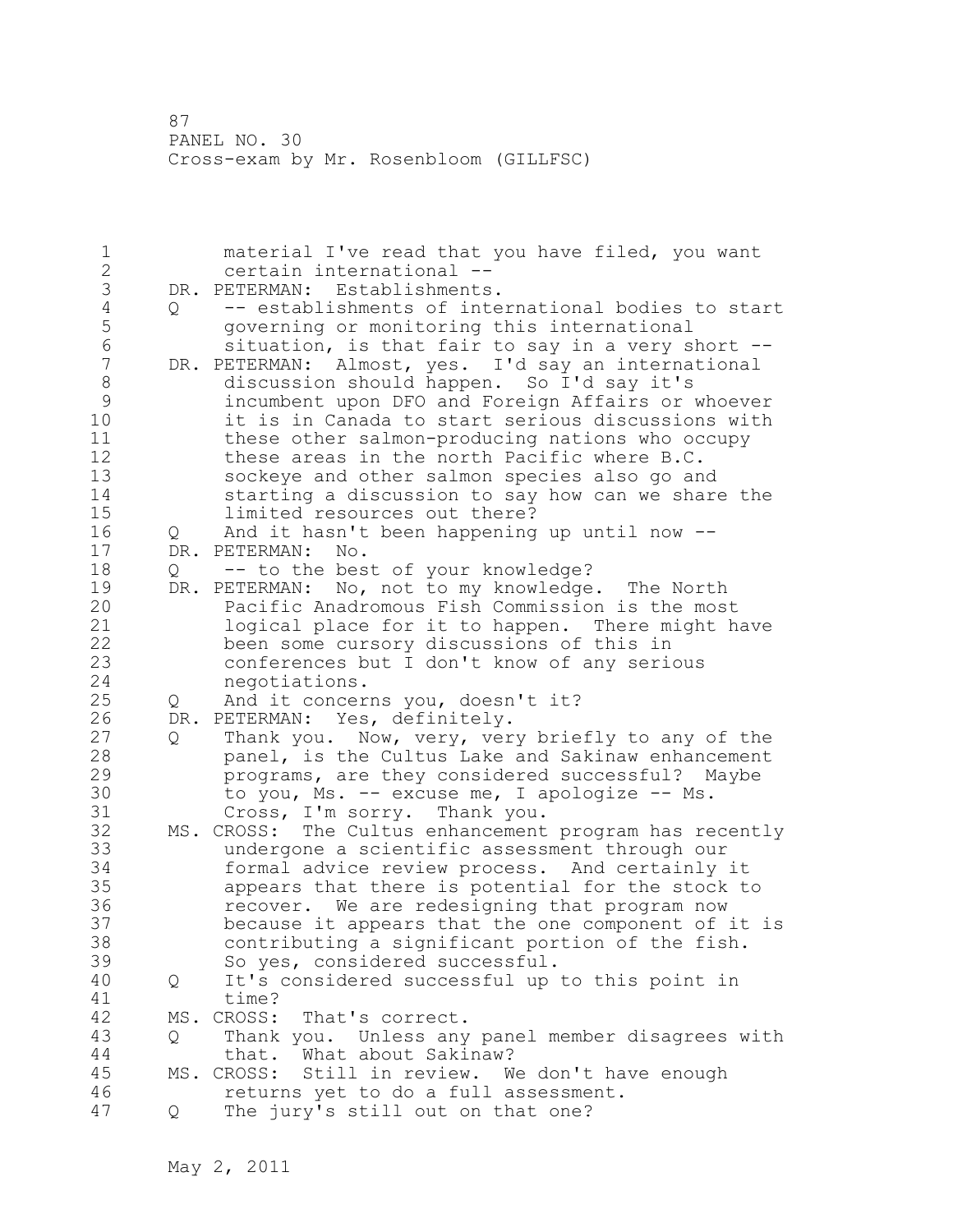material I've read that you have filed, you want certain international --

DR. PETERMAN: Establishments.

Q -- establishments of international bodies to start governing or monitoring this international situation, is that fair to say in a very short --

DR. PETERMAN: Almost, yes. I'd say an international discussion should happen. So I'd say it's incumbent upon DFO and Foreign Affairs or whoever it is in Canada to start serious discussions with these other salmon-producing nations who occupy these areas in the north Pacific where B.C. sockeye and other salmon species also go and starting a discussion to say how can we share the limited resources out there?

Q And it hasn't been happening up until now --

DR. PETERMAN: No.

Q -- to the best of your knowledge?

DR. PETERMAN: No, not to my knowledge. The North Pacific Anadromous Fish Commission is the most logical place for it to happen. There might have been some cursory discussions of this in conferences but I don't know of any serious negotiations.

Q And it concerns you, doesn't it?

DR. PETERMAN: Yes, definitely.

Q Thank you. Now, very, very briefly to any of the panel, is the Cultus Lake and Sakinaw enhancement programs, are they considered successful? Maybe to you, Ms. -- excuse me, I apologize -- Ms. Cross, I'm sorry. Thank you.

MS. CROSS: The Cultus enhancement program has recently undergone a scientific assessment through our formal advice review process. And certainly it appears that there is potential for the stock to recover. We are redesigning that program now because it appears that the one component of it is contributing a significant portion of the fish. So yes, considered successful.

Q It's considered successful up to this point in time?

MS. CROSS: That's correct.

Q Thank you. Unless any panel member disagrees with that. What about Sakinaw?

MS. CROSS: Still in review. We don't have enough returns yet to do a full assessment.

Q The jury's still out on that one?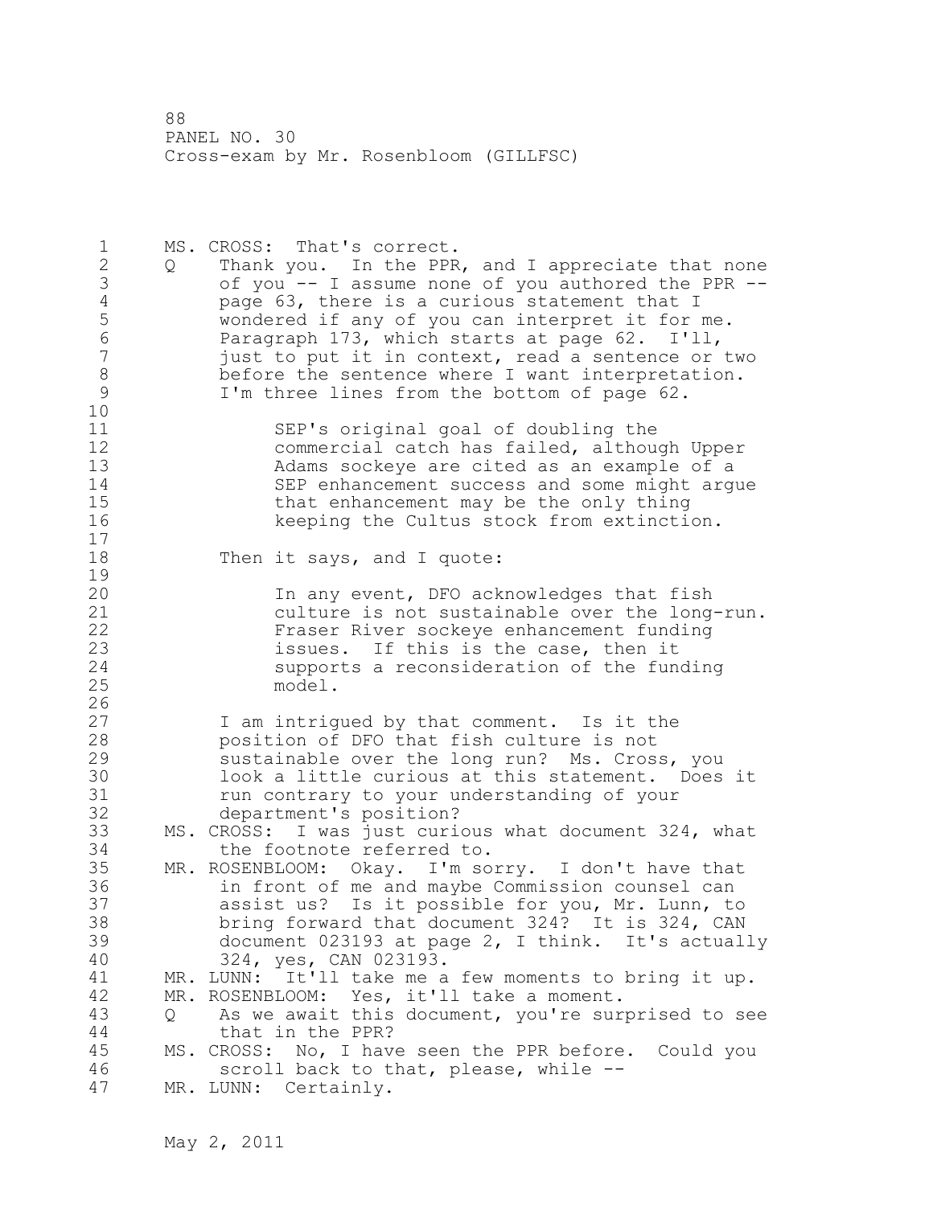MS. CROSS: That's correct.

Q Thank you. In the PPR, and I appreciate that none of you -- I assume none of you authored the PPR -- page 63, there is a curious statement that I wondered if any of you can interpret it for me. Paragraph 173, which starts at page 62. I'll, just to put it in context, read a sentence or two before the sentence where I want interpretation. I'm three lines from the bottom of page 62.

> SEP's original goal of doubling the commercial catch has failed, although Upper Adams sockeye are cited as an example of a SEP enhancement success and some might argue that enhancement may be the only thing keeping the Cultus stock from extinction.

Then it says, and I quote:

> In any event, DFO acknowledges that fish culture is not sustainable over the long-run. Fraser River sockeye enhancement funding issues. If this is the case, then it supports a reconsideration of the funding model.

I am intrigued by that comment. Is it the position of DFO that fish culture is not sustainable over the long run? Ms. Cross, you look a little curious at this statement. Does it run contrary to your understanding of your department's position?

MS. CROSS: I was just curious what document 324, what the footnote referred to.

MR. ROSENBLOOM: Okay. I'm sorry. I don't have that in front of me and maybe Commission counsel can assist us? Is it possible for you, Mr. Lunn, to bring forward that document 324? It is 324, CAN document 023193 at page 2, I think. It's actually 324, yes, CAN 023193.

MR. LUNN: It'll take me a few moments to bring it up.

MR. ROSENBLOOM: Yes, it'll take a moment.

Q As we await this document, you're surprised to see that in the PPR?

MS. CROSS: No, I have seen the PPR before. Could you scroll back to that, please, while --

MR. LUNN: Certainly.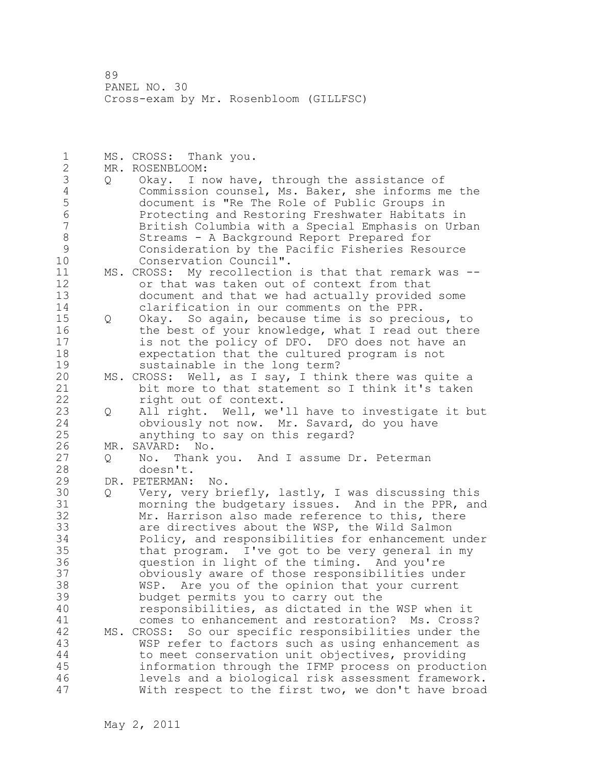MS. CROSS: Thank you.

MR. ROSENBLOOM:

Q Okay. I now have, through the assistance of Commission counsel, Ms. Baker, she informs me the document is "Re The Role of Public Groups in Protecting and Restoring Freshwater Habitats in British Columbia with a Special Emphasis on Urban Streams - A Background Report Prepared for Consideration by the Pacific Fisheries Resource Conservation Council".

MS. CROSS: My recollection is that that remark was -- or that was taken out of context from that document and that we had actually provided some clarification in our comments on the PPR.

Q Okay. So again, because time is so precious, to the best of your knowledge, what I read out there is not the policy of DFO. DFO does not have an expectation that the cultured program is not sustainable in the long term?

MS. CROSS: Well, as I say, I think there was quite a bit more to that statement so I think it's taken right out of context.

Q All right. Well, we'll have to investigate it but obviously not now. Mr. Savard, do you have anything to say on this regard?

MR. SAVARD: No.

Q No. Thank you. And I assume Dr. Peterman doesn't.

DR. PETERMAN: No.

Q Very, very briefly, lastly, I was discussing this morning the budgetary issues. And in the PPR, and Mr. Harrison also made reference to this, there are directives about the WSP, the Wild Salmon Policy, and responsibilities for enhancement under that program. I've got to be very general in my question in light of the timing. And you're obviously aware of those responsibilities under WSP. Are you of the opinion that your current budget permits you to carry out the responsibilities, as dictated in the WSP when it comes to enhancement and restoration? Ms. Cross?

MS. CROSS: So our specific responsibilities under the WSP refer to factors such as using enhancement as to meet conservation unit objectives, providing information through the IFMP process on production levels and a biological risk assessment framework. With respect to the first two, we don't have broad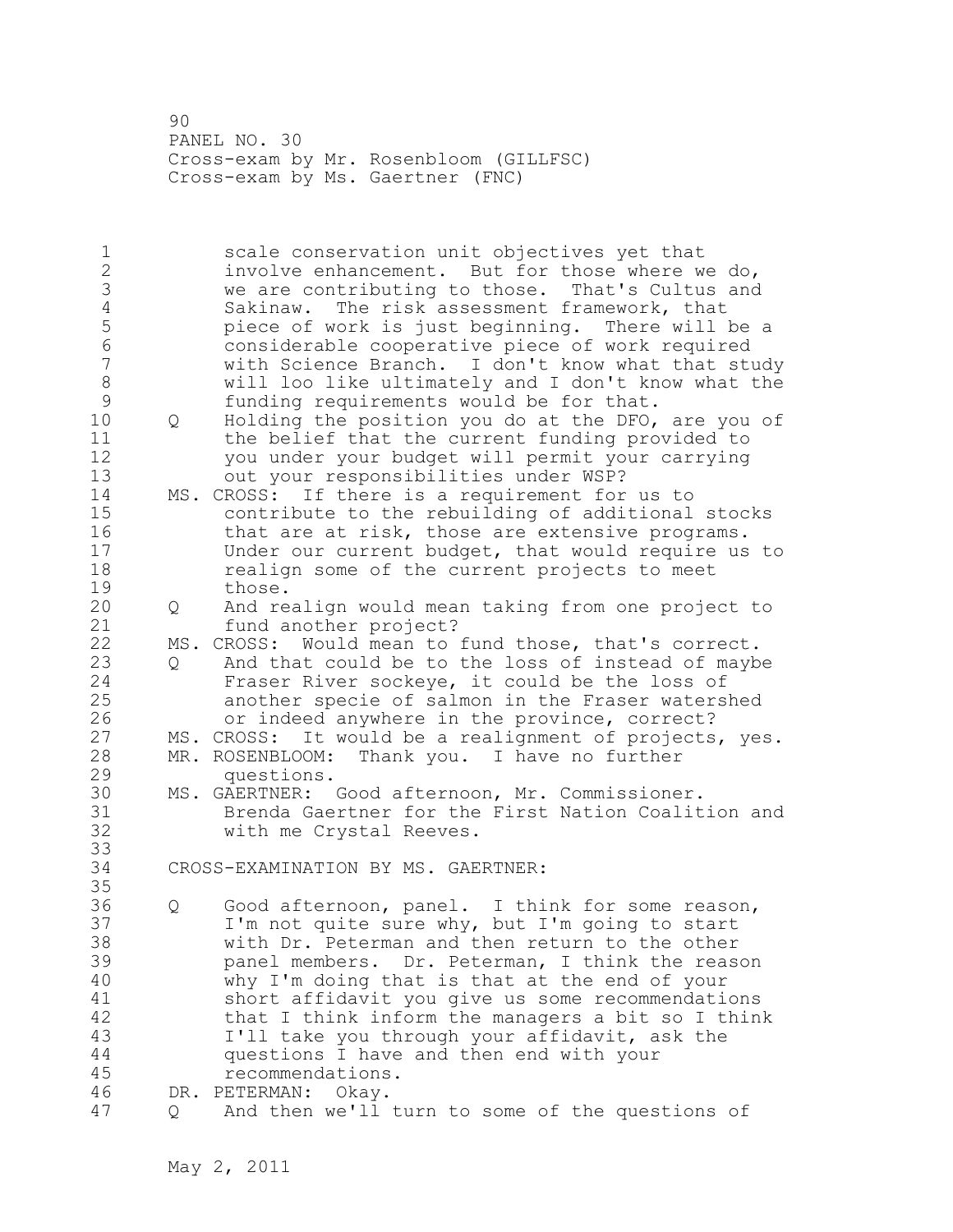scale conservation unit objectives yet that involve enhancement. But for those where we do, we are contributing to those. That's Cultus and Sakinaw. The risk assessment framework, that piece of work is just beginning. There will be a considerable cooperative piece of work required with Science Branch. I don't know what that study will loo like ultimately and I don't know what the funding requirements would be for that.

Q Holding the position you do at the DFO, are you of the belief that the current funding provided to you under your budget will permit your carrying out your responsibilities under WSP?

MS. CROSS: If there is a requirement for us to contribute to the rebuilding of additional stocks that are at risk, those are extensive programs. Under our current budget, that would require us to realign some of the current projects to meet those.

Q And realign would mean taking from one project to fund another project?

MS. CROSS: Would mean to fund those, that's correct.

Q And that could be to the loss of instead of maybe Fraser River sockeye, it could be the loss of another specie of salmon in the Fraser watershed or indeed anywhere in the province, correct?

MS. CROSS: It would be a realignment of projects, yes.

MR. ROSENBLOOM: Thank you. I have no further questions.

MS. GAERTNER: Good afternoon, Mr. Commissioner. Brenda Gaertner for the First Nation Coalition and with me Crystal Reeves.

## CROSS-EXAMINATION BY MS. GAERTNER:

Q Good afternoon, panel. I think for some reason, I'm not quite sure why, but I'm going to start with Dr. Peterman and then return to the other panel members. Dr. Peterman, I think the reason why I'm doing that is that at the end of your short affidavit you give us some recommendations that I think inform the managers a bit so I think I'll take you through your affidavit, ask the questions I have and then end with your recommendations.

DR. PETERMAN: Okay.

Q And then we'll turn to some of the questions of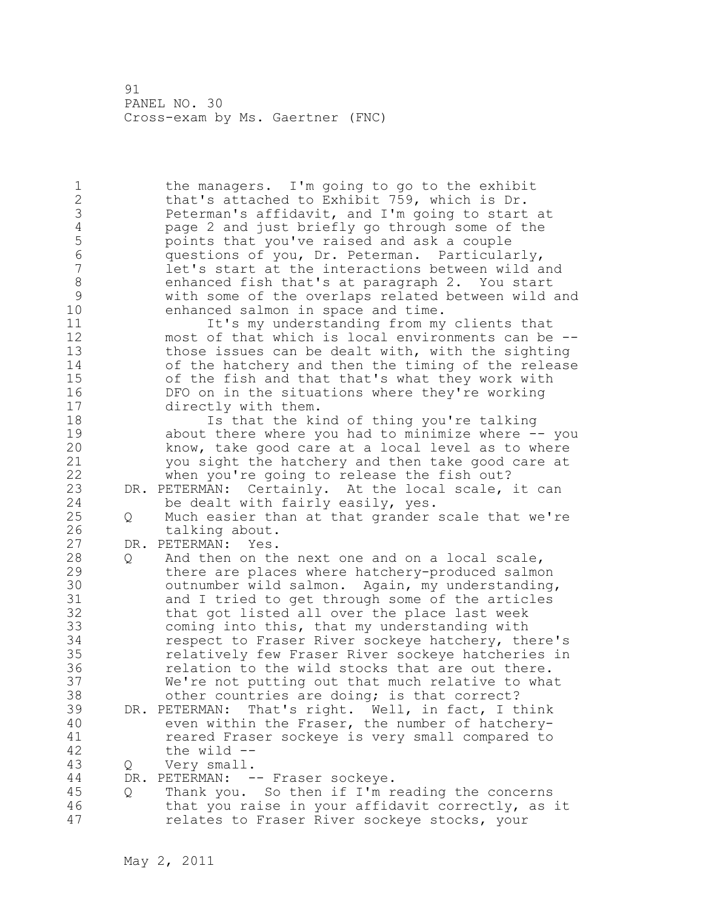the managers. I'm going to go to the exhibit that's attached to Exhibit 759, which is Dr. Peterman's affidavit, and I'm going to start at page 2 and just briefly go through some of the points that you've raised and ask a couple questions of you, Dr. Peterman. Particularly, let's start at the interactions between wild and enhanced fish that's at paragraph 2. You start with some of the overlaps related between wild and enhanced salmon in space and time.

It's my understanding from my clients that most of that which is local environments can be -- those issues can be dealt with, with the sighting of the hatchery and then the timing of the release of the fish and that that's what they work with DFO on in the situations where they're working directly with them.

Is that the kind of thing you're talking about there where you had to minimize where -- you know, take good care at a local level as to where you sight the hatchery and then take good care at when you're going to release the fish out?

DR. PETERMAN: Certainly. At the local scale, it can be dealt with fairly easily, yes.

Q Much easier than at that grander scale that we're talking about.

DR. PETERMAN: Yes.

Q And then on the next one and on a local scale, there are places where hatchery-produced salmon outnumber wild salmon. Again, my understanding, and I tried to get through some of the articles that got listed all over the place last week coming into this, that my understanding with respect to Fraser River sockeye hatchery, there's relatively few Fraser River sockeye hatcheries in relation to the wild stocks that are out there. We're not putting out that much relative to what other countries are doing; is that correct?

DR. PETERMAN: That's right. Well, in fact, I think even within the Fraser, the number of hatchery-reared Fraser sockeye is very small compared to the wild --

Q Very small.

DR. PETERMAN: -- Fraser sockeye.

Q Thank you. So then if I'm reading the concerns that you raise in your affidavit correctly, as it relates to Fraser River sockeye stocks, your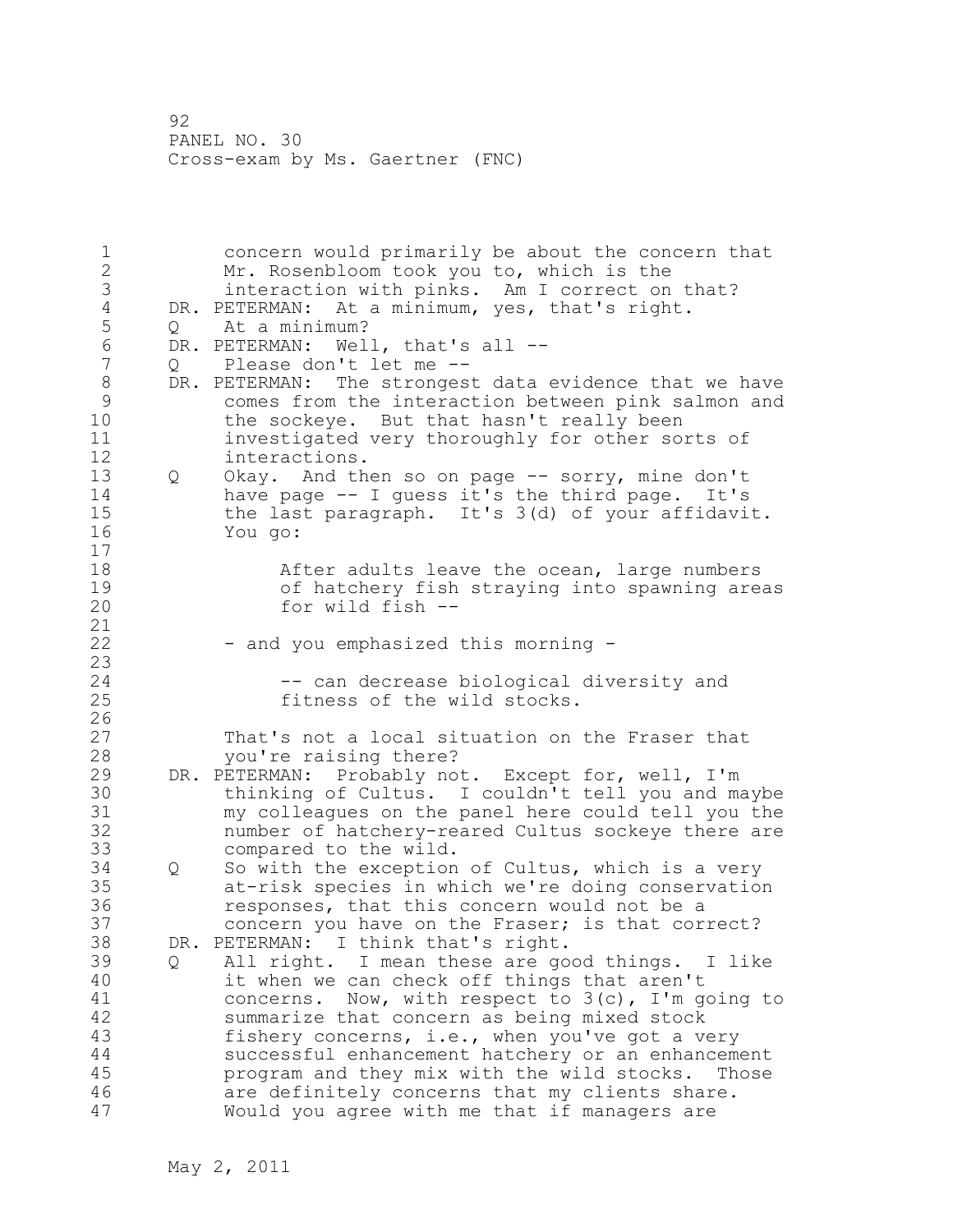concern would primarily be about the concern that Mr. Rosenbloom took you to, which is the interaction with pinks. Am I correct on that?

DR. PETERMAN: At a minimum, yes, that's right.

Q At a minimum?

DR. PETERMAN: Well, that's all --

Q Please don't let me --

DR. PETERMAN: The strongest data evidence that we have comes from the interaction between pink salmon and the sockeye. But that hasn't really been investigated very thoroughly for other sorts of interactions.

Q Okay. And then so on page -- sorry, mine don't have page -- I guess it's the third page. It's the last paragraph. It's 3(d) of your affidavit. You go:

> After adults leave the ocean, large numbers of hatchery fish straying into spawning areas for wild fish --

- and you emphasized this morning -

> -- can decrease biological diversity and fitness of the wild stocks.

That's not a local situation on the Fraser that you're raising there?

DR. PETERMAN: Probably not. Except for, well, I'm thinking of Cultus. I couldn't tell you and maybe my colleagues on the panel here could tell you the number of hatchery-reared Cultus sockeye there are compared to the wild.

Q So with the exception of Cultus, which is a very at-risk species in which we're doing conservation responses, that this concern would not be a concern you have on the Fraser; is that correct?

DR. PETERMAN: I think that's right.

Q All right. I mean these are good things. I like it when we can check off things that aren't concerns. Now, with respect to 3(c), I'm going to summarize that concern as being mixed stock fishery concerns, i.e., when you've got a very successful enhancement hatchery or an enhancement program and they mix with the wild stocks. Those are definitely concerns that my clients share. Would you agree with me that if managers are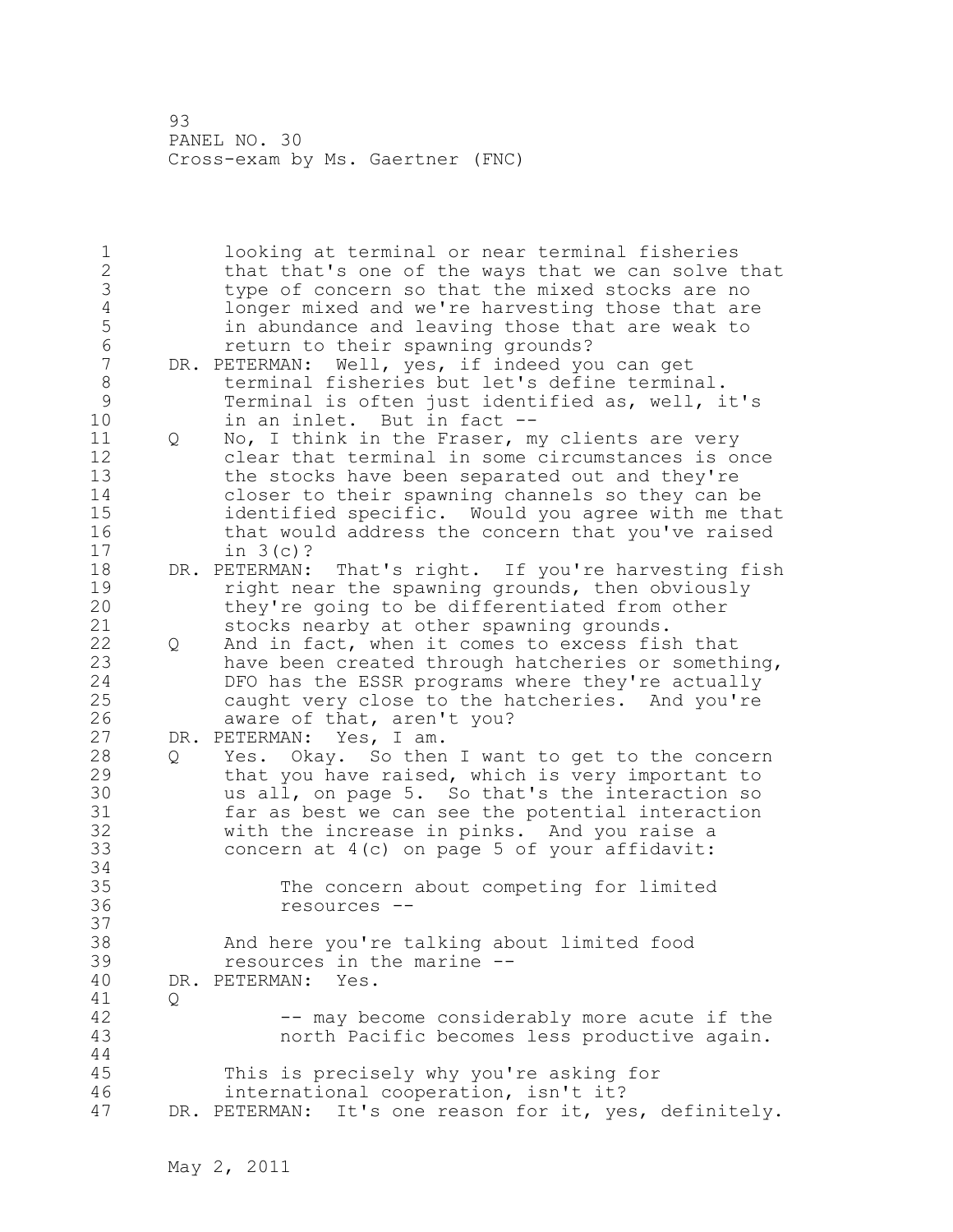looking at terminal or near terminal fisheries that that's one of the ways that we can solve that type of concern so that the mixed stocks are no longer mixed and we're harvesting those that are in abundance and leaving those that are weak to return to their spawning grounds?

DR. PETERMAN: Well, yes, if indeed you can get terminal fisheries but let's define terminal. Terminal is often just identified as, well, it's in an inlet. But in fact --

Q No, I think in the Fraser, my clients are very clear that terminal in some circumstances is once the stocks have been separated out and they're closer to their spawning channels so they can be identified specific. Would you agree with me that that would address the concern that you've raised in 3(c)?

DR. PETERMAN: That's right. If you're harvesting fish right near the spawning grounds, then obviously they're going to be differentiated from other stocks nearby at other spawning grounds.

Q And in fact, when it comes to excess fish that have been created through hatcheries or something, DFO has the ESSR programs where they're actually caught very close to the hatcheries. And you're aware of that, aren't you?

DR. PETERMAN: Yes, I am.

Q Yes. Okay. So then I want to get to the concern that you have raised, which is very important to us all, on page 5. So that's the interaction so far as best we can see the potential interaction with the increase in pinks. And you raise a concern at 4(c) on page 5 of your affidavit:

> The concern about competing for limited resources --

And here you're talking about limited food resources in the marine --

DR. PETERMAN: Yes.

Q

> -- may become considerably more acute if the north Pacific becomes less productive again.

This is precisely why you're asking for international cooperation, isn't it?

DR. PETERMAN: It's one reason for it, yes, definitely.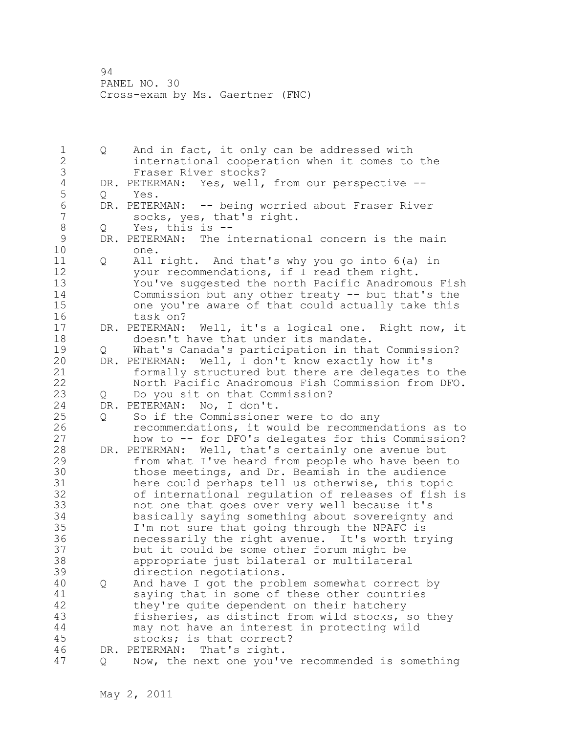Q And in fact, it only can be addressed with international cooperation when it comes to the Fraser River stocks?

DR. PETERMAN: Yes, well, from our perspective --

Q Yes.

DR. PETERMAN: -- being worried about Fraser River socks, yes, that's right.

Q Yes, this is --

DR. PETERMAN: The international concern is the main one.

Q All right. And that's why you go into 6(a) in your recommendations, if I read them right. You've suggested the north Pacific Anadromous Fish Commission but any other treaty -- but that's the one you're aware of that could actually take this task on?

DR. PETERMAN: Well, it's a logical one. Right now, it doesn't have that under its mandate.

Q What's Canada's participation in that Commission?

DR. PETERMAN: Well, I don't know exactly how it's formally structured but there are delegates to the North Pacific Anadromous Fish Commission from DFO.

Q Do you sit on that Commission?

DR. PETERMAN: No, I don't.

Q So if the Commissioner were to do any recommendations, it would be recommendations as to how to -- for DFO's delegates for this Commission?

DR. PETERMAN: Well, that's certainly one avenue but from what I've heard from people who have been to those meetings, and Dr. Beamish in the audience here could perhaps tell us otherwise, this topic of international regulation of releases of fish is not one that goes over very well because it's basically saying something about sovereignty and I'm not sure that going through the NPAFC is necessarily the right avenue. It's worth trying but it could be some other forum might be appropriate just bilateral or multilateral direction negotiations.

Q And have I got the problem somewhat correct by saying that in some of these other countries they're quite dependent on their hatchery fisheries, as distinct from wild stocks, so they may not have an interest in protecting wild stocks; is that correct?

DR. PETERMAN: That's right.

Q Now, the next one you've recommended is something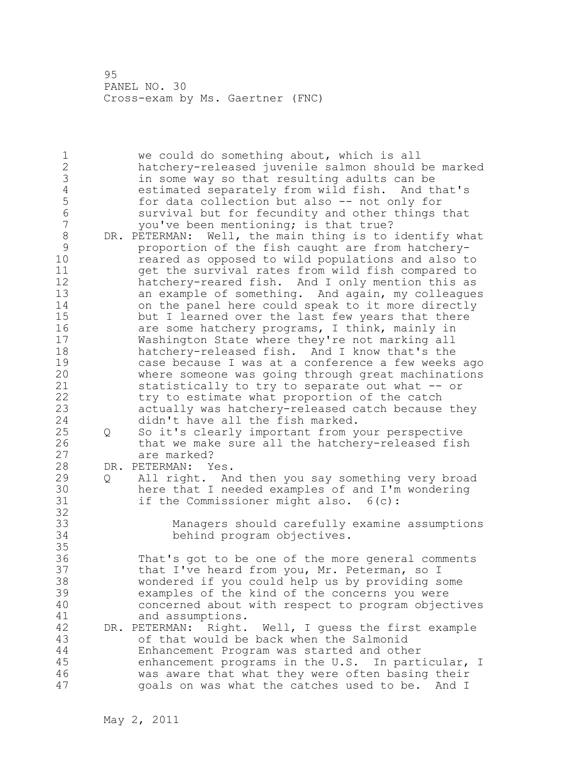we could do something about, which is all hatchery-released juvenile salmon should be marked in some way so that resulting adults can be estimated separately from wild fish. And that's for data collection but also -- not only for survival but for fecundity and other things that you've been mentioning; is that true?

DR. PETERMAN: Well, the main thing is to identify what proportion of the fish caught are from hatchery-reared as opposed to wild populations and also to get the survival rates from wild fish compared to hatchery-reared fish. And I only mention this as an example of something. And again, my colleagues on the panel here could speak to it more directly but I learned over the last few years that there are some hatchery programs, I think, mainly in Washington State where they're not marking all hatchery-released fish. And I know that's the case because I was at a conference a few weeks ago where someone was going through great machinations statistically to try to separate out what -- or try to estimate what proportion of the catch actually was hatchery-released catch because they didn't have all the fish marked.

Q So it's clearly important from your perspective that we make sure all the hatchery-released fish are marked?

DR. PETERMAN: Yes.

Q All right. And then you say something very broad here that I needed examples of and I'm wondering if the Commissioner might also. 6(c):

> Managers should carefully examine assumptions behind program objectives.

That's got to be one of the more general comments that I've heard from you, Mr. Peterman, so I wondered if you could help us by providing some examples of the kind of the concerns you were concerned about with respect to program objectives and assumptions.

DR. PETERMAN: Right. Well, I guess the first example of that would be back when the Salmonid Enhancement Program was started and other enhancement programs in the U.S. In particular, I was aware that what they were often basing their goals on was what the catches used to be. And I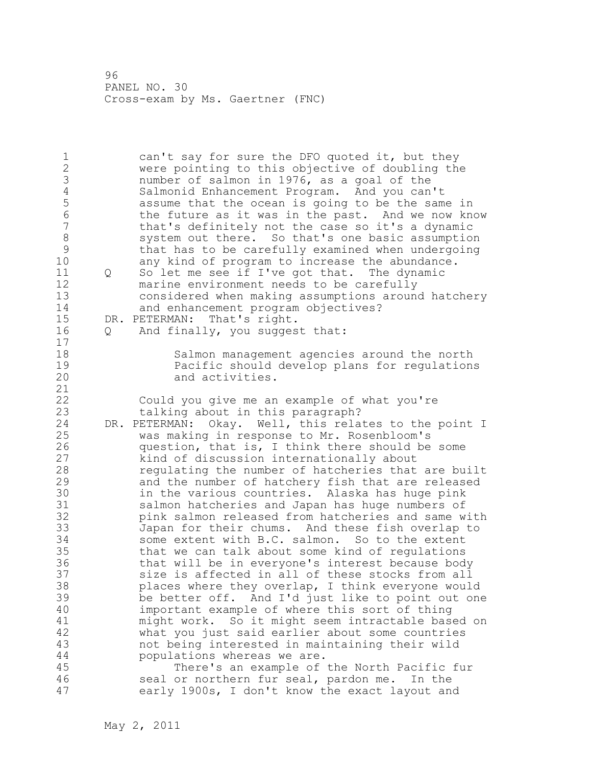can't say for sure the DFO quoted it, but they were pointing to this objective of doubling the number of salmon in 1976, as a goal of the Salmonid Enhancement Program. And you can't assume that the ocean is going to be the same in the future as it was in the past. And we now know that's definitely not the case so it's a dynamic system out there. So that's one basic assumption that has to be carefully examined when undergoing any kind of program to increase the abundance.

Q So let me see if I've got that. The dynamic marine environment needs to be carefully considered when making assumptions around hatchery and enhancement program objectives?

DR. PETERMAN: That's right.

Q And finally, you suggest that:

> Salmon management agencies around the north Pacific should develop plans for regulations and activities.

Could you give me an example of what you're talking about in this paragraph?

DR. PETERMAN: Okay. Well, this relates to the point I was making in response to Mr. Rosenbloom's question, that is, I think there should be some kind of discussion internationally about regulating the number of hatcheries that are built and the number of hatchery fish that are released in the various countries. Alaska has huge pink salmon hatcheries and Japan has huge numbers of pink salmon released from hatcheries and same with Japan for their chums. And these fish overlap to some extent with B.C. salmon. So to the extent that we can talk about some kind of regulations that will be in everyone's interest because body size is affected in all of these stocks from all places where they overlap, I think everyone would be better off. And I'd just like to point out one important example of where this sort of thing might work. So it might seem intractable based on what you just said earlier about some countries not being interested in maintaining their wild populations whereas we are.

There's an example of the North Pacific fur seal or northern fur seal, pardon me. In the early 1900s, I don't know the exact layout and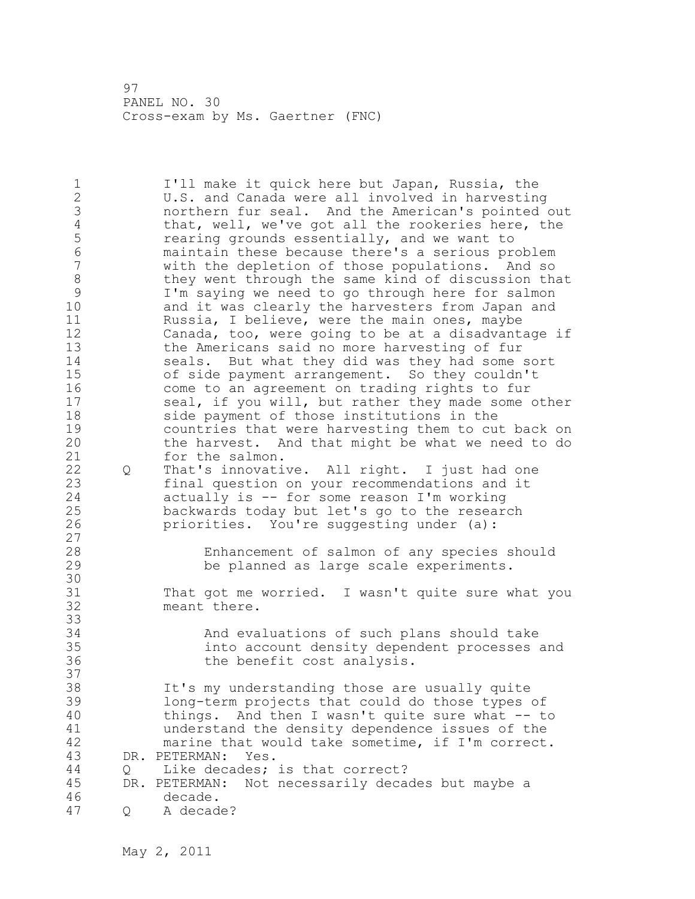I'll make it quick here but Japan, Russia, the U.S. and Canada were all involved in harvesting northern fur seal. And the American's pointed out that, well, we've got all the rookeries here, the rearing grounds essentially, and we want to maintain these because there's a serious problem with the depletion of those populations. And so they went through the same kind of discussion that I'm saying we need to go through here for salmon and it was clearly the harvesters from Japan and Russia, I believe, were the main ones, maybe Canada, too, were going to be at a disadvantage if the Americans said no more harvesting of fur seals. But what they did was they had some sort of side payment arrangement. So they couldn't come to an agreement on trading rights to fur seal, if you will, but rather they made some other side payment of those institutions in the countries that were harvesting them to cut back on the harvest. And that might be what we need to do for the salmon.

Q That's innovative. All right. I just had one final question on your recommendations and it actually is -- for some reason I'm working backwards today but let's go to the research priorities. You're suggesting under (a):

> Enhancement of salmon of any species should be planned as large scale experiments.

That got me worried. I wasn't quite sure what you meant there.

> And evaluations of such plans should take into account density dependent processes and the benefit cost analysis.

It's my understanding those are usually quite long-term projects that could do those types of things. And then I wasn't quite sure what -- to understand the density dependence issues of the marine that would take sometime, if I'm correct.

DR. PETERMAN: Yes.

Q Like decades; is that correct?

DR. PETERMAN: Not necessarily decades but maybe a decade.

Q A decade?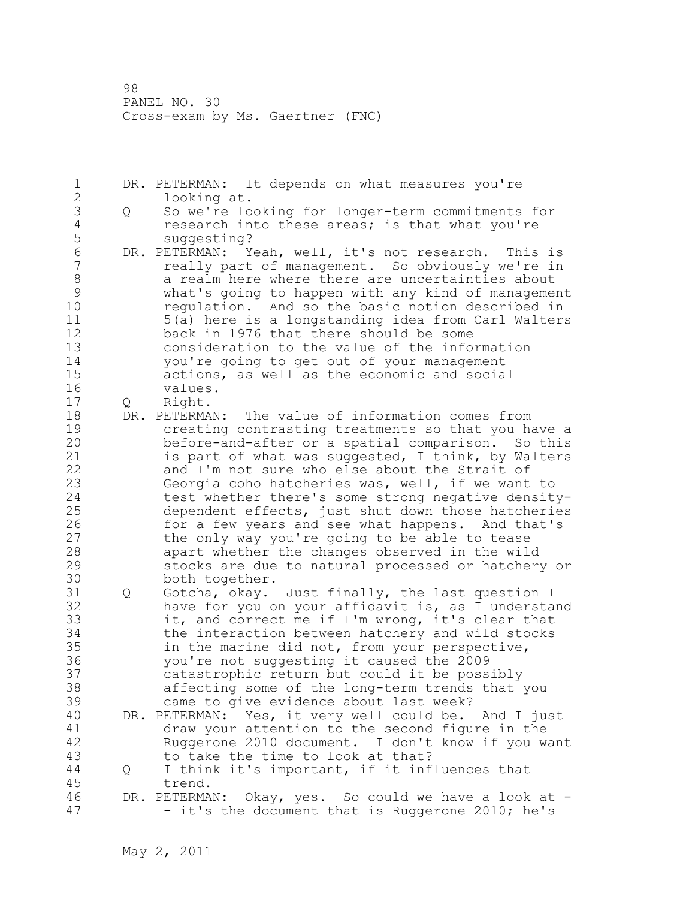DR. PETERMAN: It depends on what measures you're looking at.

Q So we're looking for longer-term commitments for research into these areas; is that what you're suggesting?

DR. PETERMAN: Yeah, well, it's not research. This is really part of management. So obviously we're in a realm here where there are uncertainties about what's going to happen with any kind of management regulation. And so the basic notion described in 5(a) here is a longstanding idea from Carl Walters back in 1976 that there should be some consideration to the value of the information you're going to get out of your management actions, as well as the economic and social values.

Q Right.

DR. PETERMAN: The value of information comes from creating contrasting treatments so that you have a before-and-after or a spatial comparison. So this is part of what was suggested, I think, by Walters and I'm not sure who else about the Strait of Georgia coho hatcheries was, well, if we want to test whether there's some strong negative density-dependent effects, just shut down those hatcheries for a few years and see what happens. And that's the only way you're going to be able to tease apart whether the changes observed in the wild stocks are due to natural processed or hatchery or both together.

Q Gotcha, okay. Just finally, the last question I have for you on your affidavit is, as I understand it, and correct me if I'm wrong, it's clear that the interaction between hatchery and wild stocks in the marine did not, from your perspective, you're not suggesting it caused the 2009 catastrophic return but could it be possibly affecting some of the long-term trends that you came to give evidence about last week?

DR. PETERMAN: Yes, it very well could be. And I just draw your attention to the second figure in the Ruggerone 2010 document. I don't know if you want to take the time to look at that?

Q I think it's important, if it influences that trend.

DR. PETERMAN: Okay, yes. So could we have a look at -- it's the document that is Ruggerone 2010; he's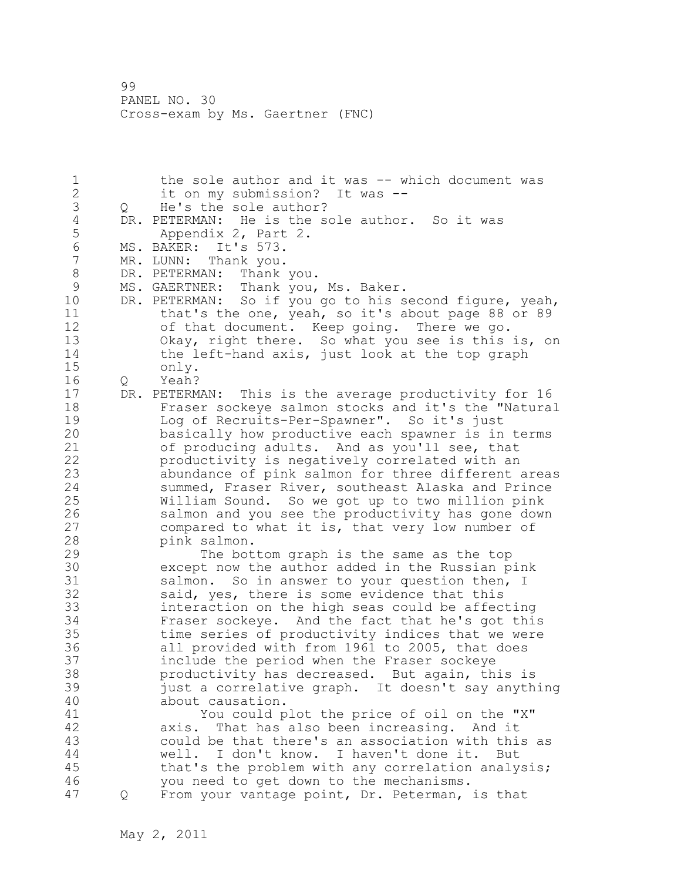the sole author and it was -- which document was it on my submission? It was --

Q He's the sole author?

DR. PETERMAN: He is the sole author. So it was Appendix 2, Part 2.

MS. BAKER: It's 573.

MR. LUNN: Thank you.

DR. PETERMAN: Thank you.

MS. GAERTNER: Thank you, Ms. Baker.

DR. PETERMAN: So if you go to his second figure, yeah, that's the one, yeah, so it's about page 88 or 89 of that document. Keep going. There we go. Okay, right there. So what you see is this is, on the left-hand axis, just look at the top graph only.

Q Yeah?

DR. PETERMAN: This is the average productivity for 16 Fraser sockeye salmon stocks and it's the "Natural Log of Recruits-Per-Spawner". So it's just basically how productive each spawner is in terms of producing adults. And as you'll see, that productivity is negatively correlated with an abundance of pink salmon for three different areas summed, Fraser River, southeast Alaska and Prince William Sound. So we got up to two million pink salmon and you see the productivity has gone down compared to what it is, that very low number of pink salmon.

The bottom graph is the same as the top except now the author added in the Russian pink salmon. So in answer to your question then, I said, yes, there is some evidence that this interaction on the high seas could be affecting Fraser sockeye. And the fact that he's got this time series of productivity indices that we were all provided with from 1961 to 2005, that does include the period when the Fraser sockeye productivity has decreased. But again, this is just a correlative graph. It doesn't say anything about causation.

You could plot the price of oil on the "X" axis. That has also been increasing. And it could be that there's an association with this as well. I don't know. I haven't done it. But that's the problem with any correlation analysis; you need to get down to the mechanisms.

Q From your vantage point, Dr. Peterman, is that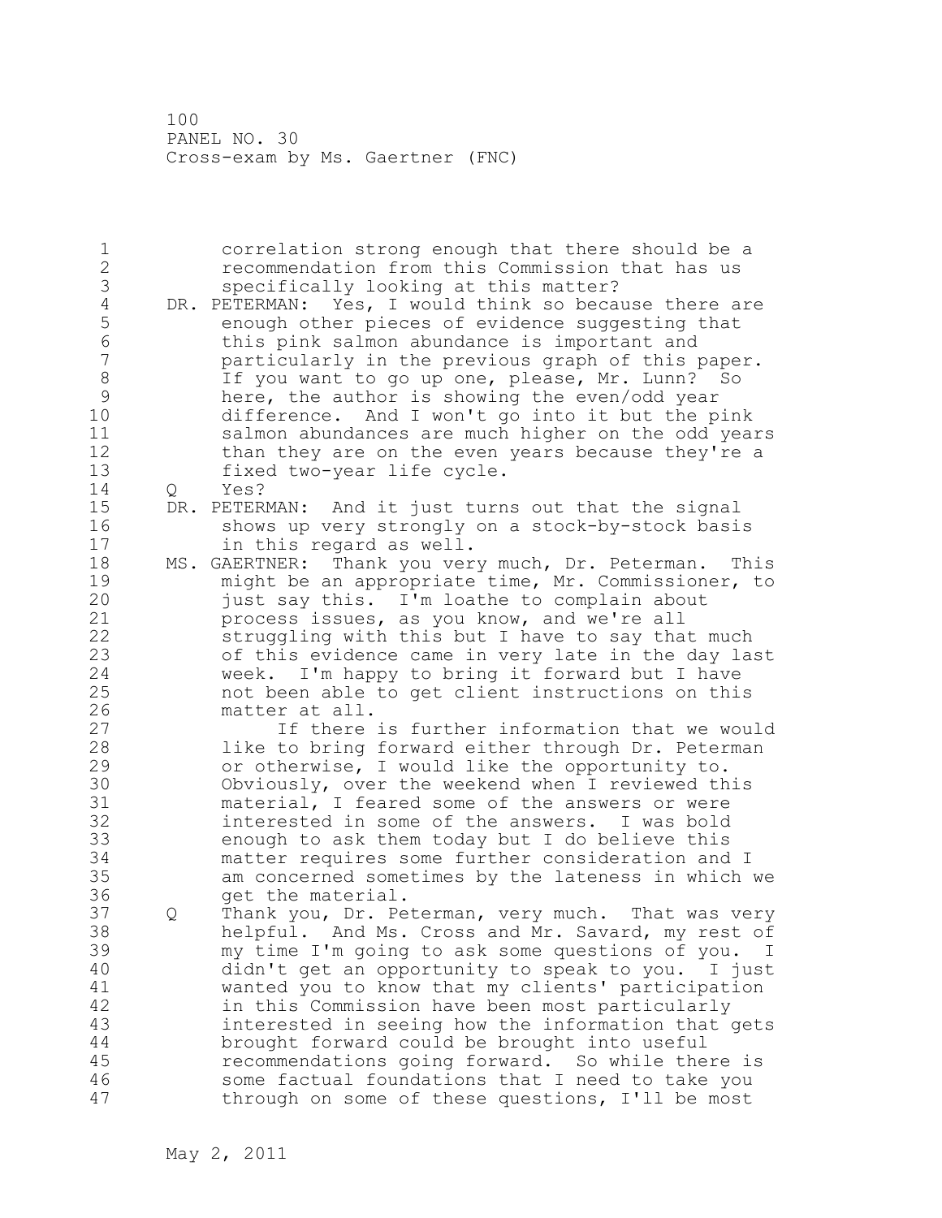correlation strong enough that there should be a recommendation from this Commission that has us specifically looking at this matter?

DR. PETERMAN: Yes, I would think so because there are enough other pieces of evidence suggesting that this pink salmon abundance is important and particularly in the previous graph of this paper. If you want to go up one, please, Mr. Lunn? So here, the author is showing the even/odd year difference. And I won't go into it but the pink salmon abundances are much higher on the odd years than they are on the even years because they're a fixed two-year life cycle.

Q Yes?

DR. PETERMAN: And it just turns out that the signal shows up very strongly on a stock-by-stock basis in this regard as well.

MS. GAERTNER: Thank you very much, Dr. Peterman. This might be an appropriate time, Mr. Commissioner, to just say this. I'm loathe to complain about process issues, as you know, and we're all struggling with this but I have to say that much of this evidence came in very late in the day last week. I'm happy to bring it forward but I have not been able to get client instructions on this matter at all.

If there is further information that we would like to bring forward either through Dr. Peterman or otherwise, I would like the opportunity to. Obviously, over the weekend when I reviewed this material, I feared some of the answers or were interested in some of the answers. I was bold enough to ask them today but I do believe this matter requires some further consideration and I am concerned sometimes by the lateness in which we get the material.

Q Thank you, Dr. Peterman, very much. That was very helpful. And Ms. Cross and Mr. Savard, my rest of my time I'm going to ask some questions of you. I didn't get an opportunity to speak to you. I just wanted you to know that my clients' participation in this Commission have been most particularly interested in seeing how the information that gets brought forward could be brought into useful recommendations going forward. So while there is some factual foundations that I need to take you through on some of these questions, I'll be most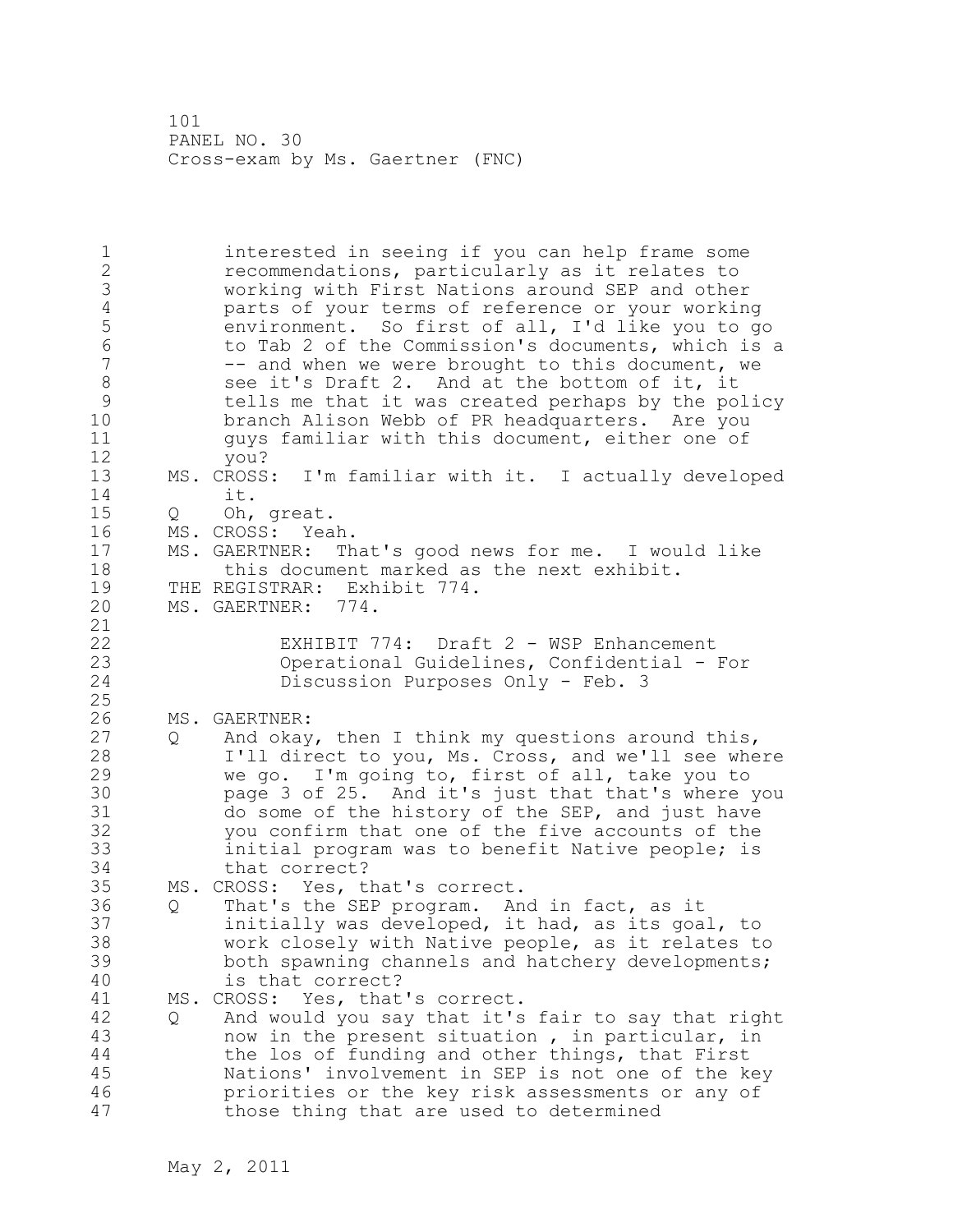interested in seeing if you can help frame some recommendations, particularly as it relates to working with First Nations around SEP and other parts of your terms of reference or your working environment. So first of all, I'd like you to go to Tab 2 of the Commission's documents, which is a -- and when we were brought to this document, we see it's Draft 2. And at the bottom of it, it tells me that it was created perhaps by the policy branch Alison Webb of PR headquarters. Are you guys familiar with this document, either one of you?

MS. CROSS: I'm familiar with it. I actually developed it.

Q Oh, great.

MS. CROSS: Yeah.

MS. GAERTNER: That's good news for me. I would like this document marked as the next exhibit.

THE REGISTRAR: Exhibit 774.

MS. GAERTNER: 774.

EXHIBIT 774: Draft 2 - WSP Enhancement Operational Guidelines, Confidential - For Discussion Purposes Only - Feb. 3

MS. GAERTNER:

Q And okay, then I think my questions around this, I'll direct to you, Ms. Cross, and we'll see where we go. I'm going to, first of all, take you to page 3 of 25. And it's just that that's where you do some of the history of the SEP, and just have you confirm that one of the five accounts of the initial program was to benefit Native people; is that correct?

MS. CROSS: Yes, that's correct.

Q That's the SEP program. And in fact, as it initially was developed, it had, as its goal, to work closely with Native people, as it relates to both spawning channels and hatchery developments; is that correct?

MS. CROSS: Yes, that's correct.

Q And would you say that it's fair to say that right now in the present situation , in particular, in the los of funding and other things, that First Nations' involvement in SEP is not one of the key priorities or the key risk assessments or any of those thing that are used to determined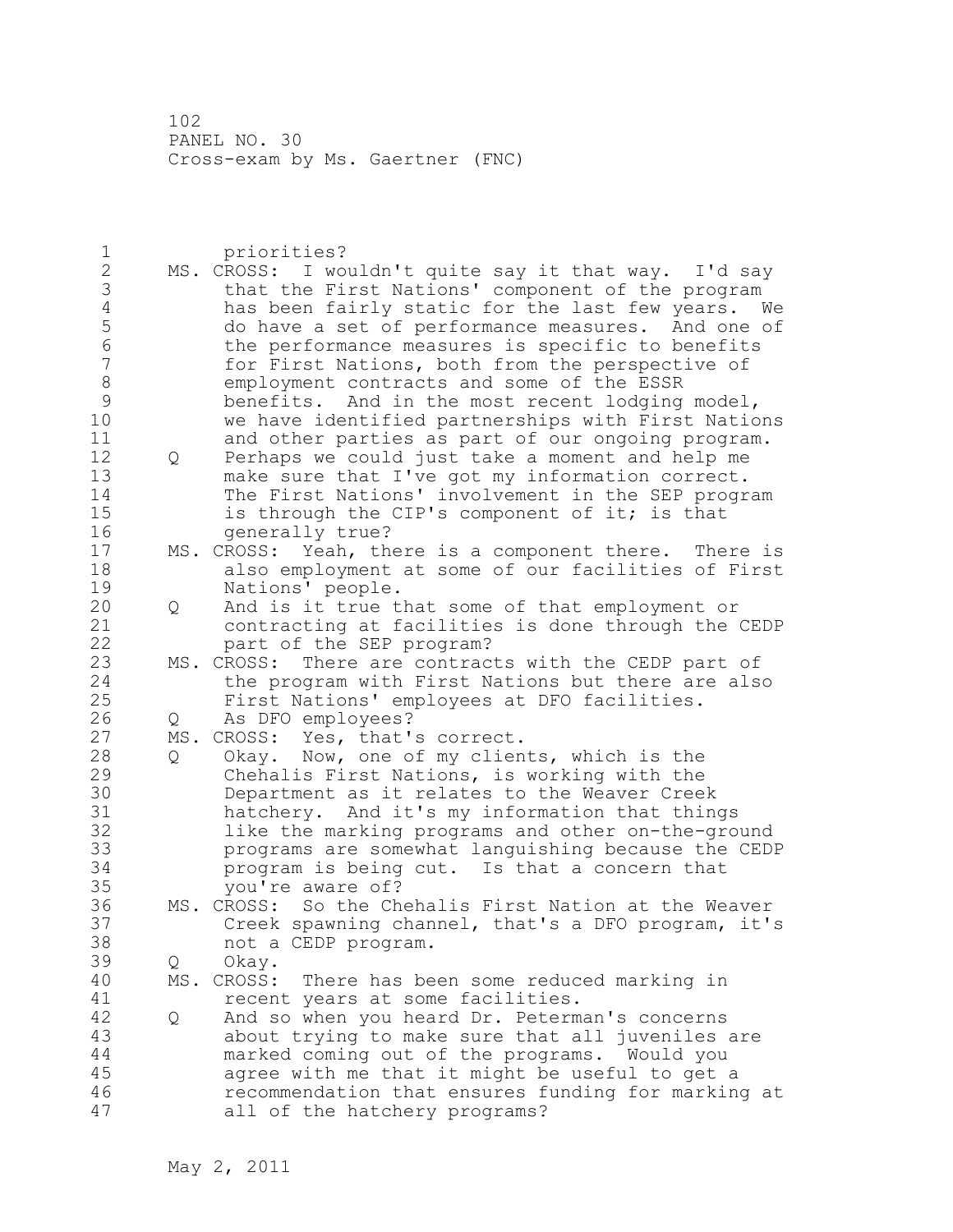priorities?

MS. CROSS: I wouldn't quite say it that way. I'd say that the First Nations' component of the program has been fairly static for the last few years. We do have a set of performance measures. And one of the performance measures is specific to benefits for First Nations, both from the perspective of employment contracts and some of the ESSR benefits. And in the most recent lodging model, we have identified partnerships with First Nations and other parties as part of our ongoing program.

Q Perhaps we could just take a moment and help me make sure that I've got my information correct. The First Nations' involvement in the SEP program is through the CIP's component of it; is that generally true?

MS. CROSS: Yeah, there is a component there. There is also employment at some of our facilities of First Nations' people.

Q And is it true that some of that employment or contracting at facilities is done through the CEDP part of the SEP program?

MS. CROSS: There are contracts with the CEDP part of the program with First Nations but there are also First Nations' employees at DFO facilities.

Q As DFO employees?

MS. CROSS: Yes, that's correct.

Q Okay. Now, one of my clients, which is the Chehalis First Nations, is working with the Department as it relates to the Weaver Creek hatchery. And it's my information that things like the marking programs and other on-the-ground programs are somewhat languishing because the CEDP program is being cut. Is that a concern that you're aware of?

MS. CROSS: So the Chehalis First Nation at the Weaver Creek spawning channel, that's a DFO program, it's not a CEDP program.

Q Okay.

MS. CROSS: There has been some reduced marking in recent years at some facilities.

Q And so when you heard Dr. Peterman's concerns about trying to make sure that all juveniles are marked coming out of the programs. Would you agree with me that it might be useful to get a recommendation that ensures funding for marking at all of the hatchery programs?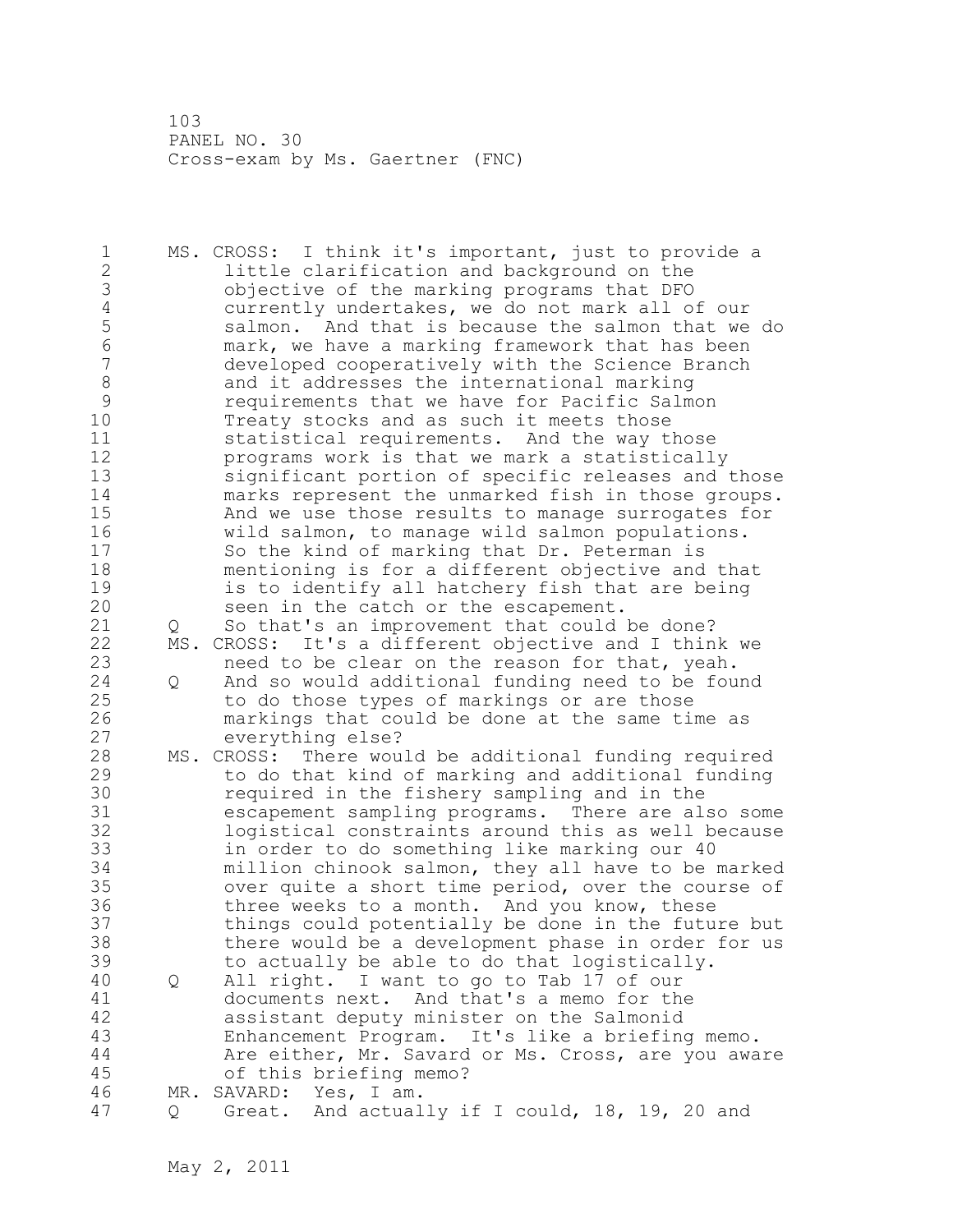MS. CROSS: I think it's important, just to provide a little clarification and background on the objective of the marking programs that DFO currently undertakes, we do not mark all of our salmon. And that is because the salmon that we do mark, we have a marking framework that has been developed cooperatively with the Science Branch and it addresses the international marking requirements that we have for Pacific Salmon Treaty stocks and as such it meets those statistical requirements. And the way those programs work is that we mark a statistically significant portion of specific releases and those marks represent the unmarked fish in those groups. And we use those results to manage surrogates for wild salmon, to manage wild salmon populations. So the kind of marking that Dr. Peterman is mentioning is for a different objective and that is to identify all hatchery fish that are being seen in the catch or the escapement.

Q So that's an improvement that could be done?

MS. CROSS: It's a different objective and I think we need to be clear on the reason for that, yeah.

Q And so would additional funding need to be found to do those types of markings or are those markings that could be done at the same time as everything else?

MS. CROSS: There would be additional funding required to do that kind of marking and additional funding required in the fishery sampling and in the escapement sampling programs. There are also some logistical constraints around this as well because in order to do something like marking our 40 million chinook salmon, they all have to be marked over quite a short time period, over the course of three weeks to a month. And you know, these things could potentially be done in the future but there would be a development phase in order for us to actually be able to do that logistically.

Q All right. I want to go to Tab 17 of our documents next. And that's a memo for the assistant deputy minister on the Salmonid Enhancement Program. It's like a briefing memo. Are either, Mr. Savard or Ms. Cross, are you aware of this briefing memo?

MR. SAVARD: Yes, I am.

Q Great. And actually if I could, 18, 19, 20 and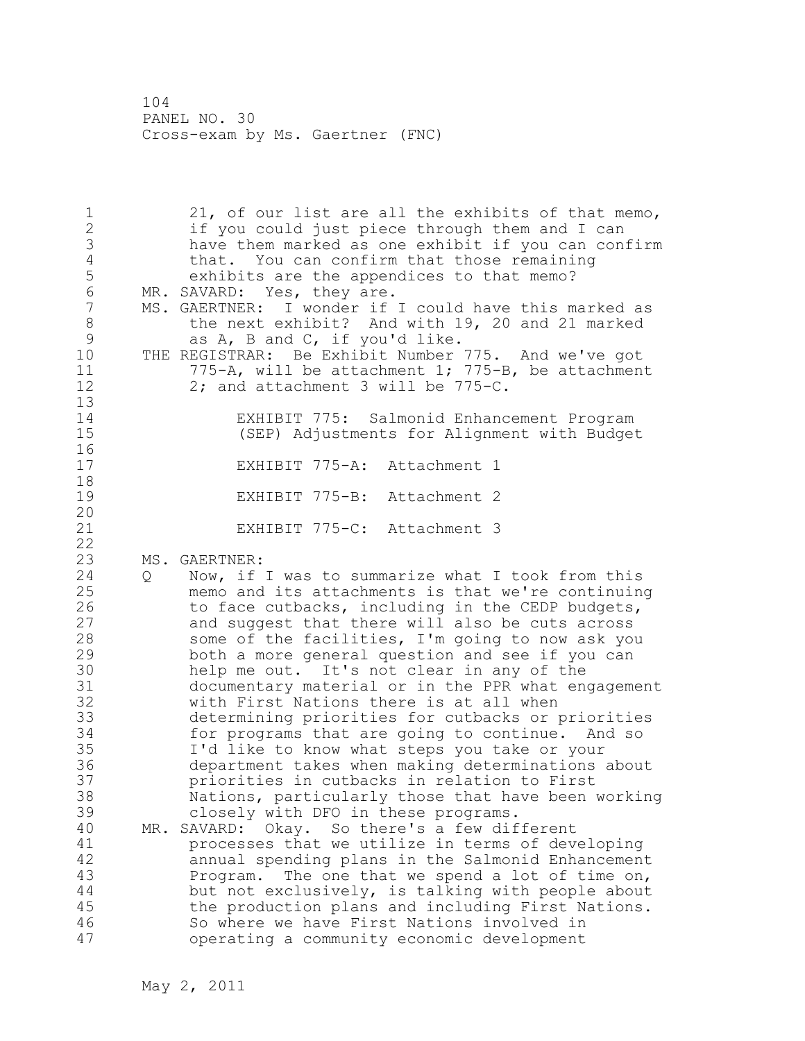21, of our list are all the exhibits of that memo, if you could just piece through them and I can have them marked as one exhibit if you can confirm that. You can confirm that those remaining exhibits are the appendices to that memo?

MR. SAVARD: Yes, they are.

MS. GAERTNER: I wonder if I could have this marked as the next exhibit? And with 19, 20 and 21 marked as A, B and C, if you'd like.

THE REGISTRAR: Be Exhibit Number 775. And we've got 775-A, will be attachment 1; 775-B, be attachment 2; and attachment 3 will be 775-C.

EXHIBIT 775: Salmonid Enhancement Program (SEP) Adjustments for Alignment with Budget

EXHIBIT 775-A: Attachment 1

EXHIBIT 775-B: Attachment 2

EXHIBIT 775-C: Attachment 3

MS. GAERTNER:

Q Now, if I was to summarize what I took from this memo and its attachments is that we're continuing to face cutbacks, including in the CEDP budgets, and suggest that there will also be cuts across some of the facilities, I'm going to now ask you both a more general question and see if you can help me out. It's not clear in any of the documentary material or in the PPR what engagement with First Nations there is at all when determining priorities for cutbacks or priorities for programs that are going to continue. And so I'd like to know what steps you take or your department takes when making determinations about priorities in cutbacks in relation to First Nations, particularly those that have been working closely with DFO in these programs.

MR. SAVARD: Okay. So there's a few different processes that we utilize in terms of developing annual spending plans in the Salmonid Enhancement Program. The one that we spend a lot of time on, but not exclusively, is talking with people about the production plans and including First Nations. So where we have First Nations involved in operating a community economic development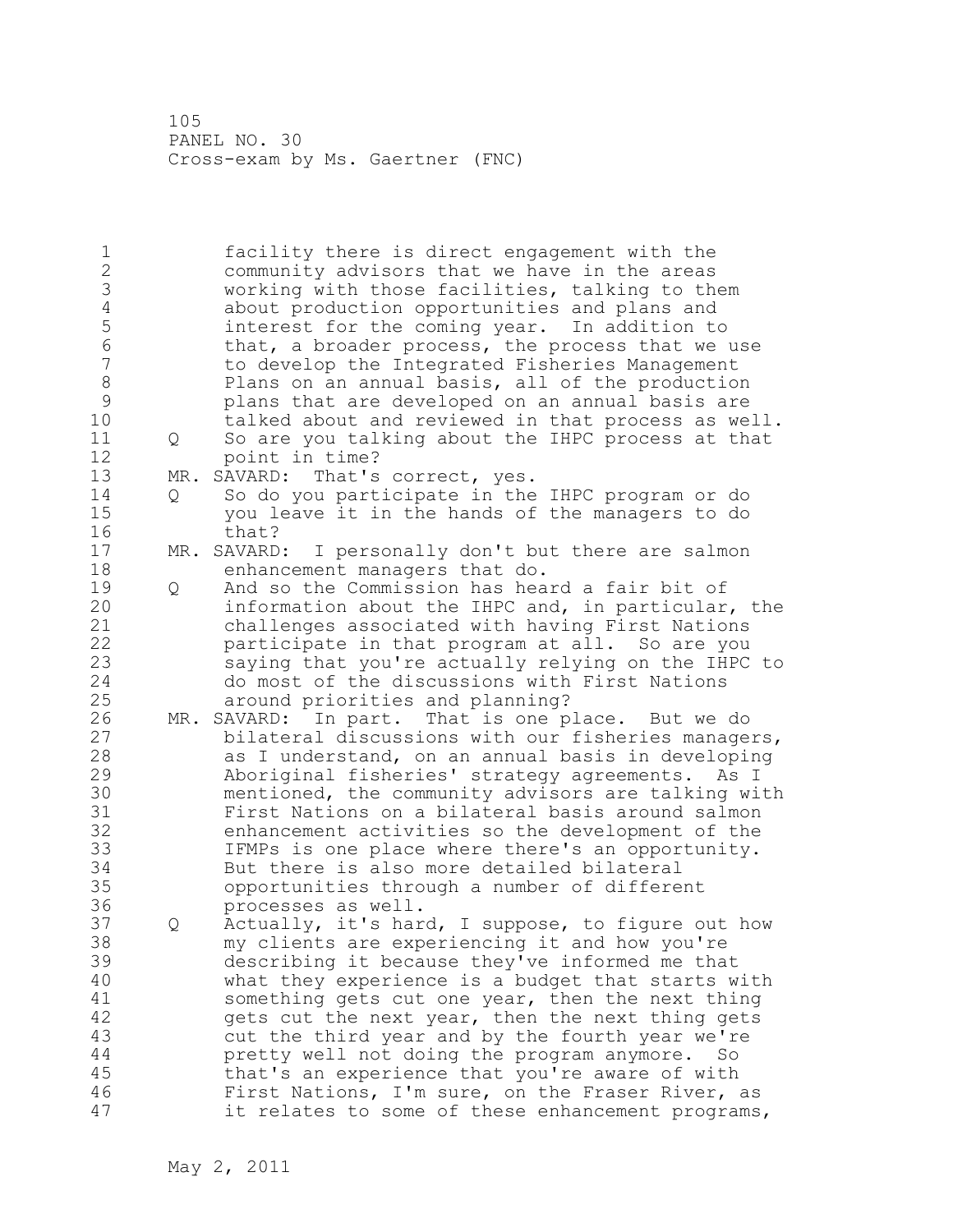facility there is direct engagement with the community advisors that we have in the areas working with those facilities, talking to them about production opportunities and plans and interest for the coming year. In addition to that, a broader process, the process that we use to develop the Integrated Fisheries Management Plans on an annual basis, all of the production plans that are developed on an annual basis are talked about and reviewed in that process as well.

Q So are you talking about the IHPC process at that point in time?

MR. SAVARD: That's correct, yes.

Q So do you participate in the IHPC program or do you leave it in the hands of the managers to do that?

MR. SAVARD: I personally don't but there are salmon enhancement managers that do.

Q And so the Commission has heard a fair bit of information about the IHPC and, in particular, the challenges associated with having First Nations participate in that program at all. So are you saying that you're actually relying on the IHPC to do most of the discussions with First Nations around priorities and planning?

MR. SAVARD: In part. That is one place. But we do bilateral discussions with our fisheries managers, as I understand, on an annual basis in developing Aboriginal fisheries' strategy agreements. As I mentioned, the community advisors are talking with First Nations on a bilateral basis around salmon enhancement activities so the development of the IFMPs is one place where there's an opportunity. But there is also more detailed bilateral opportunities through a number of different processes as well.

Q Actually, it's hard, I suppose, to figure out how my clients are experiencing it and how you're describing it because they've informed me that what they experience is a budget that starts with something gets cut one year, then the next thing gets cut the next year, then the next thing gets cut the third year and by the fourth year we're pretty well not doing the program anymore. So that's an experience that you're aware of with First Nations, I'm sure, on the Fraser River, as it relates to some of these enhancement programs,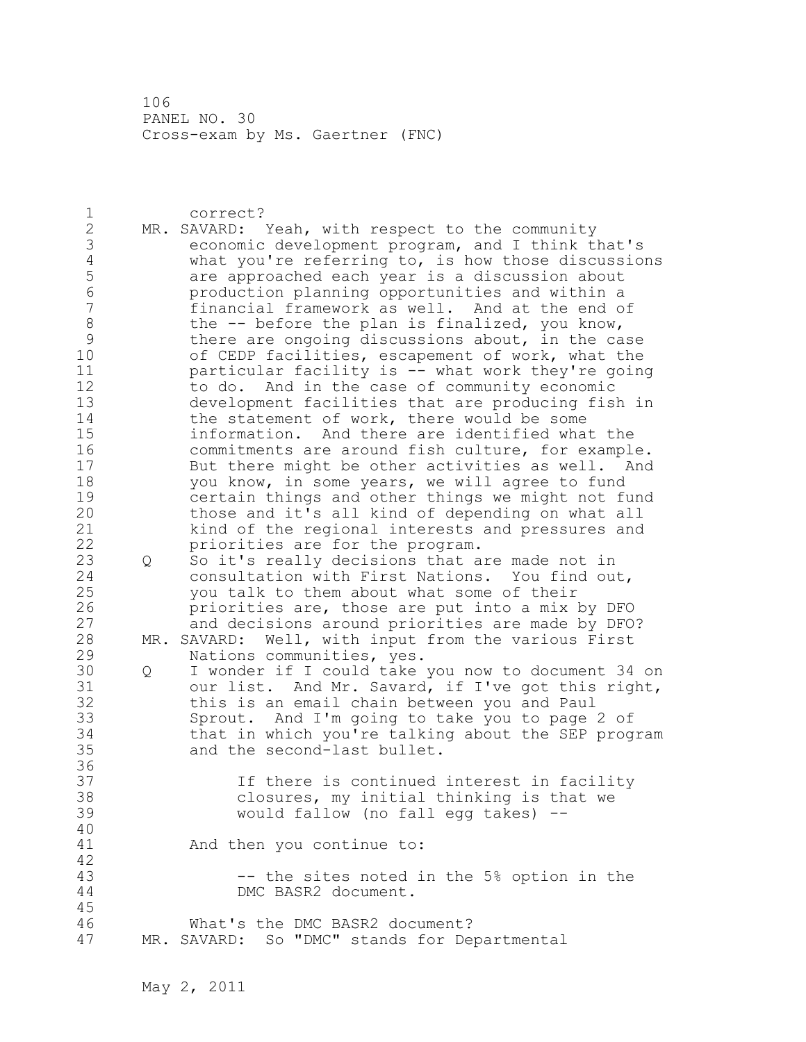correct?

MR. SAVARD: Yeah, with respect to the community economic development program, and I think that's what you're referring to, is how those discussions are approached each year is a discussion about production planning opportunities and within a financial framework as well. And at the end of the -- before the plan is finalized, you know, there are ongoing discussions about, in the case of CEDP facilities, escapement of work, what the particular facility is -- what work they're going to do. And in the case of community economic development facilities that are producing fish in the statement of work, there would be some information. And there are identified what the commitments are around fish culture, for example. But there might be other activities as well. And you know, in some years, we will agree to fund certain things and other things we might not fund those and it's all kind of depending on what all kind of the regional interests and pressures and priorities are for the program.

Q So it's really decisions that are made not in consultation with First Nations. You find out, you talk to them about what some of their priorities are, those are put into a mix by DFO and decisions around priorities are made by DFO?

MR. SAVARD: Well, with input from the various First Nations communities, yes.

Q I wonder if I could take you now to document 34 on our list. And Mr. Savard, if I've got this right, this is an email chain between you and Paul Sprout. And I'm going to take you to page 2 of that in which you're talking about the SEP program and the second-last bullet.

> If there is continued interest in facility closures, my initial thinking is that we would fallow (no fall egg takes) --

And then you continue to:

> -- the sites noted in the 5% option in the DMC BASR2 document.

What's the DMC BASR2 document?

MR. SAVARD: So "DMC" stands for Departmental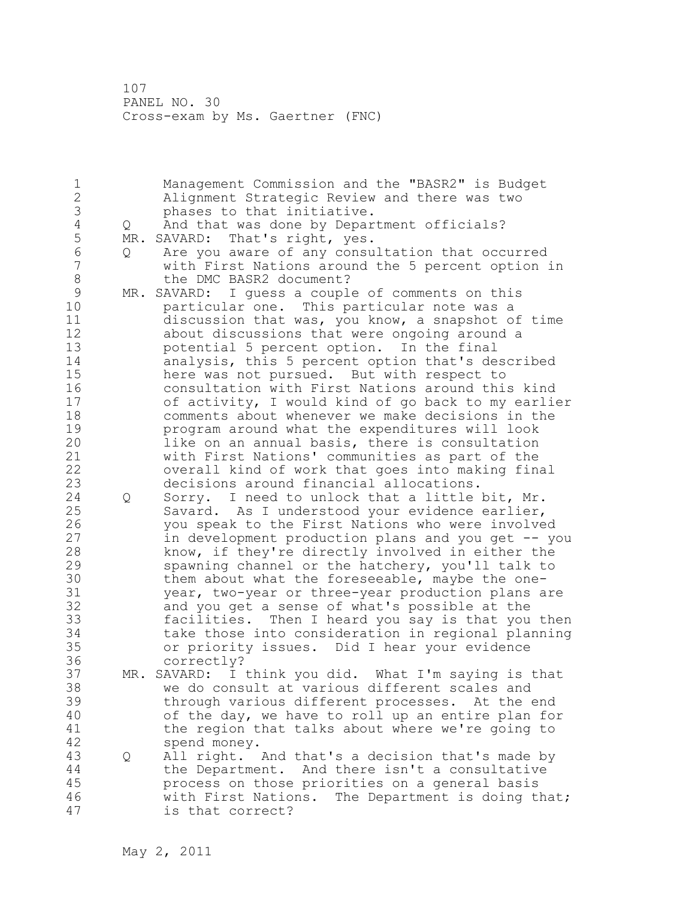Management Commission and the "BASR2" is Budget Alignment Strategic Review and there was two phases to that initiative.

Q And that was done by Department officials?

MR. SAVARD: That's right, yes.

Q Are you aware of any consultation that occurred with First Nations around the 5 percent option in the DMC BASR2 document?

MR. SAVARD: I guess a couple of comments on this particular one. This particular note was a discussion that was, you know, a snapshot of time about discussions that were ongoing around a potential 5 percent option. In the final analysis, this 5 percent option that's described here was not pursued. But with respect to consultation with First Nations around this kind of activity, I would kind of go back to my earlier comments about whenever we make decisions in the program around what the expenditures will look like on an annual basis, there is consultation with First Nations' communities as part of the overall kind of work that goes into making final decisions around financial allocations.

Q Sorry. I need to unlock that a little bit, Mr. Savard. As I understood your evidence earlier, you speak to the First Nations who were involved in development production plans and you get -- you know, if they're directly involved in either the spawning channel or the hatchery, you'll talk to them about what the foreseeable, maybe the one-year, two-year or three-year production plans are and you get a sense of what's possible at the facilities. Then I heard you say is that you then take those into consideration in regional planning or priority issues. Did I hear your evidence correctly?

MR. SAVARD: I think you did. What I'm saying is that we do consult at various different scales and through various different processes. At the end of the day, we have to roll up an entire plan for the region that talks about where we're going to spend money.

Q All right. And that's a decision that's made by the Department. And there isn't a consultative process on those priorities on a general basis with First Nations. The Department is doing that; is that correct?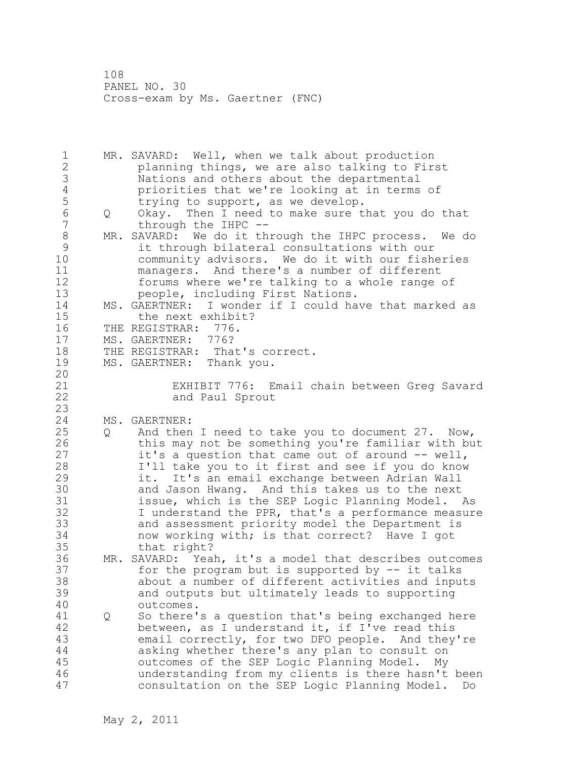MR. SAVARD: Well, when we talk about production planning things, we are also talking to First Nations and others about the departmental priorities that we're looking at in terms of trying to support, as we develop.

Q Okay. Then I need to make sure that you do that through the IHPC --

MR. SAVARD: We do it through the IHPC process. We do it through bilateral consultations with our community advisors. We do it with our fisheries managers. And there's a number of different forums where we're talking to a whole range of people, including First Nations.

MS. GAERTNER: I wonder if I could have that marked as the next exhibit?

THE REGISTRAR: 776.

MS. GAERTNER: 776?

THE REGISTRAR: That's correct.

MS. GAERTNER: Thank you.

EXHIBIT 776: Email chain between Greg Savard and Paul Sprout

MS. GAERTNER:

Q And then I need to take you to document 27. Now, this may not be something you're familiar with but it's a question that came out of around -- well, I'll take you to it first and see if you do know it. It's an email exchange between Adrian Wall and Jason Hwang. And this takes us to the next issue, which is the SEP Logic Planning Model. As I understand the PPR, that's a performance measure and assessment priority model the Department is now working with; is that correct? Have I got that right?

MR. SAVARD: Yeah, it's a model that describes outcomes for the program but is supported by -- it talks about a number of different activities and inputs and outputs but ultimately leads to supporting outcomes.

Q So there's a question that's being exchanged here between, as I understand it, if I've read this email correctly, for two DFO people. And they're asking whether there's any plan to consult on outcomes of the SEP Logic Planning Model. My understanding from my clients is there hasn't been consultation on the SEP Logic Planning Model. Do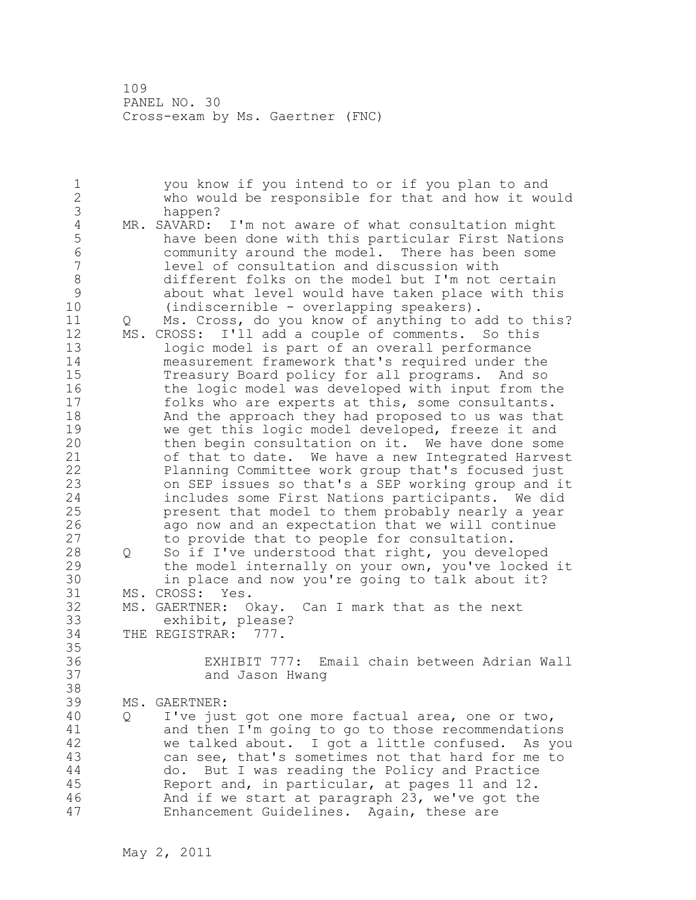you know if you intend to or if you plan to and who would be responsible for that and how it would happen?

MR. SAVARD: I'm not aware of what consultation might have been done with this particular First Nations community around the model. There has been some level of consultation and discussion with different folks on the model but I'm not certain about what level would have taken place with this (indiscernible - overlapping speakers).

Q Ms. Cross, do you know of anything to add to this?

MS. CROSS: I'll add a couple of comments. So this logic model is part of an overall performance measurement framework that's required under the Treasury Board policy for all programs. And so the logic model was developed with input from the folks who are experts at this, some consultants. And the approach they had proposed to us was that we get this logic model developed, freeze it and then begin consultation on it. We have done some of that to date. We have a new Integrated Harvest Planning Committee work group that's focused just on SEP issues so that's a SEP working group and it includes some First Nations participants. We did present that model to them probably nearly a year ago now and an expectation that we will continue to provide that to people for consultation.

Q So if I've understood that right, you developed the model internally on your own, you've locked it in place and now you're going to talk about it?

MS. CROSS: Yes.

MS. GAERTNER: Okay. Can I mark that as the next exhibit, please?

THE REGISTRAR: 777.

EXHIBIT 777: Email chain between Adrian Wall and Jason Hwang

MS. GAERTNER:

Q I've just got one more factual area, one or two, and then I'm going to go to those recommendations we talked about. I got a little confused. As you can see, that's sometimes not that hard for me to do. But I was reading the Policy and Practice Report and, in particular, at pages 11 and 12. And if we start at paragraph 23, we've got the Enhancement Guidelines. Again, these are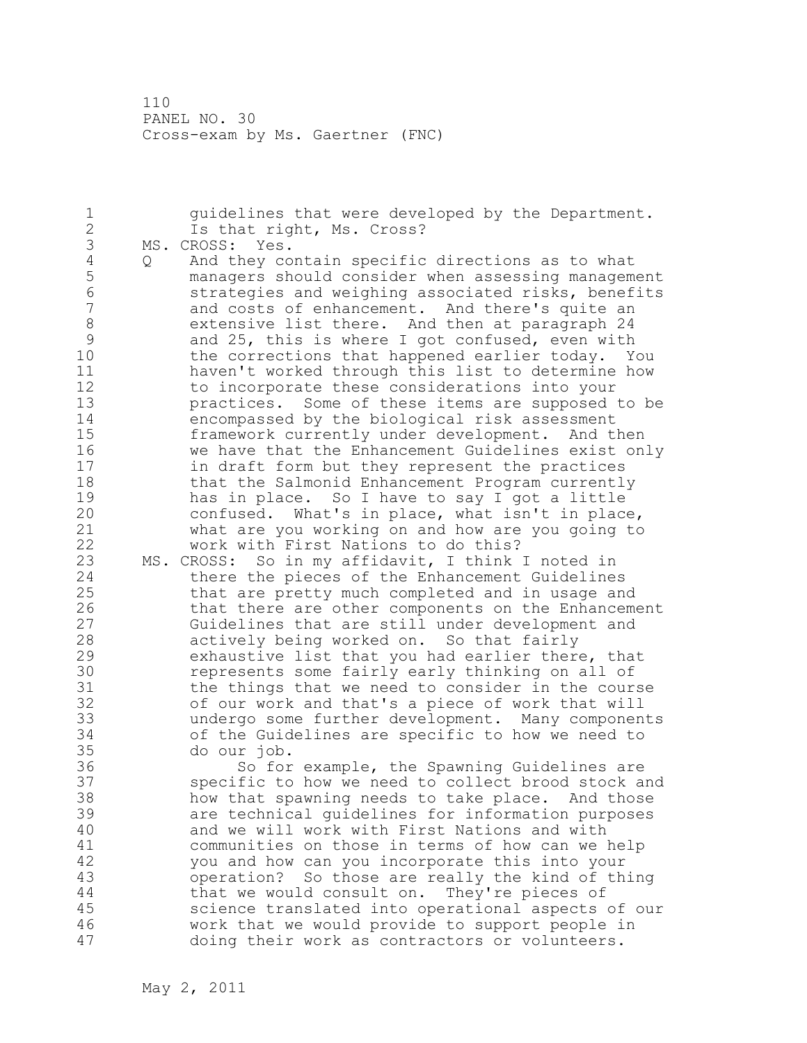guidelines that were developed by the Department. Is that right, Ms. Cross?

MS. CROSS: Yes.

Q And they contain specific directions as to what managers should consider when assessing management strategies and weighing associated risks, benefits and costs of enhancement. And there's quite an extensive list there. And then at paragraph 24 and 25, this is where I got confused, even with the corrections that happened earlier today. You haven't worked through this list to determine how to incorporate these considerations into your practices. Some of these items are supposed to be encompassed by the biological risk assessment framework currently under development. And then we have that the Enhancement Guidelines exist only in draft form but they represent the practices that the Salmonid Enhancement Program currently has in place. So I have to say I got a little confused. What's in place, what isn't in place, what are you working on and how are you going to work with First Nations to do this?

MS. CROSS: So in my affidavit, I think I noted in there the pieces of the Enhancement Guidelines that are pretty much completed and in usage and that there are other components on the Enhancement Guidelines that are still under development and actively being worked on. So that fairly exhaustive list that you had earlier there, that represents some fairly early thinking on all of the things that we need to consider in the course of our work and that's a piece of work that will undergo some further development. Many components of the Guidelines are specific to how we need to do our job.

So for example, the Spawning Guidelines are specific to how we need to collect brood stock and how that spawning needs to take place. And those are technical guidelines for information purposes and we will work with First Nations and with communities on those in terms of how can we help you and how can you incorporate this into your operation? So those are really the kind of thing that we would consult on. They're pieces of science translated into operational aspects of our work that we would provide to support people in doing their work as contractors or volunteers.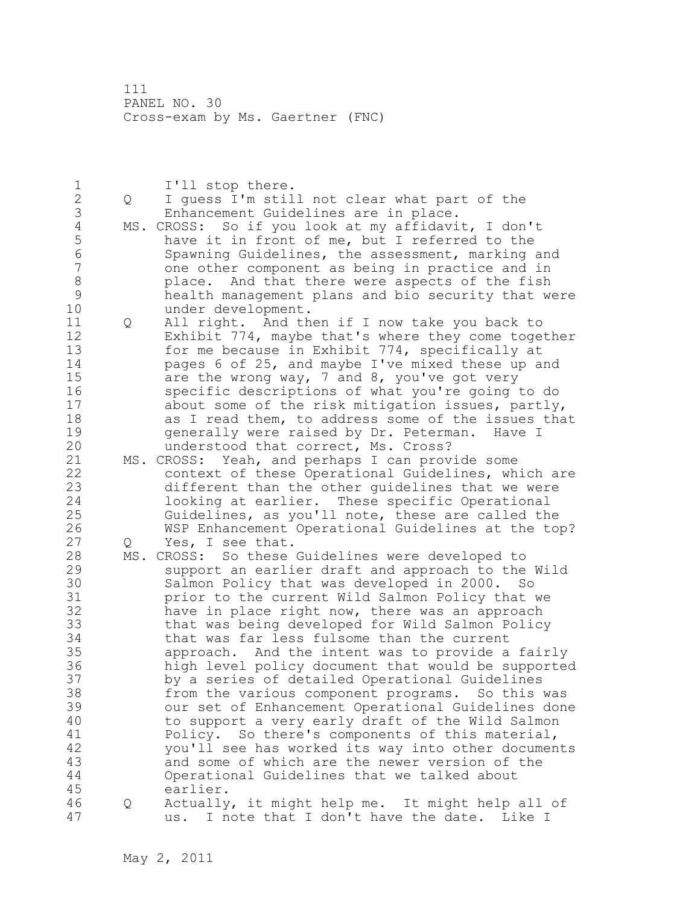I'll stop there.

Q I guess I'm still not clear what part of the Enhancement Guidelines are in place.

MS. CROSS: So if you look at my affidavit, I don't have it in front of me, but I referred to the Spawning Guidelines, the assessment, marking and one other component as being in practice and in place. And that there were aspects of the fish health management plans and bio security that were under development.

Q All right. And then if I now take you back to Exhibit 774, maybe that's where they come together for me because in Exhibit 774, specifically at pages 6 of 25, and maybe I've mixed these up and are the wrong way, 7 and 8, you've got very specific descriptions of what you're going to do about some of the risk mitigation issues, partly, as I read them, to address some of the issues that generally were raised by Dr. Peterman. Have I understood that correct, Ms. Cross?

MS. CROSS: Yeah, and perhaps I can provide some context of these Operational Guidelines, which are different than the other guidelines that we were looking at earlier. These specific Operational Guidelines, as you'll note, these are called the WSP Enhancement Operational Guidelines at the top?

Q Yes, I see that.

MS. CROSS: So these Guidelines were developed to support an earlier draft and approach to the Wild Salmon Policy that was developed in 2000. So prior to the current Wild Salmon Policy that we have in place right now, there was an approach that was being developed for Wild Salmon Policy that was far less fulsome than the current approach. And the intent was to provide a fairly high level policy document that would be supported by a series of detailed Operational Guidelines from the various component programs. So this was our set of Enhancement Operational Guidelines done to support a very early draft of the Wild Salmon Policy. So there's components of this material, you'll see has worked its way into other documents and some of which are the newer version of the Operational Guidelines that we talked about earlier.

Q Actually, it might help me. It might help all of us. I note that I don't have the date. Like I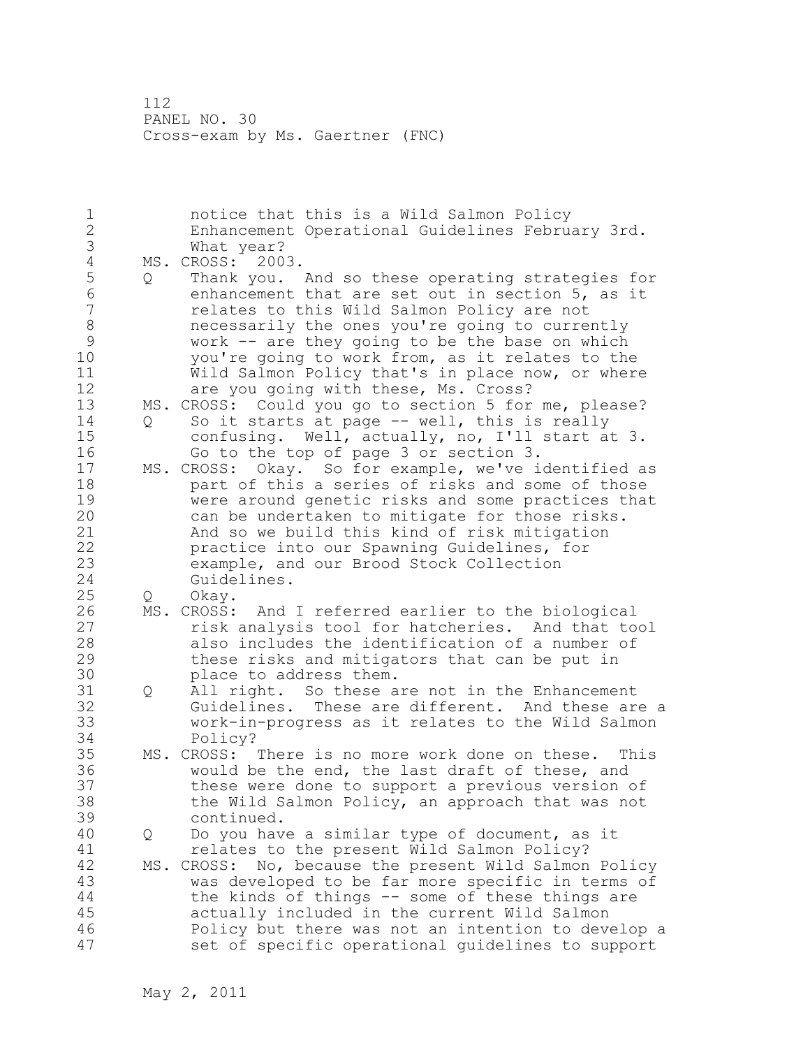notice that this is a Wild Salmon Policy Enhancement Operational Guidelines February 3rd. What year?

MS. CROSS: 2003.

Q Thank you. And so these operating strategies for enhancement that are set out in section 5, as it relates to this Wild Salmon Policy are not necessarily the ones you're going to currently work -- are they going to be the base on which you're going to work from, as it relates to the Wild Salmon Policy that's in place now, or where are you going with these, Ms. Cross?

MS. CROSS: Could you go to section 5 for me, please?

Q So it starts at page -- well, this is really confusing. Well, actually, no, I'll start at 3. Go to the top of page 3 or section 3.

MS. CROSS: Okay. So for example, we've identified as part of this a series of risks and some of those were around genetic risks and some practices that can be undertaken to mitigate for those risks. And so we build this kind of risk mitigation practice into our Spawning Guidelines, for example, and our Brood Stock Collection Guidelines.

Q Okay.

MS. CROSS: And I referred earlier to the biological risk analysis tool for hatcheries. And that tool also includes the identification of a number of these risks and mitigators that can be put in place to address them.

Q All right. So these are not in the Enhancement Guidelines. These are different. And these are a work-in-progress as it relates to the Wild Salmon Policy?

MS. CROSS: There is no more work done on these. This would be the end, the last draft of these, and these were done to support a previous version of the Wild Salmon Policy, an approach that was not continued.

Q Do you have a similar type of document, as it relates to the present Wild Salmon Policy?

MS. CROSS: No, because the present Wild Salmon Policy was developed to be far more specific in terms of the kinds of things -- some of these things are actually included in the current Wild Salmon Policy but there was not an intention to develop a set of specific operational guidelines to support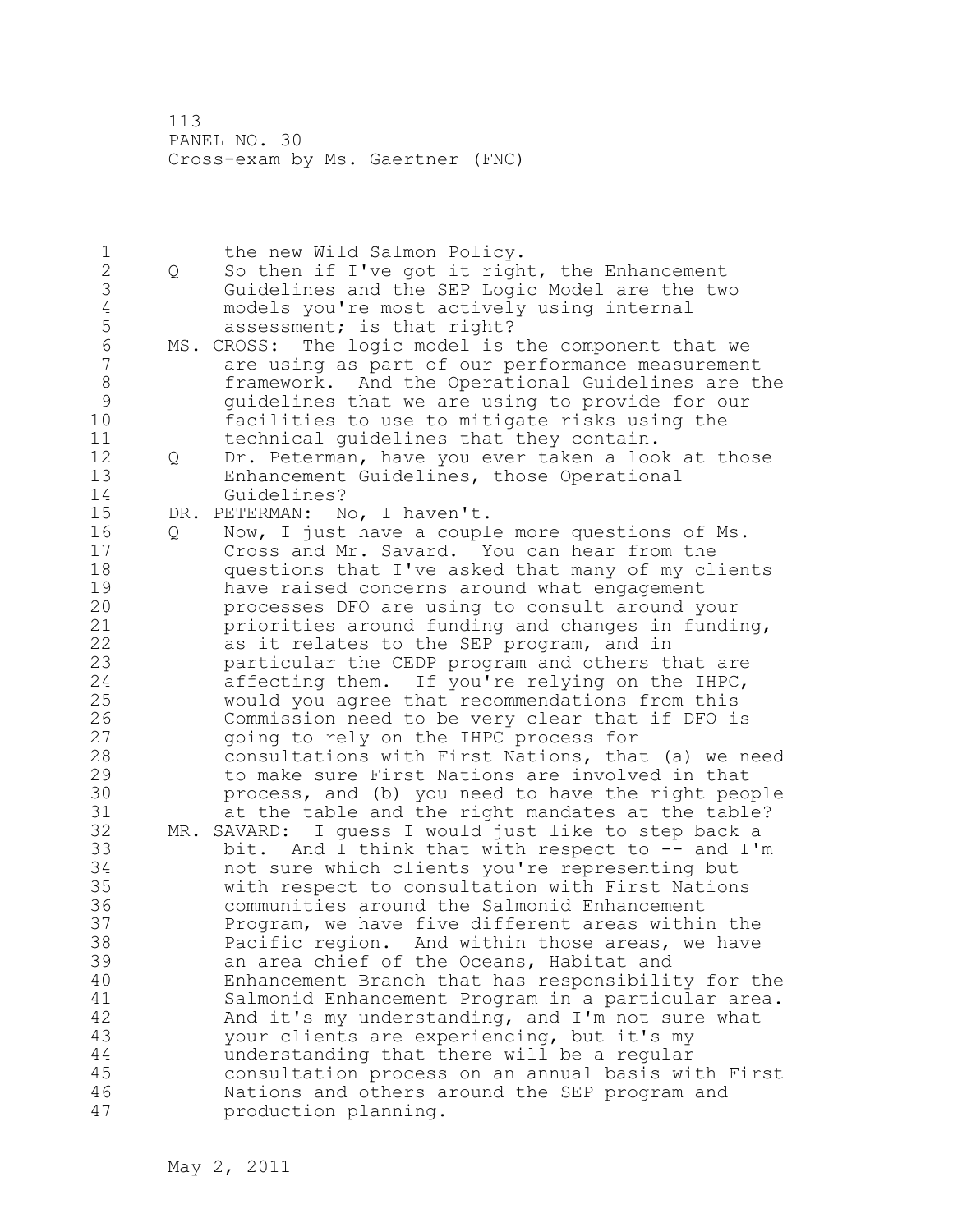the new Wild Salmon Policy.

Q So then if I've got it right, the Enhancement Guidelines and the SEP Logic Model are the two models you're most actively using internal assessment; is that right?

MS. CROSS: The logic model is the component that we are using as part of our performance measurement framework. And the Operational Guidelines are the guidelines that we are using to provide for our facilities to use to mitigate risks using the technical guidelines that they contain.

Q Dr. Peterman, have you ever taken a look at those Enhancement Guidelines, those Operational Guidelines?

DR. PETERMAN: No, I haven't.

Q Now, I just have a couple more questions of Ms. Cross and Mr. Savard. You can hear from the questions that I've asked that many of my clients have raised concerns around what engagement processes DFO are using to consult around your priorities around funding and changes in funding, as it relates to the SEP program, and in particular the CEDP program and others that are affecting them. If you're relying on the IHPC, would you agree that recommendations from this Commission need to be very clear that if DFO is going to rely on the IHPC process for consultations with First Nations, that (a) we need to make sure First Nations are involved in that process, and (b) you need to have the right people at the table and the right mandates at the table?

MR. SAVARD: I guess I would just like to step back a bit. And I think that with respect to -- and I'm not sure which clients you're representing but with respect to consultation with First Nations communities around the Salmonid Enhancement Program, we have five different areas within the Pacific region. And within those areas, we have an area chief of the Oceans, Habitat and Enhancement Branch that has responsibility for the Salmonid Enhancement Program in a particular area. And it's my understanding, and I'm not sure what your clients are experiencing, but it's my understanding that there will be a regular consultation process on an annual basis with First Nations and others around the SEP program and production planning.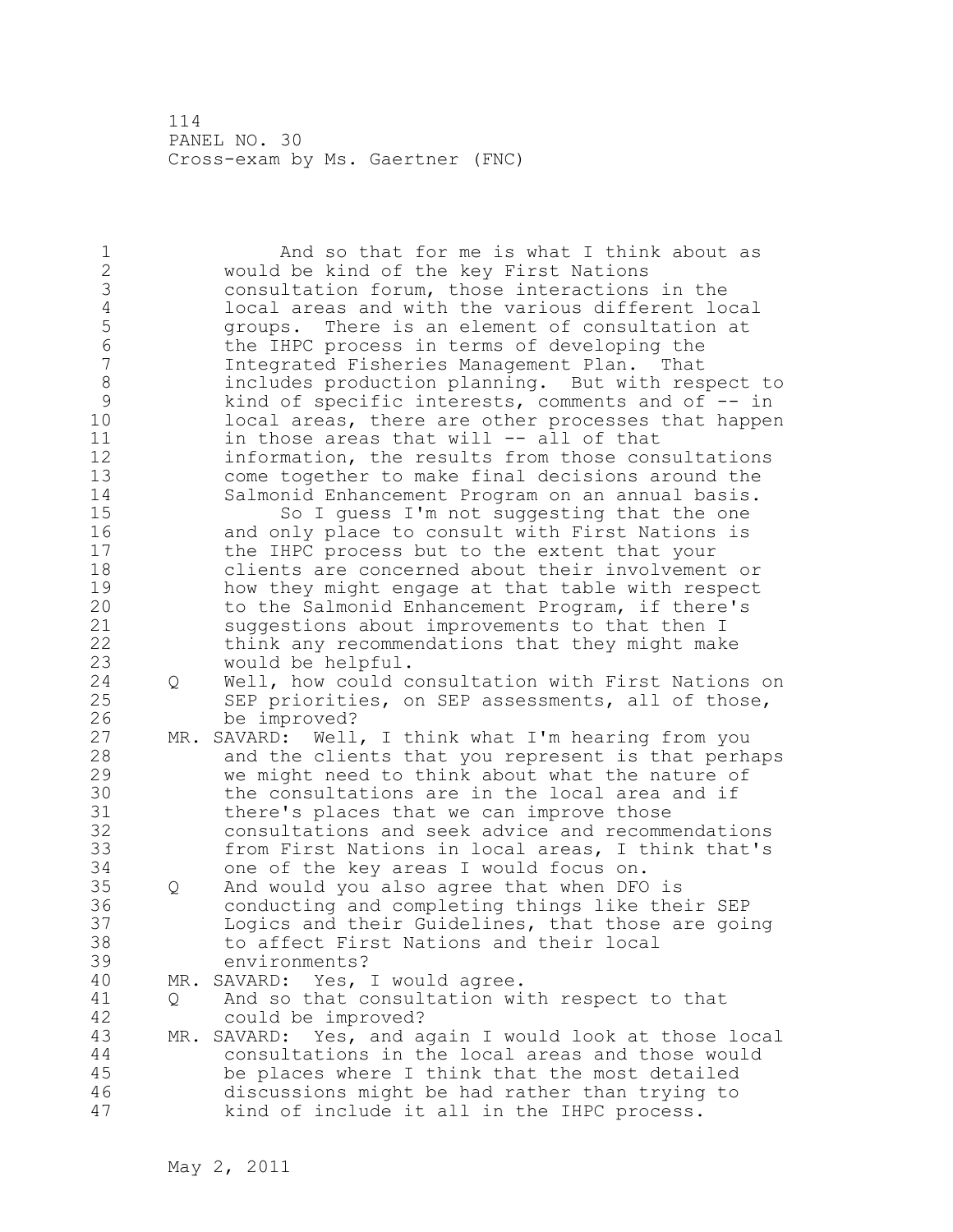And so that for me is what I think about as would be kind of the key First Nations consultation forum, those interactions in the local areas and with the various different local groups. There is an element of consultation at the IHPC process in terms of developing the Integrated Fisheries Management Plan. That includes production planning. But with respect to kind of specific interests, comments and of -- in local areas, there are other processes that happen in those areas that will -- all of that information, the results from those consultations come together to make final decisions around the Salmonid Enhancement Program on an annual basis.

So I guess I'm not suggesting that the one and only place to consult with First Nations is the IHPC process but to the extent that your clients are concerned about their involvement or how they might engage at that table with respect to the Salmonid Enhancement Program, if there's suggestions about improvements to that then I think any recommendations that they might make would be helpful.

Q Well, how could consultation with First Nations on SEP priorities, on SEP assessments, all of those, be improved?

MR. SAVARD: Well, I think what I'm hearing from you and the clients that you represent is that perhaps we might need to think about what the nature of the consultations are in the local area and if there's places that we can improve those consultations and seek advice and recommendations from First Nations in local areas, I think that's one of the key areas I would focus on.

Q And would you also agree that when DFO is conducting and completing things like their SEP Logics and their Guidelines, that those are going to affect First Nations and their local environments?

MR. SAVARD: Yes, I would agree.

Q And so that consultation with respect to that could be improved?

MR. SAVARD: Yes, and again I would look at those local consultations in the local areas and those would be places where I think that the most detailed discussions might be had rather than trying to kind of include it all in the IHPC process.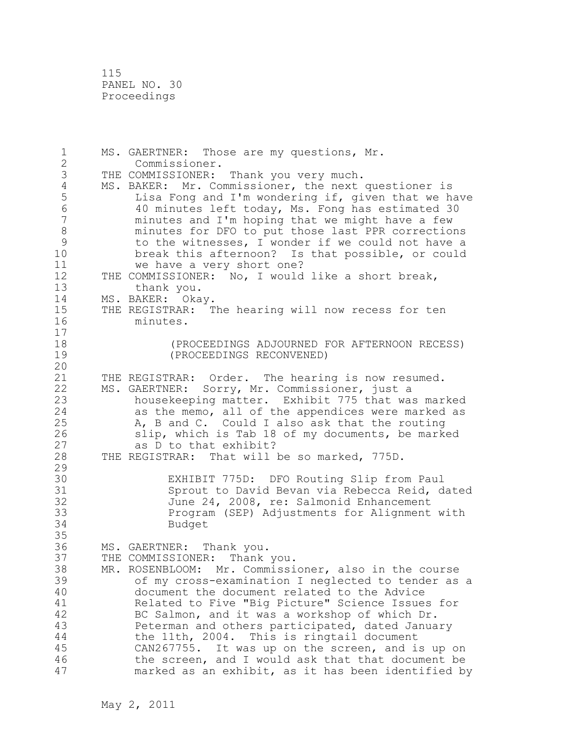MS. GAERTNER: Those are my questions, Mr. Commissioner.

THE COMMISSIONER: Thank you very much.

MS. BAKER: Mr. Commissioner, the next questioner is Lisa Fong and I'm wondering if, given that we have 40 minutes left today, Ms. Fong has estimated 30 minutes and I'm hoping that we might have a few minutes for DFO to put those last PPR corrections to the witnesses, I wonder if we could not have a break this afternoon? Is that possible, or could we have a very short one?

THE COMMISSIONER: No, I would like a short break, thank you.

MS. BAKER: Okay.

THE REGISTRAR: The hearing will now recess for ten minutes.

(PROCEEDINGS ADJOURNED FOR AFTERNOON RECESS)
(PROCEEDINGS RECONVENED)

THE REGISTRAR: Order. The hearing is now resumed.

MS. GAERTNER: Sorry, Mr. Commissioner, just a housekeeping matter. Exhibit 775 that was marked as the memo, all of the appendices were marked as A, B and C. Could I also ask that the routing slip, which is Tab 18 of my documents, be marked as D to that exhibit?

THE REGISTRAR: That will be so marked, 775D.

EXHIBIT 775D: DFO Routing Slip from Paul Sprout to David Bevan via Rebecca Reid, dated June 24, 2008, re: Salmonid Enhancement Program (SEP) Adjustments for Alignment with Budget

MS. GAERTNER: Thank you.

THE COMMISSIONER: Thank you.

MR. ROSENBLOOM: Mr. Commissioner, also in the course of my cross-examination I neglected to tender as a document the document related to the Advice Related to Five "Big Picture" Science Issues for BC Salmon, and it was a workshop of which Dr. Peterman and others participated, dated January the 11th, 2004. This is ringtail document CAN267755. It was up on the screen, and is up on the screen, and I would ask that that document be marked as an exhibit, as it has been identified by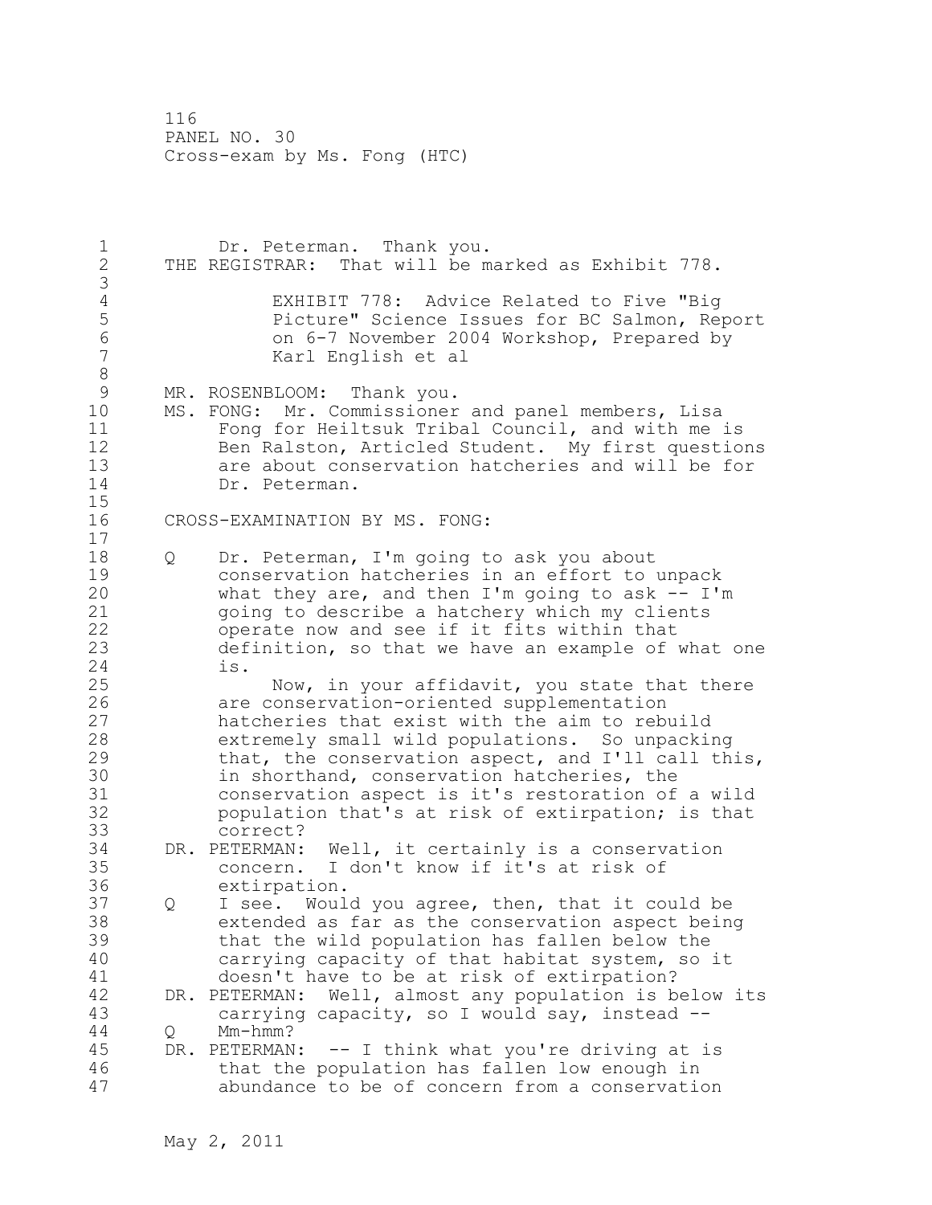Dr. Peterman. Thank you.

THE REGISTRAR: That will be marked as Exhibit 778.

EXHIBIT 778: Advice Related to Five "Big Picture" Science Issues for BC Salmon, Report on 6-7 November 2004 Workshop, Prepared by Karl English et al

MR. ROSENBLOOM: Thank you.

MS. FONG: Mr. Commissioner and panel members, Lisa Fong for Heiltsuk Tribal Council, and with me is Ben Ralston, Articled Student. My first questions are about conservation hatcheries and will be for Dr. Peterman.

CROSS-EXAMINATION BY MS. FONG:

Q Dr. Peterman, I'm going to ask you about conservation hatcheries in an effort to unpack what they are, and then I'm going to ask -- I'm going to describe a hatchery which my clients operate now and see if it fits within that definition, so that we have an example of what one is.

Now, in your affidavit, you state that there are conservation-oriented supplementation hatcheries that exist with the aim to rebuild extremely small wild populations. So unpacking that, the conservation aspect, and I'll call this, in shorthand, conservation hatcheries, the conservation aspect is it's restoration of a wild population that's at risk of extirpation; is that correct?

DR. PETERMAN: Well, it certainly is a conservation concern. I don't know if it's at risk of extirpation.

Q I see. Would you agree, then, that it could be extended as far as the conservation aspect being that the wild population has fallen below the carrying capacity of that habitat system, so it doesn't have to be at risk of extirpation?

DR. PETERMAN: Well, almost any population is below its carrying capacity, so I would say, instead --

Q Mm-hmm?

DR. PETERMAN: -- I think what you're driving at is that the population has fallen low enough in abundance to be of concern from a conservation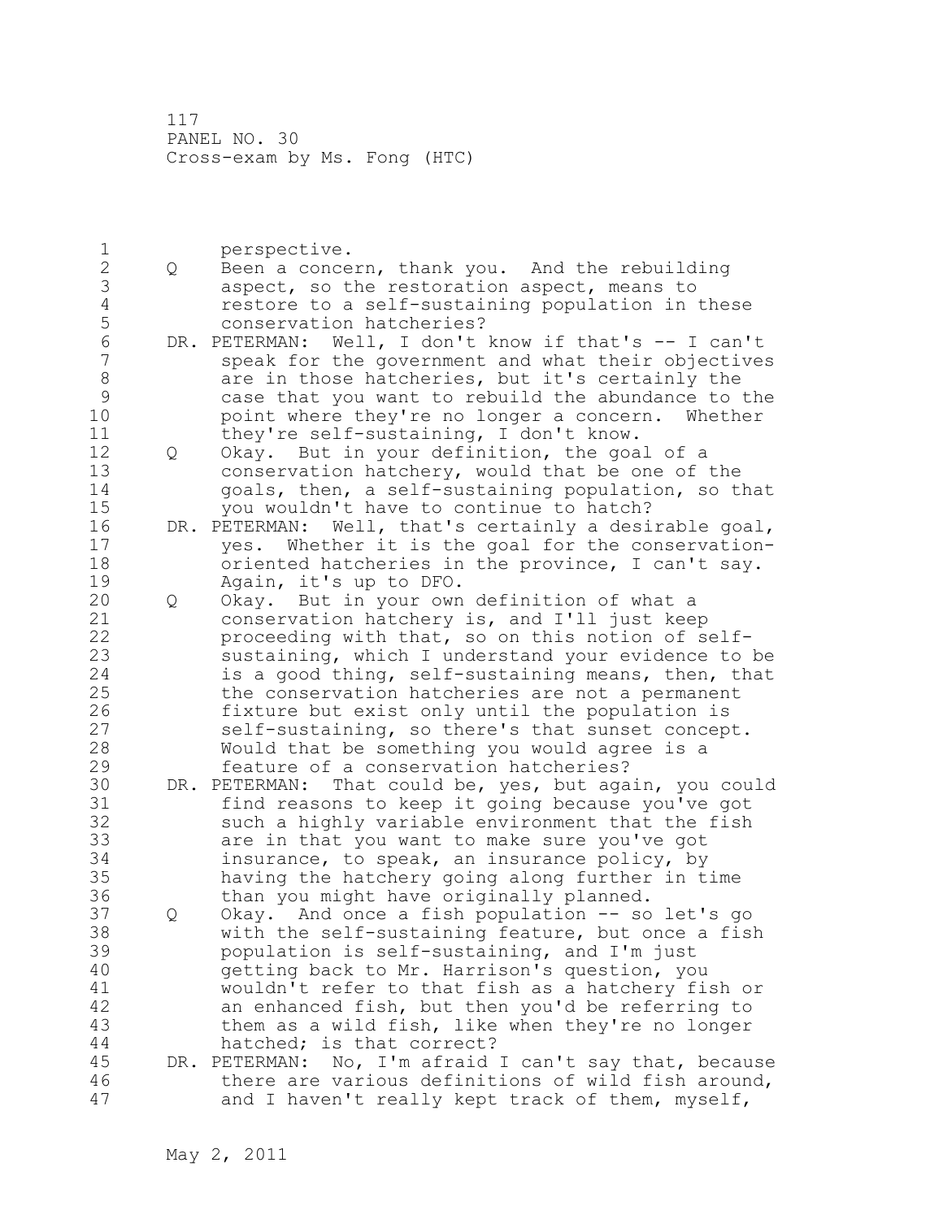perspective.

Q Been a concern, thank you. And the rebuilding aspect, so the restoration aspect, means to restore to a self-sustaining population in these conservation hatcheries?

DR. PETERMAN: Well, I don't know if that's -- I can't speak for the government and what their objectives are in those hatcheries, but it's certainly the case that you want to rebuild the abundance to the point where they're no longer a concern. Whether they're self-sustaining, I don't know.

Q Okay. But in your definition, the goal of a conservation hatchery, would that be one of the goals, then, a self-sustaining population, so that you wouldn't have to continue to hatch?

DR. PETERMAN: Well, that's certainly a desirable goal, yes. Whether it is the goal for the conservation-oriented hatcheries in the province, I can't say. Again, it's up to DFO.

Q Okay. But in your own definition of what a conservation hatchery is, and I'll just keep proceeding with that, so on this notion of self-sustaining, which I understand your evidence to be is a good thing, self-sustaining means, then, that the conservation hatcheries are not a permanent fixture but exist only until the population is self-sustaining, so there's that sunset concept. Would that be something you would agree is a feature of a conservation hatcheries?

DR. PETERMAN: That could be, yes, but again, you could find reasons to keep it going because you've got such a highly variable environment that the fish are in that you want to make sure you've got insurance, to speak, an insurance policy, by having the hatchery going along further in time than you might have originally planned.

Q Okay. And once a fish population -- so let's go with the self-sustaining feature, but once a fish population is self-sustaining, and I'm just getting back to Mr. Harrison's question, you wouldn't refer to that fish as a hatchery fish or an enhanced fish, but then you'd be referring to them as a wild fish, like when they're no longer hatched; is that correct?

DR. PETERMAN: No, I'm afraid I can't say that, because there are various definitions of wild fish around, and I haven't really kept track of them, myself,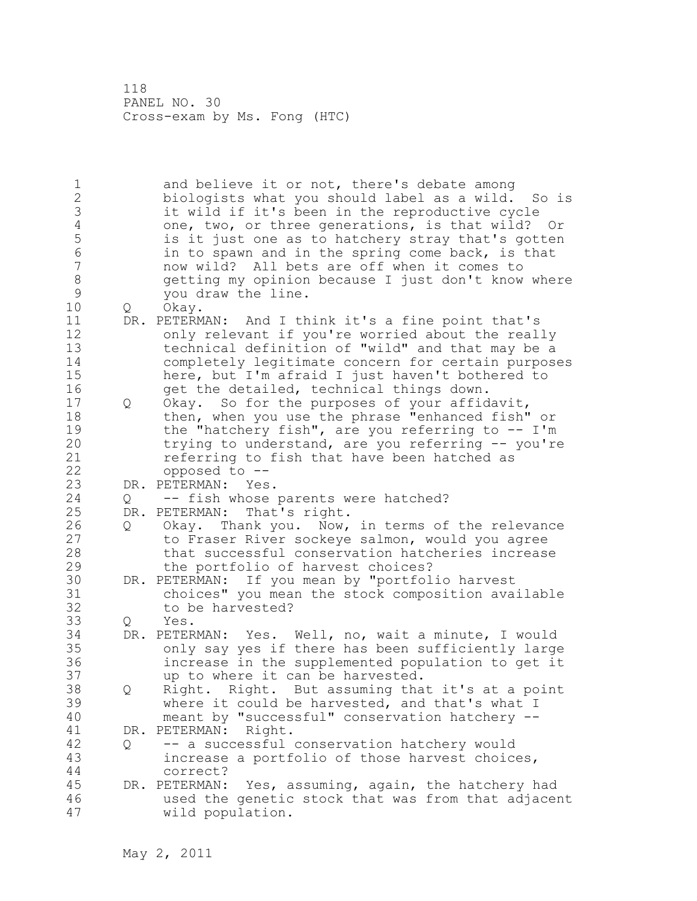and believe it or not, there's debate among biologists what you should label as a wild. So is it wild if it's been in the reproductive cycle one, two, or three generations, is that wild? Or is it just one as to hatchery stray that's gotten in to spawn and in the spring come back, is that now wild? All bets are off when it comes to getting my opinion because I just don't know where you draw the line.

Q Okay.

DR. PETERMAN: And I think it's a fine point that's only relevant if you're worried about the really technical definition of "wild" and that may be a completely legitimate concern for certain purposes here, but I'm afraid I just haven't bothered to get the detailed, technical things down.

Q Okay. So for the purposes of your affidavit, then, when you use the phrase "enhanced fish" or the "hatchery fish", are you referring to -- I'm trying to understand, are you referring -- you're referring to fish that have been hatched as opposed to --

DR. PETERMAN: Yes.

Q -- fish whose parents were hatched?

DR. PETERMAN: That's right.

Q Okay. Thank you. Now, in terms of the relevance to Fraser River sockeye salmon, would you agree that successful conservation hatcheries increase the portfolio of harvest choices?

DR. PETERMAN: If you mean by "portfolio harvest choices" you mean the stock composition available to be harvested?

Q Yes.

DR. PETERMAN: Yes. Well, no, wait a minute, I would only say yes if there has been sufficiently large increase in the supplemented population to get it up to where it can be harvested.

Q Right. Right. But assuming that it's at a point where it could be harvested, and that's what I meant by "successful" conservation hatchery --

DR. PETERMAN: Right.

Q -- a successful conservation hatchery would increase a portfolio of those harvest choices, correct?

DR. PETERMAN: Yes, assuming, again, the hatchery had used the genetic stock that was from that adjacent wild population.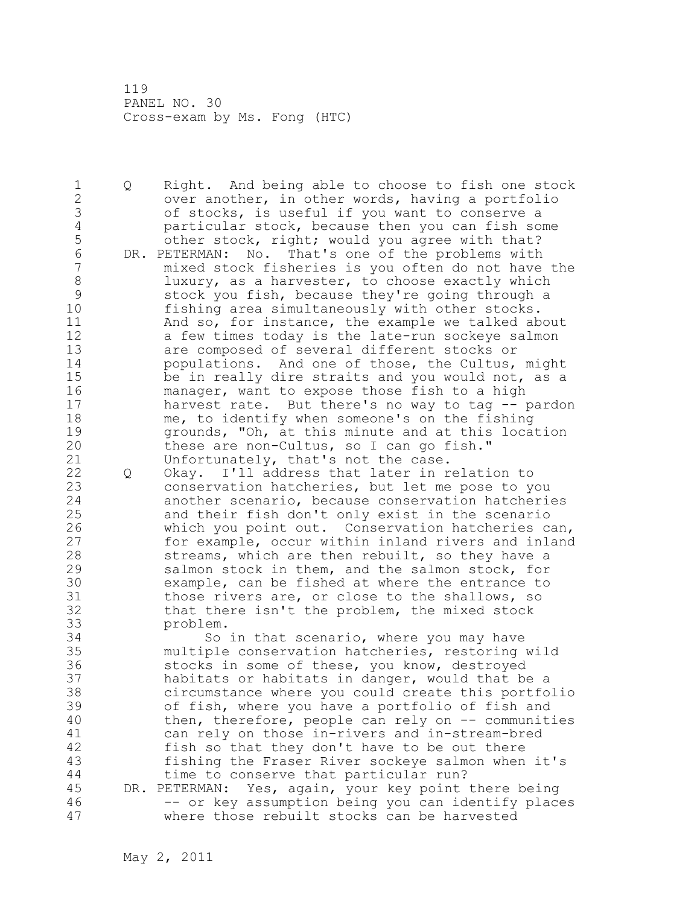Q Right. And being able to choose to fish one stock over another, in other words, having a portfolio of stocks, is useful if you want to conserve a particular stock, because then you can fish some other stock, right; would you agree with that?

DR. PETERMAN: No. That's one of the problems with mixed stock fisheries is you often do not have the luxury, as a harvester, to choose exactly which stock you fish, because they're going through a fishing area simultaneously with other stocks. And so, for instance, the example we talked about a few times today is the late-run sockeye salmon are composed of several different stocks or populations. And one of those, the Cultus, might be in really dire straits and you would not, as a manager, want to expose those fish to a high harvest rate. But there's no way to tag -- pardon me, to identify when someone's on the fishing grounds, "Oh, at this minute and at this location these are non-Cultus, so I can go fish." Unfortunately, that's not the case.

Q Okay. I'll address that later in relation to conservation hatcheries, but let me pose to you another scenario, because conservation hatcheries and their fish don't only exist in the scenario which you point out. Conservation hatcheries can, for example, occur within inland rivers and inland streams, which are then rebuilt, so they have a salmon stock in them, and the salmon stock, for example, can be fished at where the entrance to those rivers are, or close to the shallows, so that there isn't the problem, the mixed stock problem.

So in that scenario, where you may have multiple conservation hatcheries, restoring wild stocks in some of these, you know, destroyed habitats or habitats in danger, would that be a circumstance where you could create this portfolio of fish, where you have a portfolio of fish and then, therefore, people can rely on -- communities can rely on those in-rivers and in-stream-bred fish so that they don't have to be out there fishing the Fraser River sockeye salmon when it's time to conserve that particular run?

DR. PETERMAN: Yes, again, your key point there being -- or key assumption being you can identify places where those rebuilt stocks can be harvested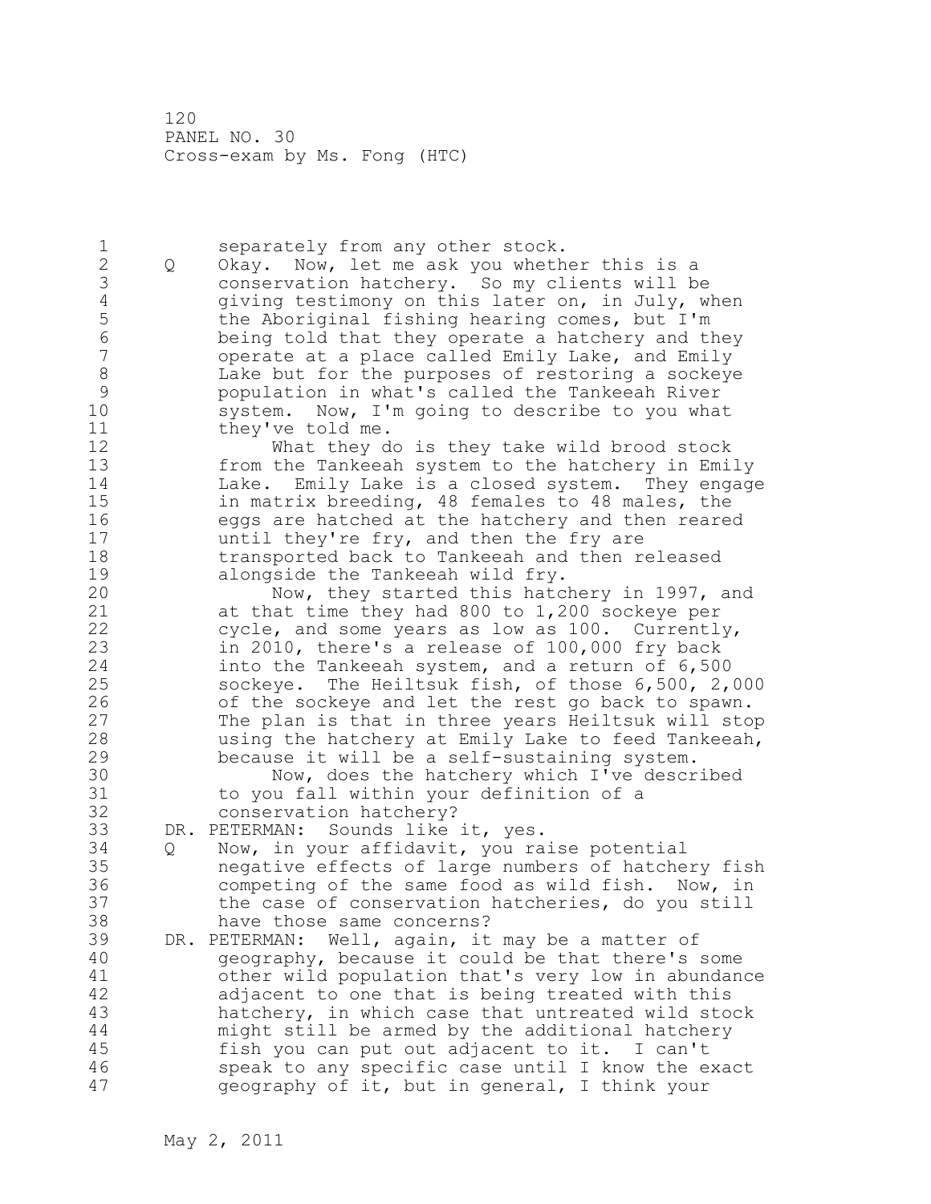separately from any other stock.

Q Okay. Now, let me ask you whether this is a conservation hatchery. So my clients will be giving testimony on this later on, in July, when the Aboriginal fishing hearing comes, but I'm being told that they operate a hatchery and they operate at a place called Emily Lake, and Emily Lake but for the purposes of restoring a sockeye population in what's called the Tankeeah River system. Now, I'm going to describe to you what they've told me.

What they do is they take wild brood stock from the Tankeeah system to the hatchery in Emily Lake. Emily Lake is a closed system. They engage in matrix breeding, 48 females to 48 males, the eggs are hatched at the hatchery and then reared until they're fry, and then the fry are transported back to Tankeeah and then released alongside the Tankeeah wild fry.

Now, they started this hatchery in 1997, and at that time they had 800 to 1,200 sockeye per cycle, and some years as low as 100. Currently, in 2010, there's a release of 100,000 fry back into the Tankeeah system, and a return of 6,500 sockeye. The Heiltsuk fish, of those 6,500, 2,000 of the sockeye and let the rest go back to spawn. The plan is that in three years Heiltsuk will stop using the hatchery at Emily Lake to feed Tankeeah, because it will be a self-sustaining system.

Now, does the hatchery which I've described to you fall within your definition of a conservation hatchery?

DR. PETERMAN: Sounds like it, yes.

Q Now, in your affidavit, you raise potential negative effects of large numbers of hatchery fish competing of the same food as wild fish. Now, in the case of conservation hatcheries, do you still have those same concerns?

DR. PETERMAN: Well, again, it may be a matter of geography, because it could be that there's some other wild population that's very low in abundance adjacent to one that is being treated with this hatchery, in which case that untreated wild stock might still be armed by the additional hatchery fish you can put out adjacent to it. I can't speak to any specific case until I know the exact geography of it, but in general, I think your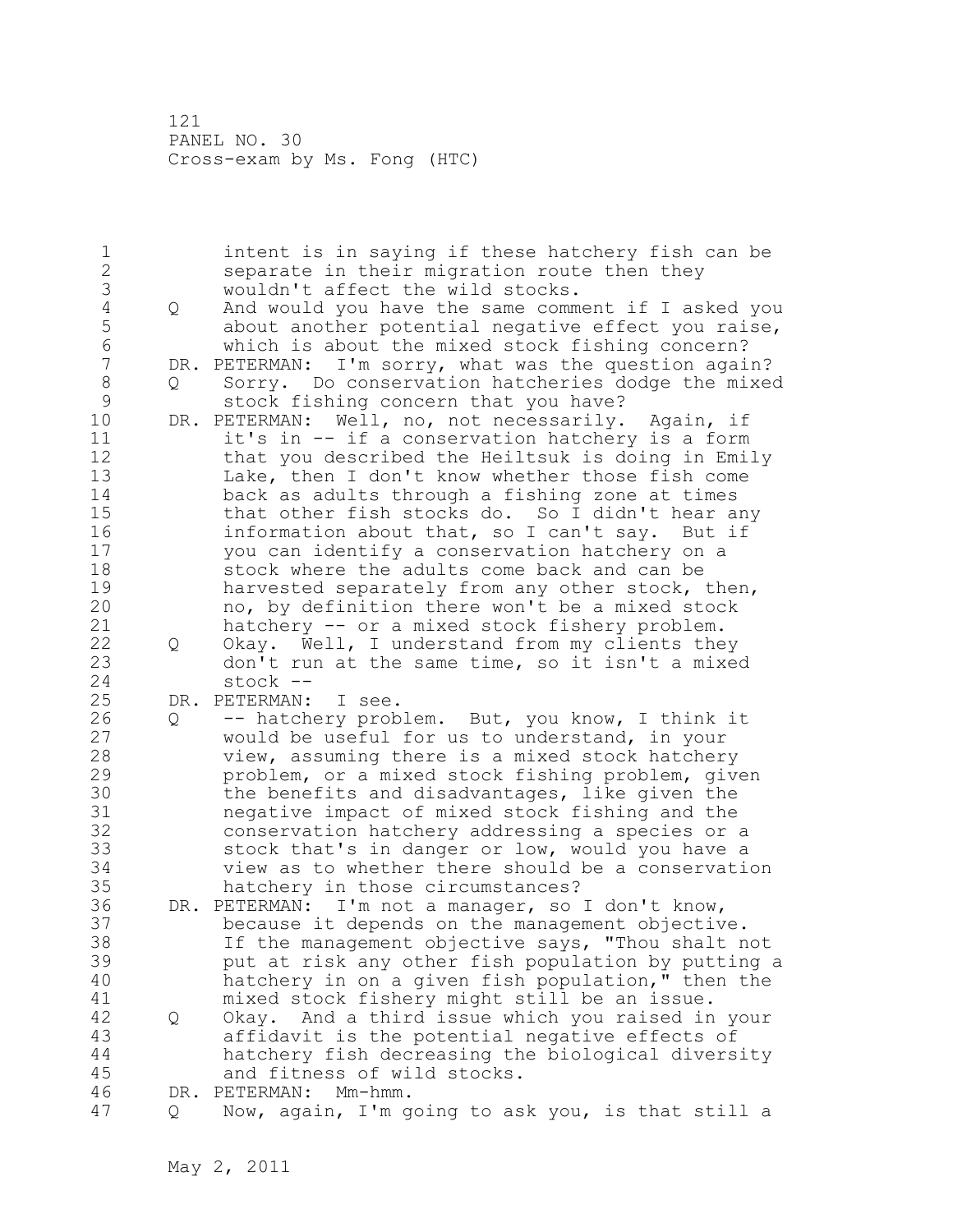intent is in saying if these hatchery fish can be separate in their migration route then they wouldn't affect the wild stocks.

Q And would you have the same comment if I asked you about another potential negative effect you raise, which is about the mixed stock fishing concern?

DR. PETERMAN: I'm sorry, what was the question again?

Q Sorry. Do conservation hatcheries dodge the mixed stock fishing concern that you have?

DR. PETERMAN: Well, no, not necessarily. Again, if it's in -- if a conservation hatchery is a form that you described the Heiltsuk is doing in Emily Lake, then I don't know whether those fish come back as adults through a fishing zone at times that other fish stocks do. So I didn't hear any information about that, so I can't say. But if you can identify a conservation hatchery on a stock where the adults come back and can be harvested separately from any other stock, then, no, by definition there won't be a mixed stock hatchery -- or a mixed stock fishery problem.

Q Okay. Well, I understand from my clients they don't run at the same time, so it isn't a mixed stock --

DR. PETERMAN: I see.

Q -- hatchery problem. But, you know, I think it would be useful for us to understand, in your view, assuming there is a mixed stock hatchery problem, or a mixed stock fishing problem, given the benefits and disadvantages, like given the negative impact of mixed stock fishing and the conservation hatchery addressing a species or a stock that's in danger or low, would you have a view as to whether there should be a conservation hatchery in those circumstances?

DR. PETERMAN: I'm not a manager, so I don't know, because it depends on the management objective. If the management objective says, "Thou shalt not put at risk any other fish population by putting a hatchery in on a given fish population," then the mixed stock fishery might still be an issue.

Q Okay. And a third issue which you raised in your affidavit is the potential negative effects of hatchery fish decreasing the biological diversity and fitness of wild stocks.

DR. PETERMAN: Mm-hmm.

Q Now, again, I'm going to ask you, is that still a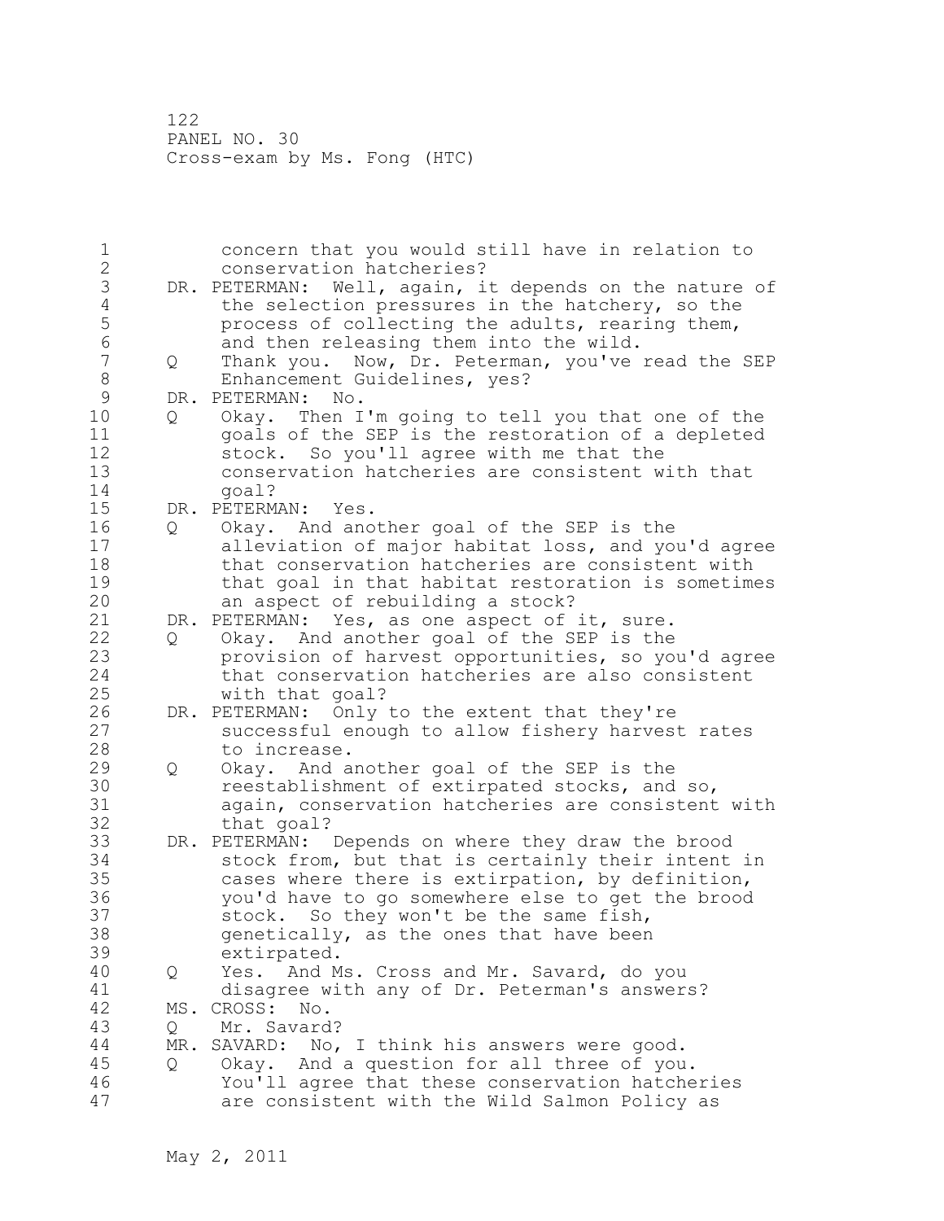concern that you would still have in relation to conservation hatcheries?

DR. PETERMAN: Well, again, it depends on the nature of the selection pressures in the hatchery, so the process of collecting the adults, rearing them, and then releasing them into the wild.

Q Thank you. Now, Dr. Peterman, you've read the SEP Enhancement Guidelines, yes?

DR. PETERMAN: No.

Q Okay. Then I'm going to tell you that one of the goals of the SEP is the restoration of a depleted stock. So you'll agree with me that the conservation hatcheries are consistent with that goal?

DR. PETERMAN: Yes.

Q Okay. And another goal of the SEP is the alleviation of major habitat loss, and you'd agree that conservation hatcheries are consistent with that goal in that habitat restoration is sometimes an aspect of rebuilding a stock?

DR. PETERMAN: Yes, as one aspect of it, sure.

Q Okay. And another goal of the SEP is the provision of harvest opportunities, so you'd agree that conservation hatcheries are also consistent with that goal?

DR. PETERMAN: Only to the extent that they're successful enough to allow fishery harvest rates to increase.

Q Okay. And another goal of the SEP is the reestablishment of extirpated stocks, and so, again, conservation hatcheries are consistent with that goal?

DR. PETERMAN: Depends on where they draw the brood stock from, but that is certainly their intent in cases where there is extirpation, by definition, you'd have to go somewhere else to get the brood stock. So they won't be the same fish, genetically, as the ones that have been extirpated.

Q Yes. And Ms. Cross and Mr. Savard, do you disagree with any of Dr. Peterman's answers?

MS. CROSS: No.

Q Mr. Savard?

MR. SAVARD: No, I think his answers were good.

Q Okay. And a question for all three of you. You'll agree that these conservation hatcheries are consistent with the Wild Salmon Policy as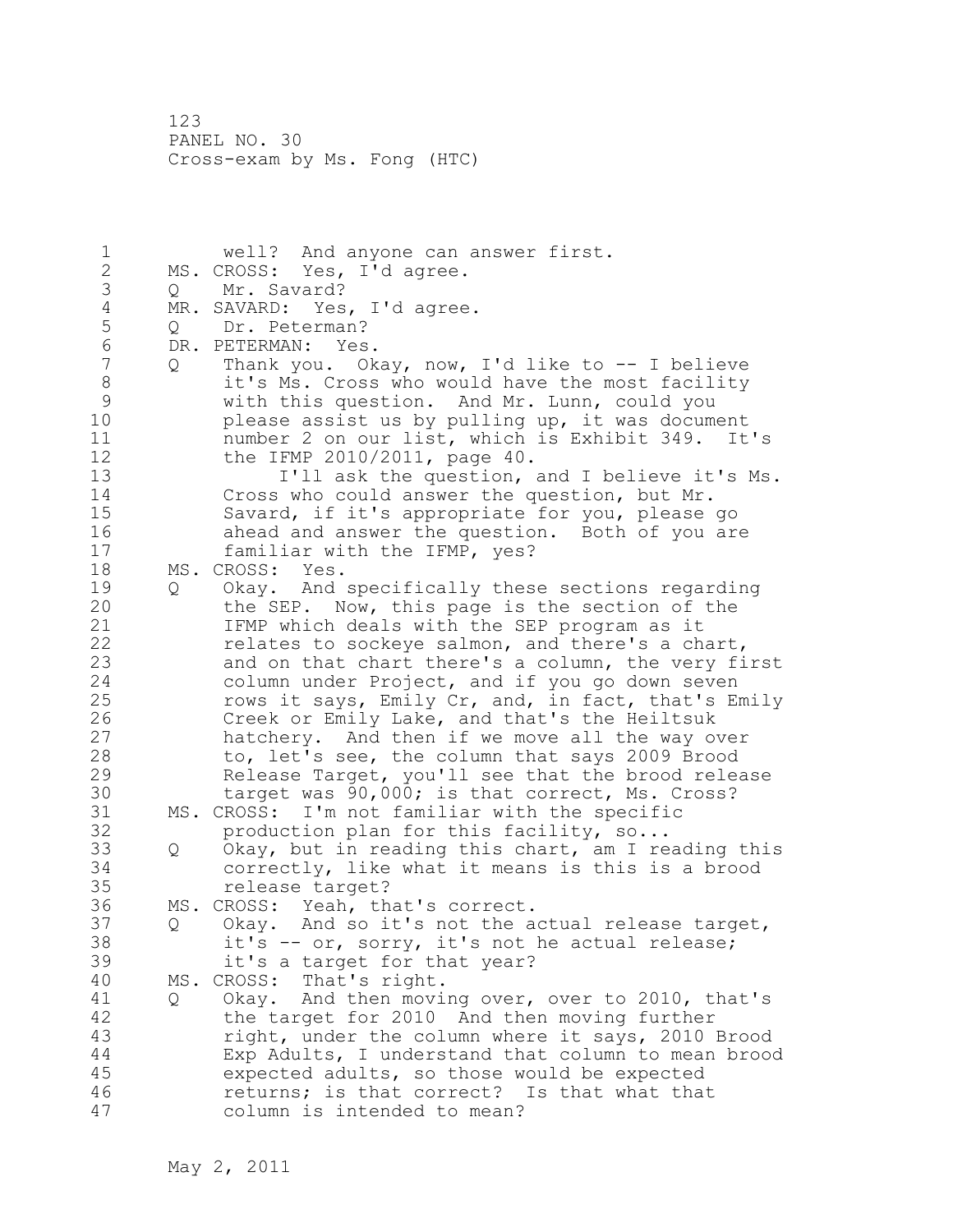well? And anyone can answer first.

MS. CROSS: Yes, I'd agree.

Q Mr. Savard?

MR. SAVARD: Yes, I'd agree.

Q Dr. Peterman?

DR. PETERMAN: Yes.

Q Thank you. Okay, now, I'd like to -- I believe it's Ms. Cross who would have the most facility with this question. And Mr. Lunn, could you please assist us by pulling up, it was document number 2 on our list, which is Exhibit 349. It's the IFMP 2010/2011, page 40.

I'll ask the question, and I believe it's Ms. Cross who could answer the question, but Mr. Savard, if it's appropriate for you, please go ahead and answer the question. Both of you are familiar with the IFMP, yes?

MS. CROSS: Yes.

Q Okay. And specifically these sections regarding the SEP. Now, this page is the section of the IFMP which deals with the SEP program as it relates to sockeye salmon, and there's a chart, and on that chart there's a column, the very first column under Project, and if you go down seven rows it says, Emily Cr, and, in fact, that's Emily Creek or Emily Lake, and that's the Heiltsuk hatchery. And then if we move all the way over to, let's see, the column that says 2009 Brood Release Target, you'll see that the brood release target was 90,000; is that correct, Ms. Cross?

MS. CROSS: I'm not familiar with the specific production plan for this facility, so...

Q Okay, but in reading this chart, am I reading this correctly, like what it means is this is a brood release target?

MS. CROSS: Yeah, that's correct.

Q Okay. And so it's not the actual release target, it's -- or, sorry, it's not he actual release; it's a target for that year?

MS. CROSS: That's right.

Q Okay. And then moving over, over to 2010, that's the target for 2010 And then moving further right, under the column where it says, 2010 Brood Exp Adults, I understand that column to mean brood expected adults, so those would be expected returns; is that correct? Is that what that column is intended to mean?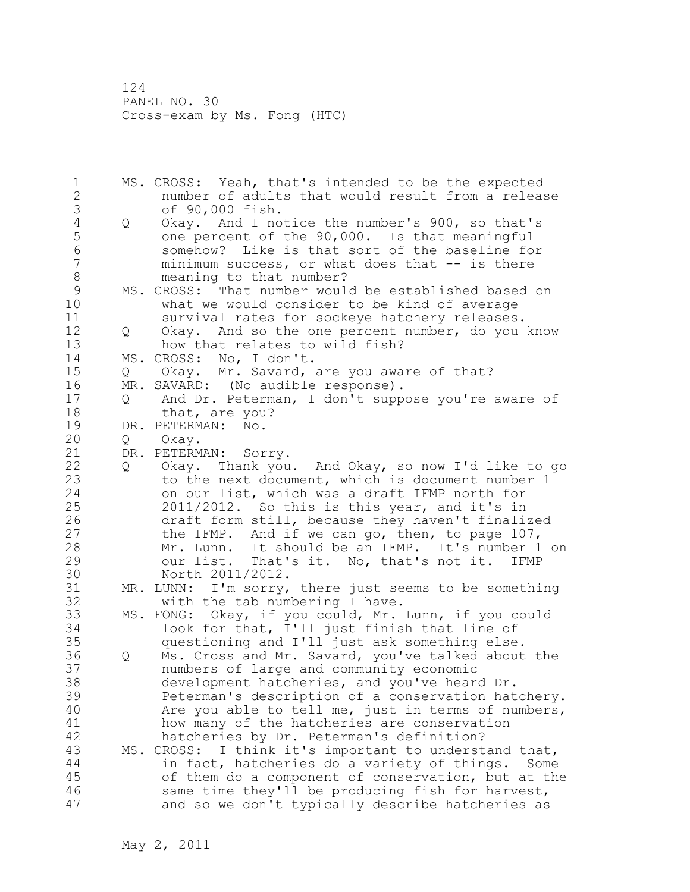MS. CROSS: Yeah, that's intended to be the expected number of adults that would result from a release of 90,000 fish.

Q Okay. And I notice the number's 900, so that's one percent of the 90,000. Is that meaningful somehow? Like is that sort of the baseline for minimum success, or what does that -- is there meaning to that number?

MS. CROSS: That number would be established based on what we would consider to be kind of average survival rates for sockeye hatchery releases.

Q Okay. And so the one percent number, do you know how that relates to wild fish?

MS. CROSS: No, I don't.

Q Okay. Mr. Savard, are you aware of that?

MR. SAVARD: (No audible response).

Q And Dr. Peterman, I don't suppose you're aware of that, are you?

DR. PETERMAN: No.

Q Okay.

DR. PETERMAN: Sorry.

Q Okay. Thank you. And Okay, so now I'd like to go to the next document, which is document number 1 on our list, which was a draft IFMP north for 2011/2012. So this is this year, and it's in draft form still, because they haven't finalized the IFMP. And if we can go, then, to page 107, Mr. Lunn. It should be an IFMP. It's number 1 on our list. That's it. No, that's not it. IFMP North 2011/2012.

MR. LUNN: I'm sorry, there just seems to be something with the tab numbering I have.

MS. FONG: Okay, if you could, Mr. Lunn, if you could look for that, I'll just finish that line of questioning and I'll just ask something else.

Q Ms. Cross and Mr. Savard, you've talked about the numbers of large and community economic development hatcheries, and you've heard Dr. Peterman's description of a conservation hatchery. Are you able to tell me, just in terms of numbers, how many of the hatcheries are conservation hatcheries by Dr. Peterman's definition?

MS. CROSS: I think it's important to understand that, in fact, hatcheries do a variety of things. Some of them do a component of conservation, but at the same time they'll be producing fish for harvest, and so we don't typically describe hatcheries as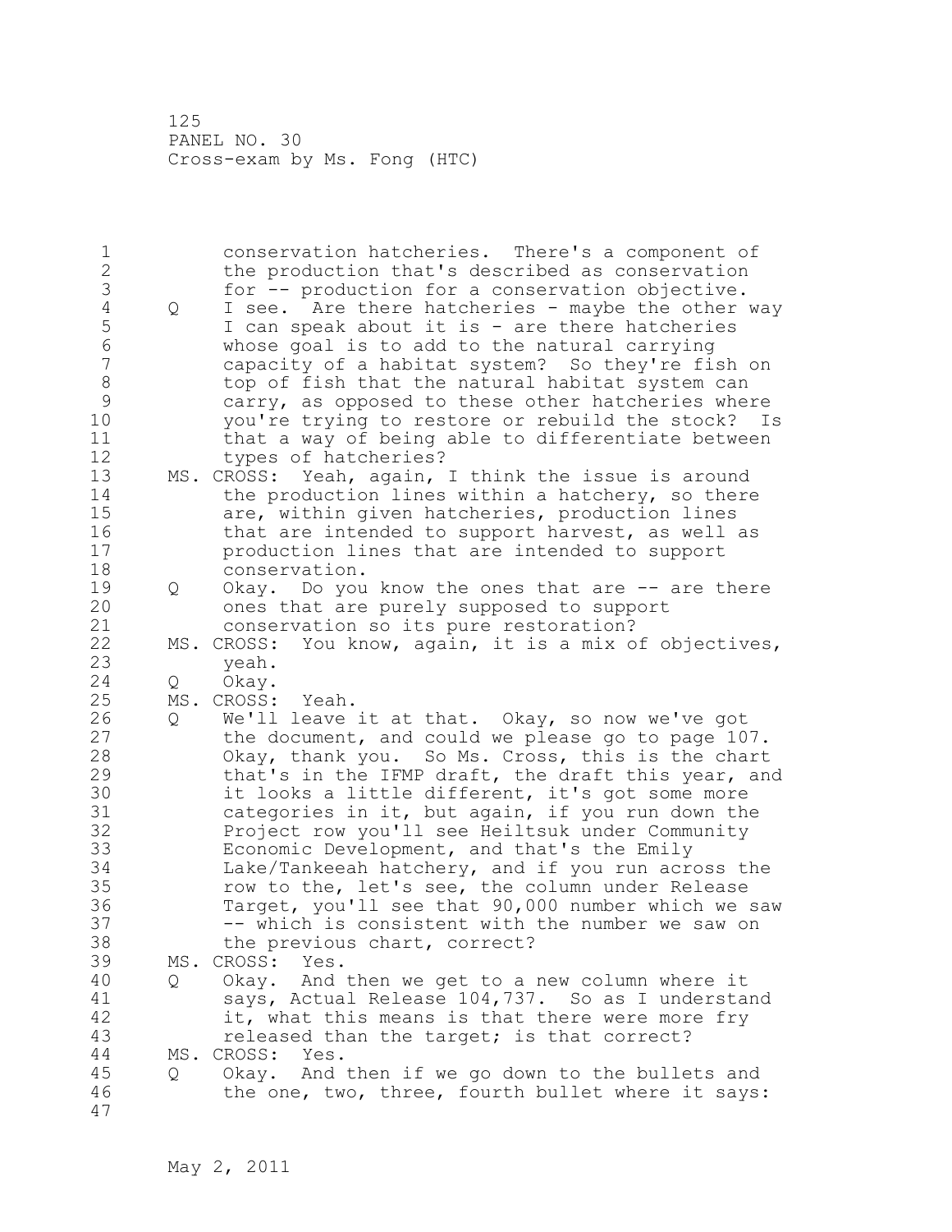conservation hatcheries. There's a component of the production that's described as conservation for -- production for a conservation objective.

Q I see. Are there hatcheries - maybe the other way I can speak about it is - are there hatcheries whose goal is to add to the natural carrying capacity of a habitat system? So they're fish on top of fish that the natural habitat system can carry, as opposed to these other hatcheries where you're trying to restore or rebuild the stock? Is that a way of being able to differentiate between types of hatcheries?

MS. CROSS: Yeah, again, I think the issue is around the production lines within a hatchery, so there are, within given hatcheries, production lines that are intended to support harvest, as well as production lines that are intended to support conservation.

Q Okay. Do you know the ones that are -- are there ones that are purely supposed to support conservation so its pure restoration?

MS. CROSS: You know, again, it is a mix of objectives, yeah.

Q Okay.

MS. CROSS: Yeah.

Q We'll leave it at that. Okay, so now we've got the document, and could we please go to page 107. Okay, thank you. So Ms. Cross, this is the chart that's in the IFMP draft, the draft this year, and it looks a little different, it's got some more categories in it, but again, if you run down the Project row you'll see Heiltsuk under Community Economic Development, and that's the Emily Lake/Tankeeah hatchery, and if you run across the row to the, let's see, the column under Release Target, you'll see that 90,000 number which we saw -- which is consistent with the number we saw on the previous chart, correct?

MS. CROSS: Yes.

Q Okay. And then we get to a new column where it says, Actual Release 104,737. So as I understand it, what this means is that there were more fry released than the target; is that correct?

MS. CROSS: Yes.

Q Okay. And then if we go down to the bullets and the one, two, three, fourth bullet where it says: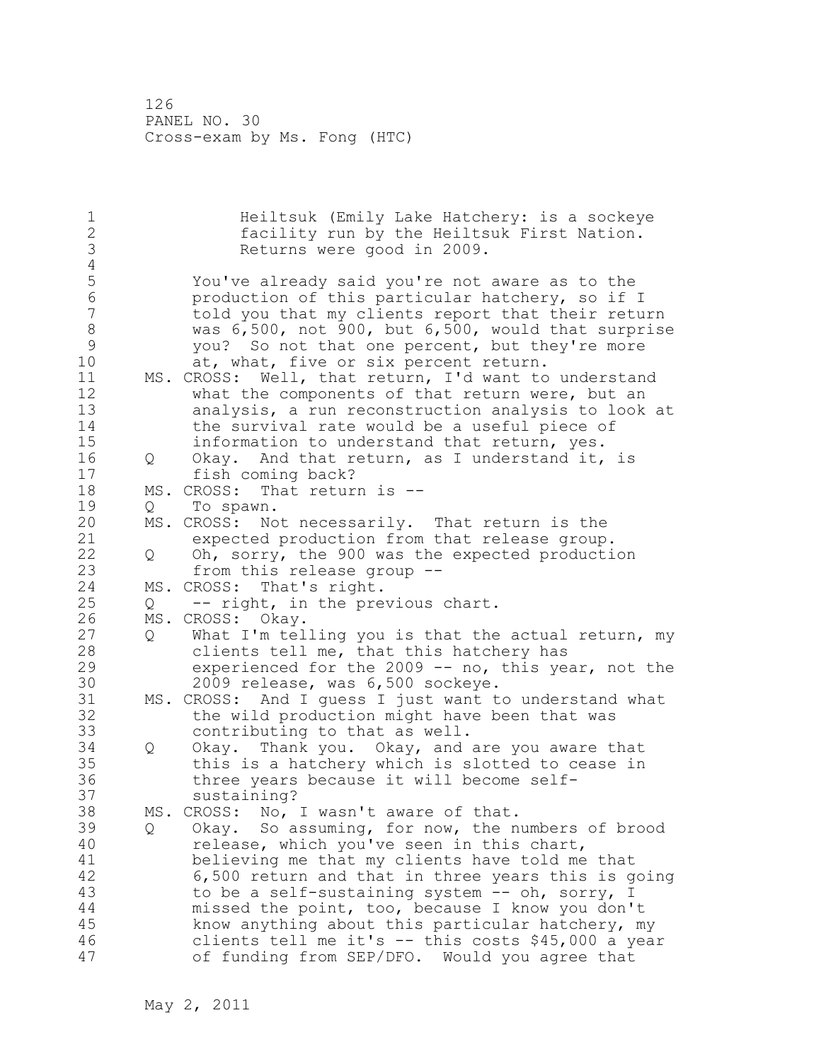Heiltsuk (Emily Lake Hatchery: is a sockeye facility run by the Heiltsuk First Nation. Returns were good in 2009.

You've already said you're not aware as to the production of this particular hatchery, so if I told you that my clients report that their return was 6,500, not 900, but 6,500, would that surprise you? So not that one percent, but they're more at, what, five or six percent return.

MS. CROSS: Well, that return, I'd want to understand what the components of that return were, but an analysis, a run reconstruction analysis to look at the survival rate would be a useful piece of information to understand that return, yes.

Q Okay. And that return, as I understand it, is fish coming back?

MS. CROSS: That return is --

Q To spawn.

MS. CROSS: Not necessarily. That return is the expected production from that release group.

Q Oh, sorry, the 900 was the expected production from this release group --

MS. CROSS: That's right.

Q -- right, in the previous chart.

MS. CROSS: Okay.

Q What I'm telling you is that the actual return, my clients tell me, that this hatchery has experienced for the 2009 -- no, this year, not the 2009 release, was 6,500 sockeye.

MS. CROSS: And I guess I just want to understand what the wild production might have been that was contributing to that as well.

Q Okay. Thank you. Okay, and are you aware that this is a hatchery which is slotted to cease in three years because it will become self-sustaining?

MS. CROSS: No, I wasn't aware of that.

Q Okay. So assuming, for now, the numbers of brood release, which you've seen in this chart, believing me that my clients have told me that 6,500 return and that in three years this is going to be a self-sustaining system -- oh, sorry, I missed the point, too, because I know you don't know anything about this particular hatchery, my clients tell me it's -- this costs $45,000 a year of funding from SEP/DFO. Would you agree that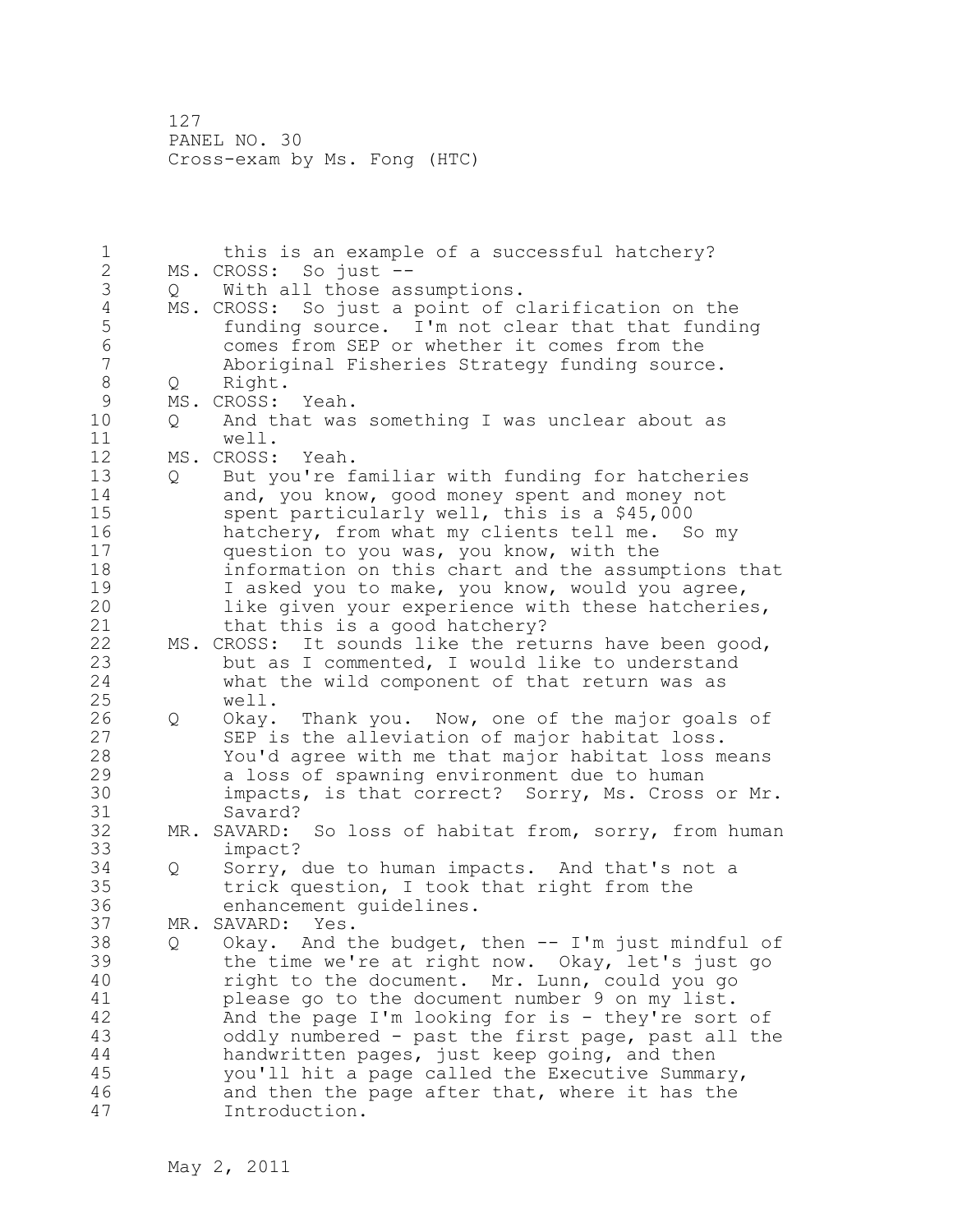this is an example of a successful hatchery?

MS. CROSS: So just --

Q With all those assumptions.

MS. CROSS: So just a point of clarification on the funding source. I'm not clear that that funding comes from SEP or whether it comes from the Aboriginal Fisheries Strategy funding source.

Q Right.

MS. CROSS: Yeah.

Q And that was something I was unclear about as well.

MS. CROSS: Yeah.

Q But you're familiar with funding for hatcheries and, you know, good money spent and money not spent particularly well, this is a $45,000 hatchery, from what my clients tell me. So my question to you was, you know, with the information on this chart and the assumptions that I asked you to make, you know, would you agree, like given your experience with these hatcheries, that this is a good hatchery?

MS. CROSS: It sounds like the returns have been good, but as I commented, I would like to understand what the wild component of that return was as well.

Q Okay. Thank you. Now, one of the major goals of SEP is the alleviation of major habitat loss. You'd agree with me that major habitat loss means a loss of spawning environment due to human impacts, is that correct? Sorry, Ms. Cross or Mr. Savard?

MR. SAVARD: So loss of habitat from, sorry, from human impact?

Q Sorry, due to human impacts. And that's not a trick question, I took that right from the enhancement guidelines.

MR. SAVARD: Yes.

Q Okay. And the budget, then -- I'm just mindful of the time we're at right now. Okay, let's just go right to the document. Mr. Lunn, could you go please go to the document number 9 on my list. And the page I'm looking for is - they're sort of oddly numbered - past the first page, past all the handwritten pages, just keep going, and then you'll hit a page called the Executive Summary, and then the page after that, where it has the Introduction.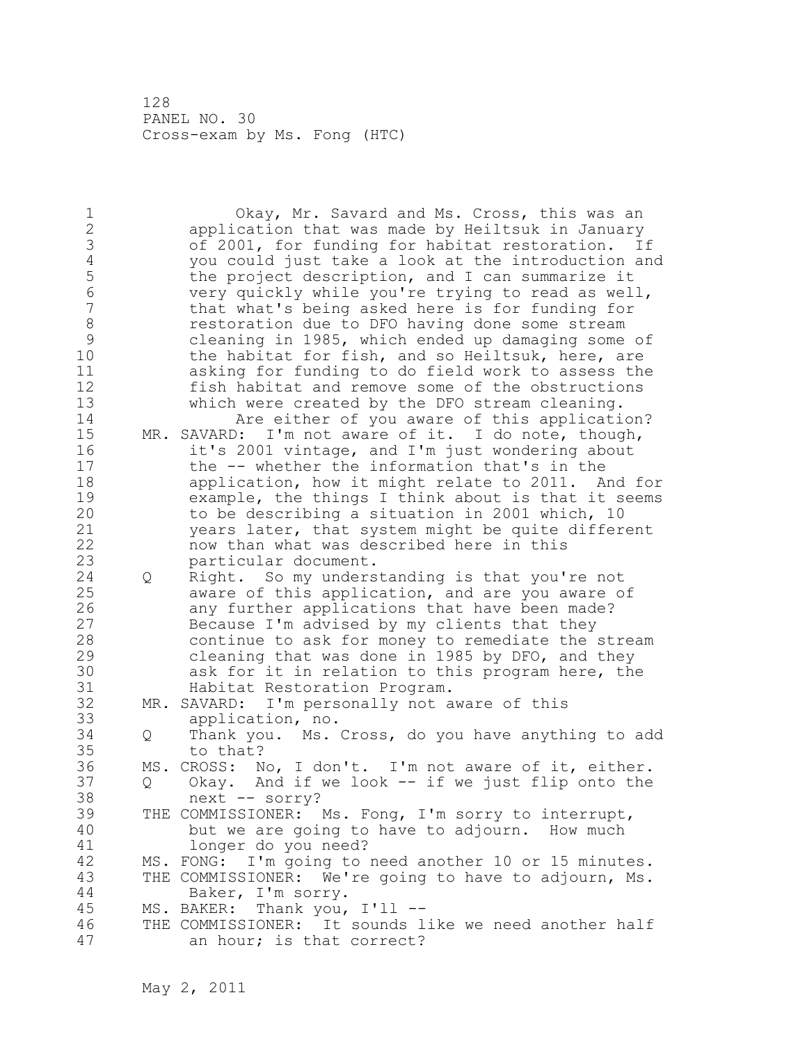Okay, Mr. Savard and Ms. Cross, this was an application that was made by Heiltsuk in January of 2001, for funding for habitat restoration. If you could just take a look at the introduction and the project description, and I can summarize it very quickly while you're trying to read as well, that what's being asked here is for funding for restoration due to DFO having done some stream cleaning in 1985, which ended up damaging some of the habitat for fish, and so Heiltsuk, here, are asking for funding to do field work to assess the fish habitat and remove some of the obstructions which were created by the DFO stream cleaning.

Are either of you aware of this application?

MR. SAVARD: I'm not aware of it. I do note, though, it's 2001 vintage, and I'm just wondering about the -- whether the information that's in the application, how it might relate to 2011. And for example, the things I think about is that it seems to be describing a situation in 2001 which, 10 years later, that system might be quite different now than what was described here in this particular document.

Q Right. So my understanding is that you're not aware of this application, and are you aware of any further applications that have been made? Because I'm advised by my clients that they continue to ask for money to remediate the stream cleaning that was done in 1985 by DFO, and they ask for it in relation to this program here, the Habitat Restoration Program.

MR. SAVARD: I'm personally not aware of this application, no.

Q Thank you. Ms. Cross, do you have anything to add to that?

MS. CROSS: No, I don't. I'm not aware of it, either.

Q Okay. And if we look -- if we just flip onto the next -- sorry?

THE COMMISSIONER: Ms. Fong, I'm sorry to interrupt, but we are going to have to adjourn. How much longer do you need?

MS. FONG: I'm going to need another 10 or 15 minutes.

THE COMMISSIONER: We're going to have to adjourn, Ms. Baker, I'm sorry.

MS. BAKER: Thank you, I'll --

THE COMMISSIONER: It sounds like we need another half an hour; is that correct?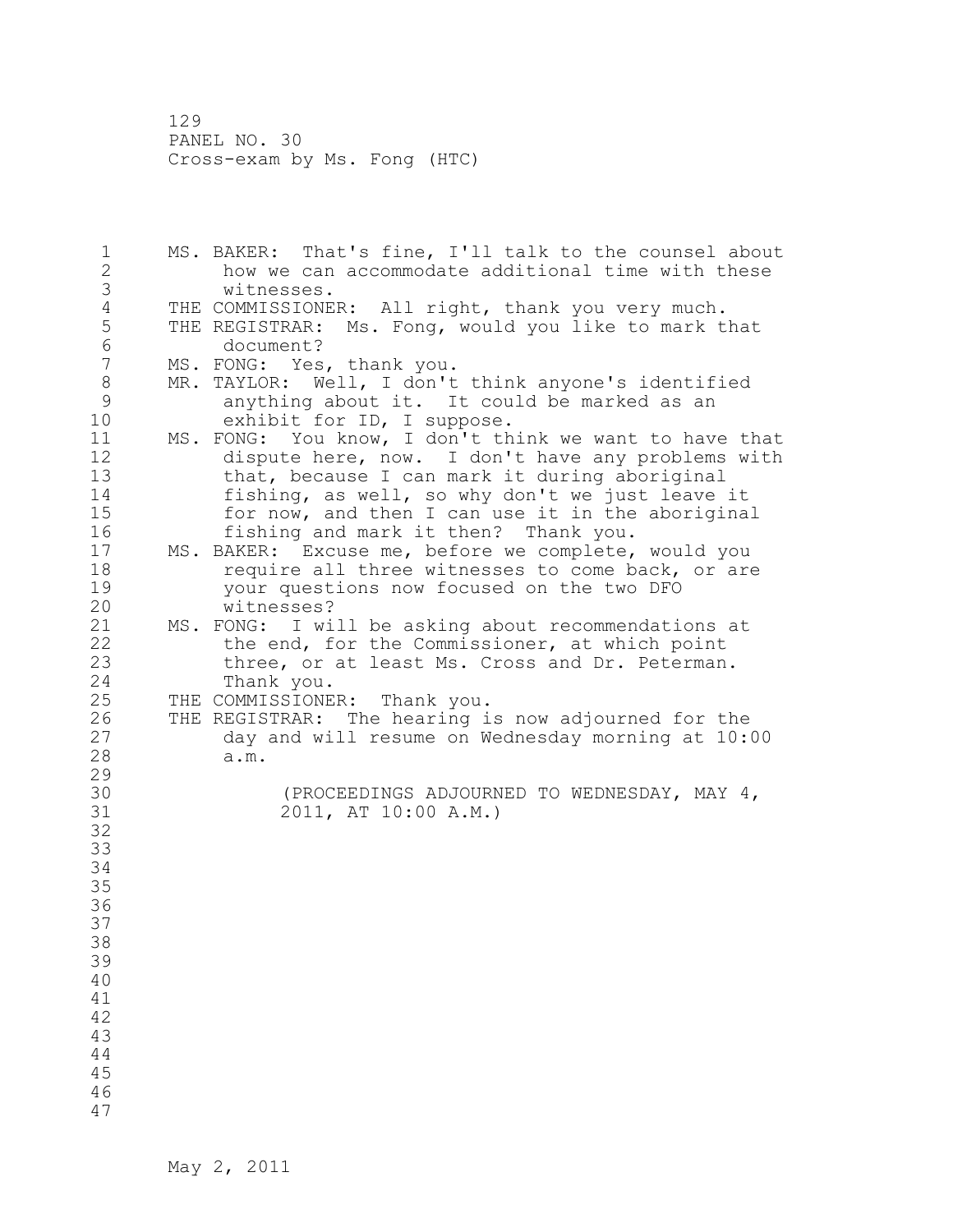MS. BAKER: That's fine, I'll talk to the counsel about how we can accommodate additional time with these witnesses.

THE COMMISSIONER: All right, thank you very much.

THE REGISTRAR: Ms. Fong, would you like to mark that document?

MS. FONG: Yes, thank you.

MR. TAYLOR: Well, I don't think anyone's identified anything about it. It could be marked as an exhibit for ID, I suppose.

MS. FONG: You know, I don't think we want to have that dispute here, now. I don't have any problems with that, because I can mark it during aboriginal fishing, as well, so why don't we just leave it for now, and then I can use it in the aboriginal fishing and mark it then? Thank you.

MS. BAKER: Excuse me, before we complete, would you require all three witnesses to come back, or are your questions now focused on the two DFO witnesses?

MS. FONG: I will be asking about recommendations at the end, for the Commissioner, at which point three, or at least Ms. Cross and Dr. Peterman. Thank you.

THE COMMISSIONER: Thank you.

THE REGISTRAR: The hearing is now adjourned for the day and will resume on Wednesday morning at 10:00 a.m.

(PROCEEDINGS ADJOURNED TO WEDNESDAY, MAY 4, 2011, AT 10:00 A.M.)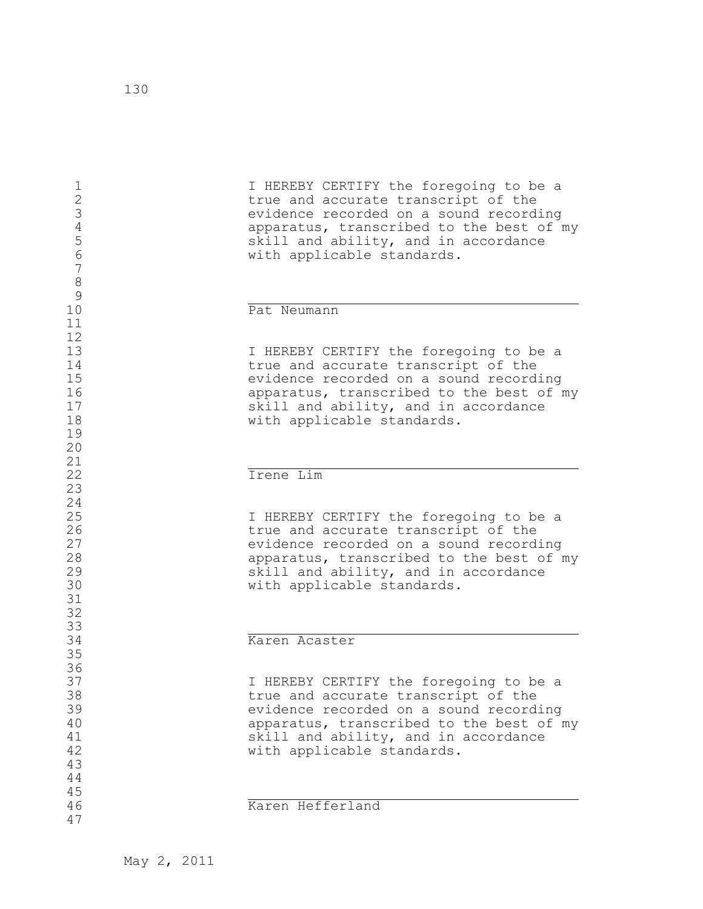I HEREBY CERTIFY the foregoing to be a true and accurate transcript of the evidence recorded on a sound recording apparatus, transcribed to the best of my skill and ability, and in accordance with applicable standards.

\_\_\_\_\_\_\_\_\_\_\_\_\_\_\_\_\_\_\_\_\_\_\_\_\_\_\_\_\_\_\_\_\_\_\_\_\_\_\_\_

Pat Neumann

I HEREBY CERTIFY the foregoing to be a true and accurate transcript of the evidence recorded on a sound recording apparatus, transcribed to the best of my skill and ability, and in accordance with applicable standards.

\_\_\_\_\_\_\_\_\_\_\_\_\_\_\_\_\_\_\_\_\_\_\_\_\_\_\_\_\_\_\_\_\_\_\_\_\_\_\_\_

Irene Lim

I HEREBY CERTIFY the foregoing to be a true and accurate transcript of the evidence recorded on a sound recording apparatus, transcribed to the best of my skill and ability, and in accordance with applicable standards.

\_\_\_\_\_\_\_\_\_\_\_\_\_\_\_\_\_\_\_\_\_\_\_\_\_\_\_\_\_\_\_\_\_\_\_\_\_\_\_\_

Karen Acaster

I HEREBY CERTIFY the foregoing to be a true and accurate transcript of the evidence recorded on a sound recording apparatus, transcribed to the best of my skill and ability, and in accordance with applicable standards.

\_\_\_\_\_\_\_\_\_\_\_\_\_\_\_\_\_\_\_\_\_\_\_\_\_\_\_\_\_\_\_\_\_\_\_\_\_\_\_\_

Karen Hefferland